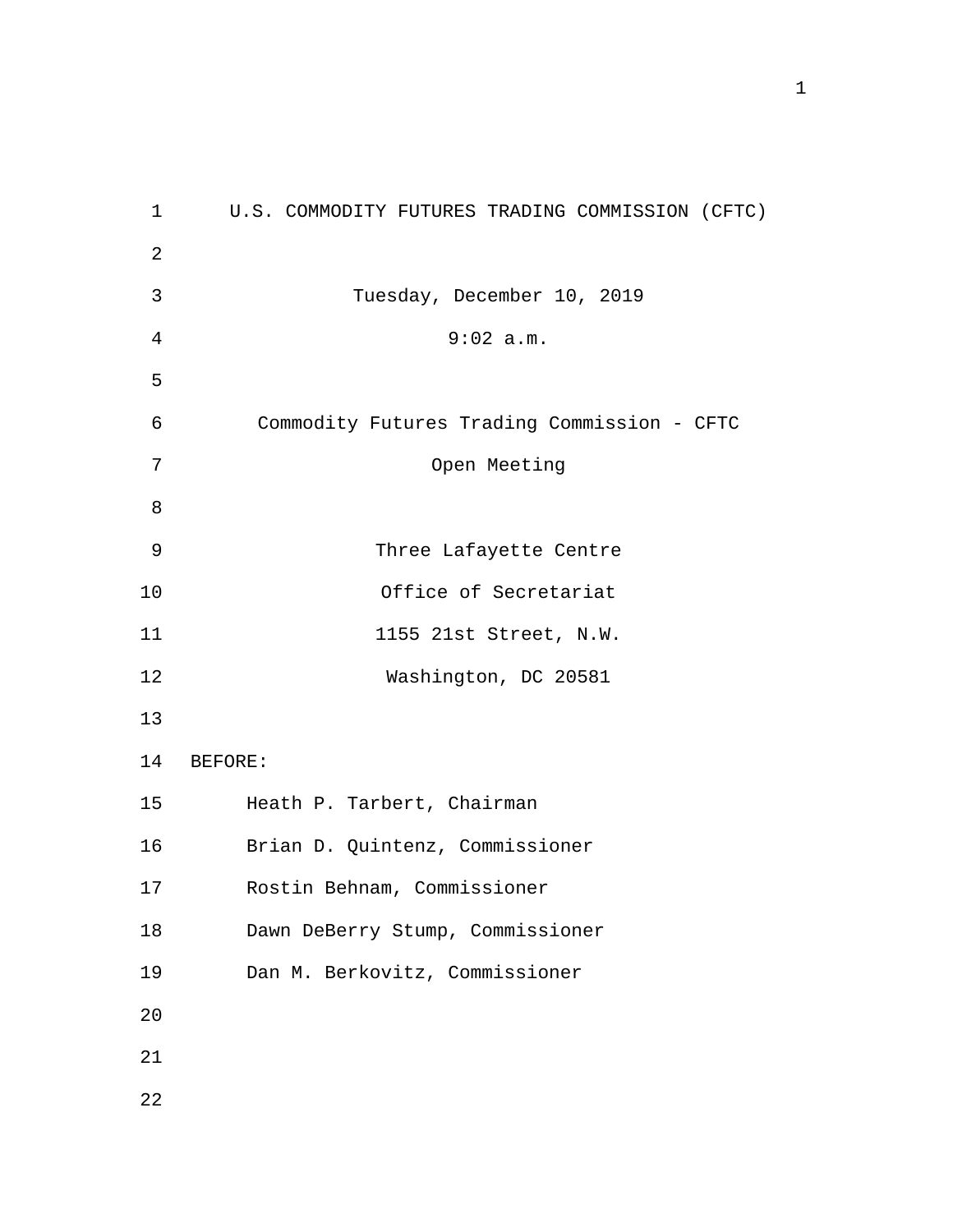U.S. COMMODITY FUTURES TRADING COMMISSION (CFTC)

Tuesday, December 10, 2019

9:02 a.m.

Commodity Futures Trading Commission - CFTC

Open Meeting

Three Lafayette Centre

Office of Secretariat

1155 21st Street, N.W.

Washington, DC 20581

BEFORE:

Heath P. Tarbert, Chairman

Brian D. Quintenz, Commissioner

Rostin Behnam, Commissioner

Dawn DeBerry Stump, Commissioner

Dan M. Berkovitz, Commissioner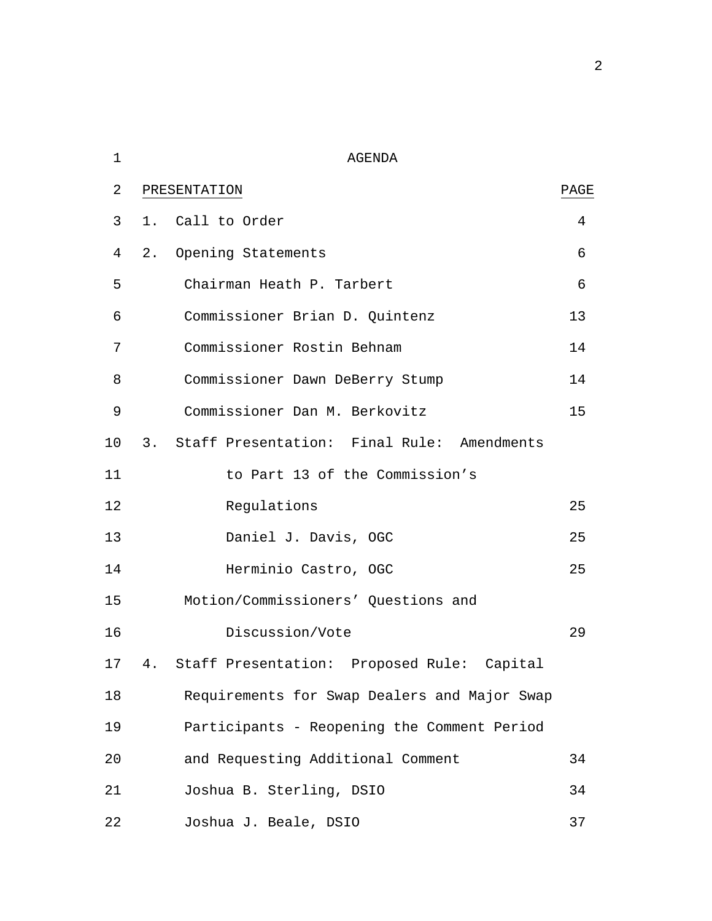# AGENDA

| PRESENTATION | PAGE |
|---|---|
| 1. Call to Order | 4 |
| 2. Opening Statements | 6 |
| Chairman Heath P. Tarbert | 6 |
| Commissioner Brian D. Quintenz | 13 |
| Commissioner Rostin Behnam | 14 |
| Commissioner Dawn DeBerry Stump | 14 |
| Commissioner Dan M. Berkovitz | 15 |
| 3. Staff Presentation: Final Rule: Amendments to Part 13 of the Commission's Regulations | 25 |
| Daniel J. Davis, OGC | 25 |
| Herminio Castro, OGC | 25 |
| Motion/Commissioners' Questions and Discussion/Vote | 29 |
| 4. Staff Presentation: Proposed Rule: Capital Requirements for Swap Dealers and Major Swap Participants - Reopening the Comment Period and Requesting Additional Comment | 34 |
| Joshua B. Sterling, DSIO | 34 |
| Joshua J. Beale, DSIO | 37 |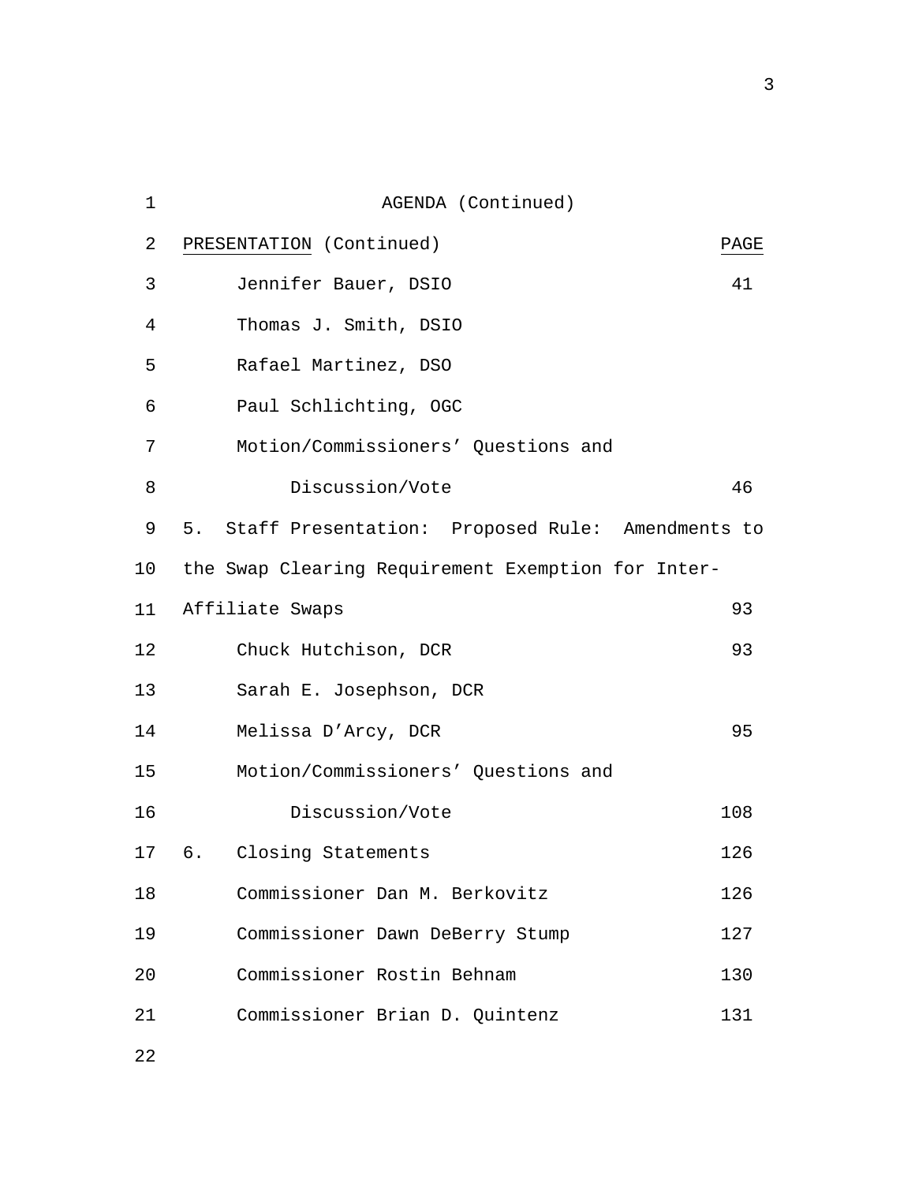AGENDA (Continued)

| PRESENTATION (Continued) | PAGE |
| --- | --- |
| Jennifer Bauer, DSIO | 41 |
| Thomas J. Smith, DSIO | |
| Rafael Martinez, DSO | |
| Paul Schlichting, OGC | |
| Motion/Commissioners' Questions and Discussion/Vote | 46 |
| 5. Staff Presentation: Proposed Rule: Amendments to the Swap Clearing Requirement Exemption for Inter-Affiliate Swaps | 93 |
| Chuck Hutchison, DCR | 93 |
| Sarah E. Josephson, DCR | |
| Melissa D'Arcy, DCR | 95 |
| Motion/Commissioners' Questions and Discussion/Vote | 108 |
| 6. Closing Statements | 126 |
| Commissioner Dan M. Berkovitz | 126 |
| Commissioner Dawn DeBerry Stump | 127 |
| Commissioner Rostin Behnam | 130 |
| Commissioner Brian D. Quintenz | 131 |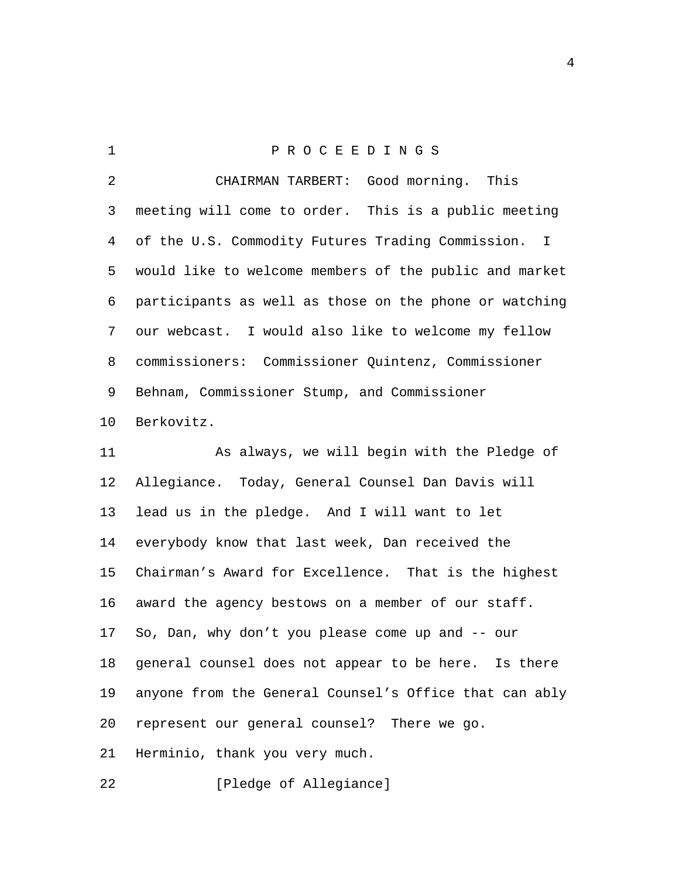P R O C E E D I N G S

CHAIRMAN TARBERT: Good morning. This meeting will come to order. This is a public meeting of the U.S. Commodity Futures Trading Commission. I would like to welcome members of the public and market participants as well as those on the phone or watching our webcast. I would also like to welcome my fellow commissioners: Commissioner Quintenz, Commissioner Behnam, Commissioner Stump, and Commissioner Berkovitz.

As always, we will begin with the Pledge of Allegiance. Today, General Counsel Dan Davis will lead us in the pledge. And I will want to let everybody know that last week, Dan received the Chairman's Award for Excellence. That is the highest award the agency bestows on a member of our staff. So, Dan, why don't you please come up and -- our general counsel does not appear to be here. Is there anyone from the General Counsel's Office that can ably represent our general counsel? There we go. Herminio, thank you very much.

[Pledge of Allegiance]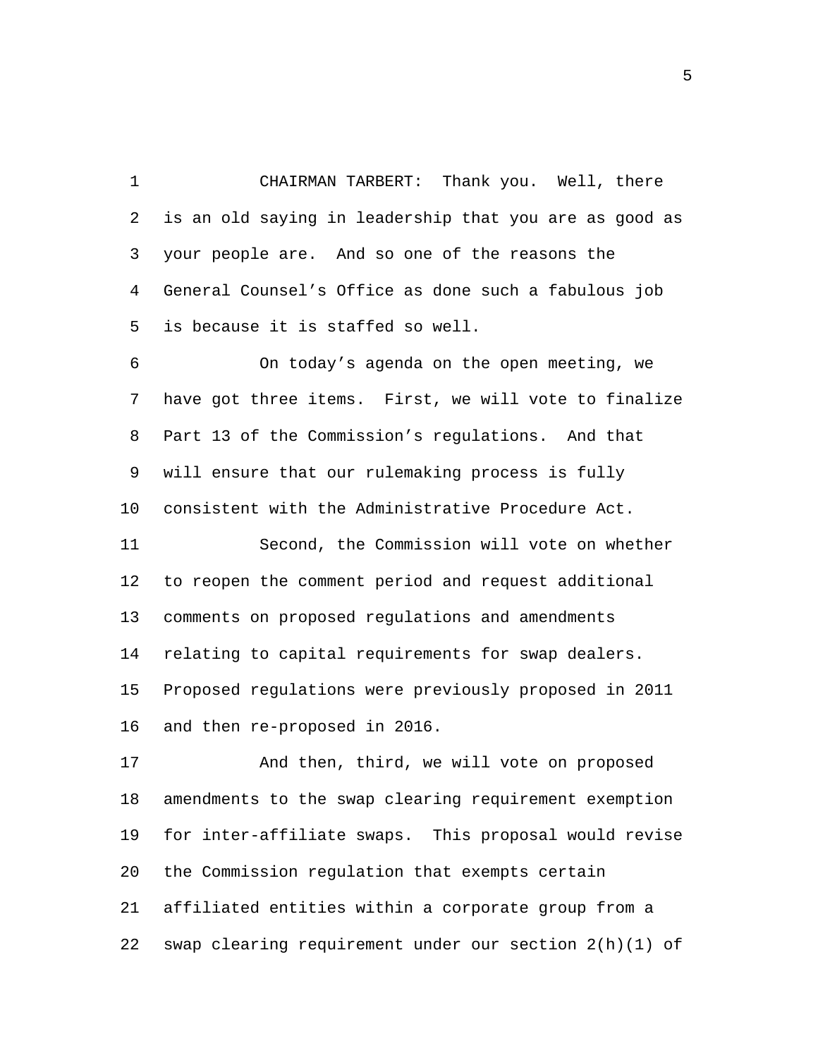CHAIRMAN TARBERT: Thank you. Well, there is an old saying in leadership that you are as good as your people are. And so one of the reasons the General Counsel's Office as done such a fabulous job is because it is staffed so well.

On today's agenda on the open meeting, we have got three items. First, we will vote to finalize Part 13 of the Commission's regulations. And that will ensure that our rulemaking process is fully consistent with the Administrative Procedure Act.

Second, the Commission will vote on whether to reopen the comment period and request additional comments on proposed regulations and amendments relating to capital requirements for swap dealers. Proposed regulations were previously proposed in 2011 and then re-proposed in 2016.

And then, third, we will vote on proposed amendments to the swap clearing requirement exemption for inter-affiliate swaps. This proposal would revise the Commission regulation that exempts certain affiliated entities within a corporate group from a swap clearing requirement under our section 2(h)(1) of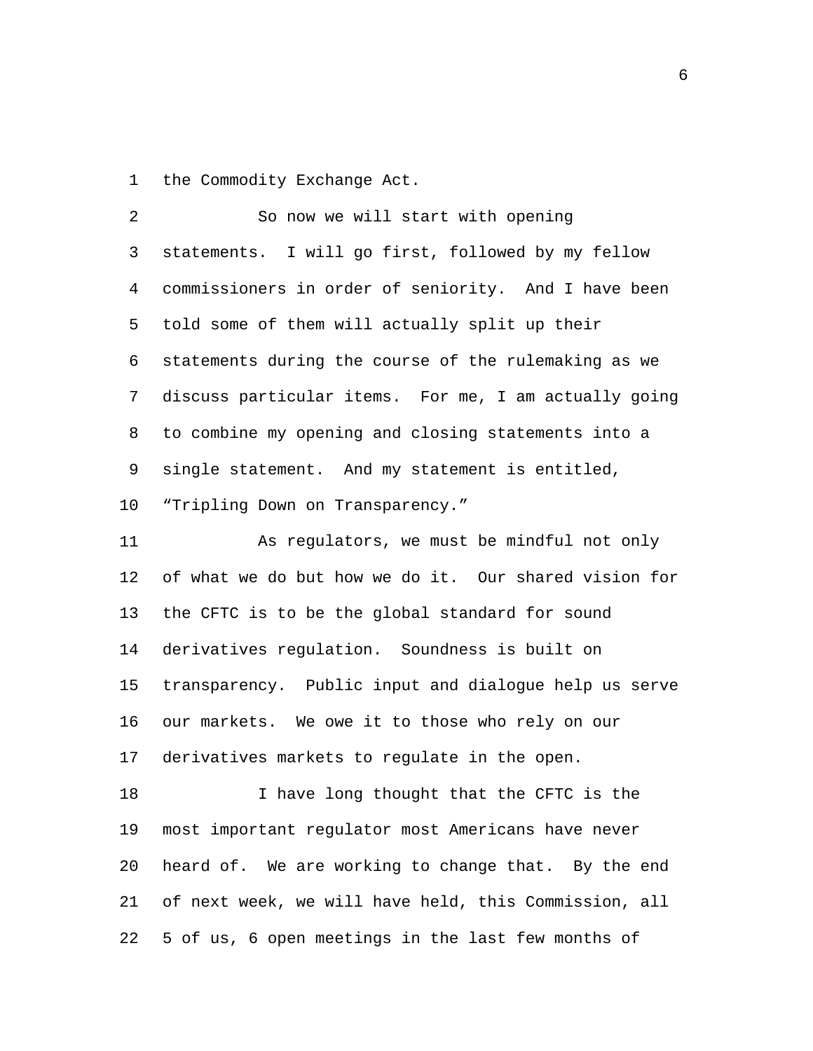the Commodity Exchange Act.

So now we will start with opening statements. I will go first, followed by my fellow commissioners in order of seniority. And I have been told some of them will actually split up their statements during the course of the rulemaking as we discuss particular items. For me, I am actually going to combine my opening and closing statements into a single statement. And my statement is entitled, “Tripling Down on Transparency.”

As regulators, we must be mindful not only of what we do but how we do it. Our shared vision for the CFTC is to be the global standard for sound derivatives regulation. Soundness is built on transparency. Public input and dialogue help us serve our markets. We owe it to those who rely on our derivatives markets to regulate in the open.

I have long thought that the CFTC is the most important regulator most Americans have never heard of. We are working to change that. By the end of next week, we will have held, this Commission, all 5 of us, 6 open meetings in the last few months of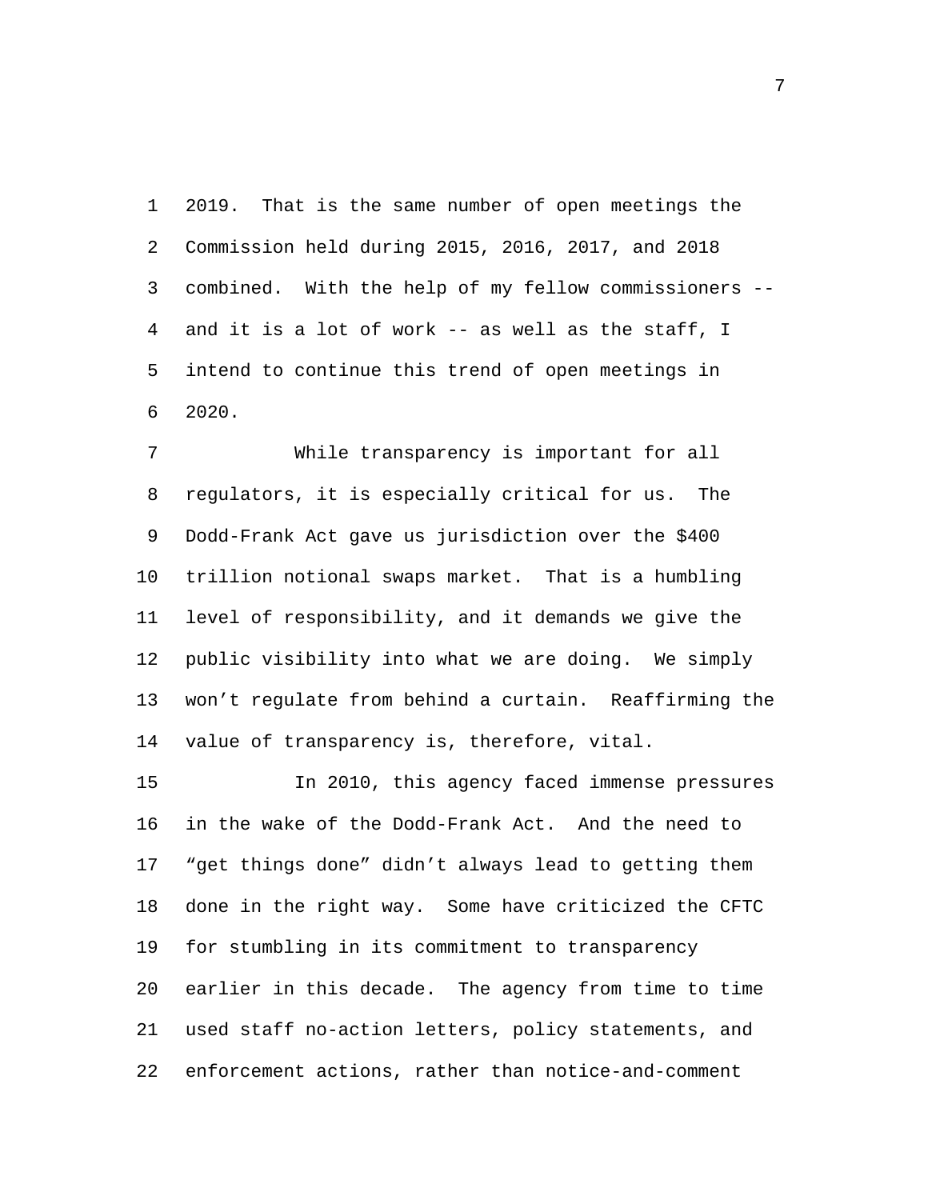2019. That is the same number of open meetings the Commission held during 2015, 2016, 2017, and 2018 combined. With the help of my fellow commissioners -- and it is a lot of work -- as well as the staff, I intend to continue this trend of open meetings in 2020.

While transparency is important for all regulators, it is especially critical for us. The Dodd-Frank Act gave us jurisdiction over the $400 trillion notional swaps market. That is a humbling level of responsibility, and it demands we give the public visibility into what we are doing. We simply won't regulate from behind a curtain. Reaffirming the value of transparency is, therefore, vital.

In 2010, this agency faced immense pressures in the wake of the Dodd-Frank Act. And the need to "get things done" didn't always lead to getting them done in the right way. Some have criticized the CFTC for stumbling in its commitment to transparency earlier in this decade. The agency from time to time used staff no-action letters, policy statements, and enforcement actions, rather than notice-and-comment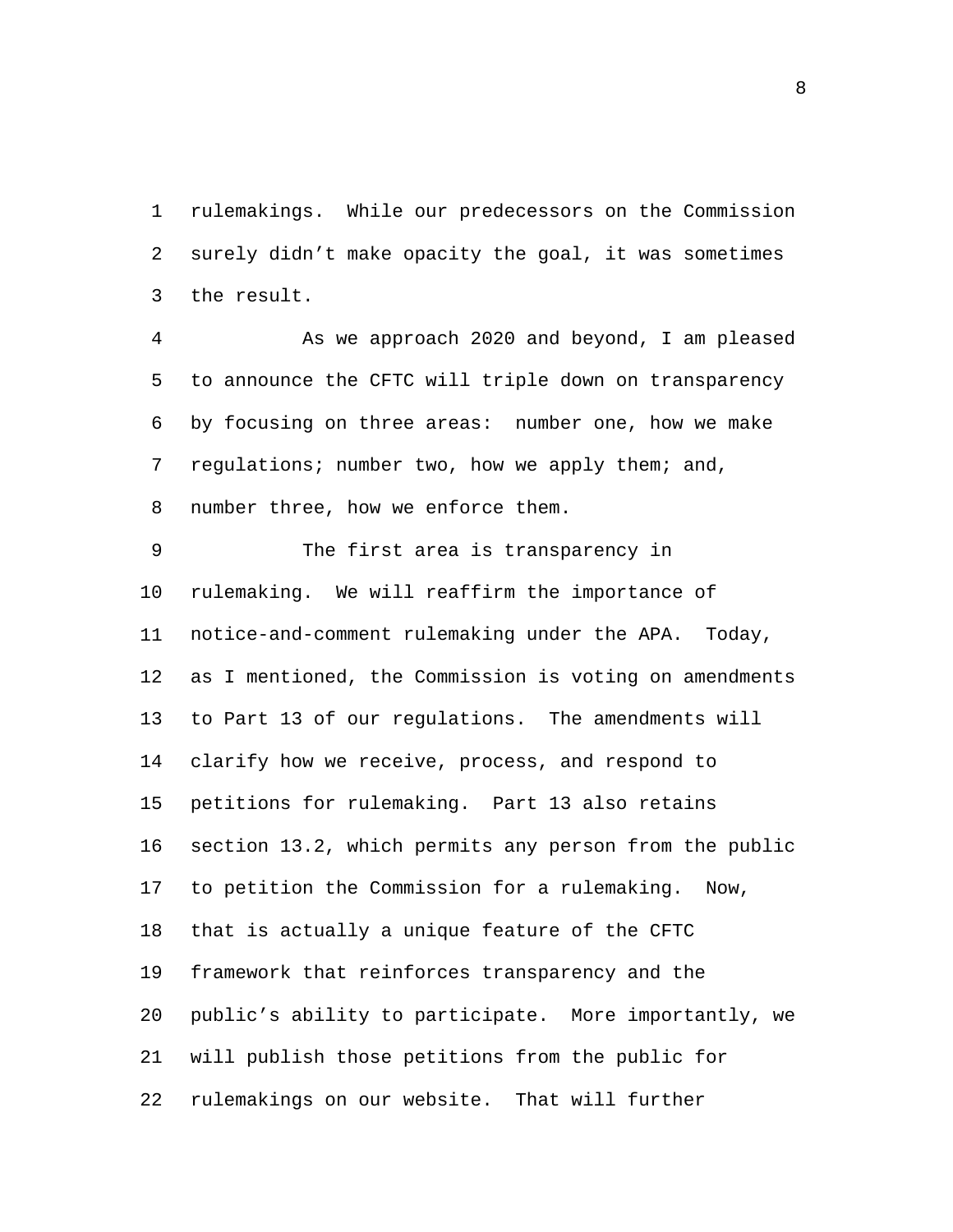rulemakings. While our predecessors on the Commission surely didn't make opacity the goal, it was sometimes the result.

As we approach 2020 and beyond, I am pleased to announce the CFTC will triple down on transparency by focusing on three areas: number one, how we make regulations; number two, how we apply them; and, number three, how we enforce them.

The first area is transparency in rulemaking. We will reaffirm the importance of notice-and-comment rulemaking under the APA. Today, as I mentioned, the Commission is voting on amendments to Part 13 of our regulations. The amendments will clarify how we receive, process, and respond to petitions for rulemaking. Part 13 also retains section 13.2, which permits any person from the public to petition the Commission for a rulemaking. Now, that is actually a unique feature of the CFTC framework that reinforces transparency and the public's ability to participate. More importantly, we will publish those petitions from the public for rulemakings on our website. That will further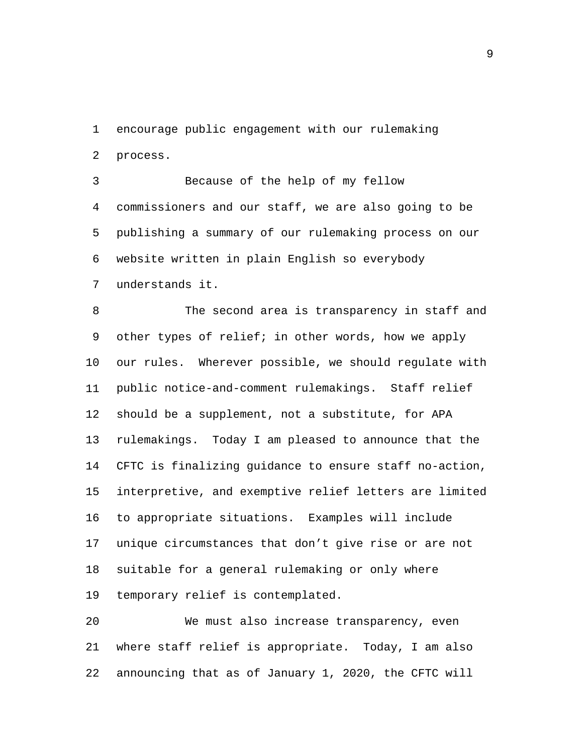encourage public engagement with our rulemaking process.

Because of the help of my fellow commissioners and our staff, we are also going to be publishing a summary of our rulemaking process on our website written in plain English so everybody understands it.

The second area is transparency in staff and other types of relief; in other words, how we apply our rules. Wherever possible, we should regulate with public notice-and-comment rulemakings. Staff relief should be a supplement, not a substitute, for APA rulemakings. Today I am pleased to announce that the CFTC is finalizing guidance to ensure staff no-action, interpretive, and exemptive relief letters are limited to appropriate situations. Examples will include unique circumstances that don't give rise or are not suitable for a general rulemaking or only where temporary relief is contemplated.

We must also increase transparency, even where staff relief is appropriate. Today, I am also announcing that as of January 1, 2020, the CFTC will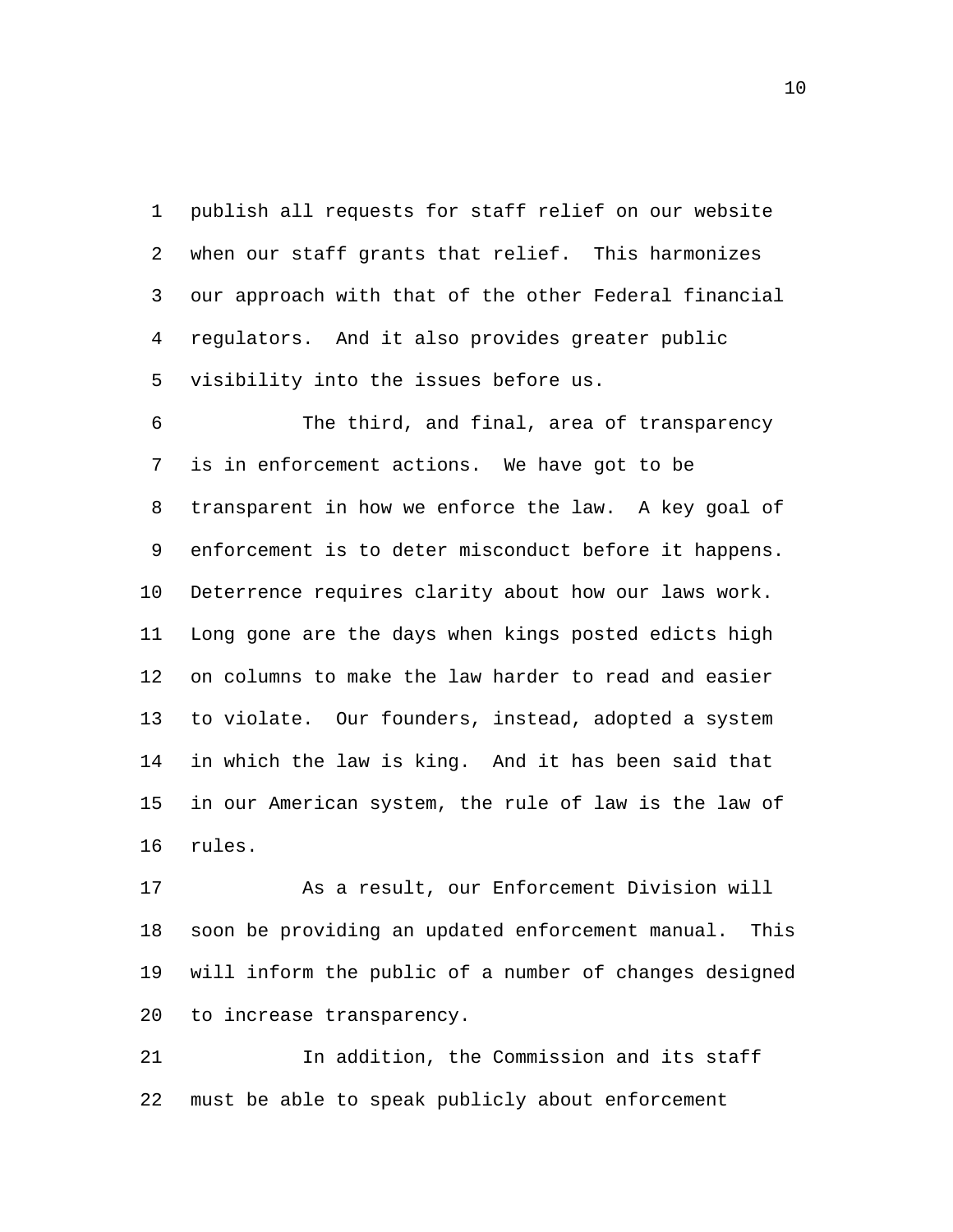publish all requests for staff relief on our website when our staff grants that relief. This harmonizes our approach with that of the other Federal financial regulators. And it also provides greater public visibility into the issues before us.

The third, and final, area of transparency is in enforcement actions. We have got to be transparent in how we enforce the law. A key goal of enforcement is to deter misconduct before it happens. Deterrence requires clarity about how our laws work. Long gone are the days when kings posted edicts high on columns to make the law harder to read and easier to violate. Our founders, instead, adopted a system in which the law is king. And it has been said that in our American system, the rule of law is the law of rules.

As a result, our Enforcement Division will soon be providing an updated enforcement manual. This will inform the public of a number of changes designed to increase transparency.

In addition, the Commission and its staff must be able to speak publicly about enforcement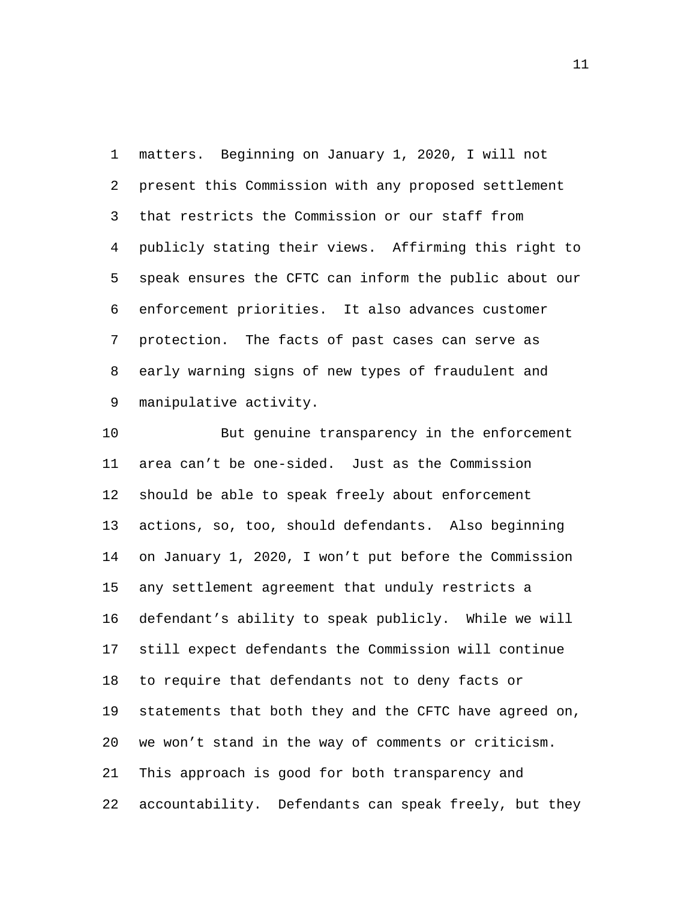matters. Beginning on January 1, 2020, I will not present this Commission with any proposed settlement that restricts the Commission or our staff from publicly stating their views. Affirming this right to speak ensures the CFTC can inform the public about our enforcement priorities. It also advances customer protection. The facts of past cases can serve as early warning signs of new types of fraudulent and manipulative activity.

But genuine transparency in the enforcement area can't be one-sided. Just as the Commission should be able to speak freely about enforcement actions, so, too, should defendants. Also beginning on January 1, 2020, I won't put before the Commission any settlement agreement that unduly restricts a defendant's ability to speak publicly. While we will still expect defendants the Commission will continue to require that defendants not to deny facts or statements that both they and the CFTC have agreed on, we won't stand in the way of comments or criticism. This approach is good for both transparency and accountability. Defendants can speak freely, but they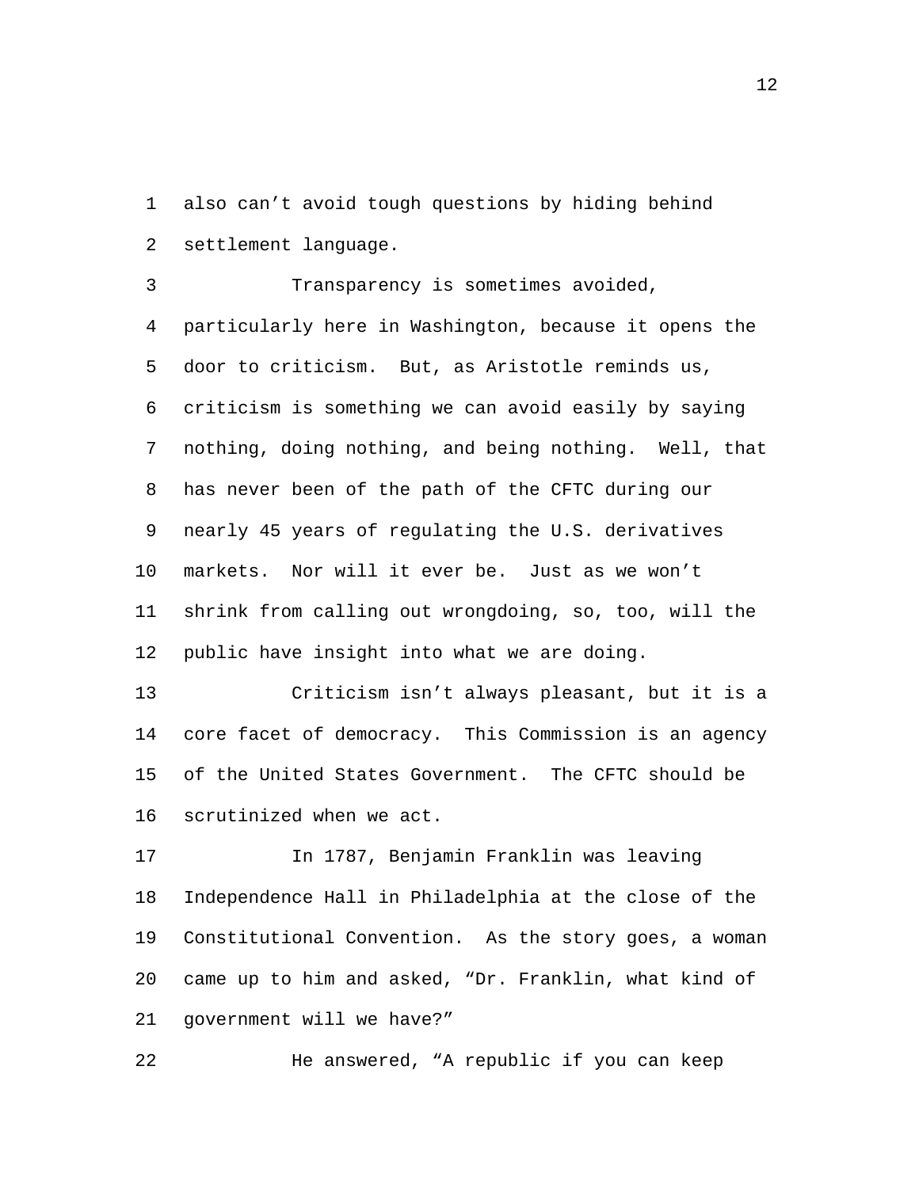also can't avoid tough questions by hiding behind settlement language.

Transparency is sometimes avoided, particularly here in Washington, because it opens the door to criticism. But, as Aristotle reminds us, criticism is something we can avoid easily by saying nothing, doing nothing, and being nothing. Well, that has never been of the path of the CFTC during our nearly 45 years of regulating the U.S. derivatives markets. Nor will it ever be. Just as we won't shrink from calling out wrongdoing, so, too, will the public have insight into what we are doing.

Criticism isn't always pleasant, but it is a core facet of democracy. This Commission is an agency of the United States Government. The CFTC should be scrutinized when we act.

In 1787, Benjamin Franklin was leaving Independence Hall in Philadelphia at the close of the Constitutional Convention. As the story goes, a woman came up to him and asked, "Dr. Franklin, what kind of government will we have?"

He answered, "A republic if you can keep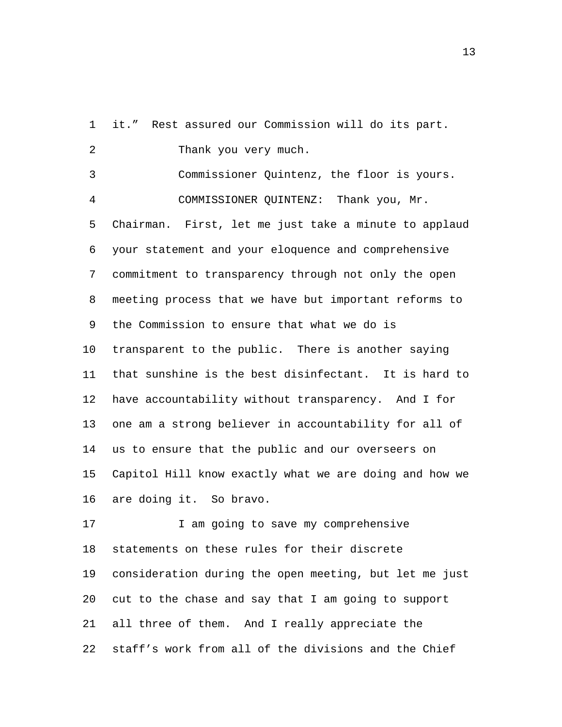it." Rest assured our Commission will do its part.

Thank you very much.

Commissioner Quintenz, the floor is yours.

COMMISSIONER QUINTENZ: Thank you, Mr. Chairman. First, let me just take a minute to applaud your statement and your eloquence and comprehensive commitment to transparency through not only the open meeting process that we have but important reforms to the Commission to ensure that what we do is transparent to the public. There is another saying that sunshine is the best disinfectant. It is hard to have accountability without transparency. And I for one am a strong believer in accountability for all of us to ensure that the public and our overseers on Capitol Hill know exactly what we are doing and how we are doing it. So bravo.

I am going to save my comprehensive statements on these rules for their discrete consideration during the open meeting, but let me just cut to the chase and say that I am going to support all three of them. And I really appreciate the staff's work from all of the divisions and the Chief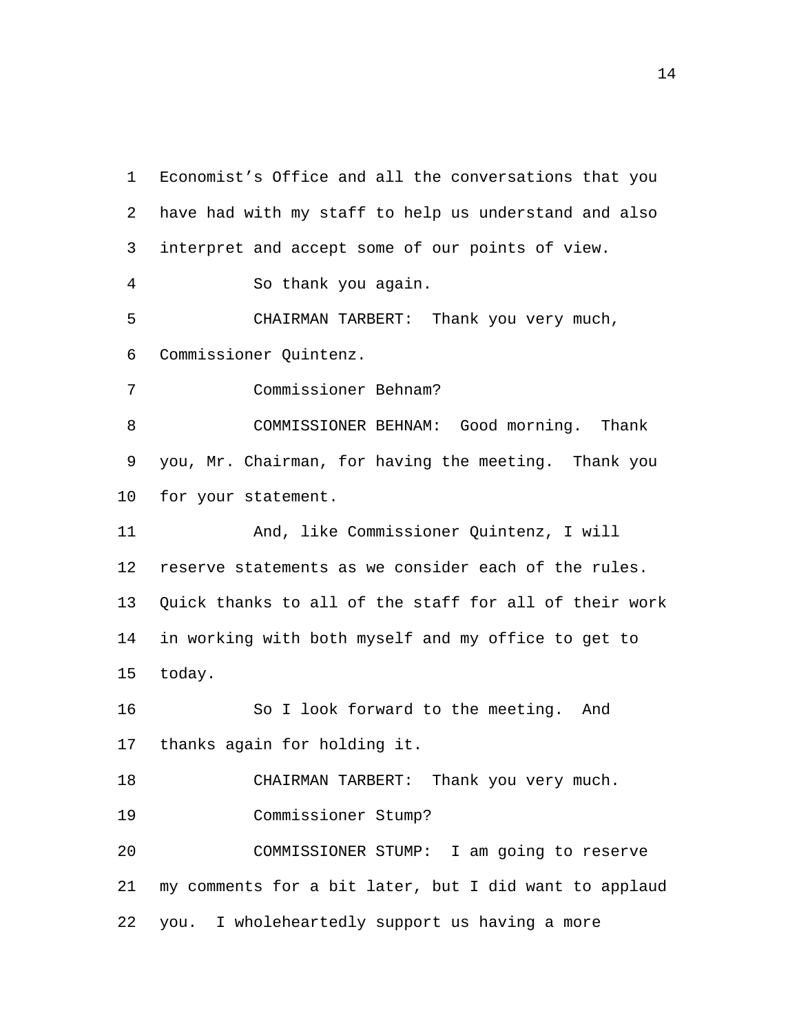Economist's Office and all the conversations that you have had with my staff to help us understand and also interpret and accept some of our points of view.

So thank you again.

CHAIRMAN TARBERT: Thank you very much, Commissioner Quintenz.

Commissioner Behnam?

COMMISSIONER BEHNAM: Good morning. Thank you, Mr. Chairman, for having the meeting. Thank you for your statement.

And, like Commissioner Quintenz, I will reserve statements as we consider each of the rules. Quick thanks to all of the staff for all of their work in working with both myself and my office to get to today.

So I look forward to the meeting. And thanks again for holding it.

CHAIRMAN TARBERT: Thank you very much.

Commissioner Stump?

COMMISSIONER STUMP: I am going to reserve my comments for a bit later, but I did want to applaud you. I wholeheartedly support us having a more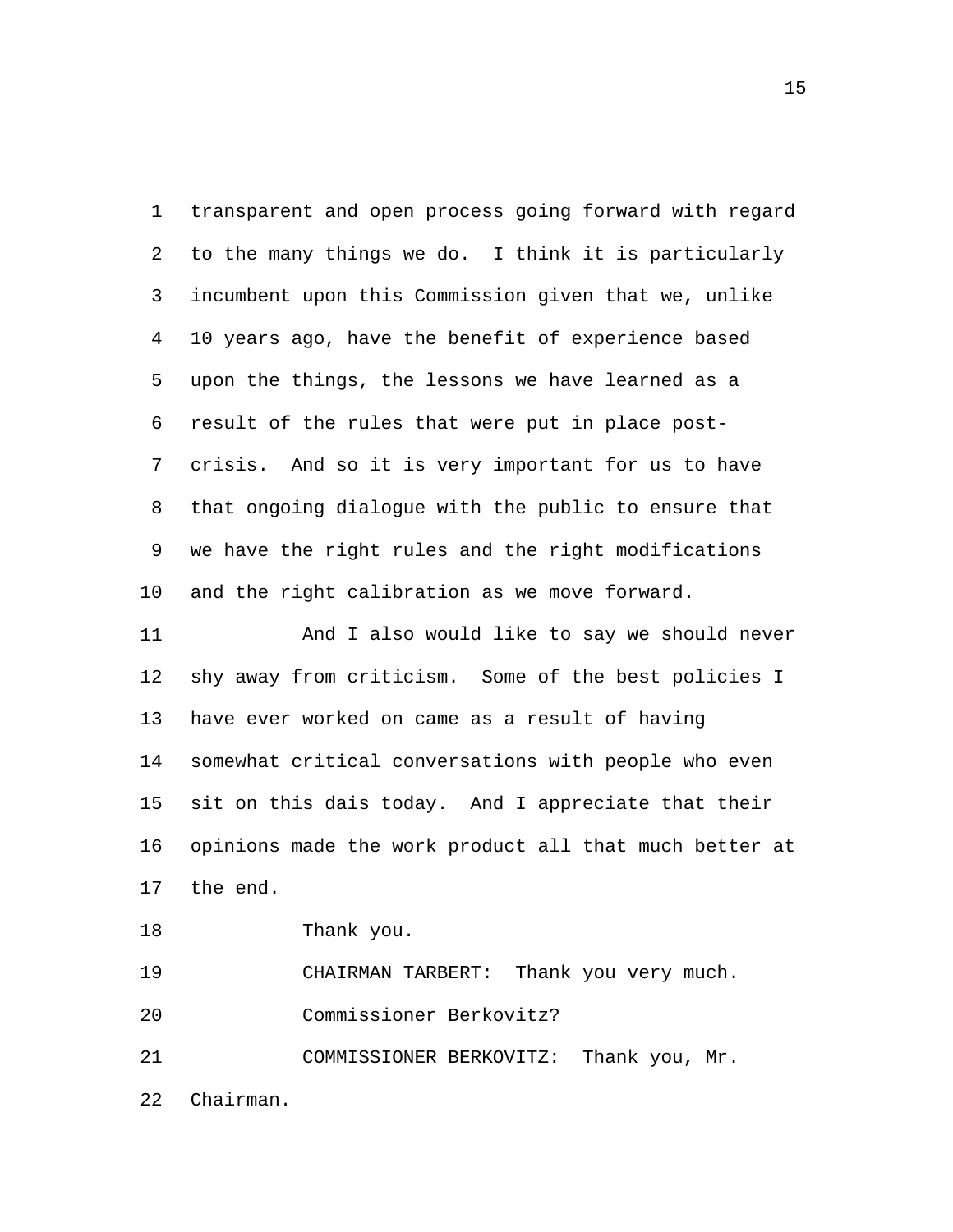transparent and open process going forward with regard to the many things we do. I think it is particularly incumbent upon this Commission given that we, unlike 10 years ago, have the benefit of experience based upon the things, the lessons we have learned as a result of the rules that were put in place post-crisis. And so it is very important for us to have that ongoing dialogue with the public to ensure that we have the right rules and the right modifications and the right calibration as we move forward.

And I also would like to say we should never shy away from criticism. Some of the best policies I have ever worked on came as a result of having somewhat critical conversations with people who even sit on this dais today. And I appreciate that their opinions made the work product all that much better at the end.

Thank you.

CHAIRMAN TARBERT: Thank you very much.

Commissioner Berkovitz?

COMMISSIONER BERKOVITZ: Thank you, Mr. Chairman.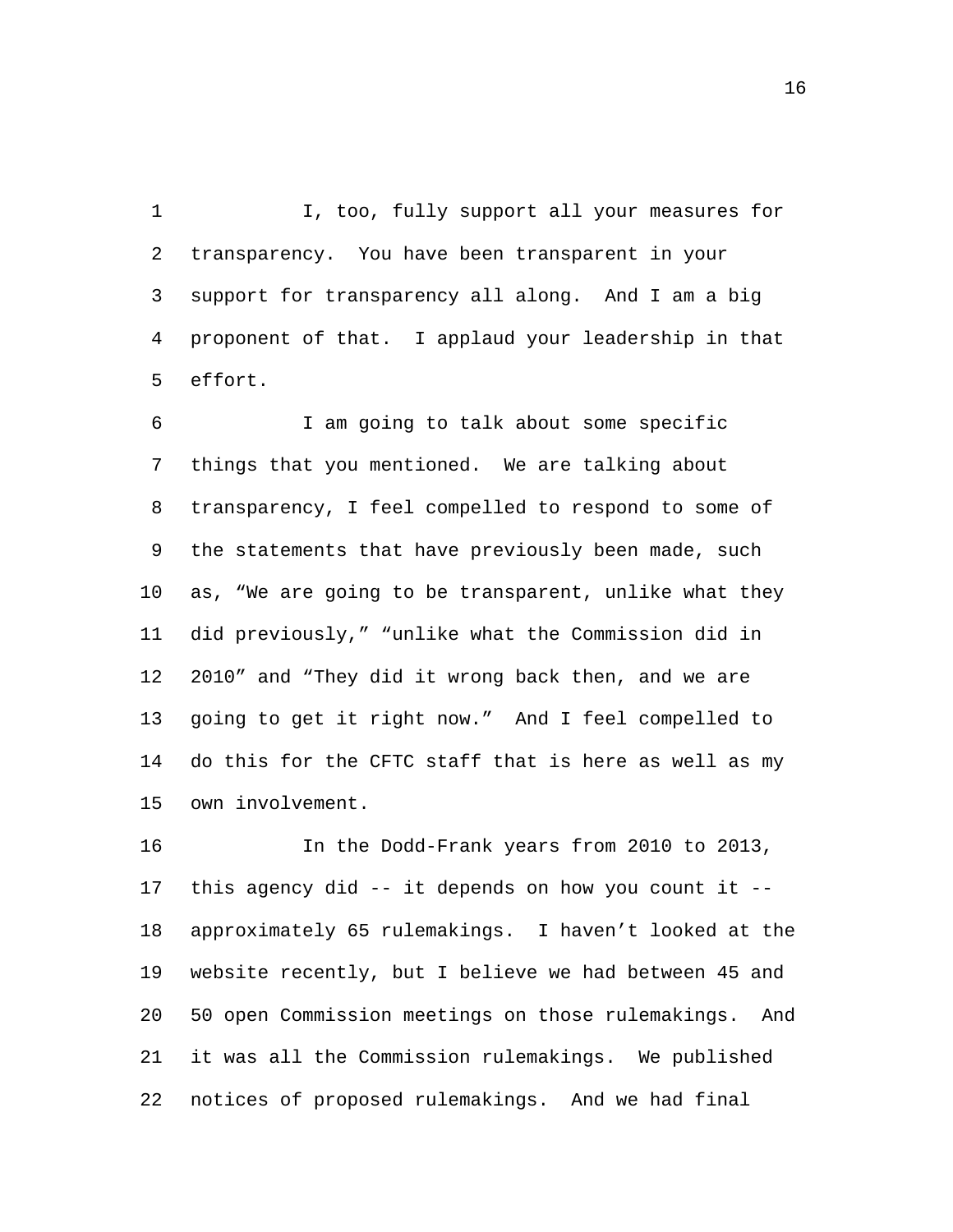I, too, fully support all your measures for transparency. You have been transparent in your support for transparency all along. And I am a big proponent of that. I applaud your leadership in that effort.

I am going to talk about some specific things that you mentioned. We are talking about transparency, I feel compelled to respond to some of the statements that have previously been made, such as, "We are going to be transparent, unlike what they did previously," "unlike what the Commission did in 2010" and "They did it wrong back then, and we are going to get it right now." And I feel compelled to do this for the CFTC staff that is here as well as my own involvement.

In the Dodd-Frank years from 2010 to 2013, this agency did -- it depends on how you count it -- approximately 65 rulemakings. I haven't looked at the website recently, but I believe we had between 45 and 50 open Commission meetings on those rulemakings. And it was all the Commission rulemakings. We published notices of proposed rulemakings. And we had final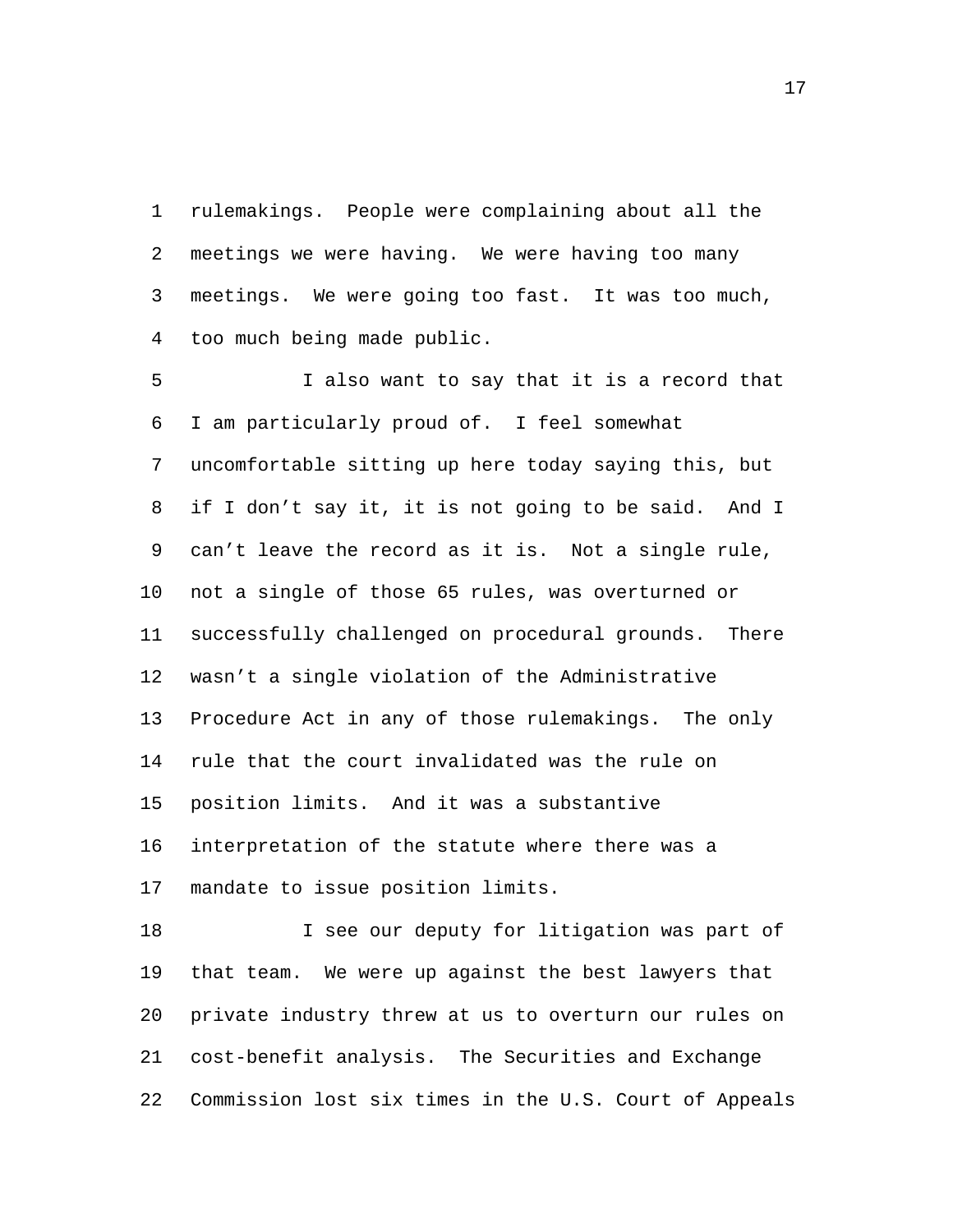rulemakings. People were complaining about all the meetings we were having. We were having too many meetings. We were going too fast. It was too much, too much being made public.

I also want to say that it is a record that I am particularly proud of. I feel somewhat uncomfortable sitting up here today saying this, but if I don't say it, it is not going to be said. And I can't leave the record as it is. Not a single rule, not a single of those 65 rules, was overturned or successfully challenged on procedural grounds. There wasn't a single violation of the Administrative Procedure Act in any of those rulemakings. The only rule that the court invalidated was the rule on position limits. And it was a substantive interpretation of the statute where there was a mandate to issue position limits.

I see our deputy for litigation was part of that team. We were up against the best lawyers that private industry threw at us to overturn our rules on cost-benefit analysis. The Securities and Exchange Commission lost six times in the U.S. Court of Appeals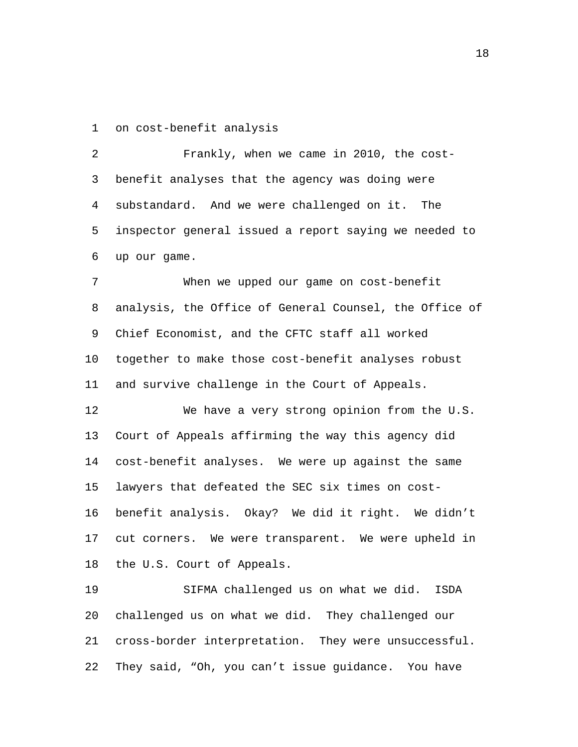on cost-benefit analysis

Frankly, when we came in 2010, the cost-benefit analyses that the agency was doing were substandard. And we were challenged on it. The inspector general issued a report saying we needed to up our game.

When we upped our game on cost-benefit analysis, the Office of General Counsel, the Office of Chief Economist, and the CFTC staff all worked together to make those cost-benefit analyses robust and survive challenge in the Court of Appeals.

We have a very strong opinion from the U.S. Court of Appeals affirming the way this agency did cost-benefit analyses. We were up against the same lawyers that defeated the SEC six times on cost-benefit analysis. Okay? We did it right. We didn't cut corners. We were transparent. We were upheld in the U.S. Court of Appeals.

SIFMA challenged us on what we did. ISDA challenged us on what we did. They challenged our cross-border interpretation. They were unsuccessful. They said, "Oh, you can't issue guidance. You have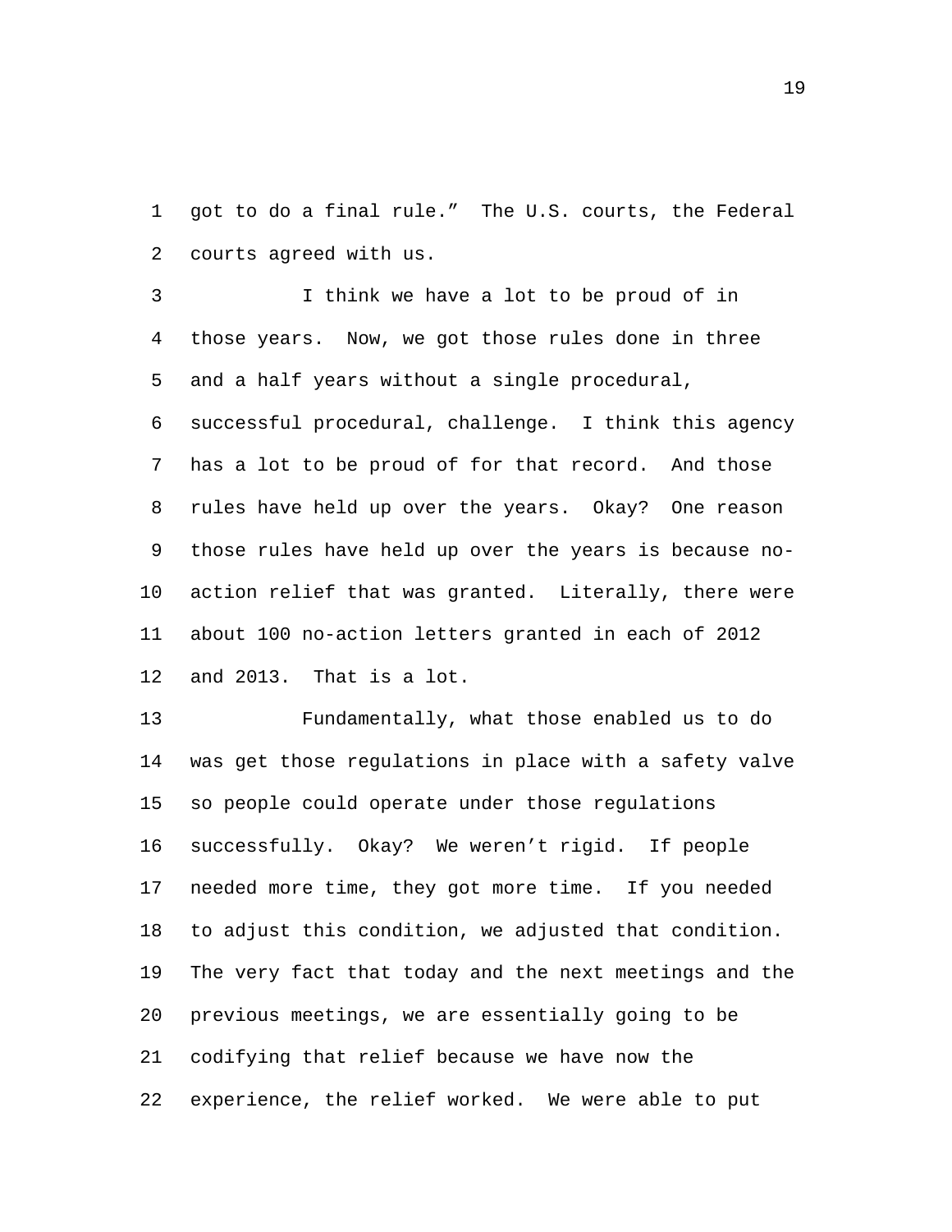got to do a final rule." The U.S. courts, the Federal courts agreed with us.

I think we have a lot to be proud of in those years. Now, we got those rules done in three and a half years without a single procedural, successful procedural, challenge. I think this agency has a lot to be proud of for that record. And those rules have held up over the years. Okay? One reason those rules have held up over the years is because no-action relief that was granted. Literally, there were about 100 no-action letters granted in each of 2012 and 2013. That is a lot.

Fundamentally, what those enabled us to do was get those regulations in place with a safety valve so people could operate under those regulations successfully. Okay? We weren't rigid. If people needed more time, they got more time. If you needed to adjust this condition, we adjusted that condition. The very fact that today and the next meetings and the previous meetings, we are essentially going to be codifying that relief because we have now the experience, the relief worked. We were able to put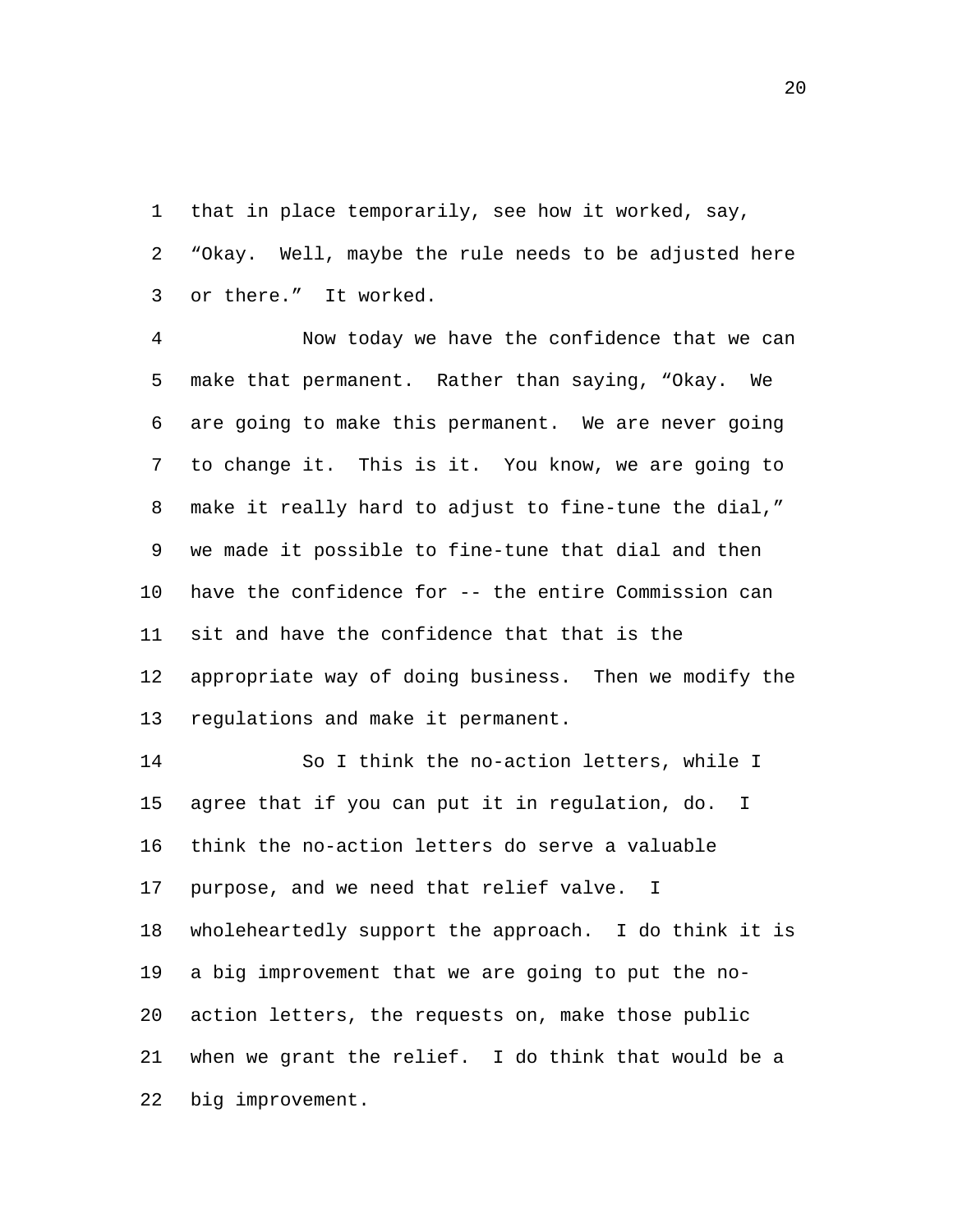that in place temporarily, see how it worked, say, "Okay. Well, maybe the rule needs to be adjusted here or there." It worked.

Now today we have the confidence that we can make that permanent. Rather than saying, "Okay. We are going to make this permanent. We are never going to change it. This is it. You know, we are going to make it really hard to adjust to fine-tune the dial," we made it possible to fine-tune that dial and then have the confidence for -- the entire Commission can sit and have the confidence that that is the appropriate way of doing business. Then we modify the regulations and make it permanent.

So I think the no-action letters, while I agree that if you can put it in regulation, do. I think the no-action letters do serve a valuable purpose, and we need that relief valve. I wholeheartedly support the approach. I do think it is a big improvement that we are going to put the no-action letters, the requests on, make those public when we grant the relief. I do think that would be a big improvement.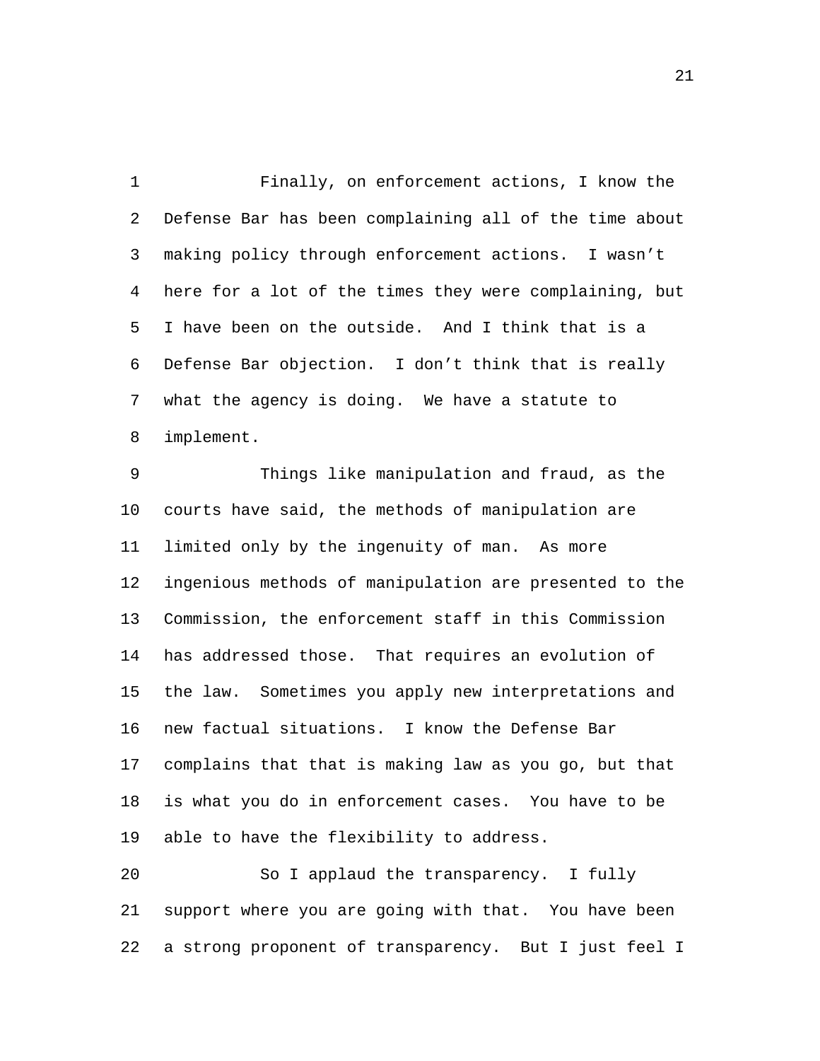Finally, on enforcement actions, I know the Defense Bar has been complaining all of the time about making policy through enforcement actions. I wasn't here for a lot of the times they were complaining, but I have been on the outside. And I think that is a Defense Bar objection. I don't think that is really what the agency is doing. We have a statute to implement.

Things like manipulation and fraud, as the courts have said, the methods of manipulation are limited only by the ingenuity of man. As more ingenious methods of manipulation are presented to the Commission, the enforcement staff in this Commission has addressed those. That requires an evolution of the law. Sometimes you apply new interpretations and new factual situations. I know the Defense Bar complains that that is making law as you go, but that is what you do in enforcement cases. You have to be able to have the flexibility to address.

So I applaud the transparency. I fully support where you are going with that. You have been a strong proponent of transparency. But I just feel I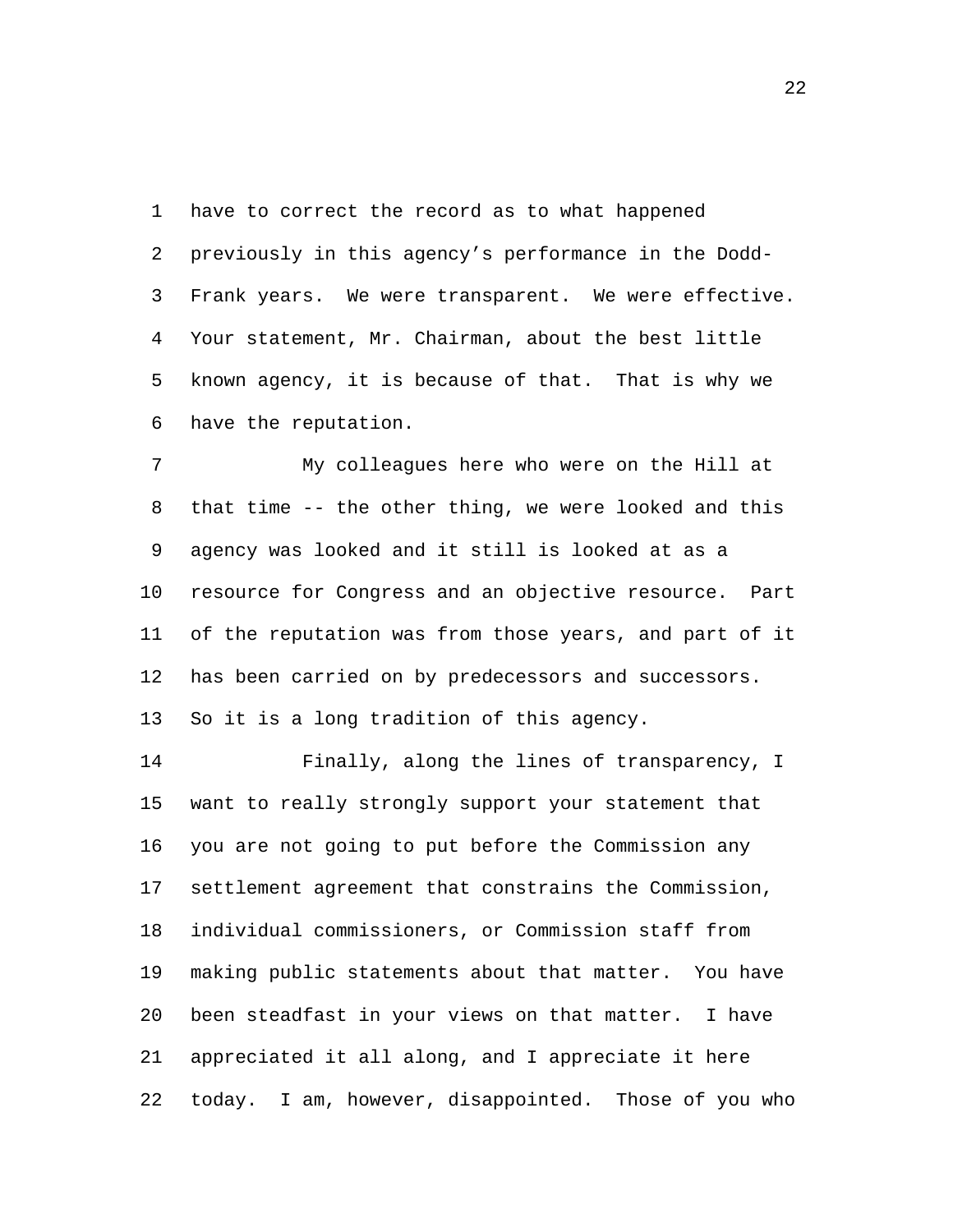have to correct the record as to what happened previously in this agency's performance in the Dodd-Frank years. We were transparent. We were effective. Your statement, Mr. Chairman, about the best little known agency, it is because of that. That is why we have the reputation.

My colleagues here who were on the Hill at that time -- the other thing, we were looked and this agency was looked and it still is looked at as a resource for Congress and an objective resource. Part of the reputation was from those years, and part of it has been carried on by predecessors and successors. So it is a long tradition of this agency.

Finally, along the lines of transparency, I want to really strongly support your statement that you are not going to put before the Commission any settlement agreement that constrains the Commission, individual commissioners, or Commission staff from making public statements about that matter. You have been steadfast in your views on that matter. I have appreciated it all along, and I appreciate it here today. I am, however, disappointed. Those of you who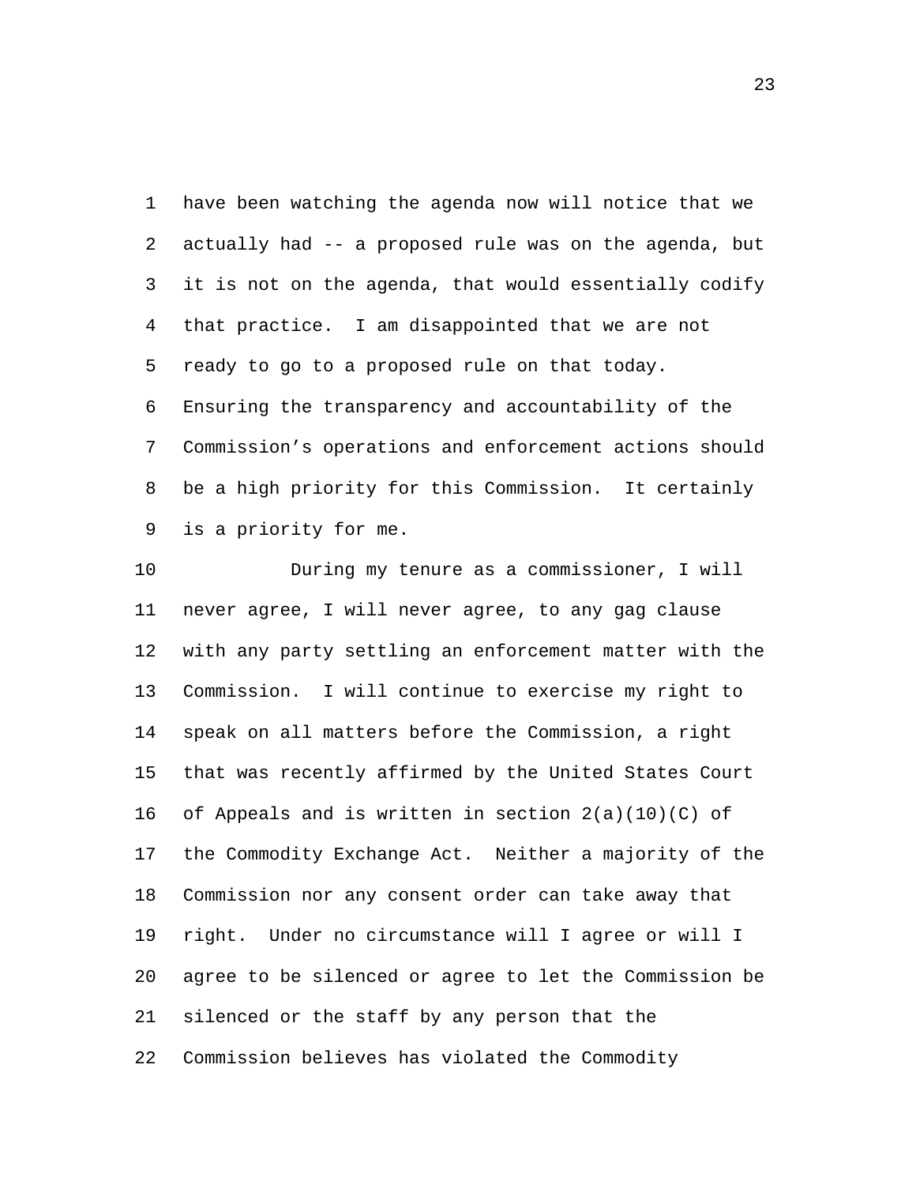have been watching the agenda now will notice that we actually had -- a proposed rule was on the agenda, but it is not on the agenda, that would essentially codify that practice. I am disappointed that we are not ready to go to a proposed rule on that today. Ensuring the transparency and accountability of the Commission's operations and enforcement actions should be a high priority for this Commission. It certainly is a priority for me.

During my tenure as a commissioner, I will never agree, I will never agree, to any gag clause with any party settling an enforcement matter with the Commission. I will continue to exercise my right to speak on all matters before the Commission, a right that was recently affirmed by the United States Court of Appeals and is written in section 2(a)(10)(C) of the Commodity Exchange Act. Neither a majority of the Commission nor any consent order can take away that right. Under no circumstance will I agree or will I agree to be silenced or agree to let the Commission be silenced or the staff by any person that the Commission believes has violated the Commodity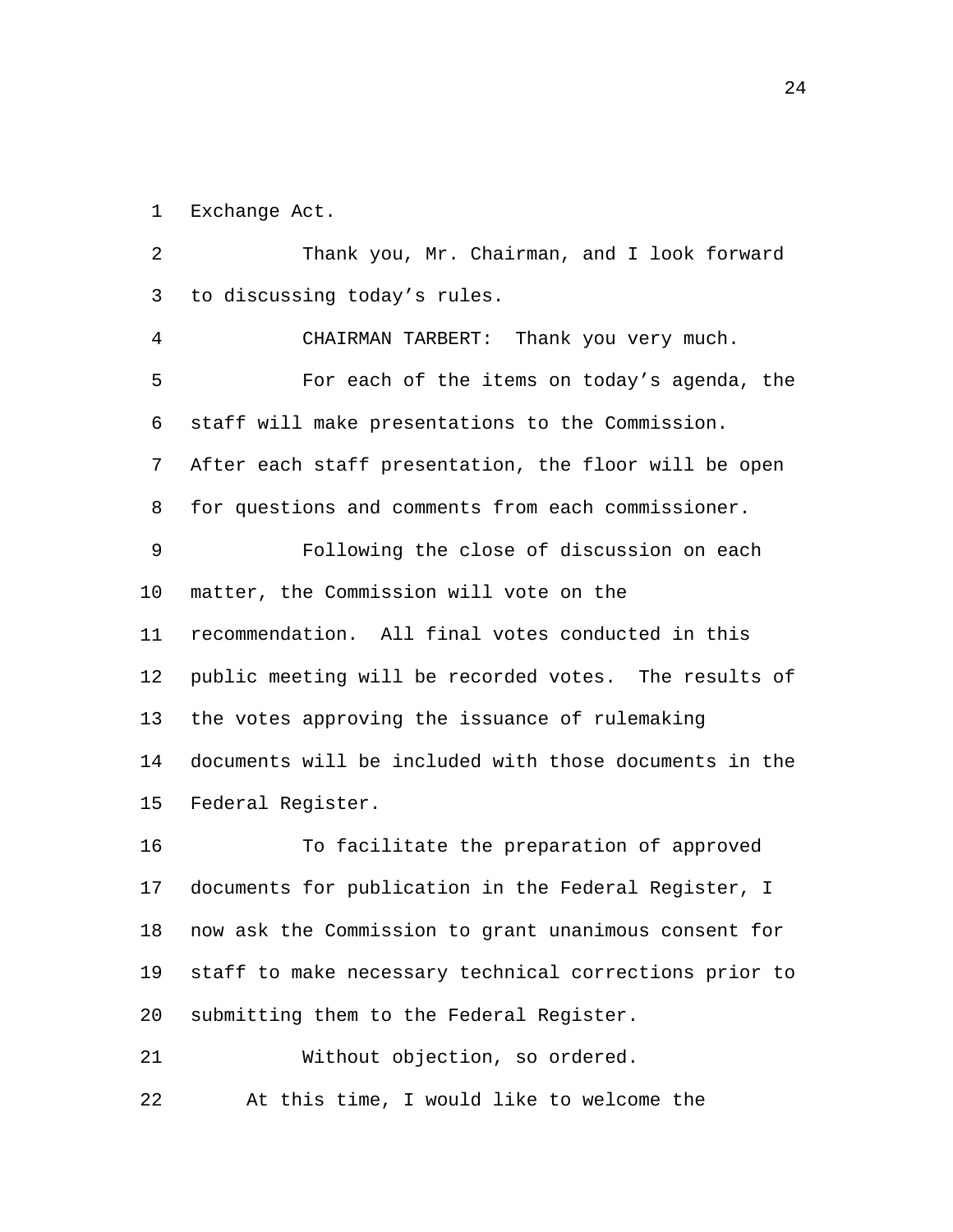Exchange Act.

Thank you, Mr. Chairman, and I look forward to discussing today's rules.

CHAIRMAN TARBERT: Thank you very much.

For each of the items on today's agenda, the staff will make presentations to the Commission. After each staff presentation, the floor will be open for questions and comments from each commissioner.

Following the close of discussion on each matter, the Commission will vote on the recommendation. All final votes conducted in this public meeting will be recorded votes. The results of the votes approving the issuance of rulemaking documents will be included with those documents in the Federal Register.

To facilitate the preparation of approved documents for publication in the Federal Register, I now ask the Commission to grant unanimous consent for staff to make necessary technical corrections prior to submitting them to the Federal Register.

Without objection, so ordered.

At this time, I would like to welcome the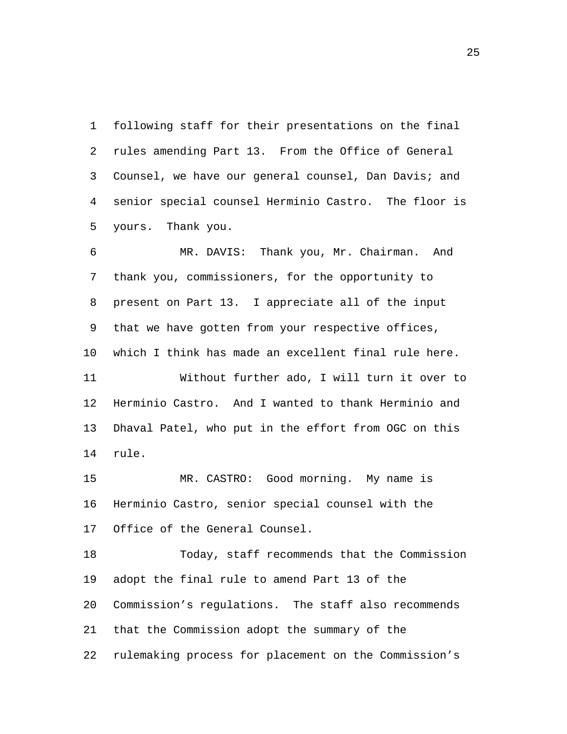following staff for their presentations on the final rules amending Part 13. From the Office of General Counsel, we have our general counsel, Dan Davis; and senior special counsel Herminio Castro. The floor is yours. Thank you.

MR. DAVIS: Thank you, Mr. Chairman. And thank you, commissioners, for the opportunity to present on Part 13. I appreciate all of the input that we have gotten from your respective offices, which I think has made an excellent final rule here.

Without further ado, I will turn it over to Herminio Castro. And I wanted to thank Herminio and Dhaval Patel, who put in the effort from OGC on this rule.

MR. CASTRO: Good morning. My name is Herminio Castro, senior special counsel with the Office of the General Counsel.

Today, staff recommends that the Commission adopt the final rule to amend Part 13 of the Commission's regulations. The staff also recommends that the Commission adopt the summary of the rulemaking process for placement on the Commission's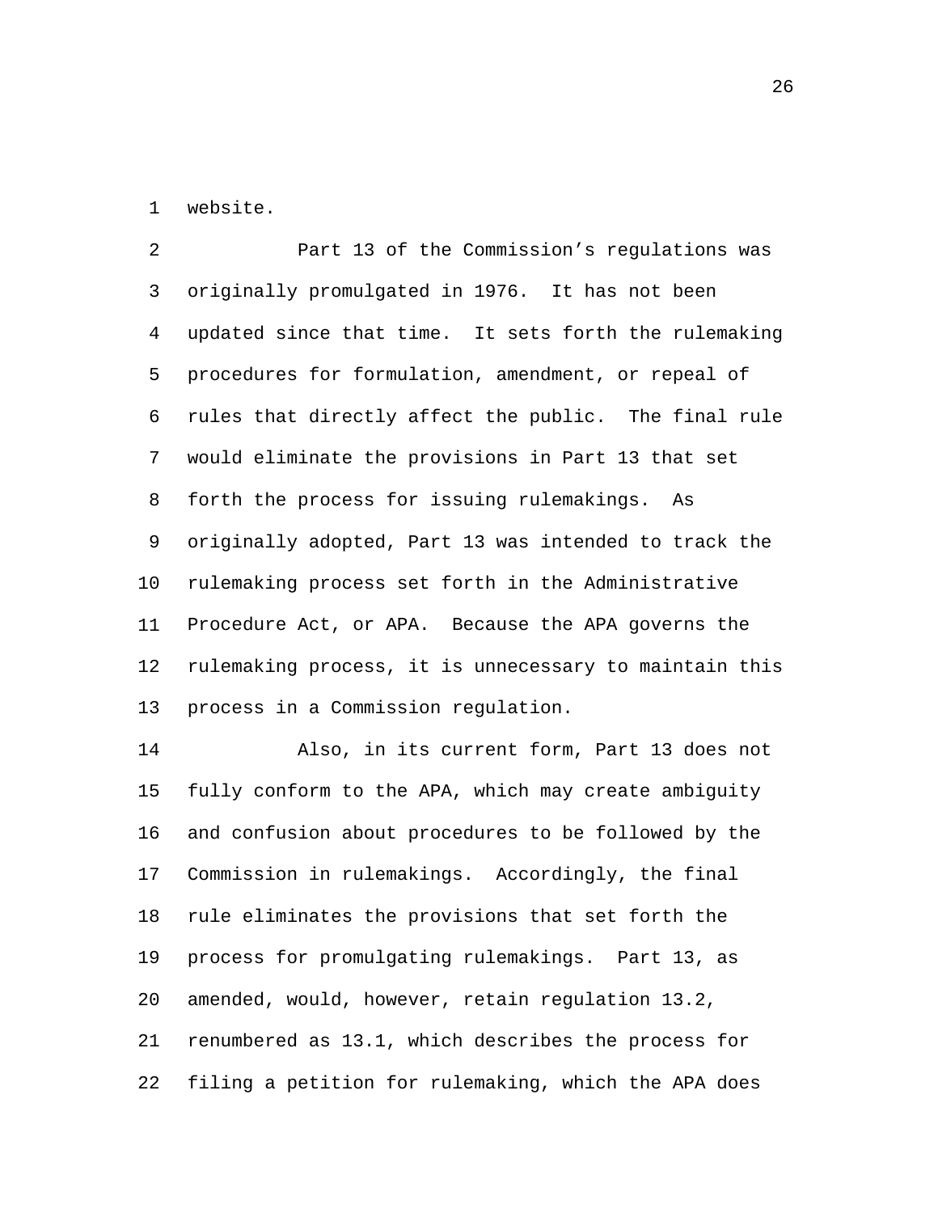website.

Part 13 of the Commission’s regulations was originally promulgated in 1976. It has not been updated since that time. It sets forth the rulemaking procedures for formulation, amendment, or repeal of rules that directly affect the public. The final rule would eliminate the provisions in Part 13 that set forth the process for issuing rulemakings. As originally adopted, Part 13 was intended to track the rulemaking process set forth in the Administrative Procedure Act, or APA. Because the APA governs the rulemaking process, it is unnecessary to maintain this process in a Commission regulation.

Also, in its current form, Part 13 does not fully conform to the APA, which may create ambiguity and confusion about procedures to be followed by the Commission in rulemakings. Accordingly, the final rule eliminates the provisions that set forth the process for promulgating rulemakings. Part 13, as amended, would, however, retain regulation 13.2, renumbered as 13.1, which describes the process for filing a petition for rulemaking, which the APA does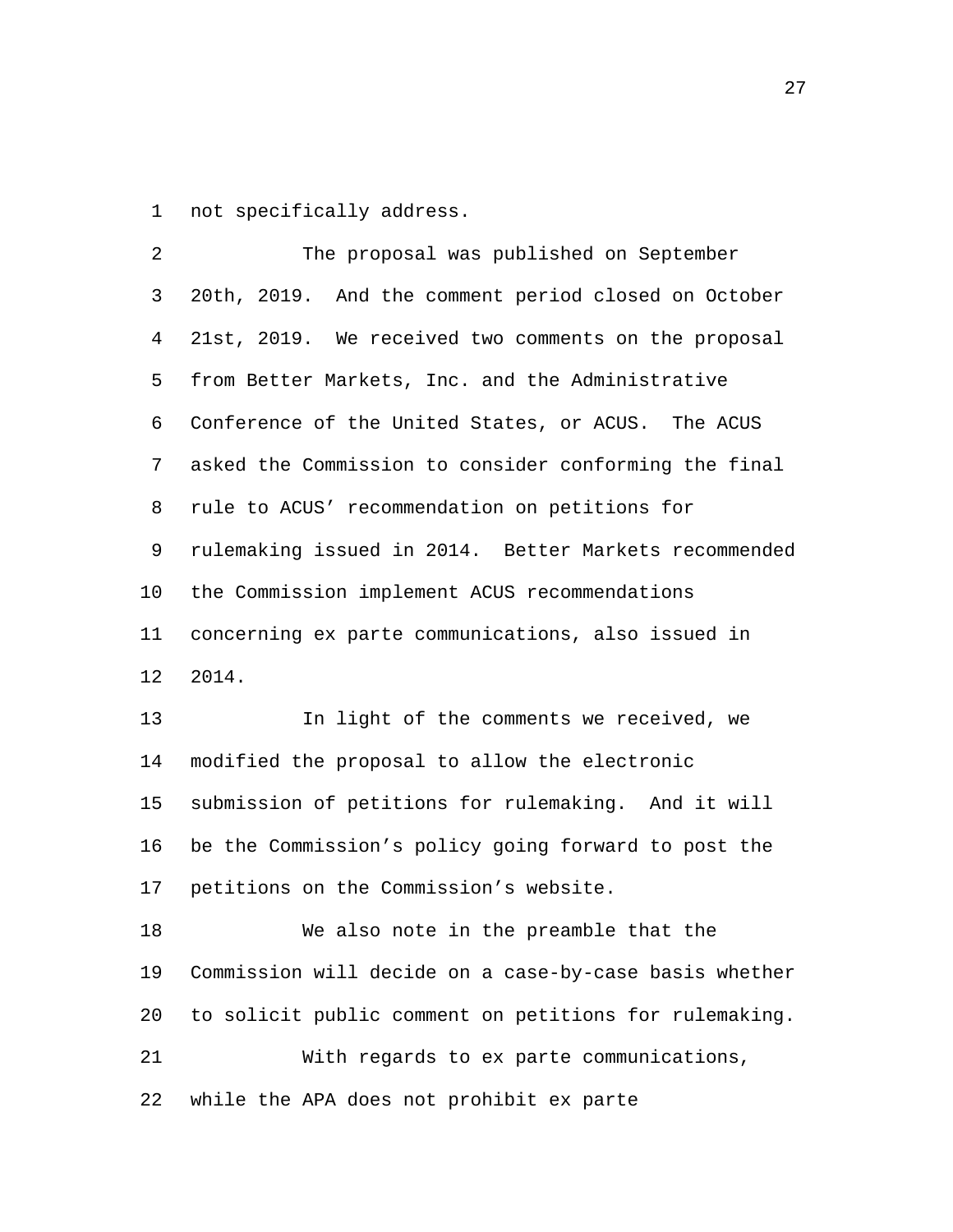not specifically address.

The proposal was published on September 20th, 2019. And the comment period closed on October 21st, 2019. We received two comments on the proposal from Better Markets, Inc. and the Administrative Conference of the United States, or ACUS. The ACUS asked the Commission to consider conforming the final rule to ACUS' recommendation on petitions for rulemaking issued in 2014. Better Markets recommended the Commission implement ACUS recommendations concerning ex parte communications, also issued in 2014.

In light of the comments we received, we modified the proposal to allow the electronic submission of petitions for rulemaking. And it will be the Commission's policy going forward to post the petitions on the Commission's website.

We also note in the preamble that the Commission will decide on a case-by-case basis whether to solicit public comment on petitions for rulemaking.

With regards to ex parte communications, while the APA does not prohibit ex parte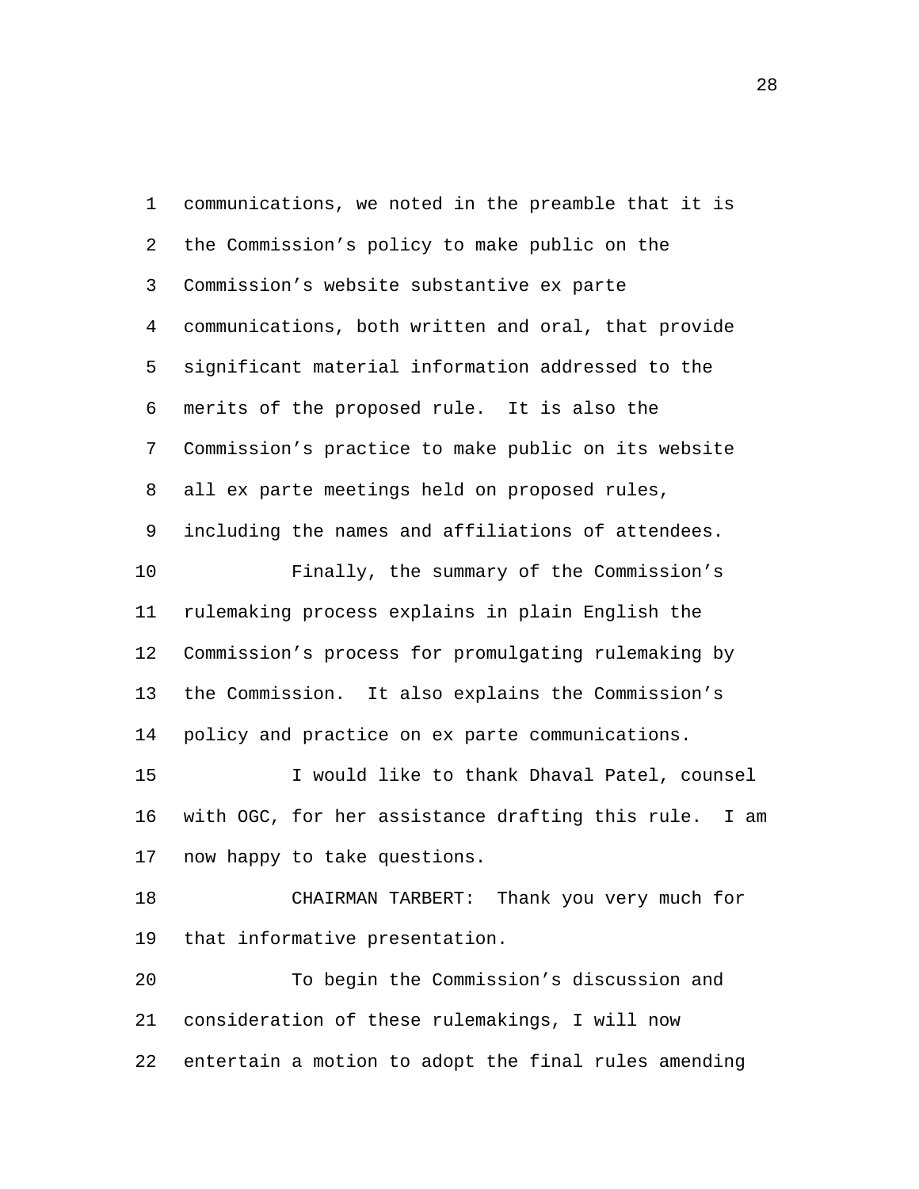communications, we noted in the preamble that it is the Commission's policy to make public on the Commission's website substantive ex parte communications, both written and oral, that provide significant material information addressed to the merits of the proposed rule. It is also the Commission's practice to make public on its website all ex parte meetings held on proposed rules, including the names and affiliations of attendees.

Finally, the summary of the Commission's rulemaking process explains in plain English the Commission's process for promulgating rulemaking by the Commission. It also explains the Commission's policy and practice on ex parte communications.

I would like to thank Dhaval Patel, counsel with OGC, for her assistance drafting this rule. I am now happy to take questions.

CHAIRMAN TARBERT: Thank you very much for that informative presentation.

To begin the Commission's discussion and consideration of these rulemakings, I will now entertain a motion to adopt the final rules amending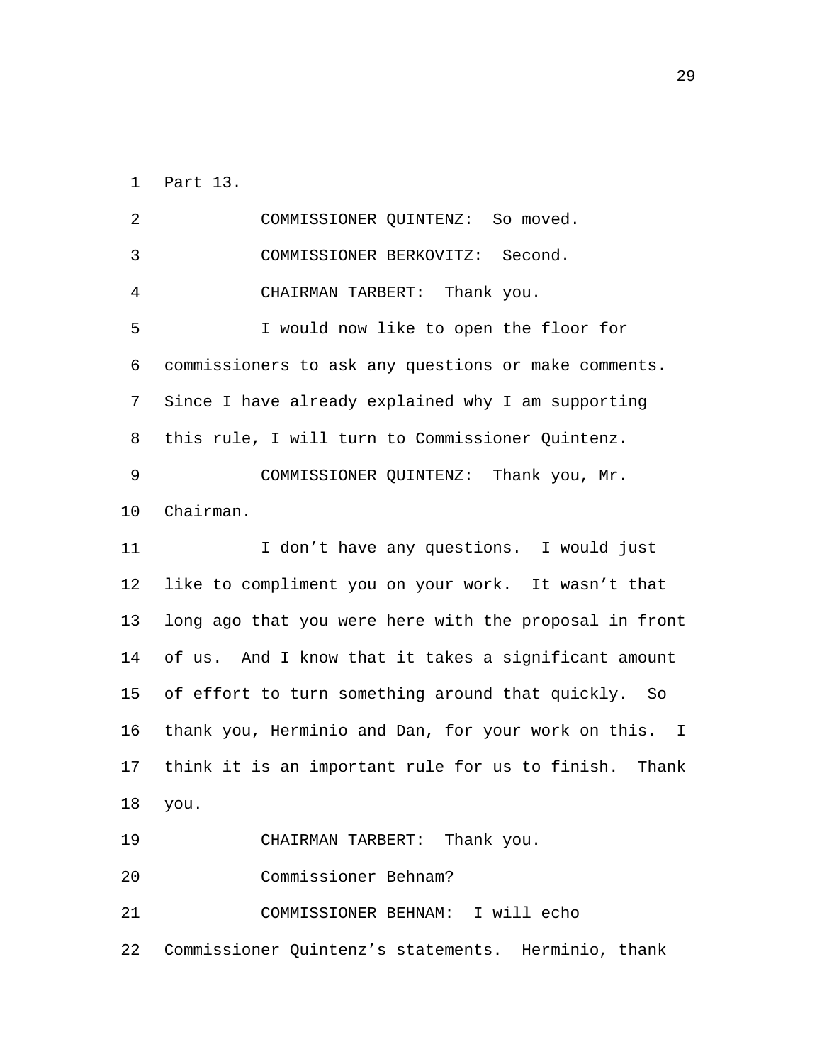Part 13.

COMMISSIONER QUINTENZ: So moved.

COMMISSIONER BERKOVITZ: Second.

CHAIRMAN TARBERT: Thank you.

I would now like to open the floor for commissioners to ask any questions or make comments. Since I have already explained why I am supporting this rule, I will turn to Commissioner Quintenz.

COMMISSIONER QUINTENZ: Thank you, Mr. Chairman.

I don't have any questions. I would just like to compliment you on your work. It wasn't that long ago that you were here with the proposal in front of us. And I know that it takes a significant amount of effort to turn something around that quickly. So thank you, Herminio and Dan, for your work on this. I think it is an important rule for us to finish. Thank you.

CHAIRMAN TARBERT: Thank you.

Commissioner Behnam?

COMMISSIONER BEHNAM: I will echo Commissioner Quintenz's statements. Herminio, thank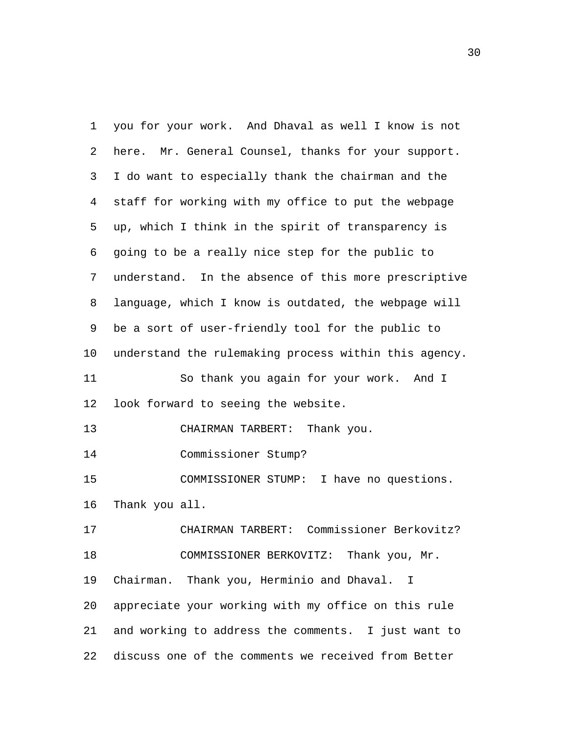you for your work. And Dhaval as well I know is not here. Mr. General Counsel, thanks for your support. I do want to especially thank the chairman and the staff for working with my office to put the webpage up, which I think in the spirit of transparency is going to be a really nice step for the public to understand. In the absence of this more prescriptive language, which I know is outdated, the webpage will be a sort of user-friendly tool for the public to understand the rulemaking process within this agency.

So thank you again for your work. And I look forward to seeing the website.

CHAIRMAN TARBERT: Thank you.

Commissioner Stump?

COMMISSIONER STUMP: I have no questions. Thank you all.

CHAIRMAN TARBERT: Commissioner Berkovitz?

COMMISSIONER BERKOVITZ: Thank you, Mr. Chairman. Thank you, Herminio and Dhaval. I appreciate your working with my office on this rule and working to address the comments. I just want to discuss one of the comments we received from Better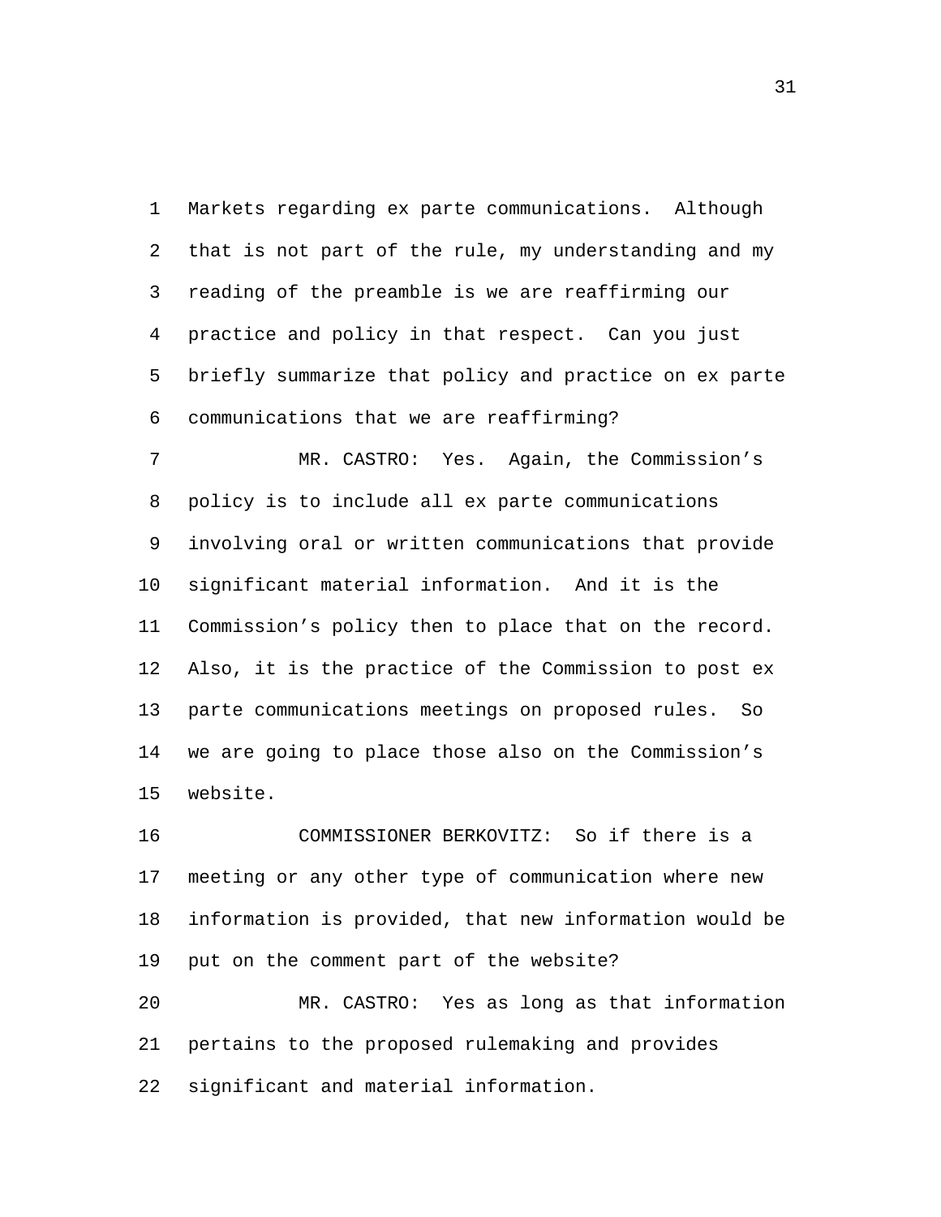Markets regarding ex parte communications. Although that is not part of the rule, my understanding and my reading of the preamble is we are reaffirming our practice and policy in that respect. Can you just briefly summarize that policy and practice on ex parte communications that we are reaffirming?

MR. CASTRO: Yes. Again, the Commission's policy is to include all ex parte communications involving oral or written communications that provide significant material information. And it is the Commission's policy then to place that on the record. Also, it is the practice of the Commission to post ex parte communications meetings on proposed rules. So we are going to place those also on the Commission's website.

COMMISSIONER BERKOVITZ: So if there is a meeting or any other type of communication where new information is provided, that new information would be put on the comment part of the website?

MR. CASTRO: Yes as long as that information pertains to the proposed rulemaking and provides significant and material information.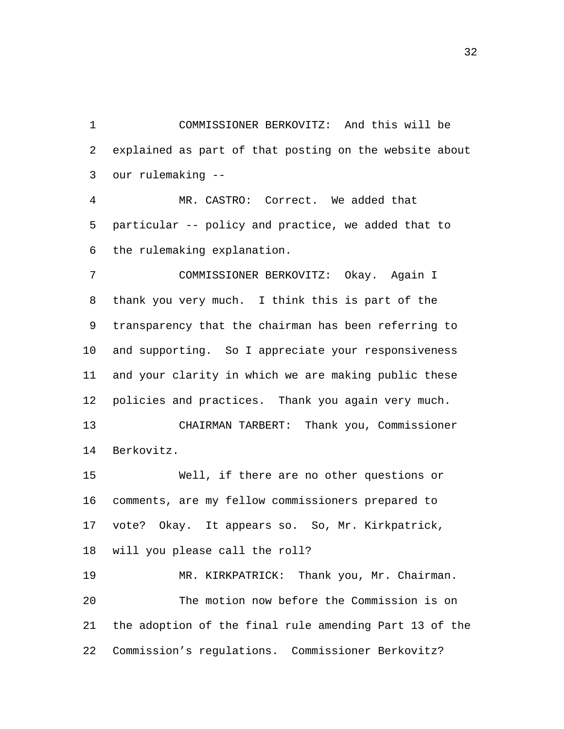COMMISSIONER BERKOVITZ: And this will be explained as part of that posting on the website about our rulemaking --

MR. CASTRO: Correct. We added that particular -- policy and practice, we added that to the rulemaking explanation.

COMMISSIONER BERKOVITZ: Okay. Again I thank you very much. I think this is part of the transparency that the chairman has been referring to and supporting. So I appreciate your responsiveness and your clarity in which we are making public these policies and practices. Thank you again very much.

CHAIRMAN TARBERT: Thank you, Commissioner Berkovitz.

Well, if there are no other questions or comments, are my fellow commissioners prepared to vote? Okay. It appears so. So, Mr. Kirkpatrick, will you please call the roll?

MR. KIRKPATRICK: Thank you, Mr. Chairman.

The motion now before the Commission is on the adoption of the final rule amending Part 13 of the Commission's regulations. Commissioner Berkovitz?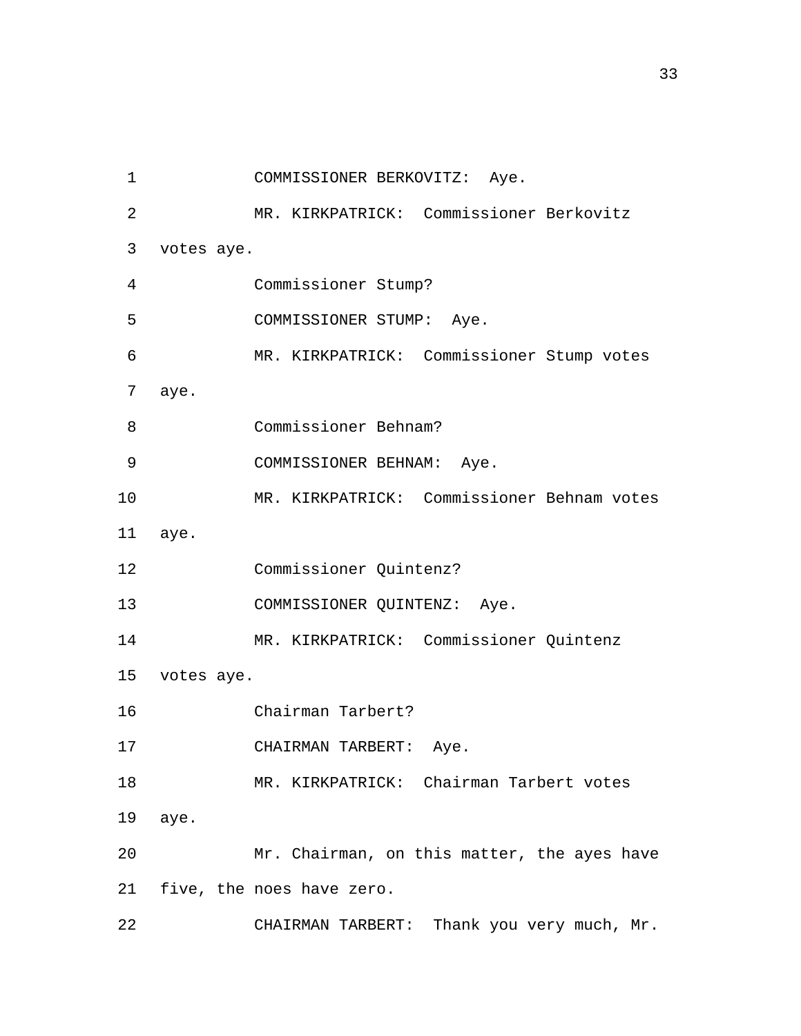COMMISSIONER BERKOVITZ: Aye.

MR. KIRKPATRICK: Commissioner Berkovitz votes aye.

Commissioner Stump?

COMMISSIONER STUMP: Aye.

MR. KIRKPATRICK: Commissioner Stump votes aye.

Commissioner Behnam?

COMMISSIONER BEHNAM: Aye.

MR. KIRKPATRICK: Commissioner Behnam votes aye.

Commissioner Quintenz?

COMMISSIONER QUINTENZ: Aye.

MR. KIRKPATRICK: Commissioner Quintenz votes aye.

Chairman Tarbert?

CHAIRMAN TARBERT: Aye.

MR. KIRKPATRICK: Chairman Tarbert votes aye.

Mr. Chairman, on this matter, the ayes have five, the noes have zero.

CHAIRMAN TARBERT: Thank you very much, Mr.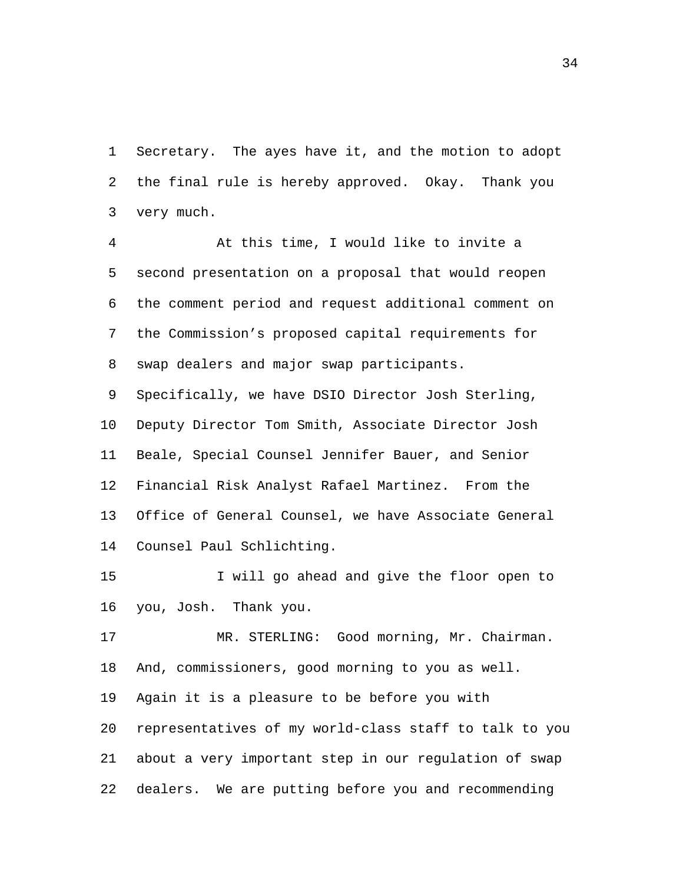Secretary. The ayes have it, and the motion to adopt the final rule is hereby approved. Okay. Thank you very much.

At this time, I would like to invite a second presentation on a proposal that would reopen the comment period and request additional comment on the Commission's proposed capital requirements for swap dealers and major swap participants. Specifically, we have DSIO Director Josh Sterling, Deputy Director Tom Smith, Associate Director Josh Beale, Special Counsel Jennifer Bauer, and Senior Financial Risk Analyst Rafael Martinez. From the Office of General Counsel, we have Associate General Counsel Paul Schlichting.

I will go ahead and give the floor open to you, Josh. Thank you.

MR. STERLING: Good morning, Mr. Chairman. And, commissioners, good morning to you as well. Again it is a pleasure to be before you with representatives of my world-class staff to talk to you about a very important step in our regulation of swap dealers. We are putting before you and recommending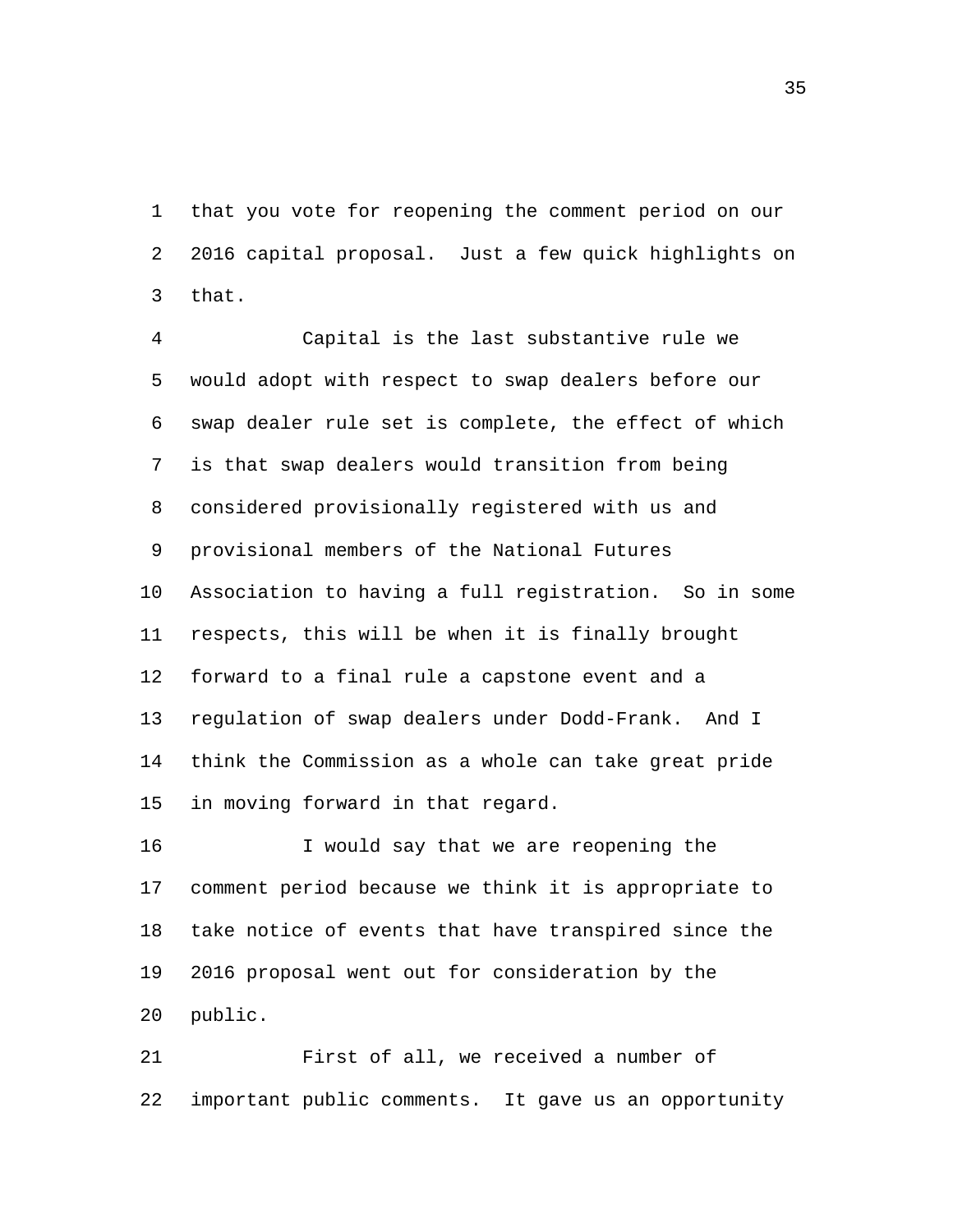that you vote for reopening the comment period on our 2016 capital proposal. Just a few quick highlights on that.

Capital is the last substantive rule we would adopt with respect to swap dealers before our swap dealer rule set is complete, the effect of which is that swap dealers would transition from being considered provisionally registered with us and provisional members of the National Futures Association to having a full registration. So in some respects, this will be when it is finally brought forward to a final rule a capstone event and a regulation of swap dealers under Dodd-Frank. And I think the Commission as a whole can take great pride in moving forward in that regard.

I would say that we are reopening the comment period because we think it is appropriate to take notice of events that have transpired since the 2016 proposal went out for consideration by the public.

First of all, we received a number of important public comments. It gave us an opportunity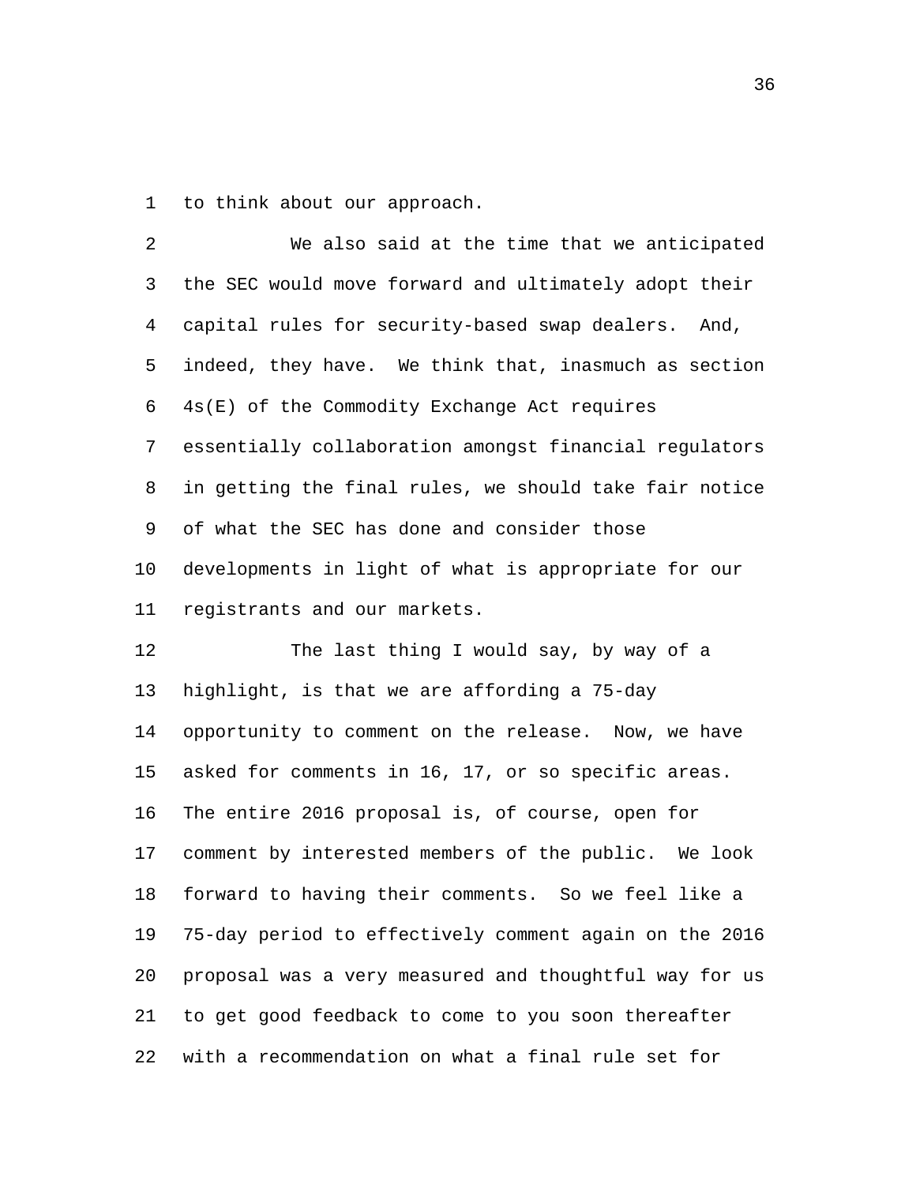to think about our approach.

We also said at the time that we anticipated the SEC would move forward and ultimately adopt their capital rules for security-based swap dealers. And, indeed, they have. We think that, inasmuch as section 4s(E) of the Commodity Exchange Act requires essentially collaboration amongst financial regulators in getting the final rules, we should take fair notice of what the SEC has done and consider those developments in light of what is appropriate for our registrants and our markets.

The last thing I would say, by way of a highlight, is that we are affording a 75-day opportunity to comment on the release. Now, we have asked for comments in 16, 17, or so specific areas. The entire 2016 proposal is, of course, open for comment by interested members of the public. We look forward to having their comments. So we feel like a 75-day period to effectively comment again on the 2016 proposal was a very measured and thoughtful way for us to get good feedback to come to you soon thereafter with a recommendation on what a final rule set for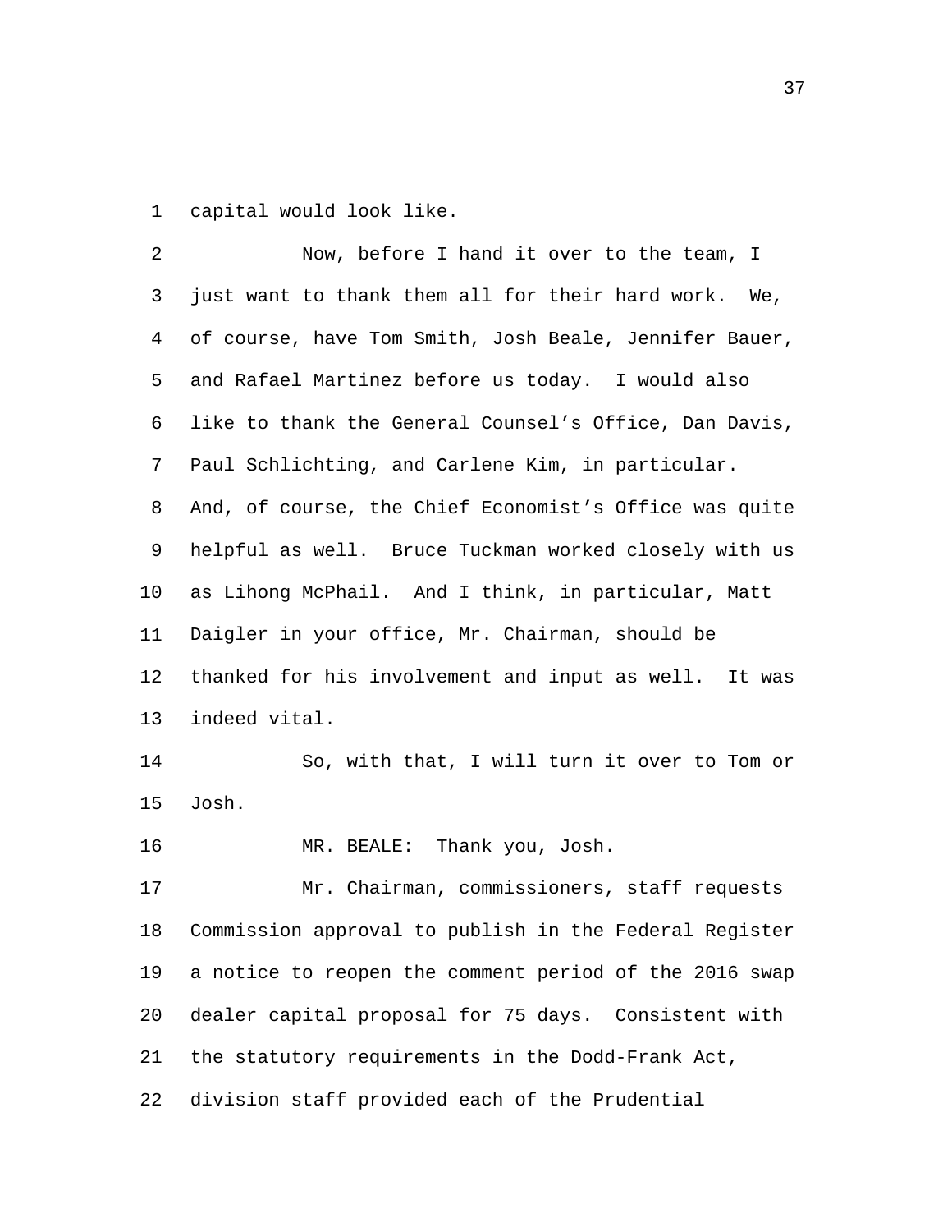capital would look like.

Now, before I hand it over to the team, I just want to thank them all for their hard work. We, of course, have Tom Smith, Josh Beale, Jennifer Bauer, and Rafael Martinez before us today. I would also like to thank the General Counsel's Office, Dan Davis, Paul Schlichting, and Carlene Kim, in particular. And, of course, the Chief Economist's Office was quite helpful as well. Bruce Tuckman worked closely with us as Lihong McPhail. And I think, in particular, Matt Daigler in your office, Mr. Chairman, should be thanked for his involvement and input as well. It was indeed vital.

So, with that, I will turn it over to Tom or Josh.

MR. BEALE: Thank you, Josh.

Mr. Chairman, commissioners, staff requests Commission approval to publish in the Federal Register a notice to reopen the comment period of the 2016 swap dealer capital proposal for 75 days. Consistent with the statutory requirements in the Dodd-Frank Act, division staff provided each of the Prudential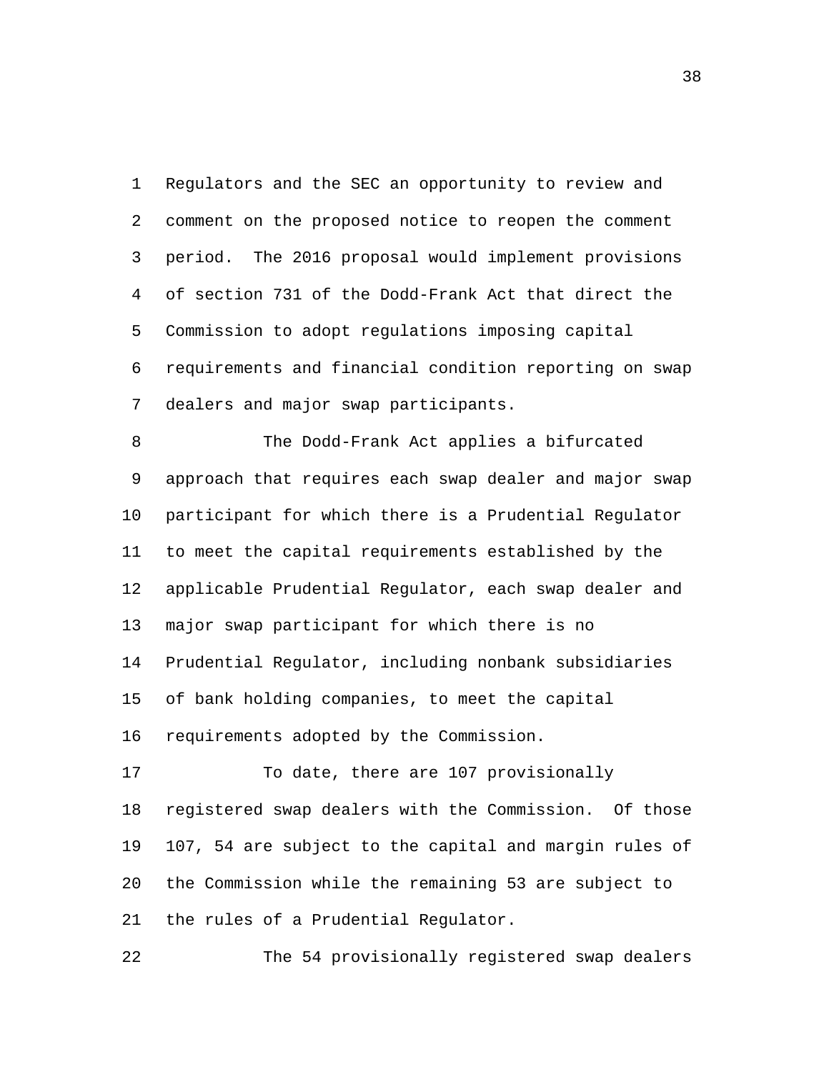Regulators and the SEC an opportunity to review and comment on the proposed notice to reopen the comment period. The 2016 proposal would implement provisions of section 731 of the Dodd-Frank Act that direct the Commission to adopt regulations imposing capital requirements and financial condition reporting on swap dealers and major swap participants.

The Dodd-Frank Act applies a bifurcated approach that requires each swap dealer and major swap participant for which there is a Prudential Regulator to meet the capital requirements established by the applicable Prudential Regulator, each swap dealer and major swap participant for which there is no Prudential Regulator, including nonbank subsidiaries of bank holding companies, to meet the capital requirements adopted by the Commission.

To date, there are 107 provisionally registered swap dealers with the Commission. Of those 107, 54 are subject to the capital and margin rules of the Commission while the remaining 53 are subject to the rules of a Prudential Regulator.

The 54 provisionally registered swap dealers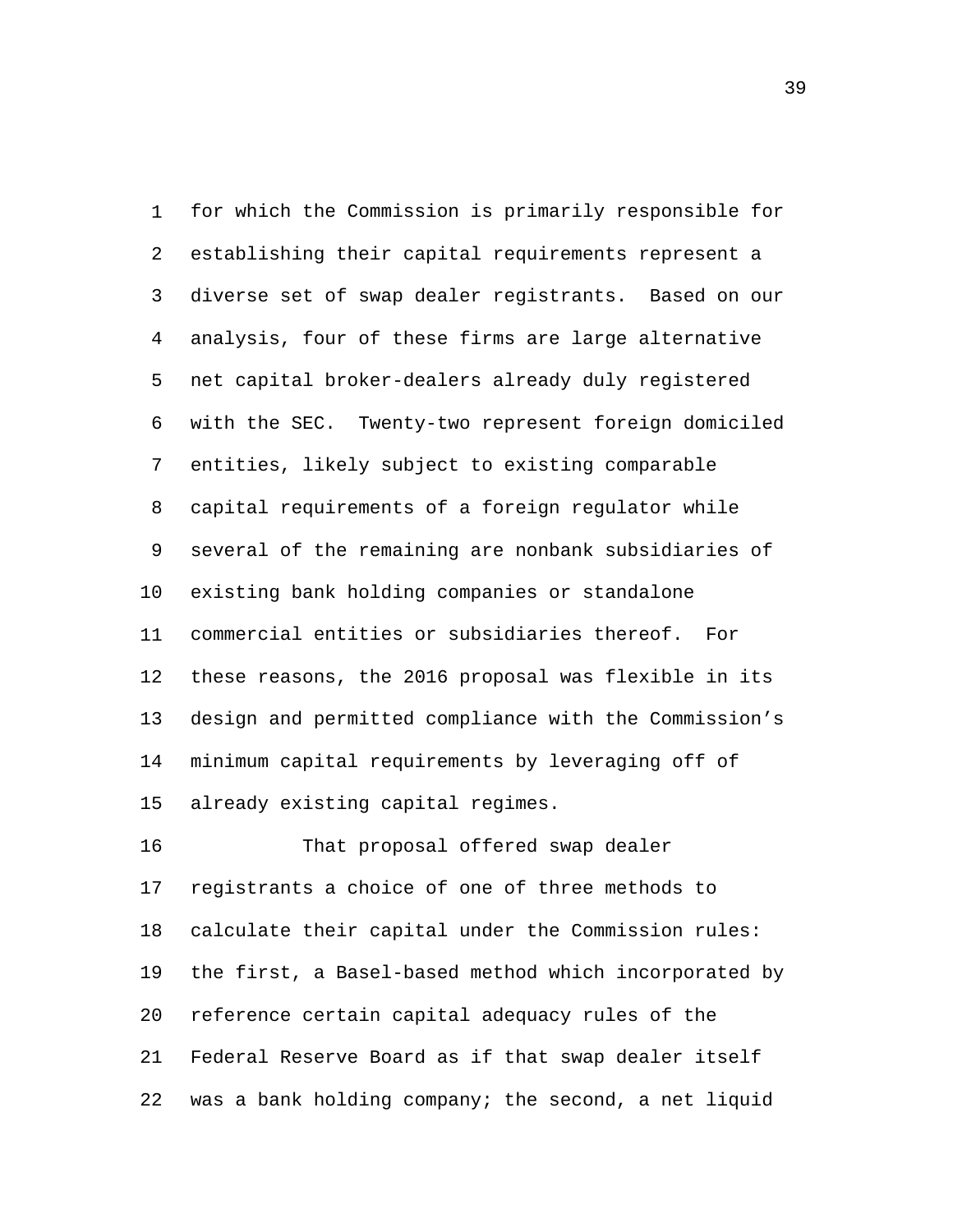for which the Commission is primarily responsible for establishing their capital requirements represent a diverse set of swap dealer registrants. Based on our analysis, four of these firms are large alternative net capital broker-dealers already duly registered with the SEC. Twenty-two represent foreign domiciled entities, likely subject to existing comparable capital requirements of a foreign regulator while several of the remaining are nonbank subsidiaries of existing bank holding companies or standalone commercial entities or subsidiaries thereof. For these reasons, the 2016 proposal was flexible in its design and permitted compliance with the Commission's minimum capital requirements by leveraging off of already existing capital regimes.

That proposal offered swap dealer registrants a choice of one of three methods to calculate their capital under the Commission rules: the first, a Basel-based method which incorporated by reference certain capital adequacy rules of the Federal Reserve Board as if that swap dealer itself was a bank holding company; the second, a net liquid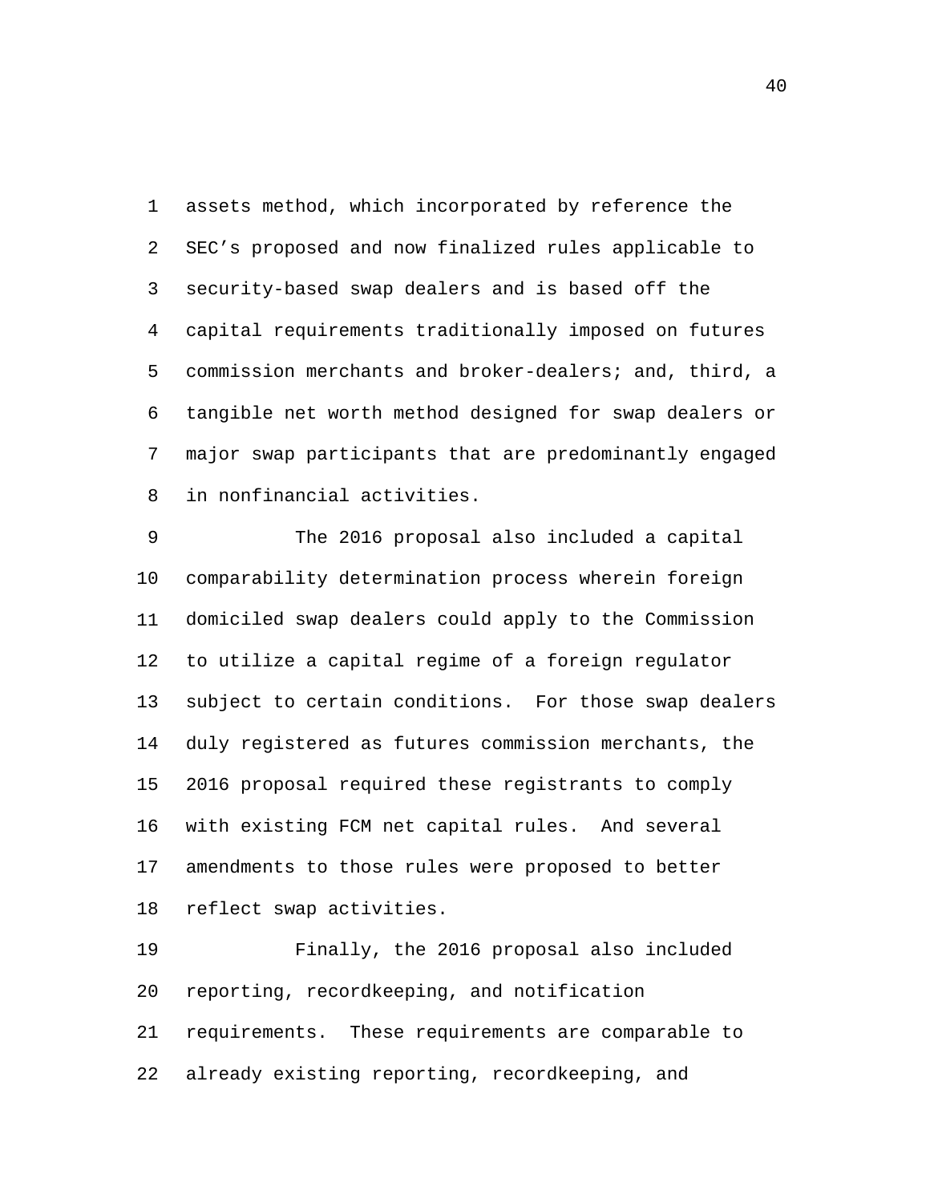assets method, which incorporated by reference the SEC's proposed and now finalized rules applicable to security-based swap dealers and is based off the capital requirements traditionally imposed on futures commission merchants and broker-dealers; and, third, a tangible net worth method designed for swap dealers or major swap participants that are predominantly engaged in nonfinancial activities.

The 2016 proposal also included a capital comparability determination process wherein foreign domiciled swap dealers could apply to the Commission to utilize a capital regime of a foreign regulator subject to certain conditions. For those swap dealers duly registered as futures commission merchants, the 2016 proposal required these registrants to comply with existing FCM net capital rules. And several amendments to those rules were proposed to better reflect swap activities.

Finally, the 2016 proposal also included reporting, recordkeeping, and notification requirements. These requirements are comparable to already existing reporting, recordkeeping, and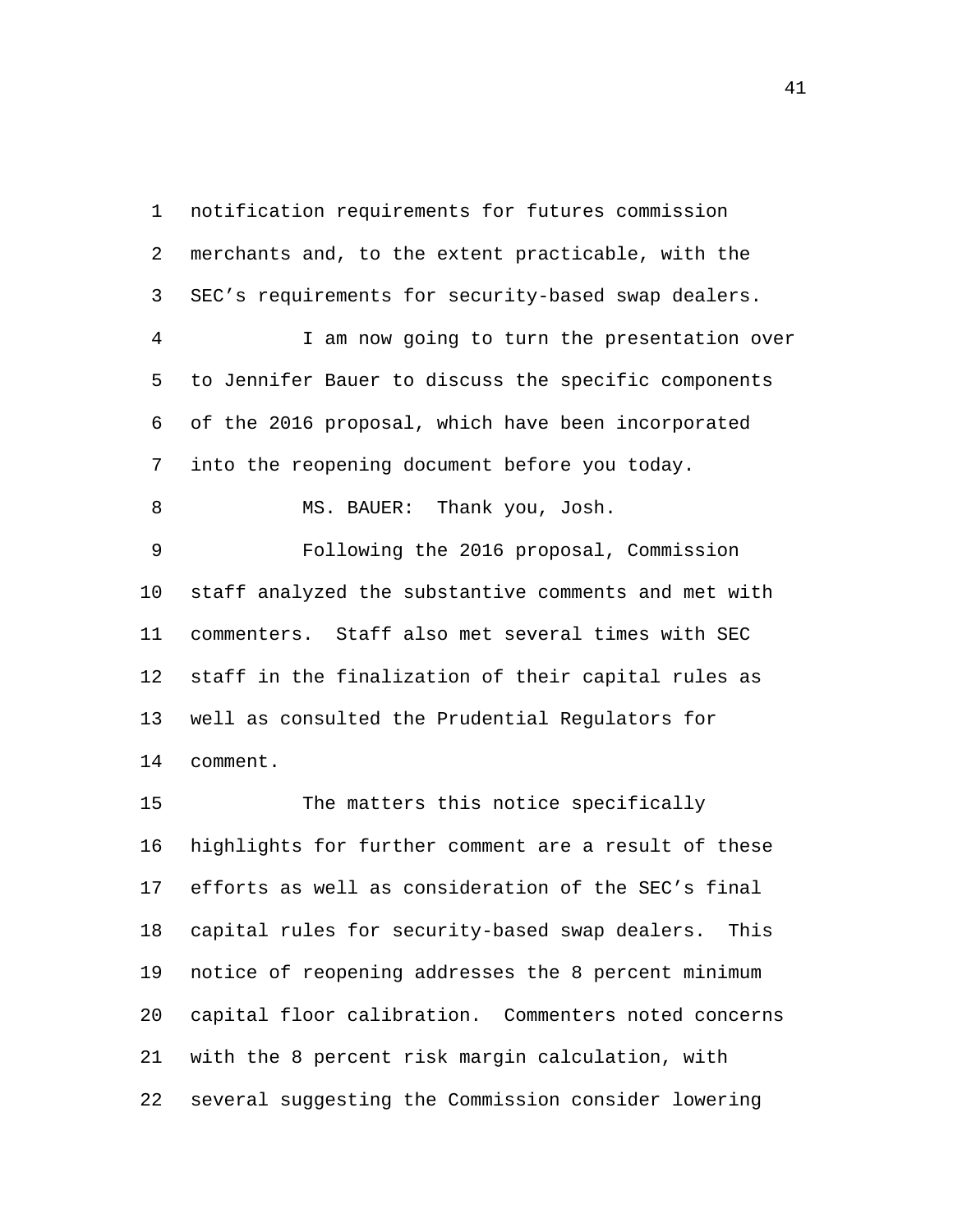notification requirements for futures commission merchants and, to the extent practicable, with the SEC's requirements for security-based swap dealers.

I am now going to turn the presentation over to Jennifer Bauer to discuss the specific components of the 2016 proposal, which have been incorporated into the reopening document before you today.

MS. BAUER: Thank you, Josh.

Following the 2016 proposal, Commission staff analyzed the substantive comments and met with commenters. Staff also met several times with SEC staff in the finalization of their capital rules as well as consulted the Prudential Regulators for comment.

The matters this notice specifically highlights for further comment are a result of these efforts as well as consideration of the SEC's final capital rules for security-based swap dealers. This notice of reopening addresses the 8 percent minimum capital floor calibration. Commenters noted concerns with the 8 percent risk margin calculation, with several suggesting the Commission consider lowering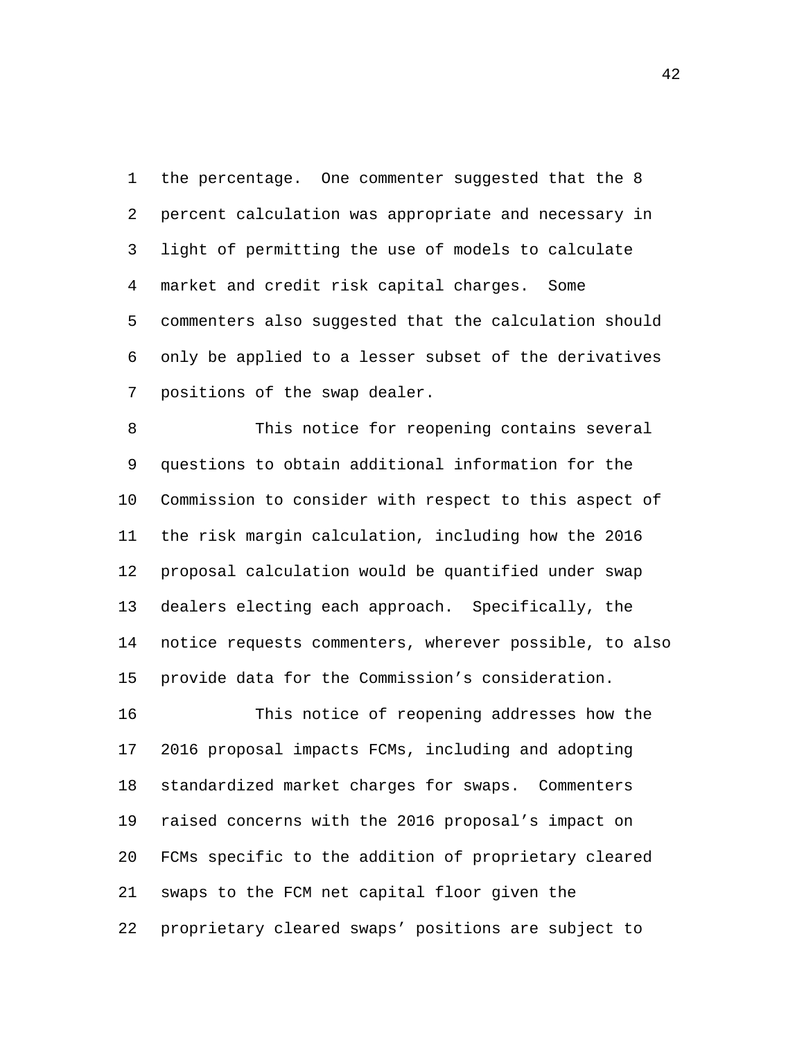the percentage. One commenter suggested that the 8 percent calculation was appropriate and necessary in light of permitting the use of models to calculate market and credit risk capital charges. Some commenters also suggested that the calculation should only be applied to a lesser subset of the derivatives positions of the swap dealer.

This notice for reopening contains several questions to obtain additional information for the Commission to consider with respect to this aspect of the risk margin calculation, including how the 2016 proposal calculation would be quantified under swap dealers electing each approach. Specifically, the notice requests commenters, wherever possible, to also provide data for the Commission's consideration.

This notice of reopening addresses how the 2016 proposal impacts FCMs, including and adopting standardized market charges for swaps. Commenters raised concerns with the 2016 proposal's impact on FCMs specific to the addition of proprietary cleared swaps to the FCM net capital floor given the proprietary cleared swaps' positions are subject to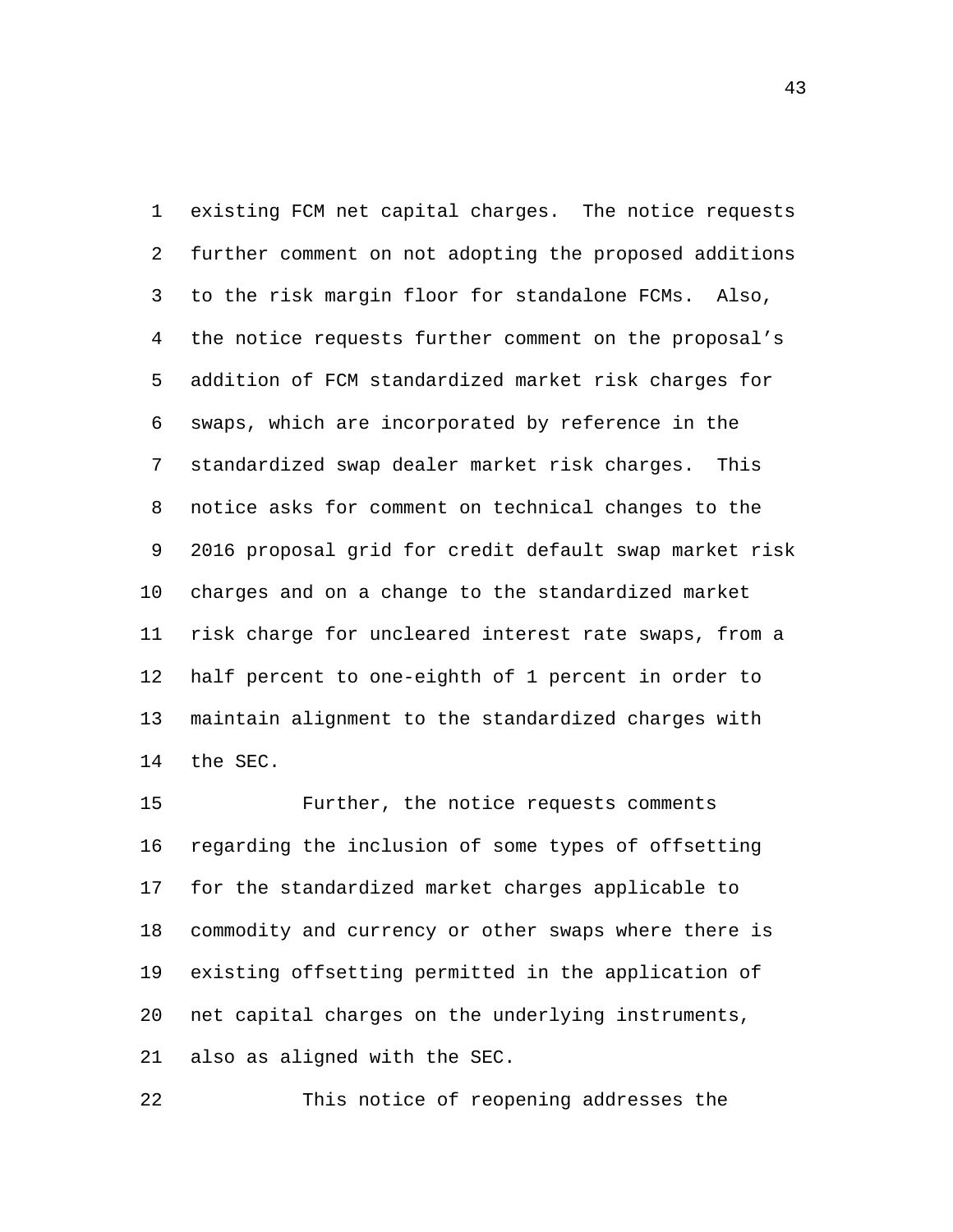existing FCM net capital charges. The notice requests further comment on not adopting the proposed additions to the risk margin floor for standalone FCMs. Also, the notice requests further comment on the proposal's addition of FCM standardized market risk charges for swaps, which are incorporated by reference in the standardized swap dealer market risk charges. This notice asks for comment on technical changes to the 2016 proposal grid for credit default swap market risk charges and on a change to the standardized market risk charge for uncleared interest rate swaps, from a half percent to one-eighth of 1 percent in order to maintain alignment to the standardized charges with the SEC.

Further, the notice requests comments regarding the inclusion of some types of offsetting for the standardized market charges applicable to commodity and currency or other swaps where there is existing offsetting permitted in the application of net capital charges on the underlying instruments, also as aligned with the SEC.

This notice of reopening addresses the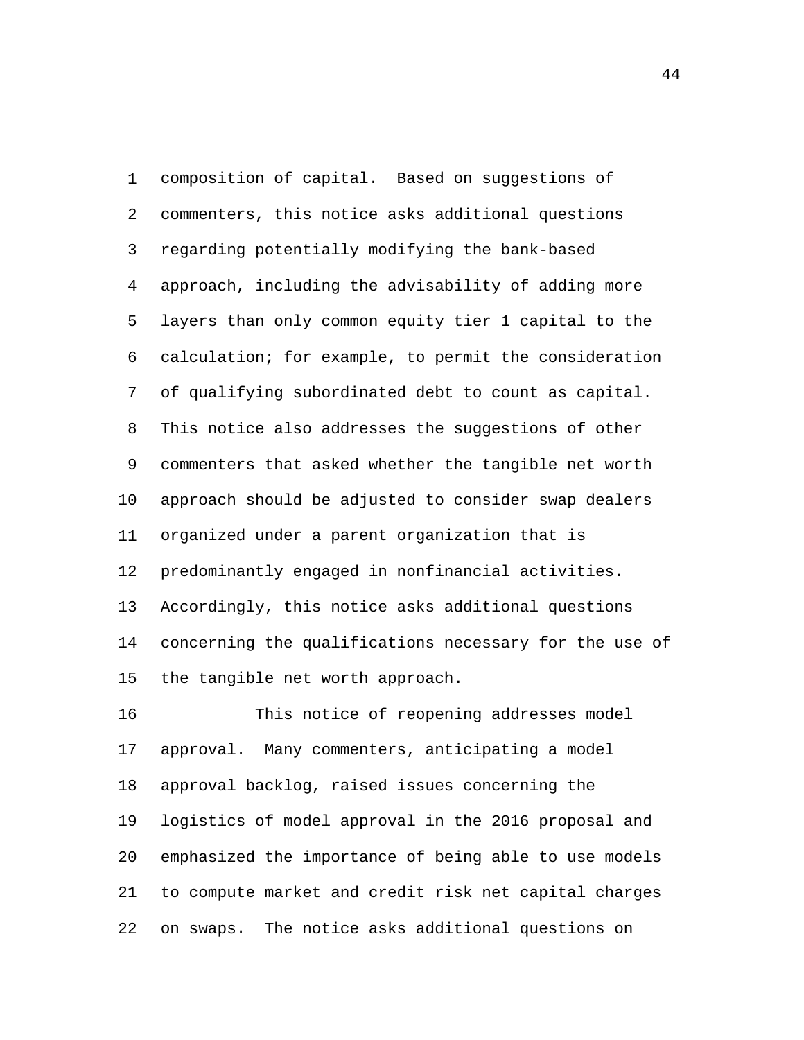composition of capital. Based on suggestions of commenters, this notice asks additional questions regarding potentially modifying the bank-based approach, including the advisability of adding more layers than only common equity tier 1 capital to the calculation; for example, to permit the consideration of qualifying subordinated debt to count as capital. This notice also addresses the suggestions of other commenters that asked whether the tangible net worth approach should be adjusted to consider swap dealers organized under a parent organization that is predominantly engaged in nonfinancial activities. Accordingly, this notice asks additional questions concerning the qualifications necessary for the use of the tangible net worth approach.

This notice of reopening addresses model approval. Many commenters, anticipating a model approval backlog, raised issues concerning the logistics of model approval in the 2016 proposal and emphasized the importance of being able to use models to compute market and credit risk net capital charges on swaps. The notice asks additional questions on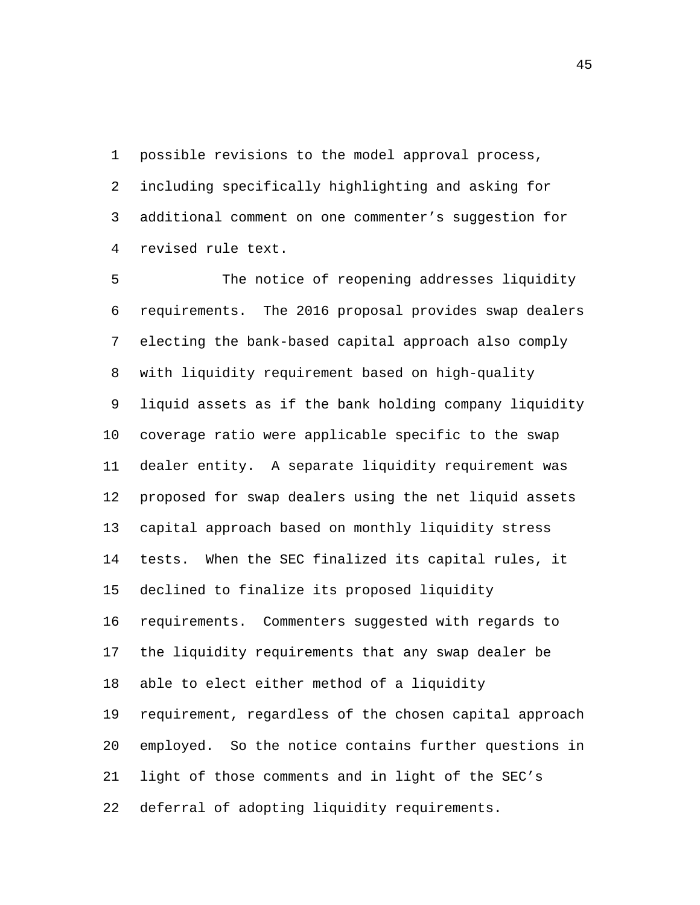possible revisions to the model approval process, including specifically highlighting and asking for additional comment on one commenter's suggestion for revised rule text.

The notice of reopening addresses liquidity requirements. The 2016 proposal provides swap dealers electing the bank-based capital approach also comply with liquidity requirement based on high-quality liquid assets as if the bank holding company liquidity coverage ratio were applicable specific to the swap dealer entity. A separate liquidity requirement was proposed for swap dealers using the net liquid assets capital approach based on monthly liquidity stress tests. When the SEC finalized its capital rules, it declined to finalize its proposed liquidity requirements. Commenters suggested with regards to the liquidity requirements that any swap dealer be able to elect either method of a liquidity requirement, regardless of the chosen capital approach employed. So the notice contains further questions in light of those comments and in light of the SEC's deferral of adopting liquidity requirements.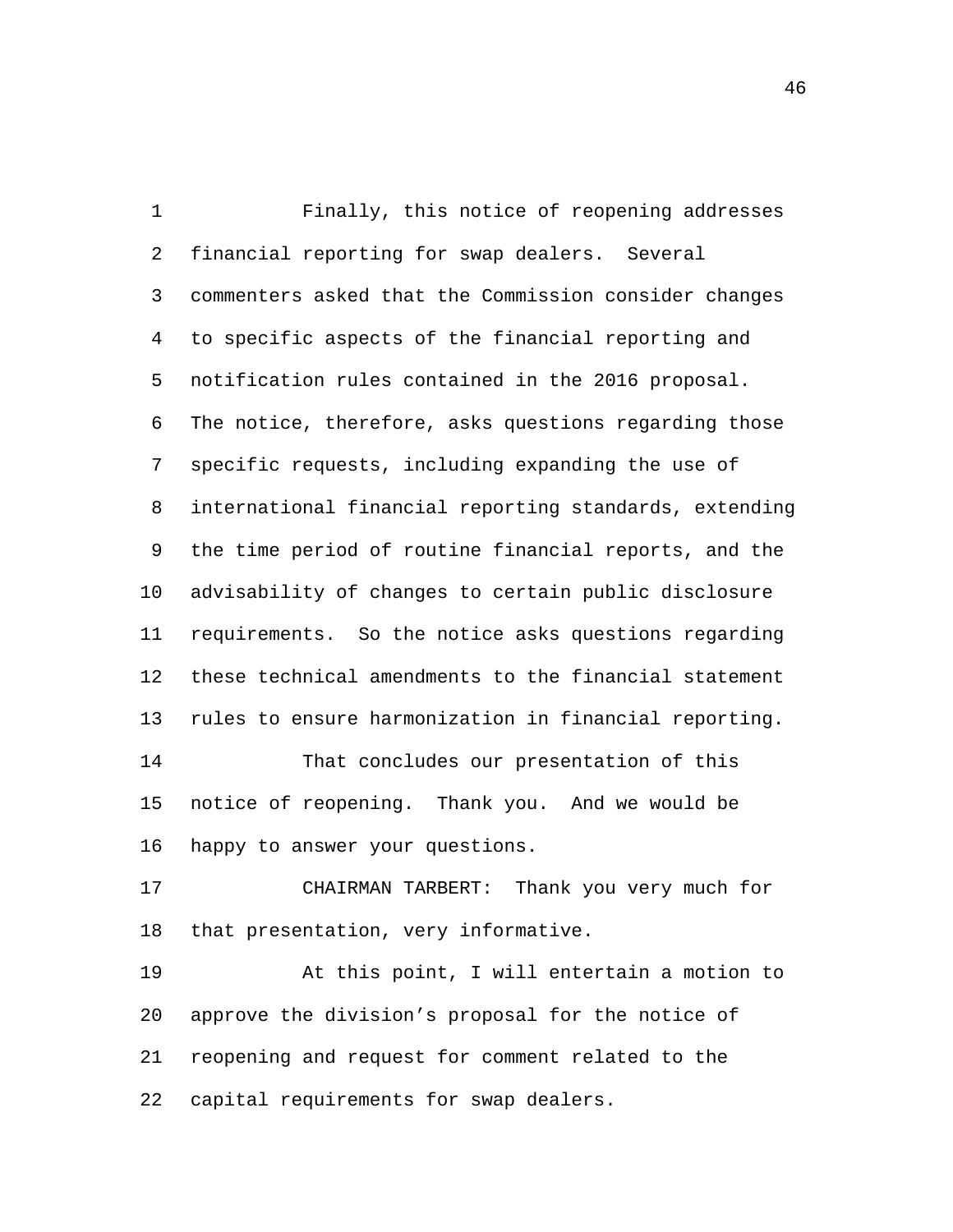Finally, this notice of reopening addresses financial reporting for swap dealers. Several commenters asked that the Commission consider changes to specific aspects of the financial reporting and notification rules contained in the 2016 proposal. The notice, therefore, asks questions regarding those specific requests, including expanding the use of international financial reporting standards, extending the time period of routine financial reports, and the advisability of changes to certain public disclosure requirements. So the notice asks questions regarding these technical amendments to the financial statement rules to ensure harmonization in financial reporting.

That concludes our presentation of this notice of reopening. Thank you. And we would be happy to answer your questions.

CHAIRMAN TARBERT: Thank you very much for that presentation, very informative.

At this point, I will entertain a motion to approve the division's proposal for the notice of reopening and request for comment related to the capital requirements for swap dealers.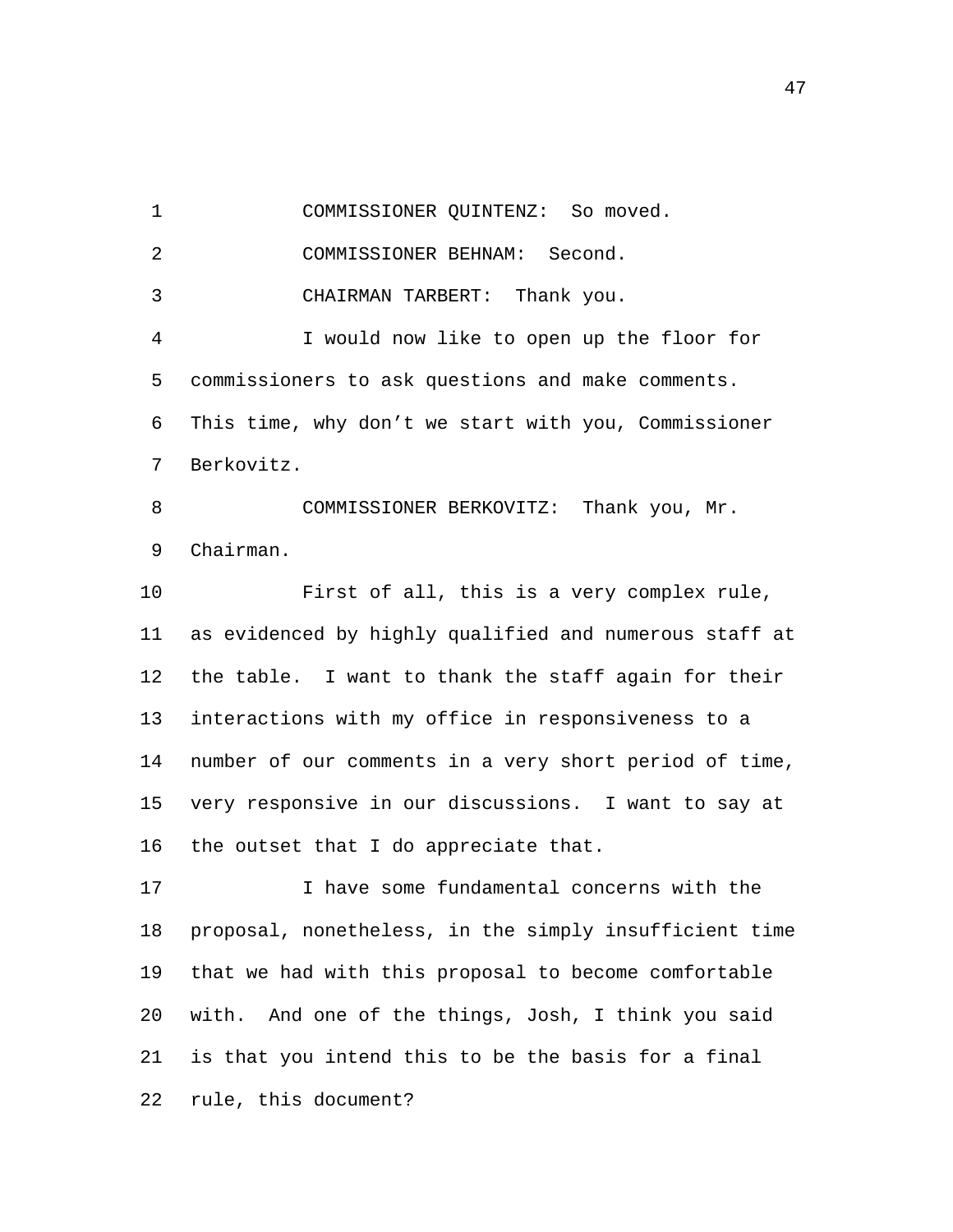COMMISSIONER QUINTENZ: So moved.

COMMISSIONER BEHNAM: Second.

CHAIRMAN TARBERT: Thank you.

I would now like to open up the floor for commissioners to ask questions and make comments. This time, why don't we start with you, Commissioner Berkovitz.

COMMISSIONER BERKOVITZ: Thank you, Mr. Chairman.

First of all, this is a very complex rule, as evidenced by highly qualified and numerous staff at the table. I want to thank the staff again for their interactions with my office in responsiveness to a number of our comments in a very short period of time, very responsive in our discussions. I want to say at the outset that I do appreciate that.

I have some fundamental concerns with the proposal, nonetheless, in the simply insufficient time that we had with this proposal to become comfortable with. And one of the things, Josh, I think you said is that you intend this to be the basis for a final rule, this document?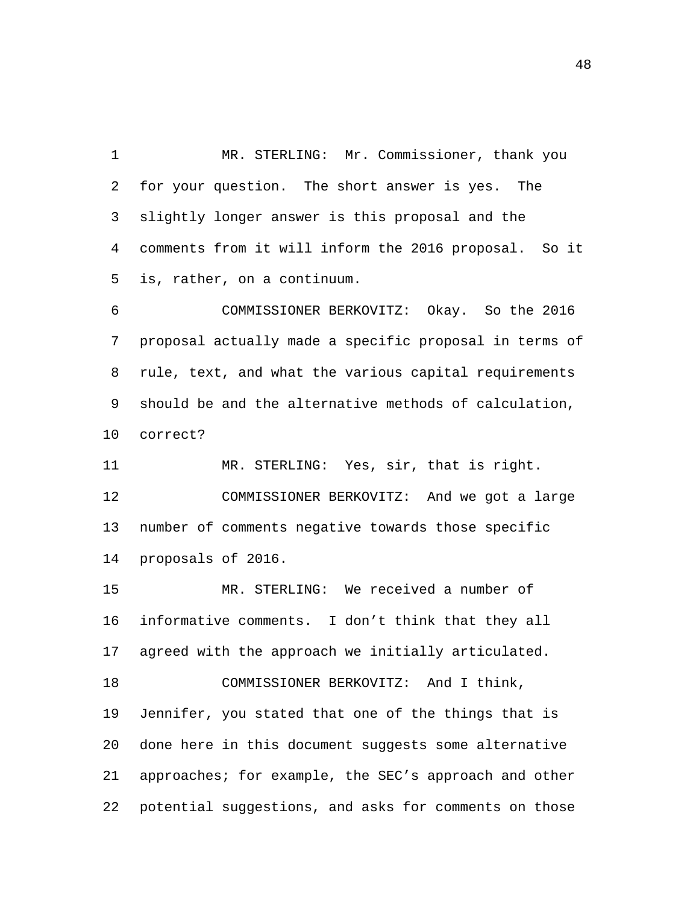MR. STERLING: Mr. Commissioner, thank you for your question. The short answer is yes. The slightly longer answer is this proposal and the comments from it will inform the 2016 proposal. So it is, rather, on a continuum.

COMMISSIONER BERKOVITZ: Okay. So the 2016 proposal actually made a specific proposal in terms of rule, text, and what the various capital requirements should be and the alternative methods of calculation, correct?

MR. STERLING: Yes, sir, that is right.

COMMISSIONER BERKOVITZ: And we got a large number of comments negative towards those specific proposals of 2016.

MR. STERLING: We received a number of informative comments. I don't think that they all agreed with the approach we initially articulated.

COMMISSIONER BERKOVITZ: And I think, Jennifer, you stated that one of the things that is done here in this document suggests some alternative approaches; for example, the SEC's approach and other potential suggestions, and asks for comments on those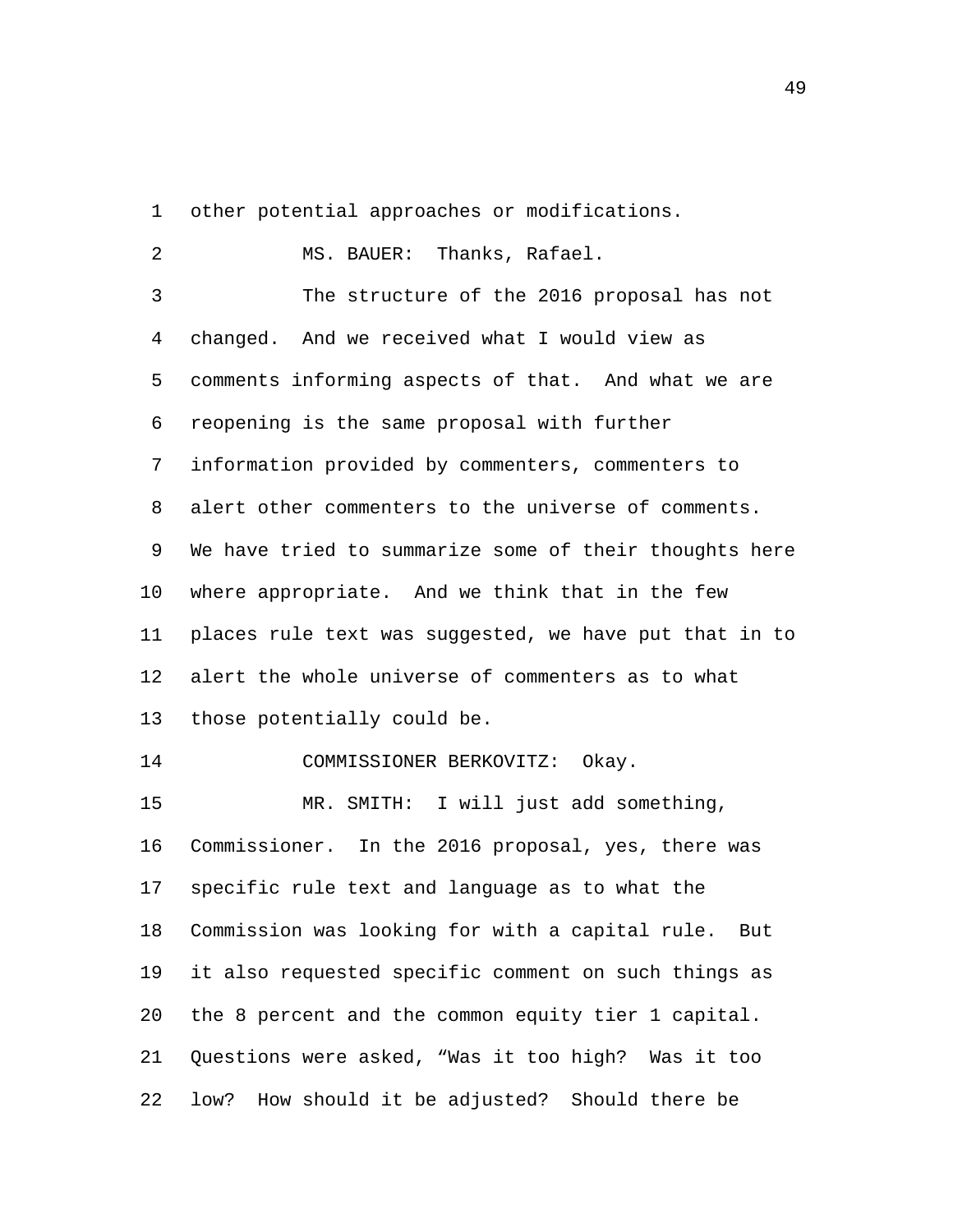other potential approaches or modifications.

MS. BAUER: Thanks, Rafael.

The structure of the 2016 proposal has not changed. And we received what I would view as comments informing aspects of that. And what we are reopening is the same proposal with further information provided by commenters, commenters to alert other commenters to the universe of comments. We have tried to summarize some of their thoughts here where appropriate. And we think that in the few places rule text was suggested, we have put that in to alert the whole universe of commenters as to what those potentially could be.

COMMISSIONER BERKOVITZ: Okay.

MR. SMITH: I will just add something, Commissioner. In the 2016 proposal, yes, there was specific rule text and language as to what the Commission was looking for with a capital rule. But it also requested specific comment on such things as the 8 percent and the common equity tier 1 capital. Questions were asked, “Was it too high? Was it too low? How should it be adjusted? Should there be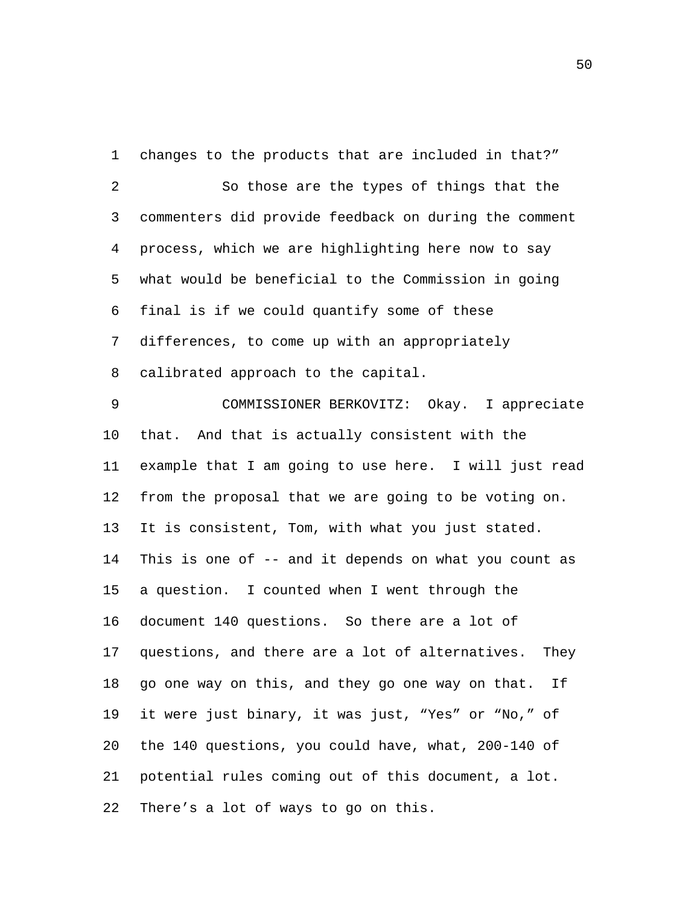changes to the products that are included in that?"

So those are the types of things that the commenters did provide feedback on during the comment process, which we are highlighting here now to say what would be beneficial to the Commission in going final is if we could quantify some of these differences, to come up with an appropriately calibrated approach to the capital.

COMMISSIONER BERKOVITZ: Okay. I appreciate that. And that is actually consistent with the example that I am going to use here. I will just read from the proposal that we are going to be voting on. It is consistent, Tom, with what you just stated. This is one of -- and it depends on what you count as a question. I counted when I went through the document 140 questions. So there are a lot of questions, and there are a lot of alternatives. They go one way on this, and they go one way on that. If it were just binary, it was just, "Yes" or "No," of the 140 questions, you could have, what, 200-140 of potential rules coming out of this document, a lot. There's a lot of ways to go on this.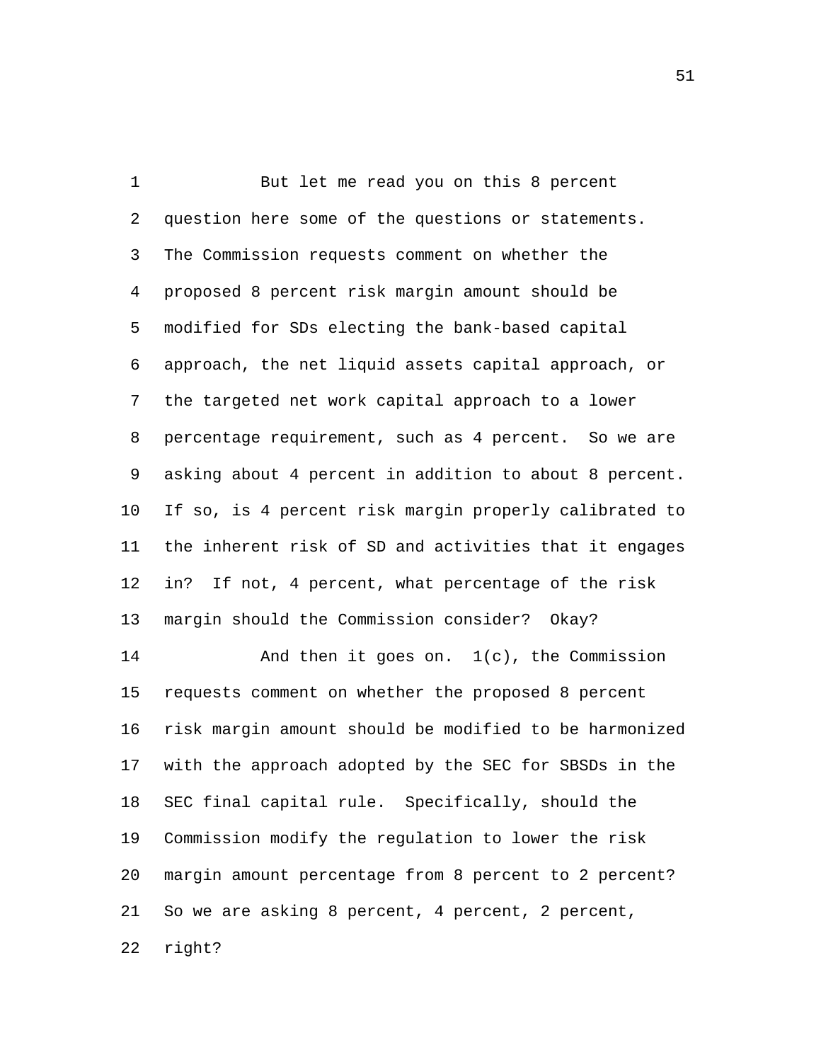But let me read you on this 8 percent question here some of the questions or statements. The Commission requests comment on whether the proposed 8 percent risk margin amount should be modified for SDs electing the bank-based capital approach, the net liquid assets capital approach, or the targeted net work capital approach to a lower percentage requirement, such as 4 percent. So we are asking about 4 percent in addition to about 8 percent. If so, is 4 percent risk margin properly calibrated to the inherent risk of SD and activities that it engages in? If not, 4 percent, what percentage of the risk margin should the Commission consider? Okay?

And then it goes on. 1(c), the Commission requests comment on whether the proposed 8 percent risk margin amount should be modified to be harmonized with the approach adopted by the SEC for SBSDs in the SEC final capital rule. Specifically, should the Commission modify the regulation to lower the risk margin amount percentage from 8 percent to 2 percent? So we are asking 8 percent, 4 percent, 2 percent, right?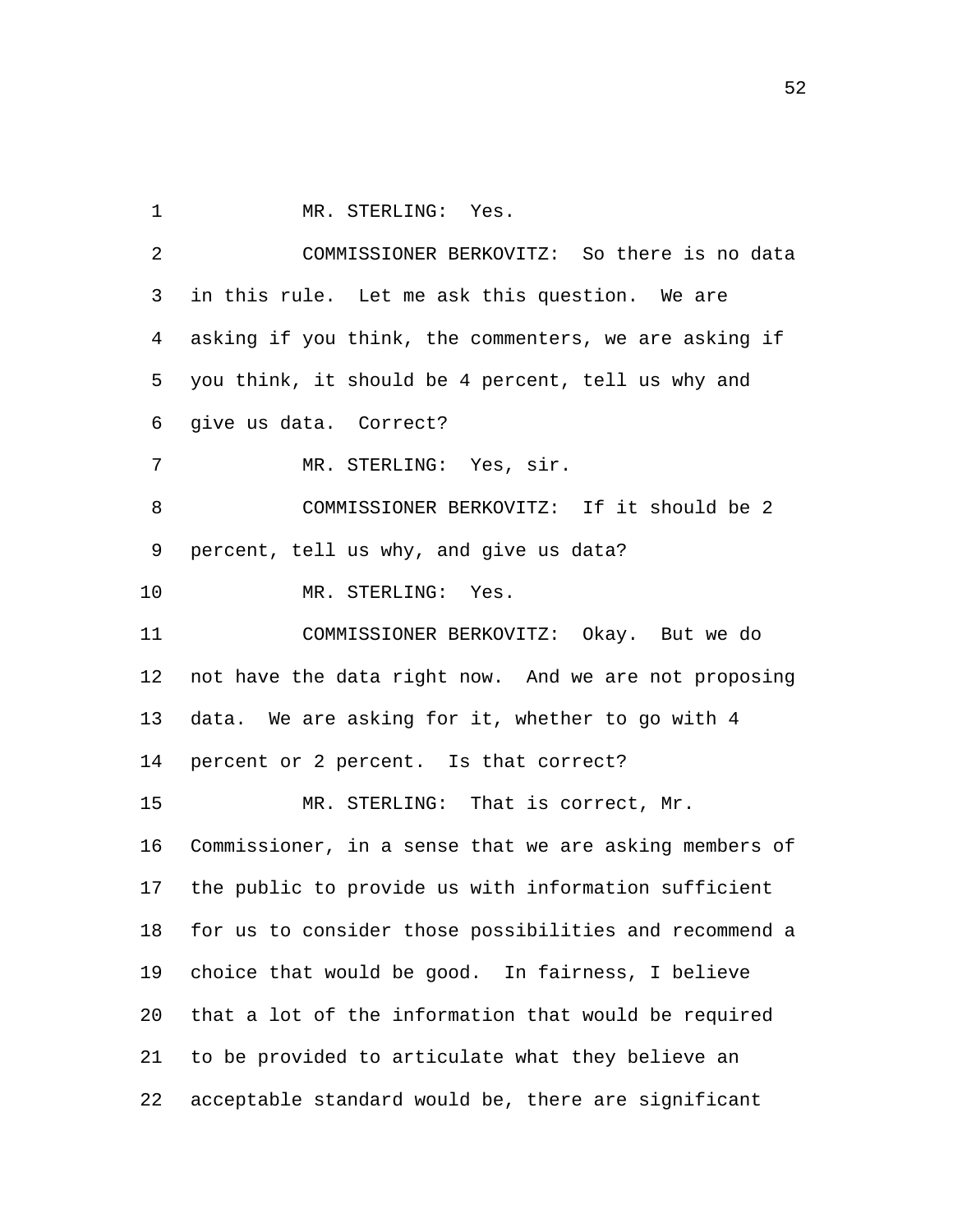MR. STERLING: Yes.

COMMISSIONER BERKOVITZ: So there is no data in this rule. Let me ask this question. We are asking if you think, the commenters, we are asking if you think, it should be 4 percent, tell us why and give us data. Correct?

MR. STERLING: Yes, sir.

COMMISSIONER BERKOVITZ: If it should be 2 percent, tell us why, and give us data?

MR. STERLING: Yes.

COMMISSIONER BERKOVITZ: Okay. But we do not have the data right now. And we are not proposing data. We are asking for it, whether to go with 4 percent or 2 percent. Is that correct?

MR. STERLING: That is correct, Mr. Commissioner, in a sense that we are asking members of the public to provide us with information sufficient for us to consider those possibilities and recommend a choice that would be good. In fairness, I believe that a lot of the information that would be required to be provided to articulate what they believe an acceptable standard would be, there are significant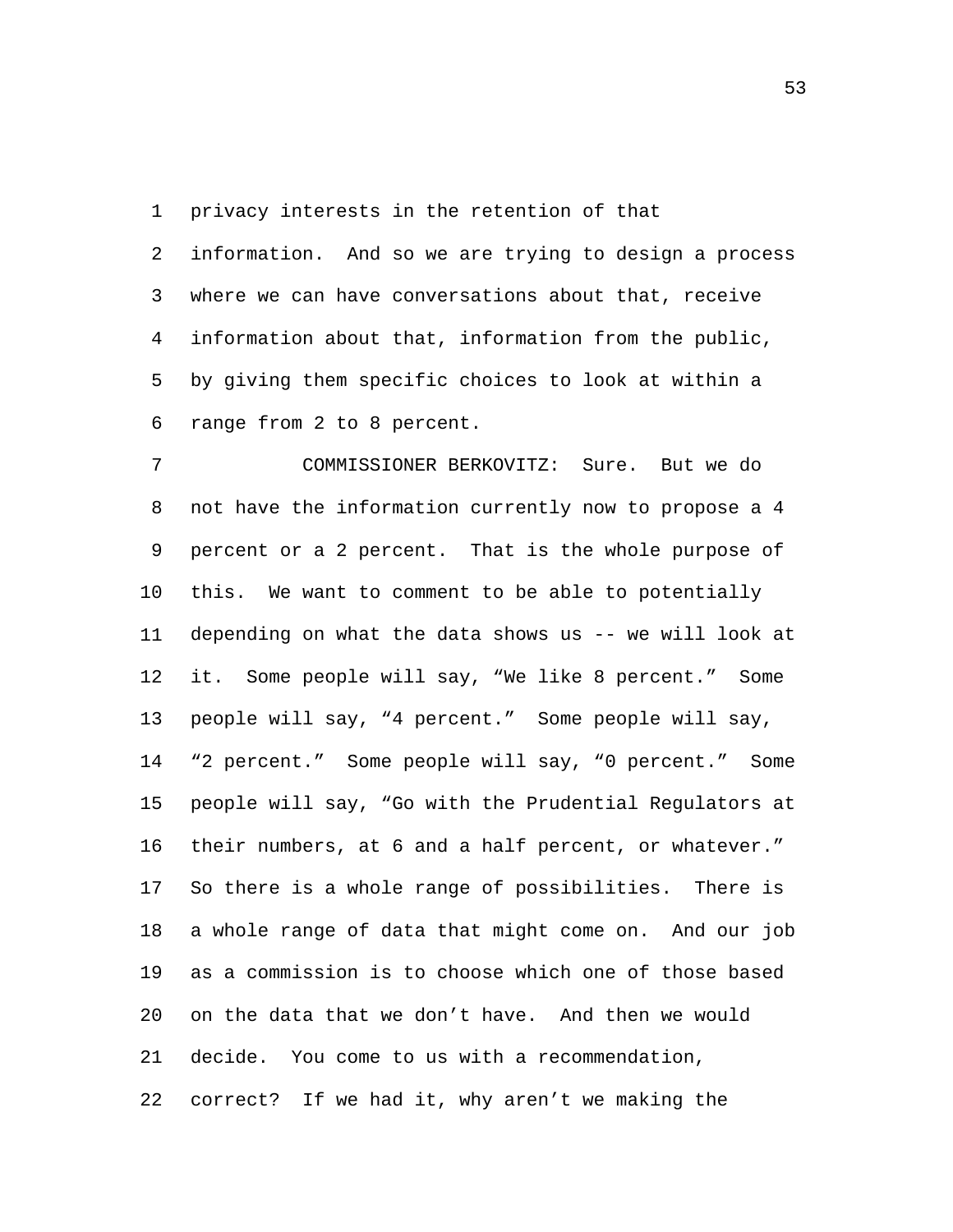privacy interests in the retention of that information. And so we are trying to design a process where we can have conversations about that, receive information about that, information from the public, by giving them specific choices to look at within a range from 2 to 8 percent.

COMMISSIONER BERKOVITZ: Sure. But we do not have the information currently now to propose a 4 percent or a 2 percent. That is the whole purpose of this. We want to comment to be able to potentially depending on what the data shows us -- we will look at it. Some people will say, “We like 8 percent.” Some people will say, “4 percent.” Some people will say, “2 percent.” Some people will say, “0 percent.” Some people will say, “Go with the Prudential Regulators at their numbers, at 6 and a half percent, or whatever.” So there is a whole range of possibilities. There is a whole range of data that might come on. And our job as a commission is to choose which one of those based on the data that we don’t have. And then we would decide. You come to us with a recommendation, correct? If we had it, why aren’t we making the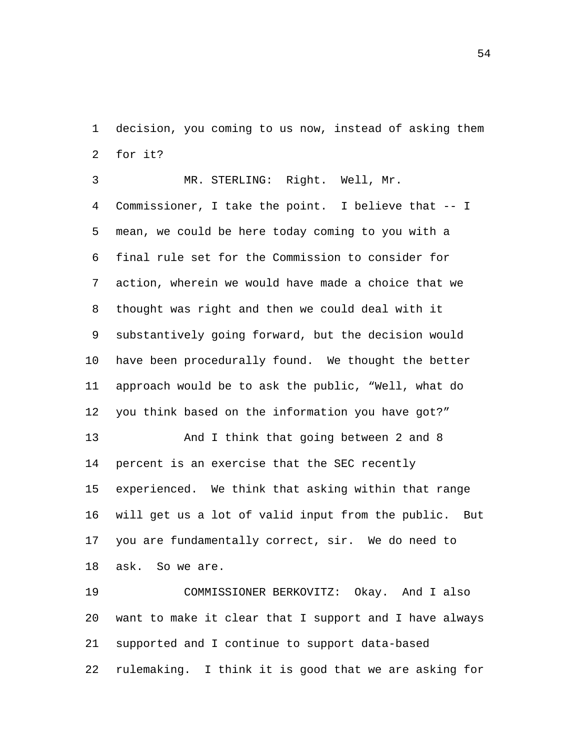decision, you coming to us now, instead of asking them for it?

MR. STERLING: Right. Well, Mr. Commissioner, I take the point. I believe that -- I mean, we could be here today coming to you with a final rule set for the Commission to consider for action, wherein we would have made a choice that we thought was right and then we could deal with it substantively going forward, but the decision would have been procedurally found. We thought the better approach would be to ask the public, “Well, what do you think based on the information you have got?”

And I think that going between 2 and 8 percent is an exercise that the SEC recently experienced. We think that asking within that range will get us a lot of valid input from the public. But you are fundamentally correct, sir. We do need to ask. So we are.

COMMISSIONER BERKOVITZ: Okay. And I also want to make it clear that I support and I have always supported and I continue to support data-based rulemaking. I think it is good that we are asking for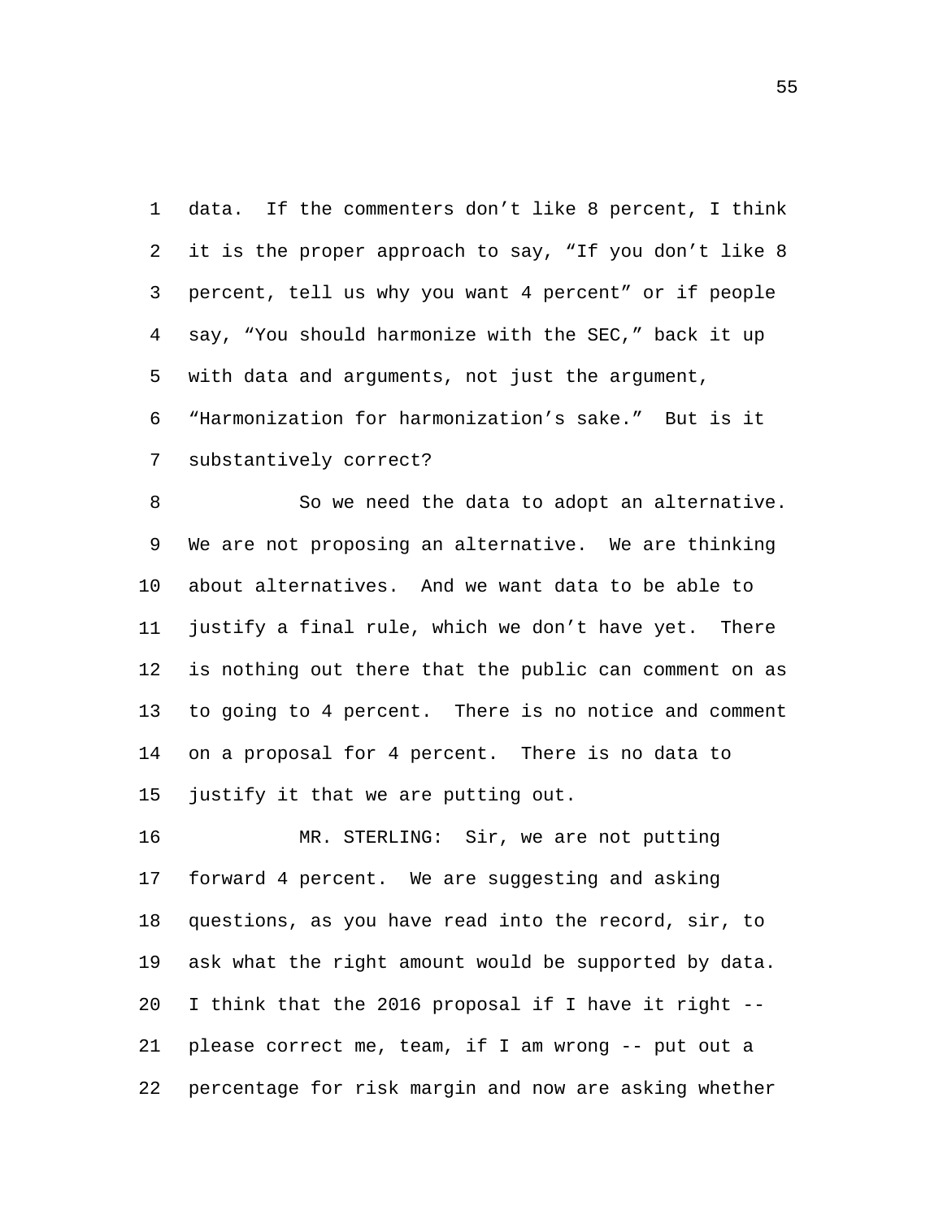data. If the commenters don’t like 8 percent, I think it is the proper approach to say, “If you don’t like 8 percent, tell us why you want 4 percent” or if people say, “You should harmonize with the SEC,” back it up with data and arguments, not just the argument, “Harmonization for harmonization’s sake.” But is it substantively correct?

So we need the data to adopt an alternative. We are not proposing an alternative. We are thinking about alternatives. And we want data to be able to justify a final rule, which we don’t have yet. There is nothing out there that the public can comment on as to going to 4 percent. There is no notice and comment on a proposal for 4 percent. There is no data to justify it that we are putting out.

MR. STERLING: Sir, we are not putting forward 4 percent. We are suggesting and asking questions, as you have read into the record, sir, to ask what the right amount would be supported by data. I think that the 2016 proposal if I have it right -- please correct me, team, if I am wrong -- put out a percentage for risk margin and now are asking whether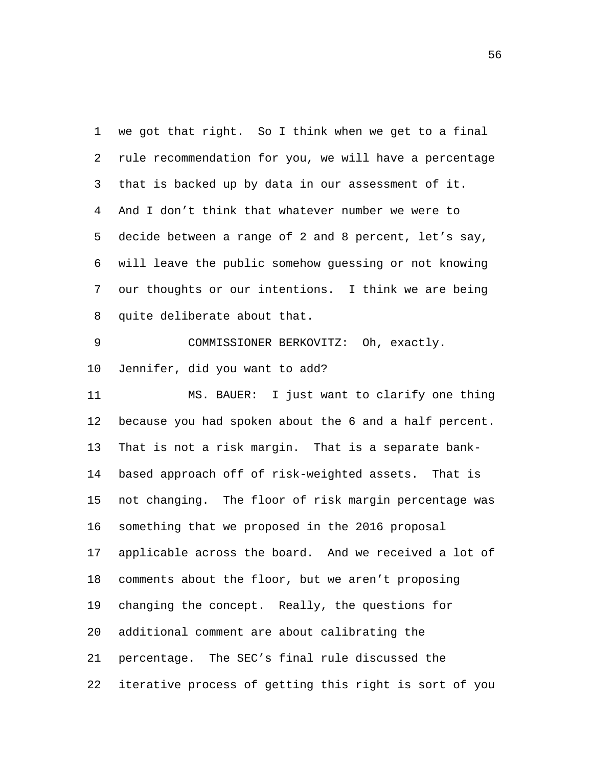1 we got that right. So I think when we get to a final
2 rule recommendation for you, we will have a percentage
3 that is backed up by data in our assessment of it.
4 And I don't think that whatever number we were to
5 decide between a range of 2 and 8 percent, let's say,
6 will leave the public somehow guessing or not knowing
7 our thoughts or our intentions. I think we are being
8 quite deliberate about that.
9 COMMISSIONER BERKOVITZ: Oh, exactly.
10 Jennifer, did you want to add?
11 MS. BAUER: I just want to clarify one thing
12 because you had spoken about the 6 and a half percent.
13 That is not a risk margin. That is a separate bank-
14 based approach off of risk-weighted assets. That is
15 not changing. The floor of risk margin percentage was
16 something that we proposed in the 2016 proposal
17 applicable across the board. And we received a lot of
18 comments about the floor, but we aren't proposing
19 changing the concept. Really, the questions for
20 additional comment are about calibrating the
21 percentage. The SEC's final rule discussed the
22 iterative process of getting this right is sort of you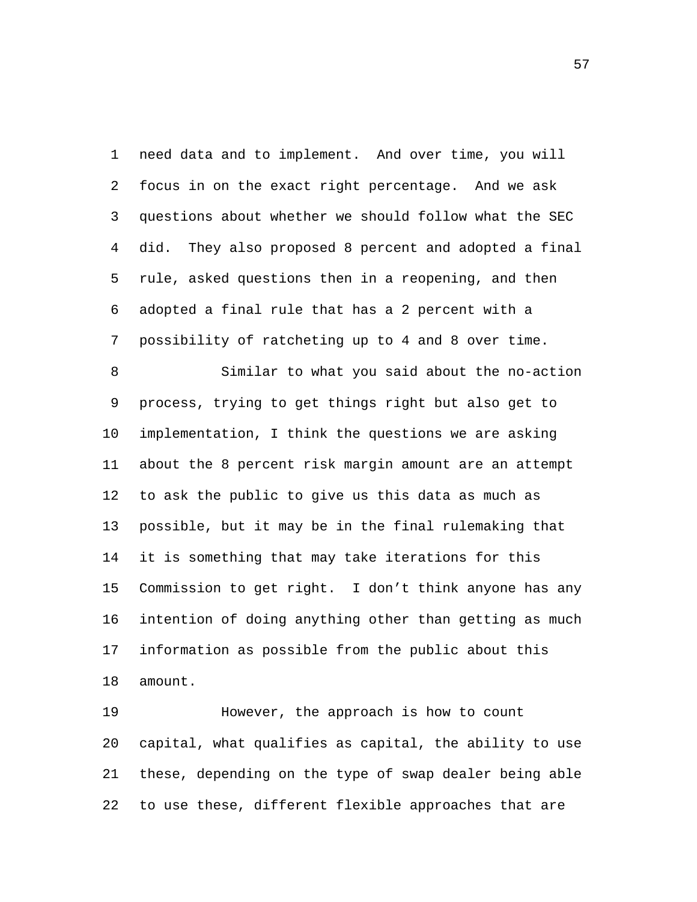need data and to implement. And over time, you will focus in on the exact right percentage. And we ask questions about whether we should follow what the SEC did. They also proposed 8 percent and adopted a final rule, asked questions then in a reopening, and then adopted a final rule that has a 2 percent with a possibility of ratcheting up to 4 and 8 over time.

Similar to what you said about the no-action process, trying to get things right but also get to implementation, I think the questions we are asking about the 8 percent risk margin amount are an attempt to ask the public to give us this data as much as possible, but it may be in the final rulemaking that it is something that may take iterations for this Commission to get right. I don't think anyone has any intention of doing anything other than getting as much information as possible from the public about this amount.

However, the approach is how to count capital, what qualifies as capital, the ability to use these, depending on the type of swap dealer being able to use these, different flexible approaches that are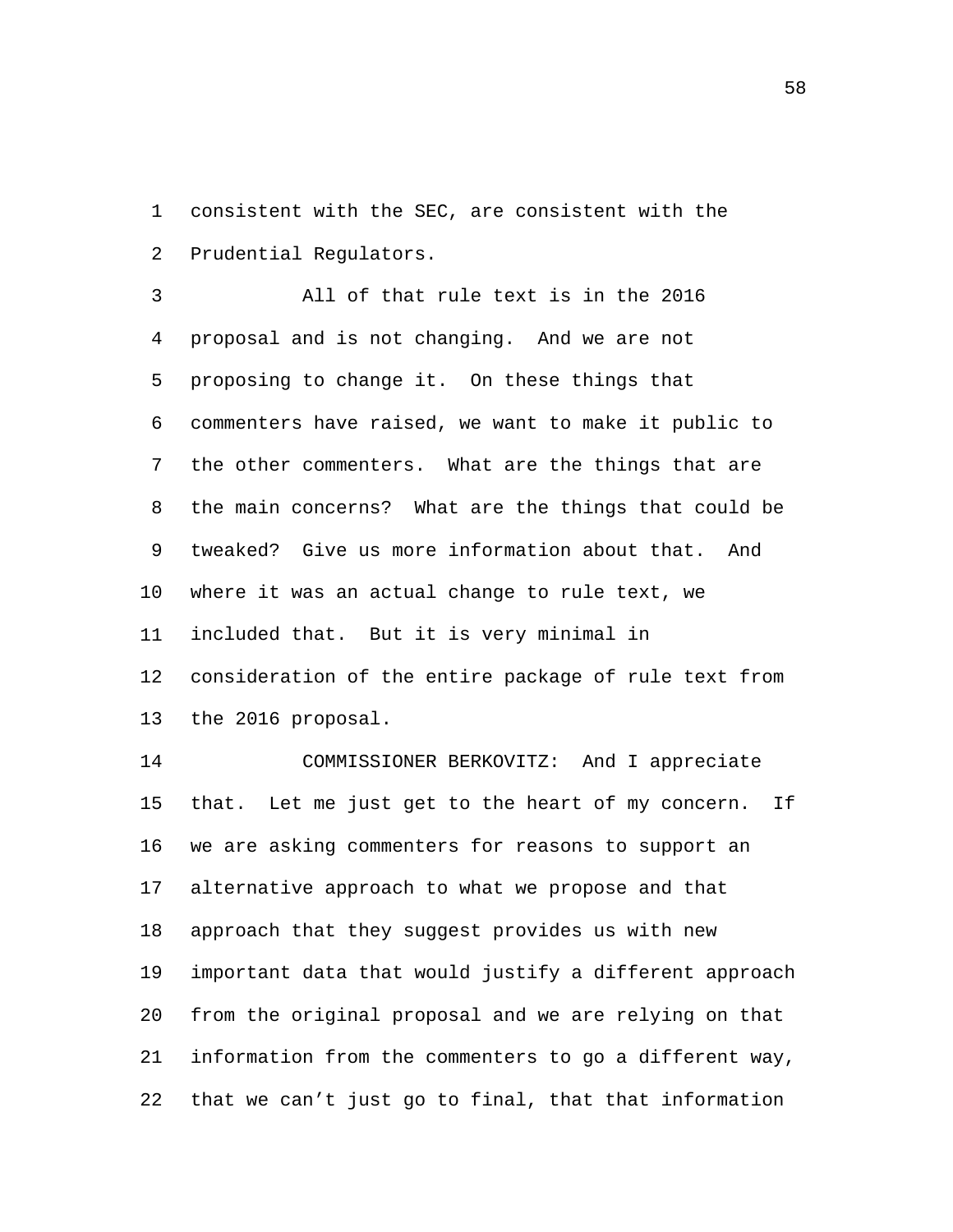consistent with the SEC, are consistent with the Prudential Regulators.

All of that rule text is in the 2016 proposal and is not changing. And we are not proposing to change it. On these things that commenters have raised, we want to make it public to the other commenters. What are the things that are the main concerns? What are the things that could be tweaked? Give us more information about that. And where it was an actual change to rule text, we included that. But it is very minimal in consideration of the entire package of rule text from the 2016 proposal.

COMMISSIONER BERKOVITZ: And I appreciate that. Let me just get to the heart of my concern. If we are asking commenters for reasons to support an alternative approach to what we propose and that approach that they suggest provides us with new important data that would justify a different approach from the original proposal and we are relying on that information from the commenters to go a different way, that we can't just go to final, that that information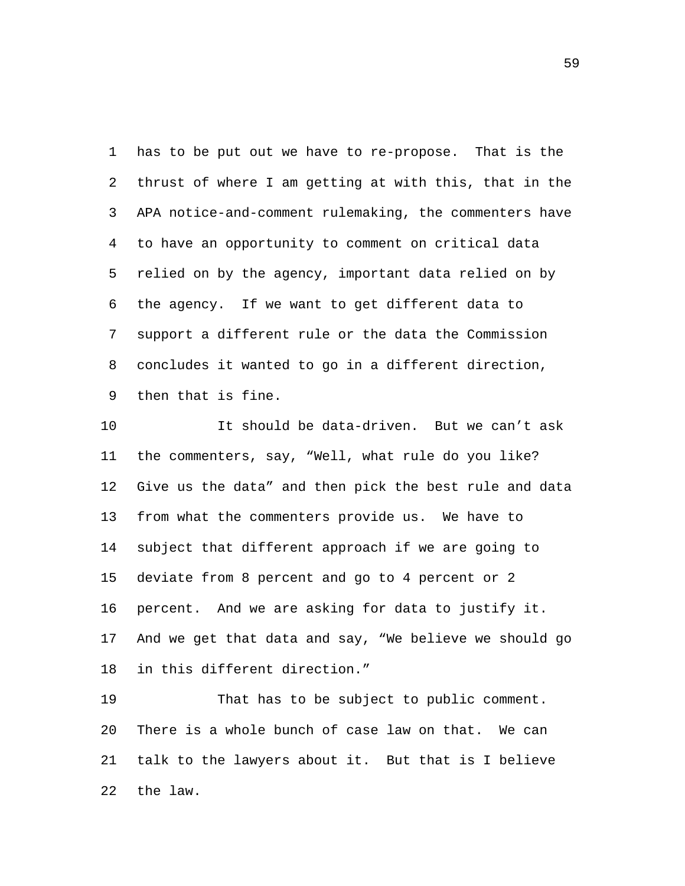has to be put out we have to re-propose. That is the thrust of where I am getting at with this, that in the APA notice-and-comment rulemaking, the commenters have to have an opportunity to comment on critical data relied on by the agency, important data relied on by the agency. If we want to get different data to support a different rule or the data the Commission concludes it wanted to go in a different direction, then that is fine.

It should be data-driven. But we can't ask the commenters, say, "Well, what rule do you like? Give us the data" and then pick the best rule and data from what the commenters provide us. We have to subject that different approach if we are going to deviate from 8 percent and go to 4 percent or 2 percent. And we are asking for data to justify it. And we get that data and say, "We believe we should go in this different direction."

That has to be subject to public comment. There is a whole bunch of case law on that. We can talk to the lawyers about it. But that is I believe the law.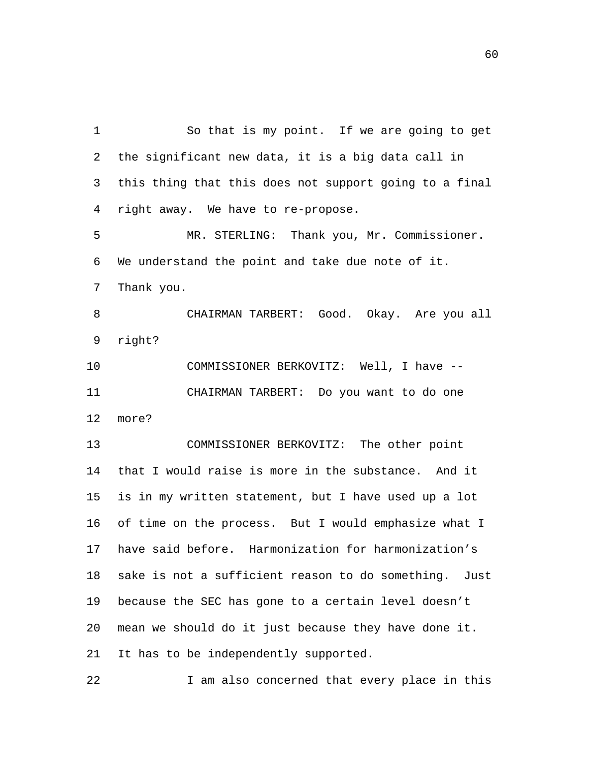So that is my point. If we are going to get the significant new data, it is a big data call in this thing that this does not support going to a final right away. We have to re-propose.

MR. STERLING: Thank you, Mr. Commissioner. We understand the point and take due note of it. Thank you.

CHAIRMAN TARBERT: Good. Okay. Are you all right?

COMMISSIONER BERKOVITZ: Well, I have --

CHAIRMAN TARBERT: Do you want to do one more?

COMMISSIONER BERKOVITZ: The other point that I would raise is more in the substance. And it is in my written statement, but I have used up a lot of time on the process. But I would emphasize what I have said before. Harmonization for harmonization's sake is not a sufficient reason to do something. Just because the SEC has gone to a certain level doesn't mean we should do it just because they have done it. It has to be independently supported.

I am also concerned that every place in this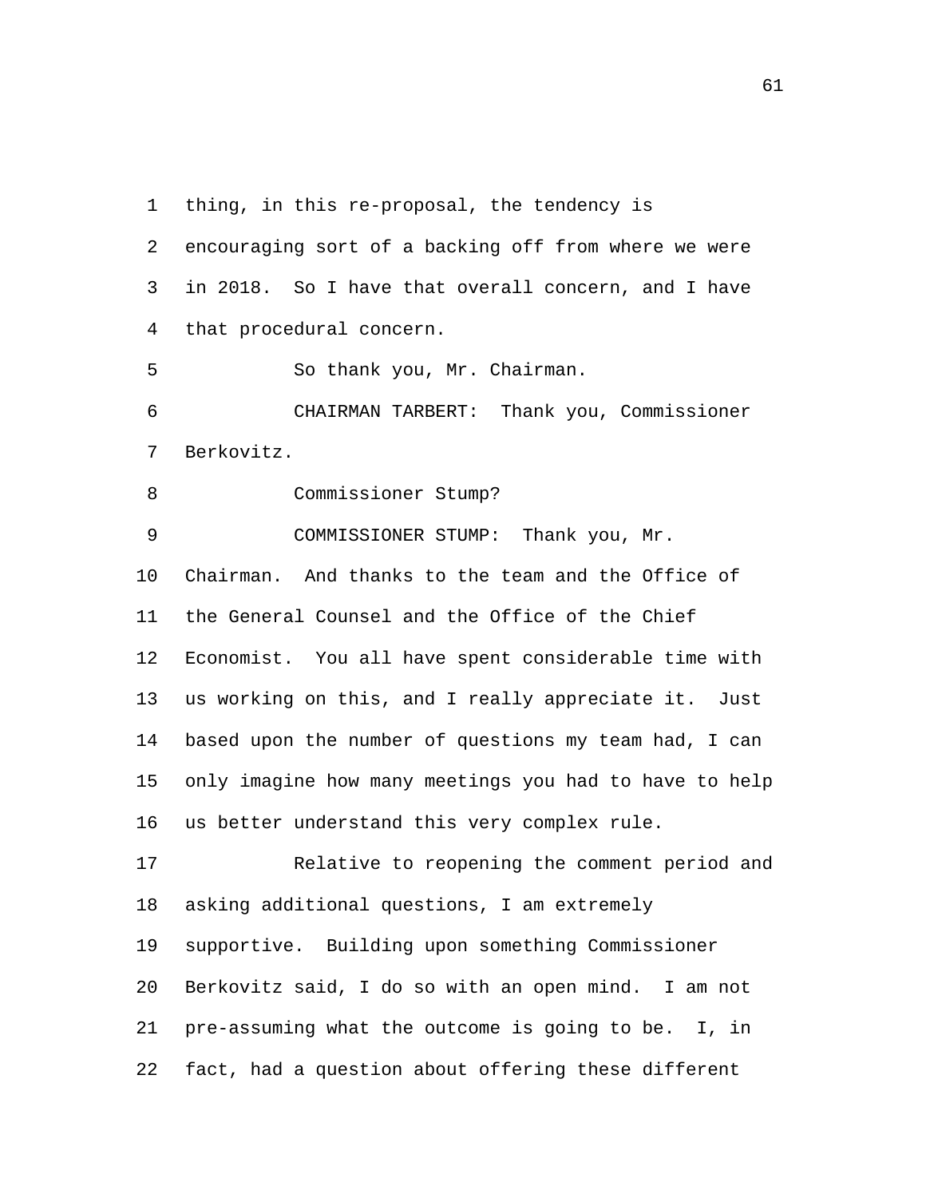thing, in this re-proposal, the tendency is encouraging sort of a backing off from where we were in 2018. So I have that overall concern, and I have that procedural concern.

So thank you, Mr. Chairman.

CHAIRMAN TARBERT: Thank you, Commissioner Berkovitz.

Commissioner Stump?

COMMISSIONER STUMP: Thank you, Mr. Chairman. And thanks to the team and the Office of the General Counsel and the Office of the Chief Economist. You all have spent considerable time with us working on this, and I really appreciate it. Just based upon the number of questions my team had, I can only imagine how many meetings you had to have to help us better understand this very complex rule.

Relative to reopening the comment period and asking additional questions, I am extremely supportive. Building upon something Commissioner Berkovitz said, I do so with an open mind. I am not pre-assuming what the outcome is going to be. I, in fact, had a question about offering these different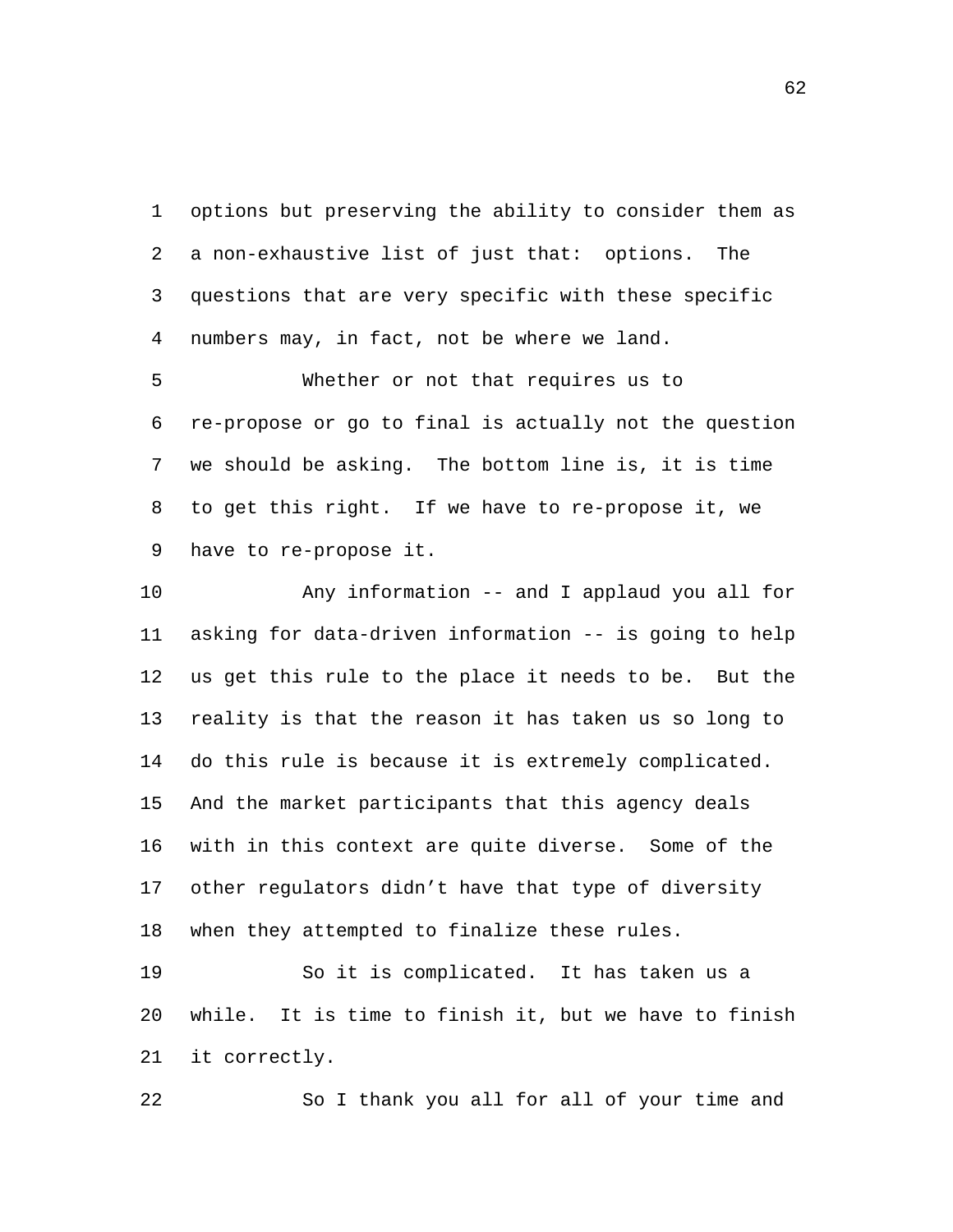options but preserving the ability to consider them as a non-exhaustive list of just that: options. The questions that are very specific with these specific numbers may, in fact, not be where we land.

Whether or not that requires us to re-propose or go to final is actually not the question we should be asking. The bottom line is, it is time to get this right. If we have to re-propose it, we have to re-propose it.

Any information -- and I applaud you all for asking for data-driven information -- is going to help us get this rule to the place it needs to be. But the reality is that the reason it has taken us so long to do this rule is because it is extremely complicated. And the market participants that this agency deals with in this context are quite diverse. Some of the other regulators didn't have that type of diversity when they attempted to finalize these rules.

So it is complicated. It has taken us a while. It is time to finish it, but we have to finish it correctly.

So I thank you all for all of your time and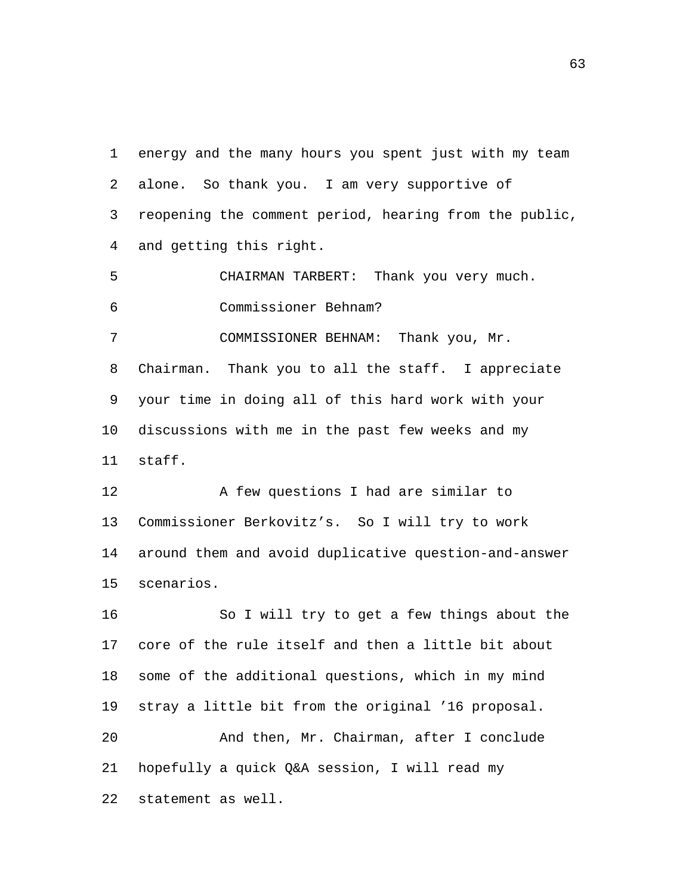energy and the many hours you spent just with my team alone. So thank you. I am very supportive of reopening the comment period, hearing from the public, and getting this right.

CHAIRMAN TARBERT: Thank you very much.

Commissioner Behnam?

COMMISSIONER BEHNAM: Thank you, Mr. Chairman. Thank you to all the staff. I appreciate your time in doing all of this hard work with your discussions with me in the past few weeks and my staff.

A few questions I had are similar to Commissioner Berkovitz's. So I will try to work around them and avoid duplicative question-and-answer scenarios.

So I will try to get a few things about the core of the rule itself and then a little bit about some of the additional questions, which in my mind stray a little bit from the original '16 proposal.

And then, Mr. Chairman, after I conclude hopefully a quick Q&A session, I will read my statement as well.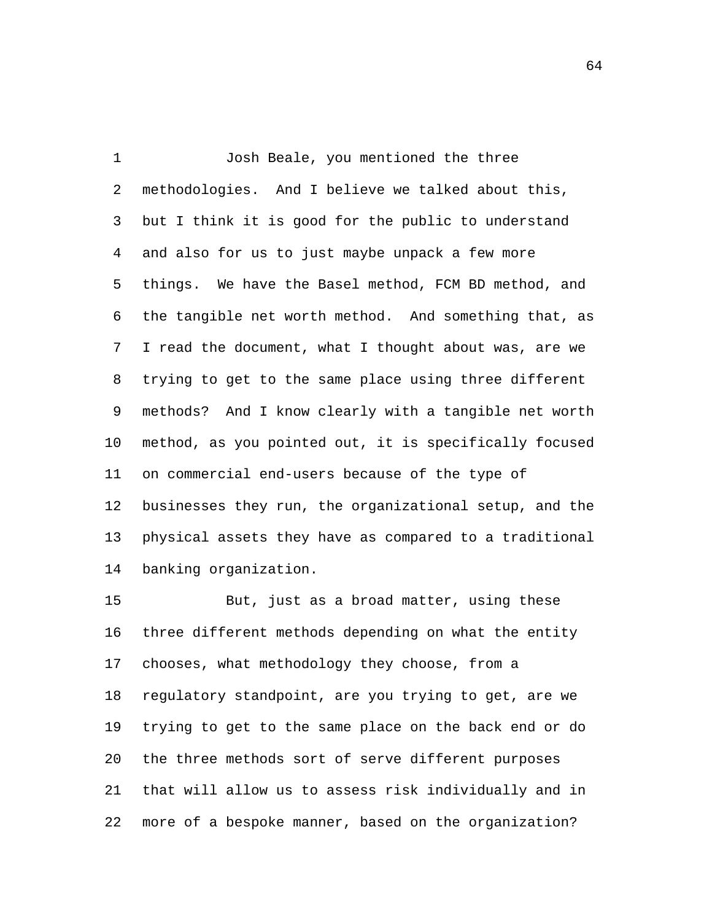Josh Beale, you mentioned the three methodologies. And I believe we talked about this, but I think it is good for the public to understand and also for us to just maybe unpack a few more things. We have the Basel method, FCM BD method, and the tangible net worth method. And something that, as I read the document, what I thought about was, are we trying to get to the same place using three different methods? And I know clearly with a tangible net worth method, as you pointed out, it is specifically focused on commercial end-users because of the type of businesses they run, the organizational setup, and the physical assets they have as compared to a traditional banking organization.

But, just as a broad matter, using these three different methods depending on what the entity chooses, what methodology they choose, from a regulatory standpoint, are you trying to get, are we trying to get to the same place on the back end or do the three methods sort of serve different purposes that will allow us to assess risk individually and in more of a bespoke manner, based on the organization?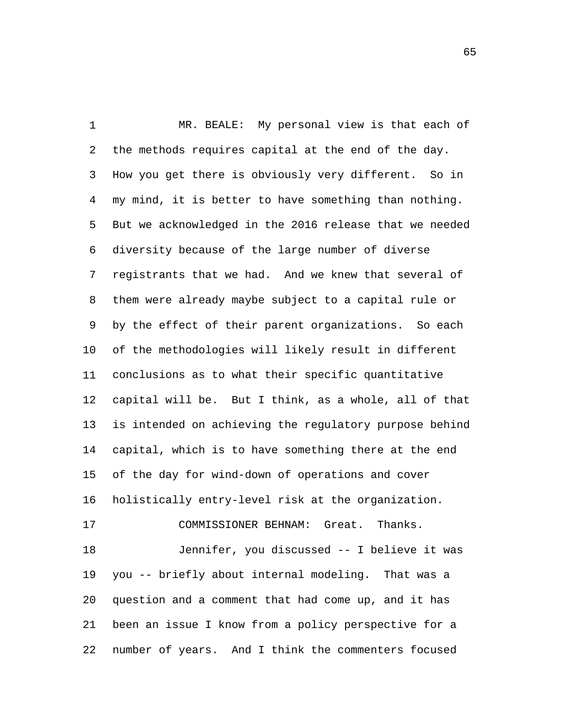MR. BEALE: My personal view is that each of the methods requires capital at the end of the day. How you get there is obviously very different. So in my mind, it is better to have something than nothing. But we acknowledged in the 2016 release that we needed diversity because of the large number of diverse registrants that we had. And we knew that several of them were already maybe subject to a capital rule or by the effect of their parent organizations. So each of the methodologies will likely result in different conclusions as to what their specific quantitative capital will be. But I think, as a whole, all of that is intended on achieving the regulatory purpose behind capital, which is to have something there at the end of the day for wind-down of operations and cover holistically entry-level risk at the organization.

COMMISSIONER BEHNAM: Great. Thanks.

Jennifer, you discussed -- I believe it was you -- briefly about internal modeling. That was a question and a comment that had come up, and it has been an issue I know from a policy perspective for a number of years. And I think the commenters focused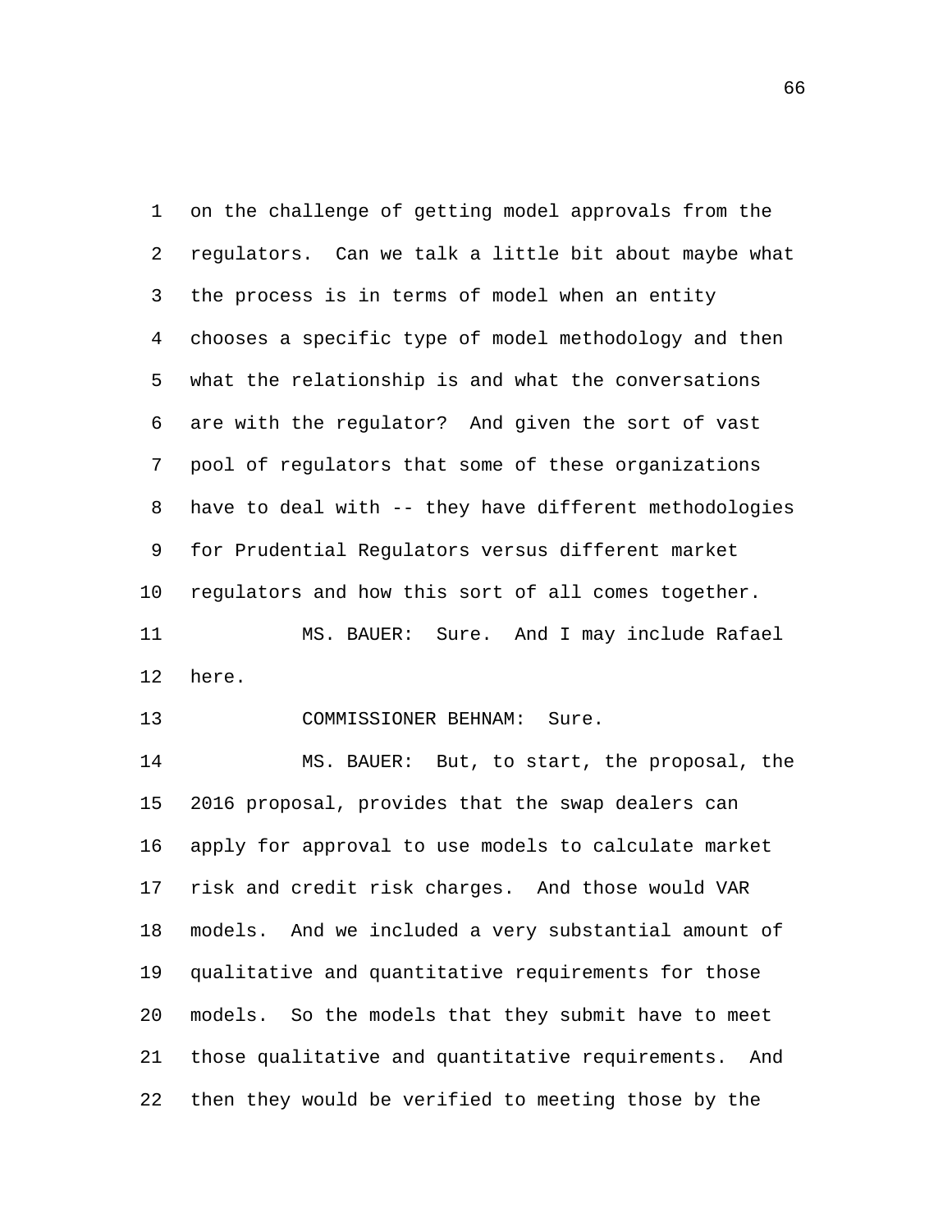on the challenge of getting model approvals from the regulators. Can we talk a little bit about maybe what the process is in terms of model when an entity chooses a specific type of model methodology and then what the relationship is and what the conversations are with the regulator? And given the sort of vast pool of regulators that some of these organizations have to deal with -- they have different methodologies for Prudential Regulators versus different market regulators and how this sort of all comes together.

MS. BAUER: Sure. And I may include Rafael here.

COMMISSIONER BEHNAM: Sure.

MS. BAUER: But, to start, the proposal, the 2016 proposal, provides that the swap dealers can apply for approval to use models to calculate market risk and credit risk charges. And those would VAR models. And we included a very substantial amount of qualitative and quantitative requirements for those models. So the models that they submit have to meet those qualitative and quantitative requirements. And then they would be verified to meeting those by the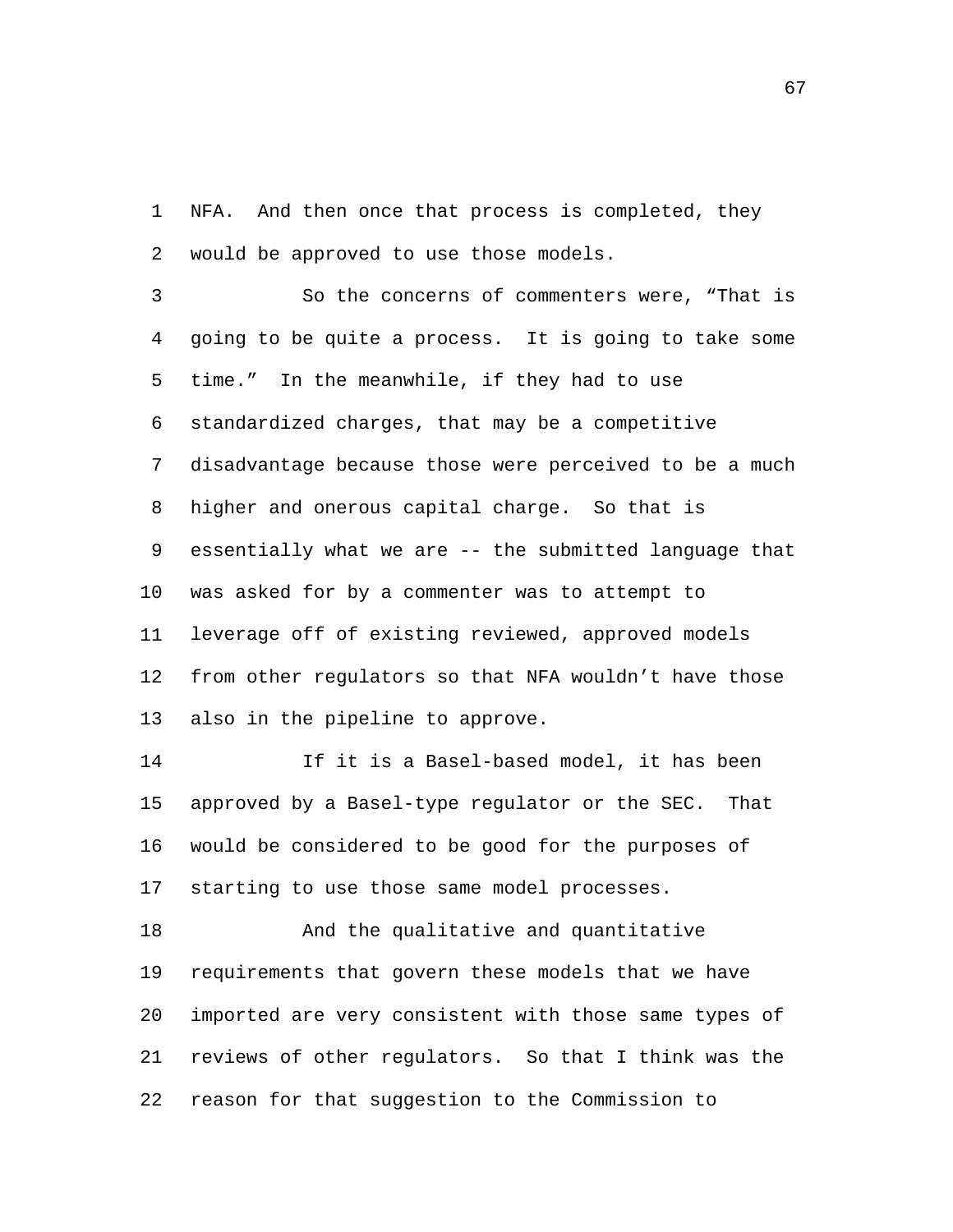NFA. And then once that process is completed, they would be approved to use those models.

So the concerns of commenters were, “That is going to be quite a process. It is going to take some time.” In the meanwhile, if they had to use standardized charges, that may be a competitive disadvantage because those were perceived to be a much higher and onerous capital charge. So that is essentially what we are -- the submitted language that was asked for by a commenter was to attempt to leverage off of existing reviewed, approved models from other regulators so that NFA wouldn’t have those also in the pipeline to approve.

If it is a Basel-based model, it has been approved by a Basel-type regulator or the SEC. That would be considered to be good for the purposes of starting to use those same model processes.

And the qualitative and quantitative requirements that govern these models that we have imported are very consistent with those same types of reviews of other regulators. So that I think was the reason for that suggestion to the Commission to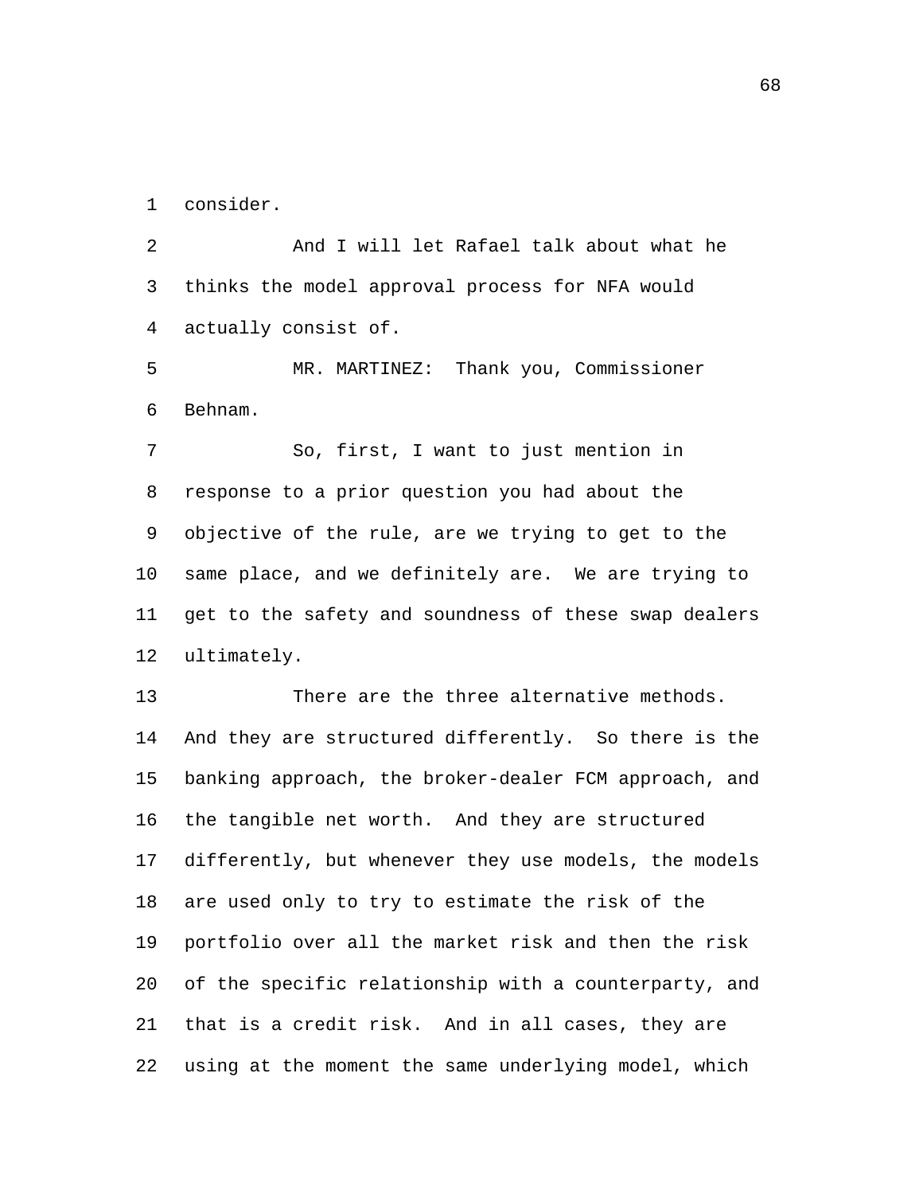consider.

And I will let Rafael talk about what he thinks the model approval process for NFA would actually consist of.

MR. MARTINEZ: Thank you, Commissioner Behnam.

So, first, I want to just mention in response to a prior question you had about the objective of the rule, are we trying to get to the same place, and we definitely are. We are trying to get to the safety and soundness of these swap dealers ultimately.

There are the three alternative methods. And they are structured differently. So there is the banking approach, the broker-dealer FCM approach, and the tangible net worth. And they are structured differently, but whenever they use models, the models are used only to try to estimate the risk of the portfolio over all the market risk and then the risk of the specific relationship with a counterparty, and that is a credit risk. And in all cases, they are using at the moment the same underlying model, which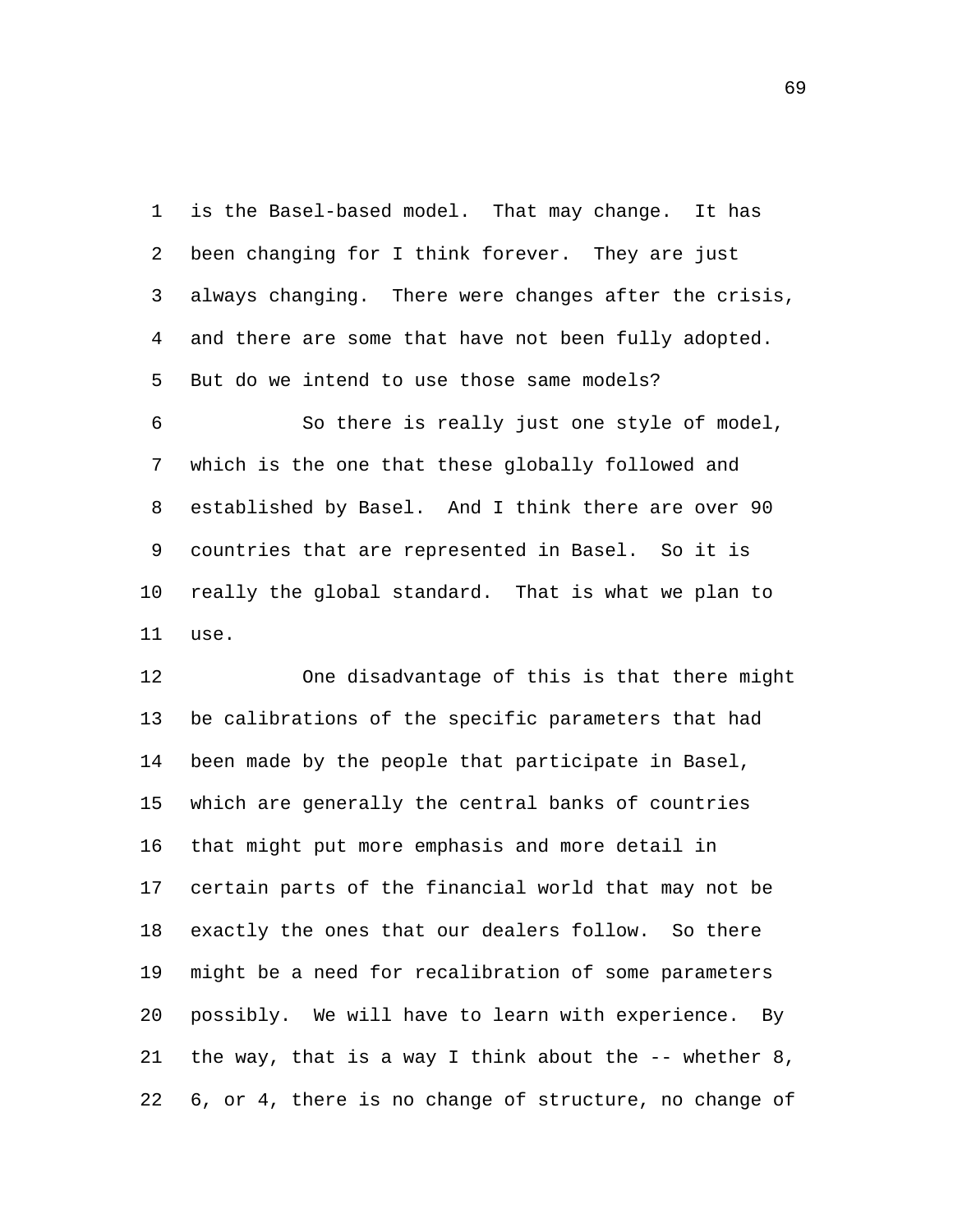is the Basel-based model. That may change. It has been changing for I think forever. They are just always changing. There were changes after the crisis, and there are some that have not been fully adopted. But do we intend to use those same models?

So there is really just one style of model, which is the one that these globally followed and established by Basel. And I think there are over 90 countries that are represented in Basel. So it is really the global standard. That is what we plan to use.

One disadvantage of this is that there might be calibrations of the specific parameters that had been made by the people that participate in Basel, which are generally the central banks of countries that might put more emphasis and more detail in certain parts of the financial world that may not be exactly the ones that our dealers follow. So there might be a need for recalibration of some parameters possibly. We will have to learn with experience. By the way, that is a way I think about the -- whether 8, 6, or 4, there is no change of structure, no change of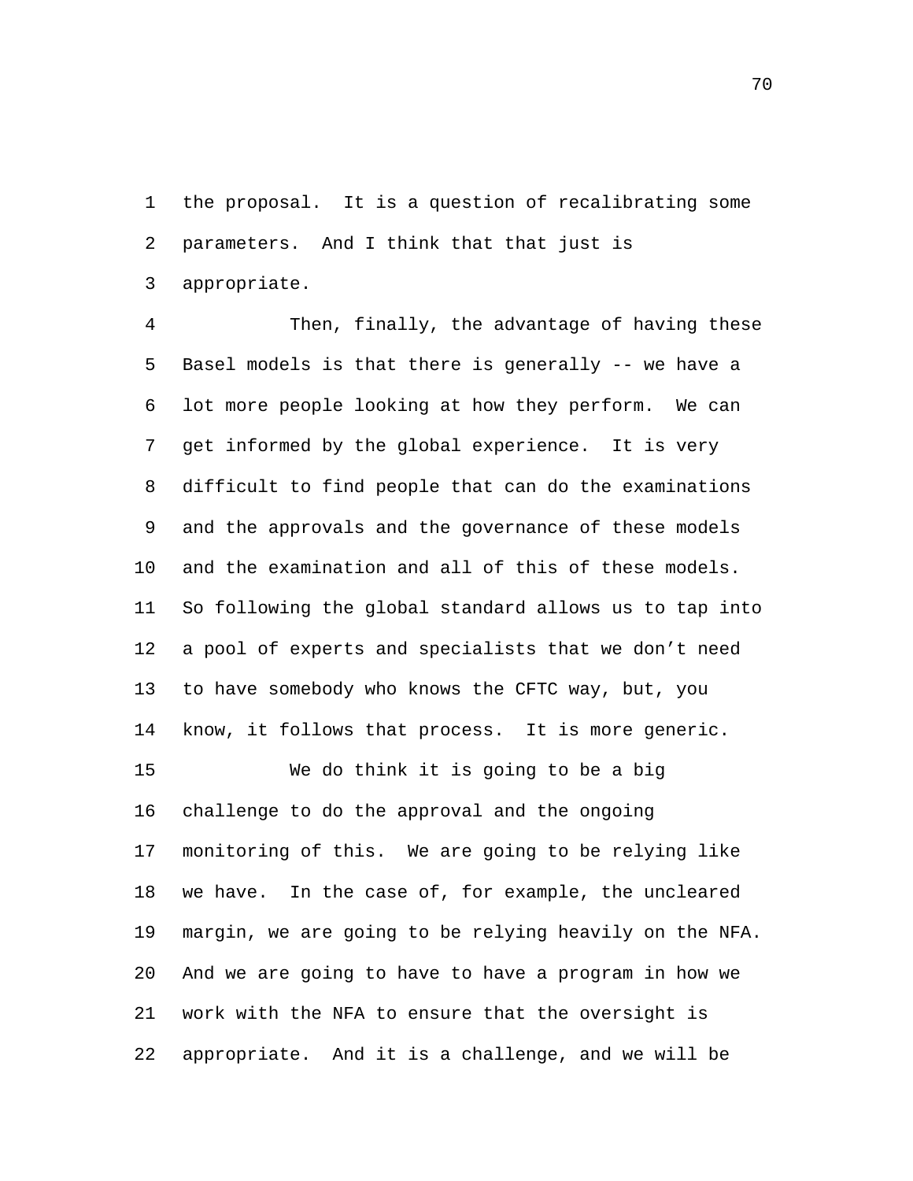the proposal. It is a question of recalibrating some parameters. And I think that that just is appropriate.

Then, finally, the advantage of having these Basel models is that there is generally -- we have a lot more people looking at how they perform. We can get informed by the global experience. It is very difficult to find people that can do the examinations and the approvals and the governance of these models and the examination and all of this of these models. So following the global standard allows us to tap into a pool of experts and specialists that we don't need to have somebody who knows the CFTC way, but, you know, it follows that process. It is more generic.

We do think it is going to be a big challenge to do the approval and the ongoing monitoring of this. We are going to be relying like we have. In the case of, for example, the uncleared margin, we are going to be relying heavily on the NFA. And we are going to have to have a program in how we work with the NFA to ensure that the oversight is appropriate. And it is a challenge, and we will be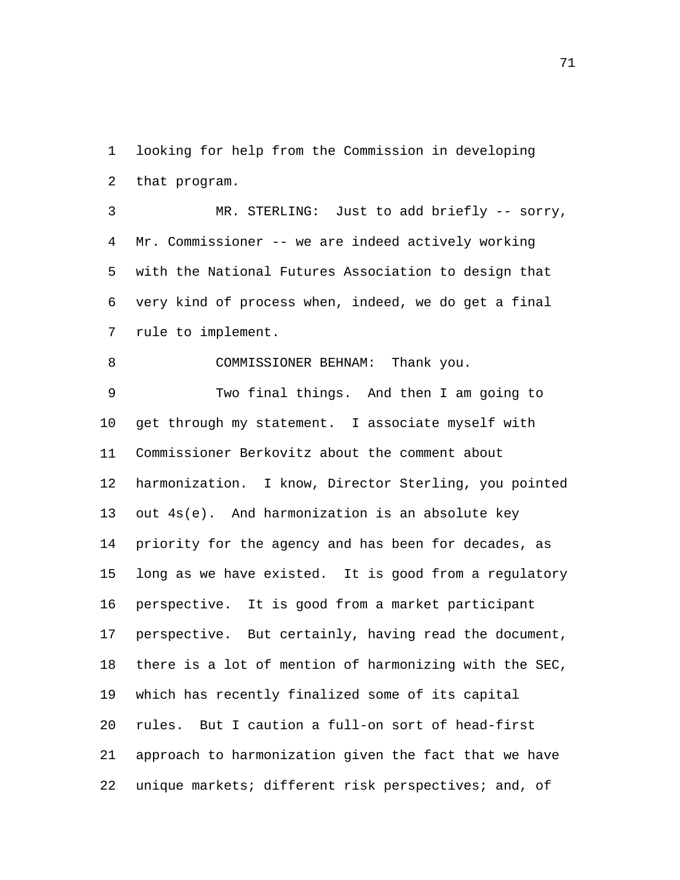looking for help from the Commission in developing that program.

MR. STERLING: Just to add briefly -- sorry, Mr. Commissioner -- we are indeed actively working with the National Futures Association to design that very kind of process when, indeed, we do get a final rule to implement.

COMMISSIONER BEHNAM: Thank you.

Two final things. And then I am going to get through my statement. I associate myself with Commissioner Berkovitz about the comment about harmonization. I know, Director Sterling, you pointed out 4s(e). And harmonization is an absolute key priority for the agency and has been for decades, as long as we have existed. It is good from a regulatory perspective. It is good from a market participant perspective. But certainly, having read the document, there is a lot of mention of harmonizing with the SEC, which has recently finalized some of its capital rules. But I caution a full-on sort of head-first approach to harmonization given the fact that we have unique markets; different risk perspectives; and, of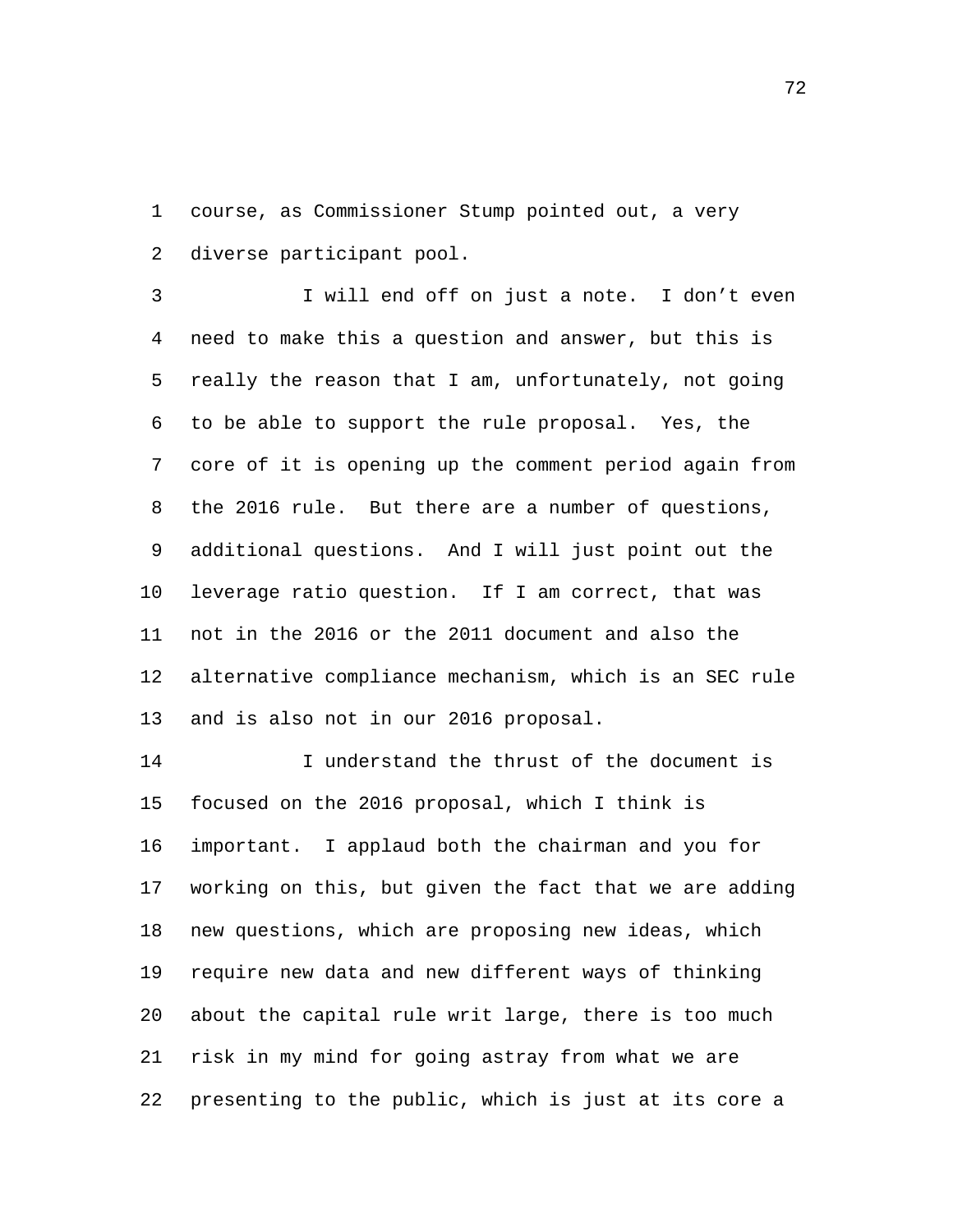course, as Commissioner Stump pointed out, a very diverse participant pool.

I will end off on just a note. I don't even need to make this a question and answer, but this is really the reason that I am, unfortunately, not going to be able to support the rule proposal. Yes, the core of it is opening up the comment period again from the 2016 rule. But there are a number of questions, additional questions. And I will just point out the leverage ratio question. If I am correct, that was not in the 2016 or the 2011 document and also the alternative compliance mechanism, which is an SEC rule and is also not in our 2016 proposal.

I understand the thrust of the document is focused on the 2016 proposal, which I think is important. I applaud both the chairman and you for working on this, but given the fact that we are adding new questions, which are proposing new ideas, which require new data and new different ways of thinking about the capital rule writ large, there is too much risk in my mind for going astray from what we are presenting to the public, which is just at its core a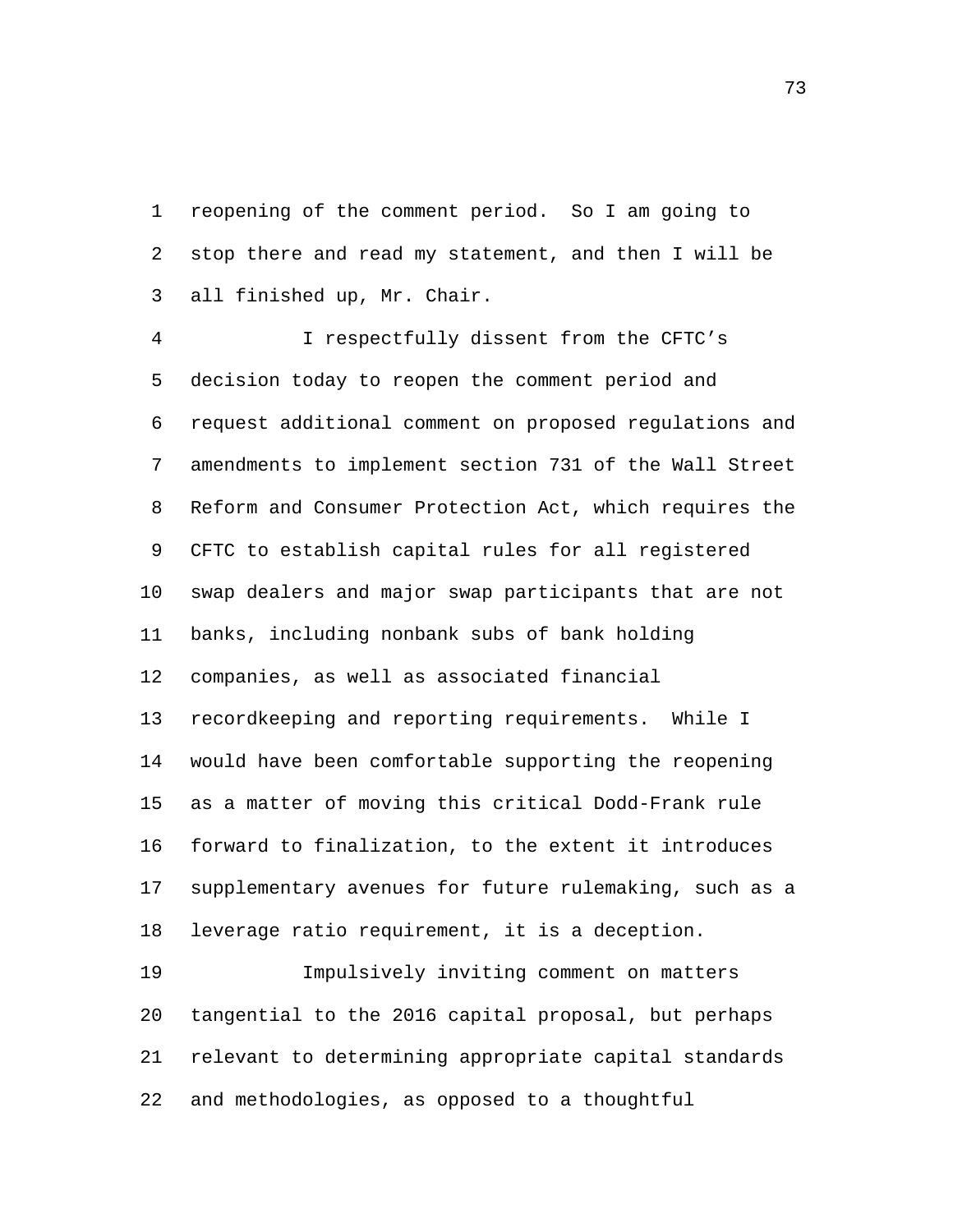reopening of the comment period. So I am going to stop there and read my statement, and then I will be all finished up, Mr. Chair.

I respectfully dissent from the CFTC's decision today to reopen the comment period and request additional comment on proposed regulations and amendments to implement section 731 of the Wall Street Reform and Consumer Protection Act, which requires the CFTC to establish capital rules for all registered swap dealers and major swap participants that are not banks, including nonbank subs of bank holding companies, as well as associated financial recordkeeping and reporting requirements. While I would have been comfortable supporting the reopening as a matter of moving this critical Dodd-Frank rule forward to finalization, to the extent it introduces supplementary avenues for future rulemaking, such as a leverage ratio requirement, it is a deception.

Impulsively inviting comment on matters tangential to the 2016 capital proposal, but perhaps relevant to determining appropriate capital standards and methodologies, as opposed to a thoughtful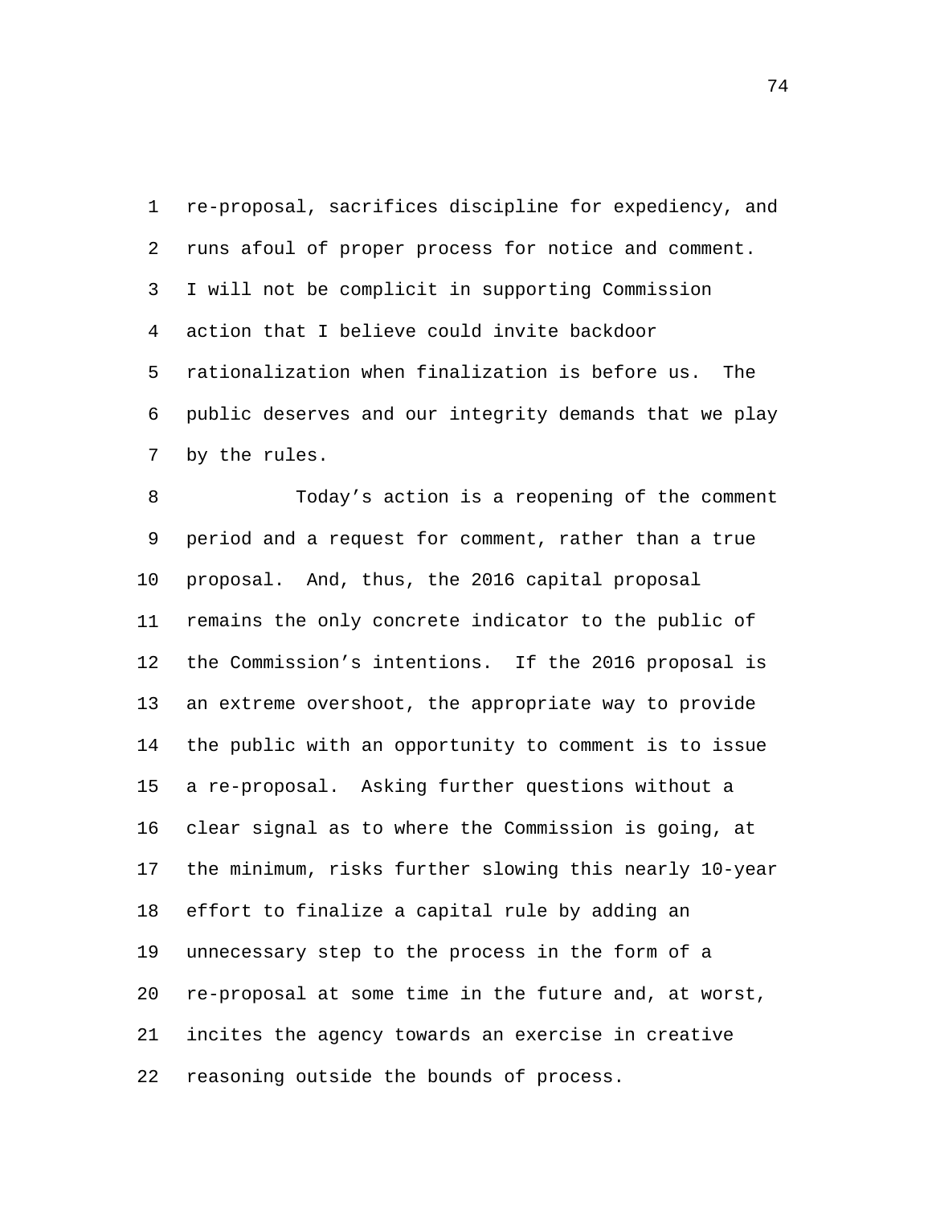re-proposal, sacrifices discipline for expediency, and runs afoul of proper process for notice and comment. I will not be complicit in supporting Commission action that I believe could invite backdoor rationalization when finalization is before us. The public deserves and our integrity demands that we play by the rules.

Today's action is a reopening of the comment period and a request for comment, rather than a true proposal. And, thus, the 2016 capital proposal remains the only concrete indicator to the public of the Commission's intentions. If the 2016 proposal is an extreme overshoot, the appropriate way to provide the public with an opportunity to comment is to issue a re-proposal. Asking further questions without a clear signal as to where the Commission is going, at the minimum, risks further slowing this nearly 10-year effort to finalize a capital rule by adding an unnecessary step to the process in the form of a re-proposal at some time in the future and, at worst, incites the agency towards an exercise in creative reasoning outside the bounds of process.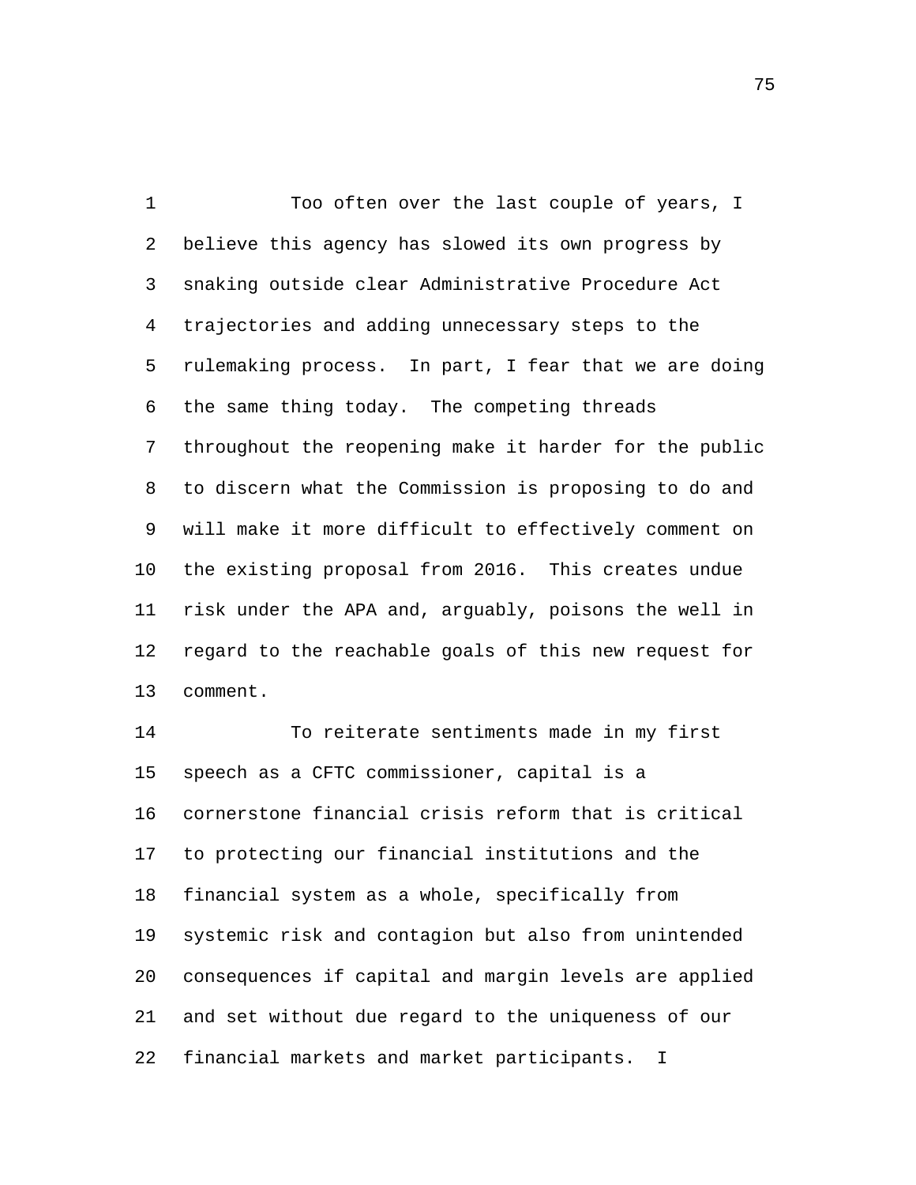Too often over the last couple of years, I believe this agency has slowed its own progress by snaking outside clear Administrative Procedure Act trajectories and adding unnecessary steps to the rulemaking process. In part, I fear that we are doing the same thing today. The competing threads throughout the reopening make it harder for the public to discern what the Commission is proposing to do and will make it more difficult to effectively comment on the existing proposal from 2016. This creates undue risk under the APA and, arguably, poisons the well in regard to the reachable goals of this new request for comment.

To reiterate sentiments made in my first speech as a CFTC commissioner, capital is a cornerstone financial crisis reform that is critical to protecting our financial institutions and the financial system as a whole, specifically from systemic risk and contagion but also from unintended consequences if capital and margin levels are applied and set without due regard to the uniqueness of our financial markets and market participants. I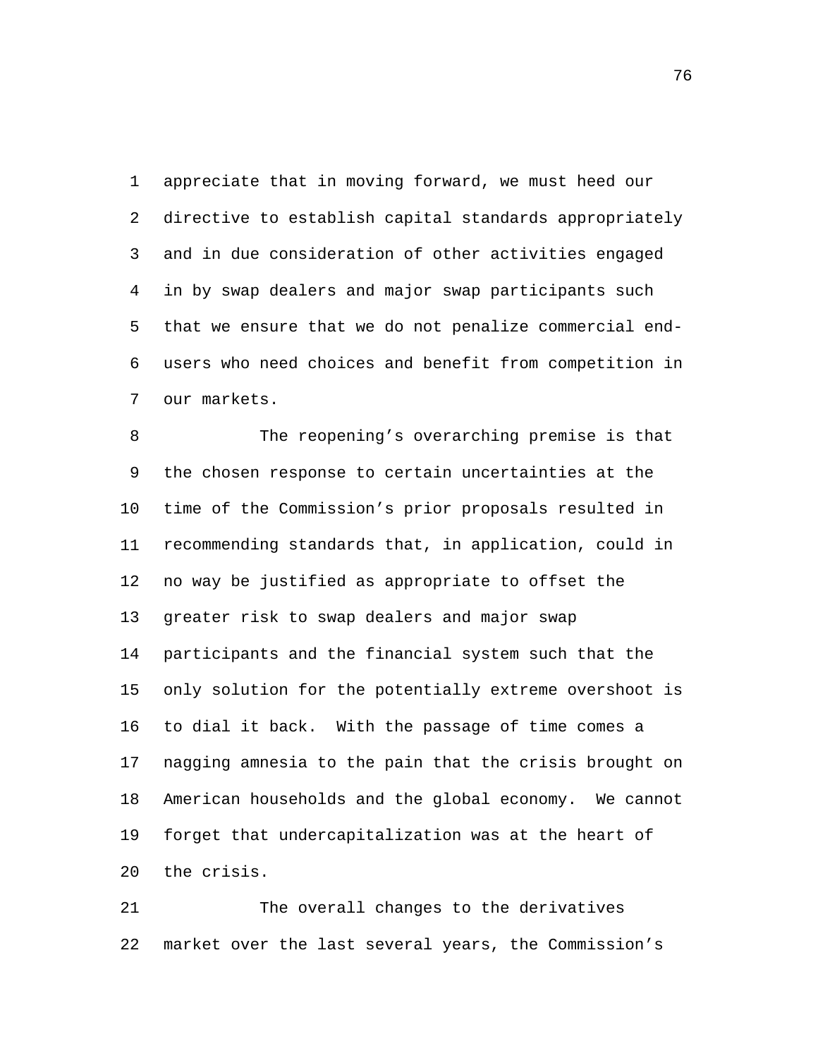appreciate that in moving forward, we must heed our directive to establish capital standards appropriately and in due consideration of other activities engaged in by swap dealers and major swap participants such that we ensure that we do not penalize commercial end-users who need choices and benefit from competition in our markets.

The reopening's overarching premise is that the chosen response to certain uncertainties at the time of the Commission's prior proposals resulted in recommending standards that, in application, could in no way be justified as appropriate to offset the greater risk to swap dealers and major swap participants and the financial system such that the only solution for the potentially extreme overshoot is to dial it back. With the passage of time comes a nagging amnesia to the pain that the crisis brought on American households and the global economy. We cannot forget that undercapitalization was at the heart of the crisis.

The overall changes to the derivatives market over the last several years, the Commission's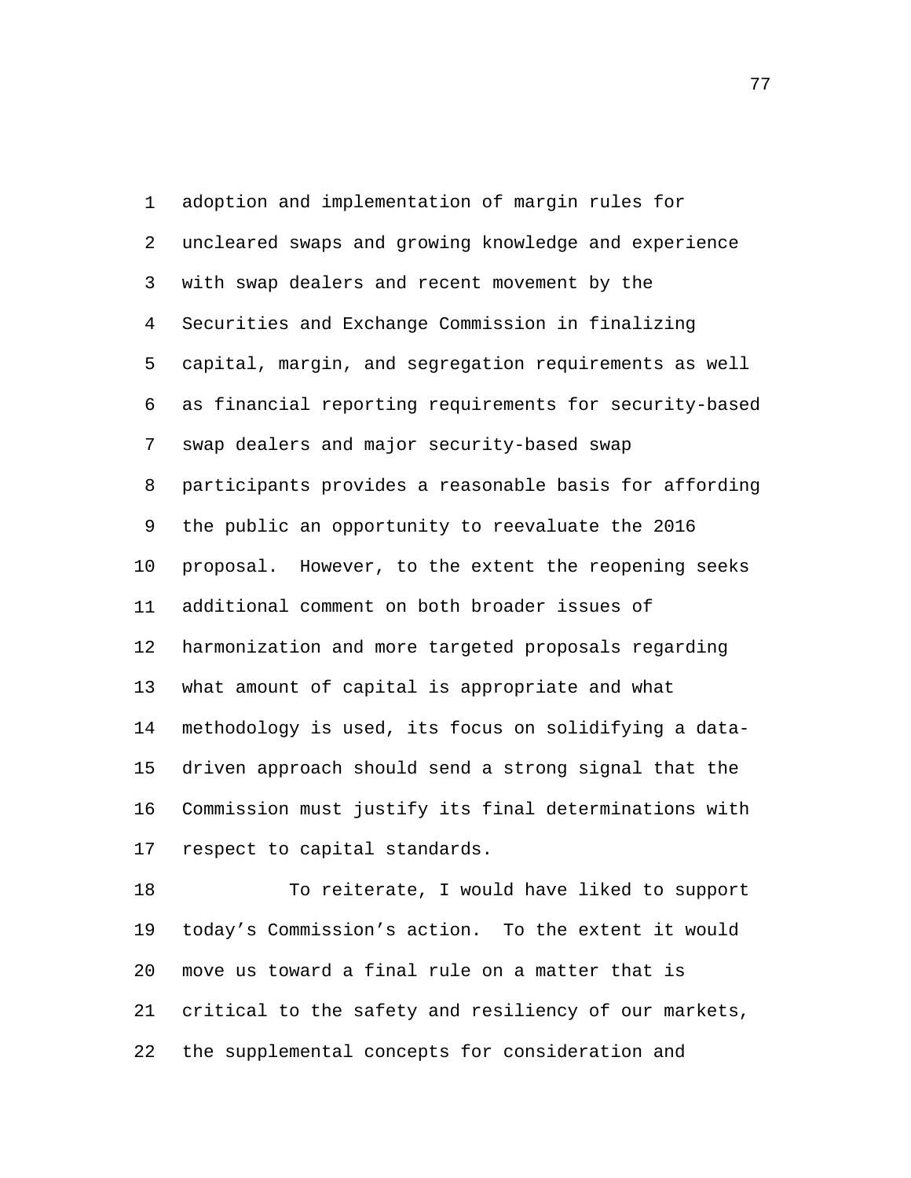adoption and implementation of margin rules for uncleared swaps and growing knowledge and experience with swap dealers and recent movement by the Securities and Exchange Commission in finalizing capital, margin, and segregation requirements as well as financial reporting requirements for security-based swap dealers and major security-based swap participants provides a reasonable basis for affording the public an opportunity to reevaluate the 2016 proposal. However, to the extent the reopening seeks additional comment on both broader issues of harmonization and more targeted proposals regarding what amount of capital is appropriate and what methodology is used, its focus on solidifying a data-driven approach should send a strong signal that the Commission must justify its final determinations with respect to capital standards.

To reiterate, I would have liked to support today's Commission's action. To the extent it would move us toward a final rule on a matter that is critical to the safety and resiliency of our markets, the supplemental concepts for consideration and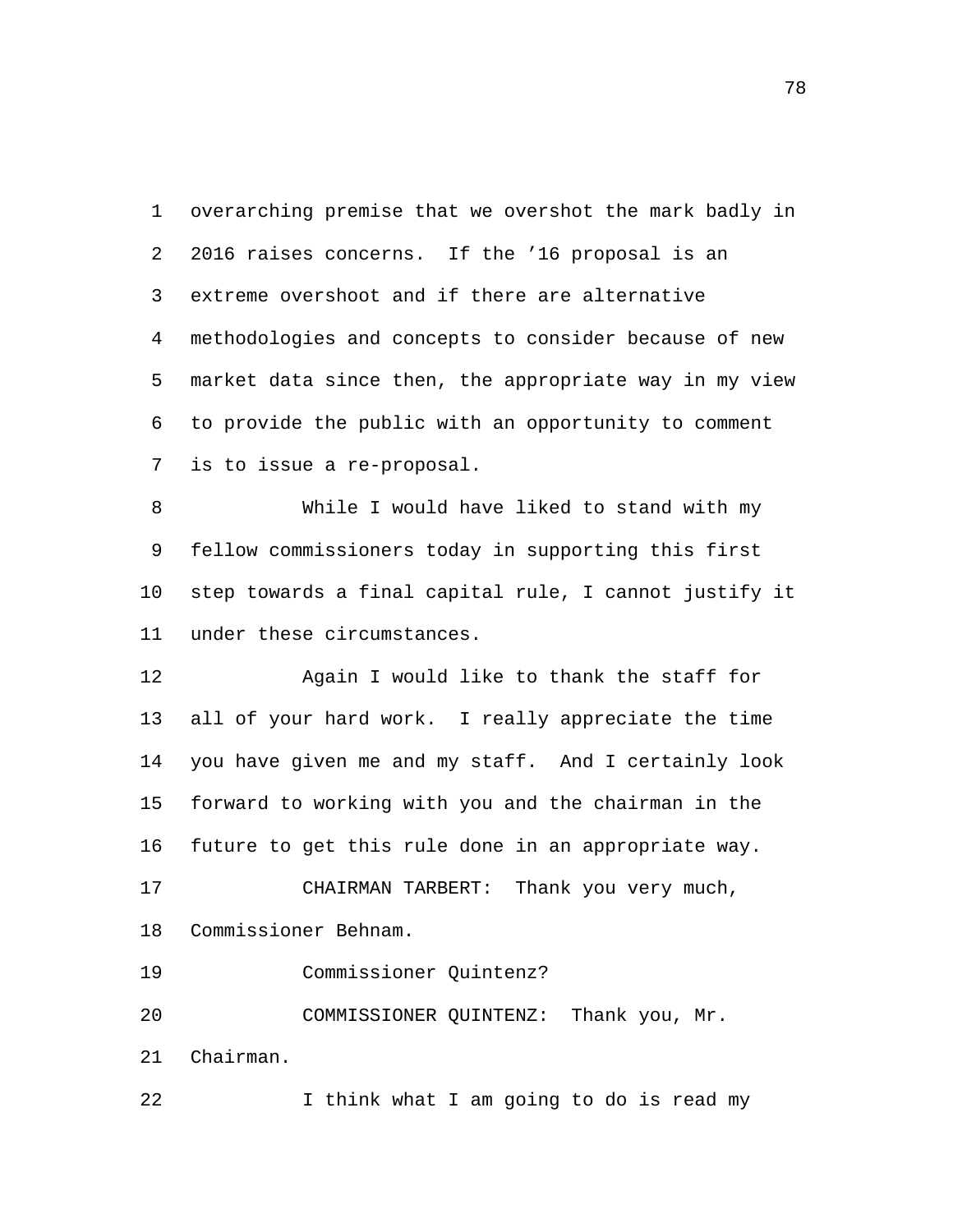overarching premise that we overshot the mark badly in 2016 raises concerns. If the ’16 proposal is an extreme overshoot and if there are alternative methodologies and concepts to consider because of new market data since then, the appropriate way in my view to provide the public with an opportunity to comment is to issue a re-proposal.

While I would have liked to stand with my fellow commissioners today in supporting this first step towards a final capital rule, I cannot justify it under these circumstances.

Again I would like to thank the staff for all of your hard work. I really appreciate the time you have given me and my staff. And I certainly look forward to working with you and the chairman in the future to get this rule done in an appropriate way.

CHAIRMAN TARBERT: Thank you very much, Commissioner Behnam.

Commissioner Quintenz?

COMMISSIONER QUINTENZ: Thank you, Mr. Chairman.

I think what I am going to do is read my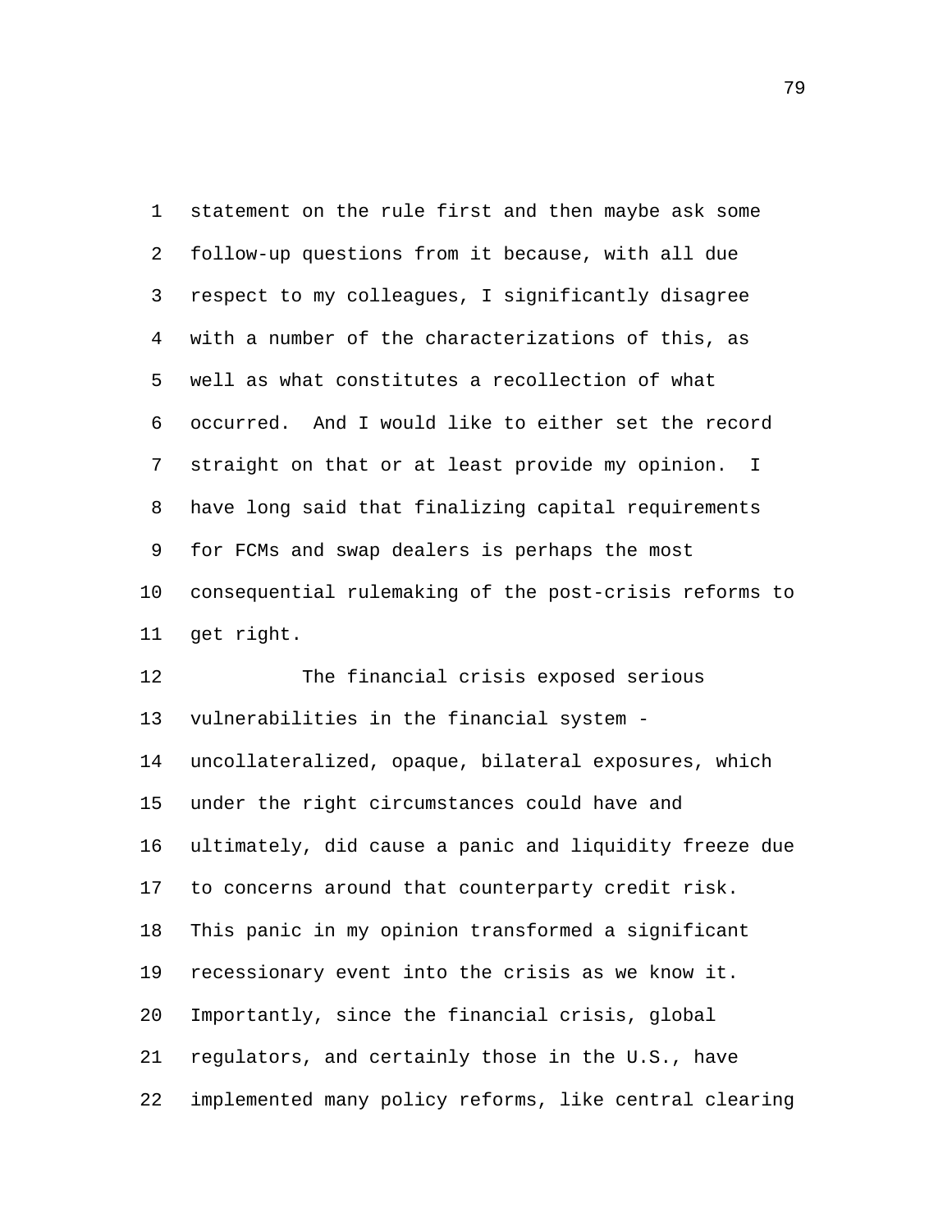statement on the rule first and then maybe ask some follow-up questions from it because, with all due respect to my colleagues, I significantly disagree with a number of the characterizations of this, as well as what constitutes a recollection of what occurred. And I would like to either set the record straight on that or at least provide my opinion. I have long said that finalizing capital requirements for FCMs and swap dealers is perhaps the most consequential rulemaking of the post-crisis reforms to get right.

The financial crisis exposed serious vulnerabilities in the financial system - uncollateralized, opaque, bilateral exposures, which under the right circumstances could have and ultimately, did cause a panic and liquidity freeze due to concerns around that counterparty credit risk. This panic in my opinion transformed a significant recessionary event into the crisis as we know it. Importantly, since the financial crisis, global regulators, and certainly those in the U.S., have implemented many policy reforms, like central clearing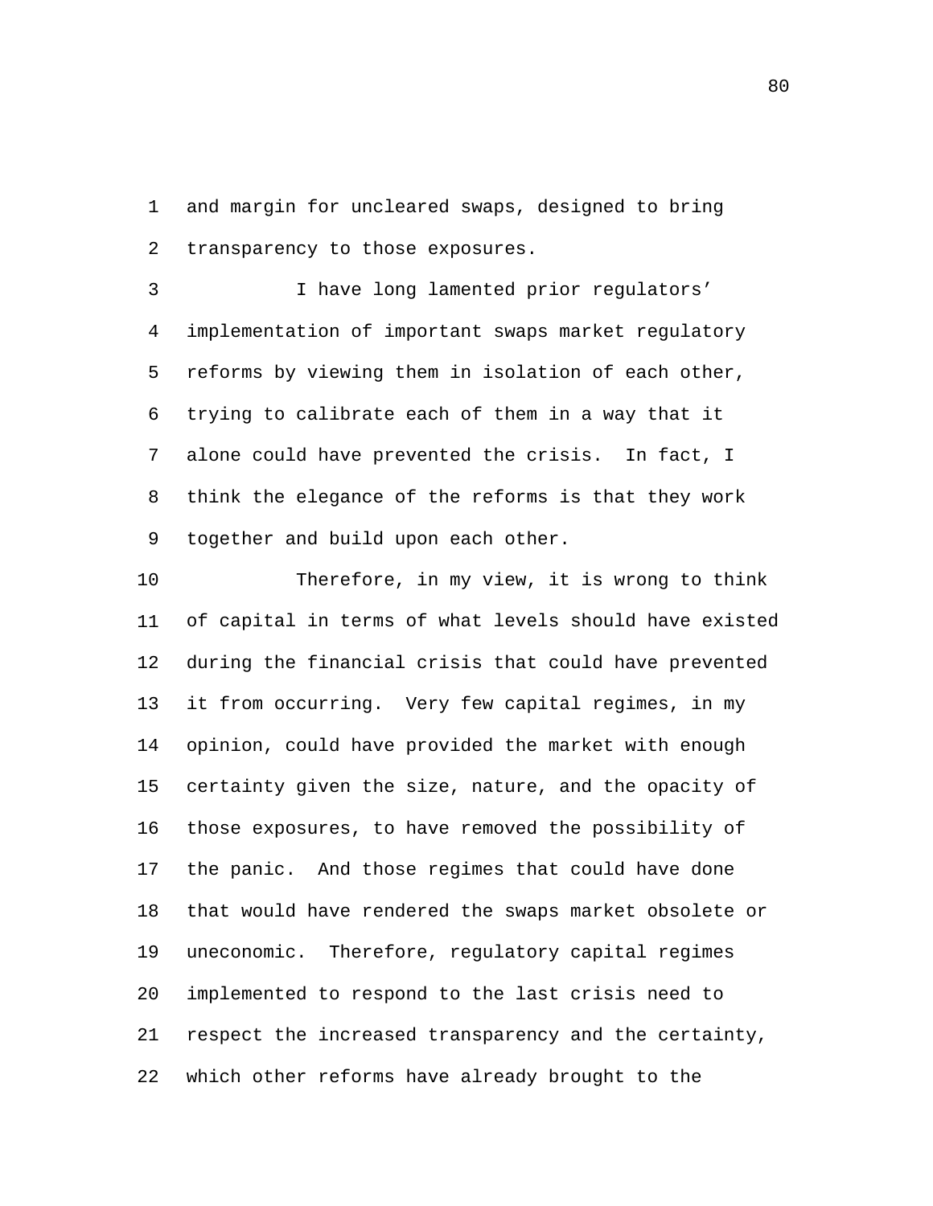and margin for uncleared swaps, designed to bring transparency to those exposures.

I have long lamented prior regulators' implementation of important swaps market regulatory reforms by viewing them in isolation of each other, trying to calibrate each of them in a way that it alone could have prevented the crisis. In fact, I think the elegance of the reforms is that they work together and build upon each other.

Therefore, in my view, it is wrong to think of capital in terms of what levels should have existed during the financial crisis that could have prevented it from occurring. Very few capital regimes, in my opinion, could have provided the market with enough certainty given the size, nature, and the opacity of those exposures, to have removed the possibility of the panic. And those regimes that could have done that would have rendered the swaps market obsolete or uneconomic. Therefore, regulatory capital regimes implemented to respond to the last crisis need to respect the increased transparency and the certainty, which other reforms have already brought to the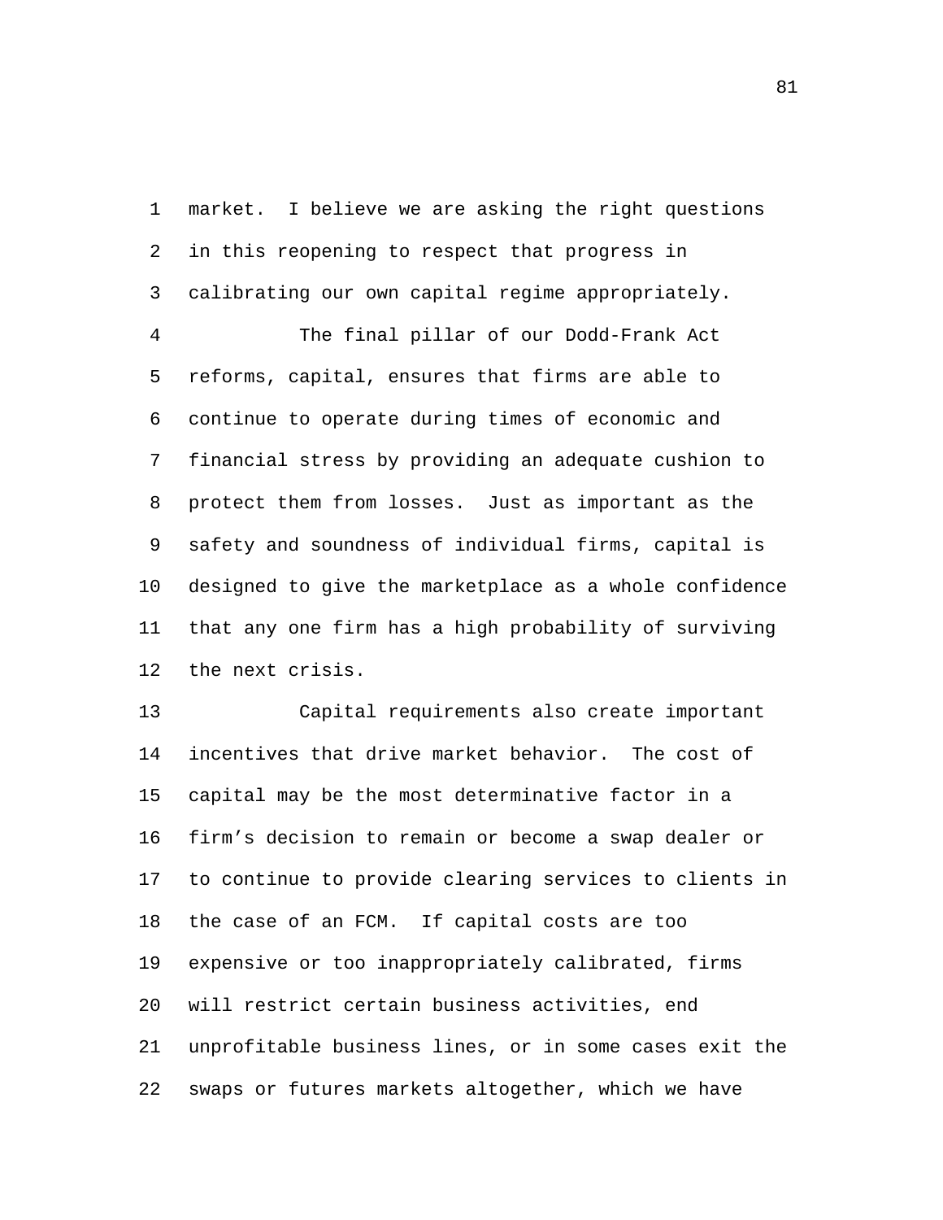market. I believe we are asking the right questions in this reopening to respect that progress in calibrating our own capital regime appropriately.

The final pillar of our Dodd-Frank Act reforms, capital, ensures that firms are able to continue to operate during times of economic and financial stress by providing an adequate cushion to protect them from losses. Just as important as the safety and soundness of individual firms, capital is designed to give the marketplace as a whole confidence that any one firm has a high probability of surviving the next crisis.

Capital requirements also create important incentives that drive market behavior. The cost of capital may be the most determinative factor in a firm's decision to remain or become a swap dealer or to continue to provide clearing services to clients in the case of an FCM. If capital costs are too expensive or too inappropriately calibrated, firms will restrict certain business activities, end unprofitable business lines, or in some cases exit the swaps or futures markets altogether, which we have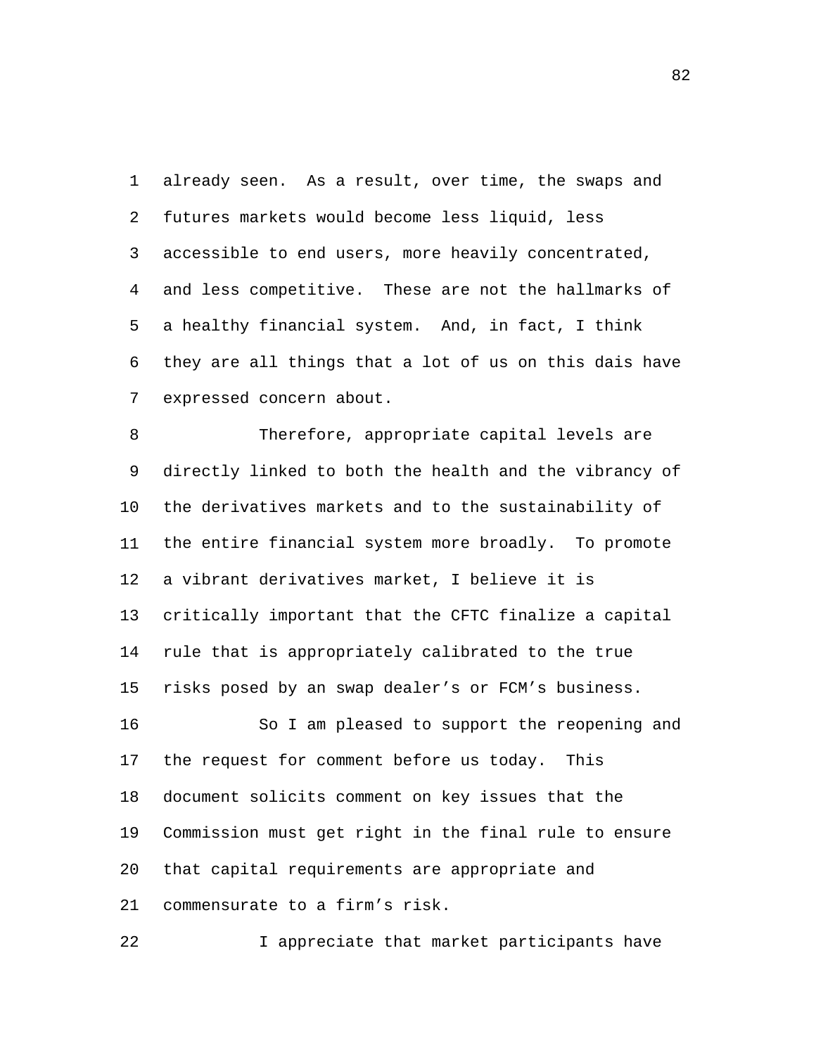already seen. As a result, over time, the swaps and futures markets would become less liquid, less accessible to end users, more heavily concentrated, and less competitive. These are not the hallmarks of a healthy financial system. And, in fact, I think they are all things that a lot of us on this dais have expressed concern about.

Therefore, appropriate capital levels are directly linked to both the health and the vibrancy of the derivatives markets and to the sustainability of the entire financial system more broadly. To promote a vibrant derivatives market, I believe it is critically important that the CFTC finalize a capital rule that is appropriately calibrated to the true risks posed by an swap dealer's or FCM's business.

So I am pleased to support the reopening and the request for comment before us today. This document solicits comment on key issues that the Commission must get right in the final rule to ensure that capital requirements are appropriate and commensurate to a firm's risk.

I appreciate that market participants have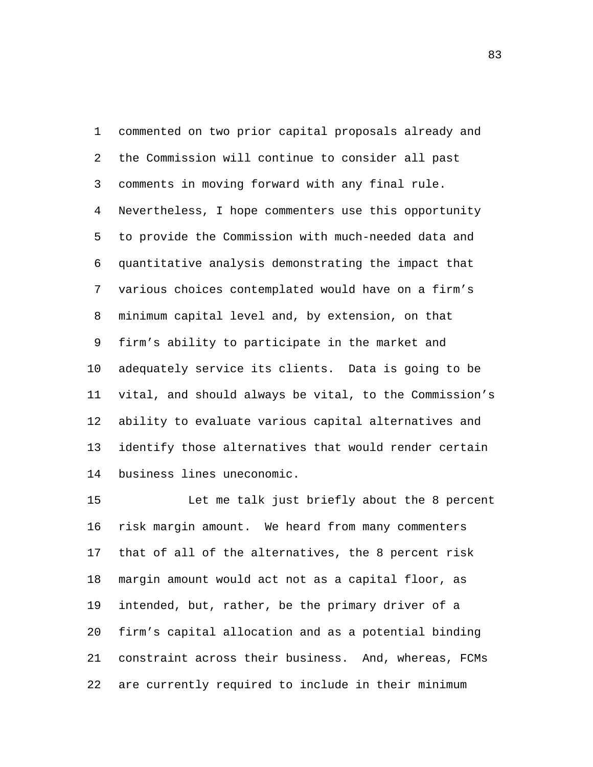commented on two prior capital proposals already and the Commission will continue to consider all past comments in moving forward with any final rule. Nevertheless, I hope commenters use this opportunity to provide the Commission with much-needed data and quantitative analysis demonstrating the impact that various choices contemplated would have on a firm's minimum capital level and, by extension, on that firm's ability to participate in the market and adequately service its clients. Data is going to be vital, and should always be vital, to the Commission's ability to evaluate various capital alternatives and identify those alternatives that would render certain business lines uneconomic.

Let me talk just briefly about the 8 percent risk margin amount. We heard from many commenters that of all of the alternatives, the 8 percent risk margin amount would act not as a capital floor, as intended, but, rather, be the primary driver of a firm's capital allocation and as a potential binding constraint across their business. And, whereas, FCMs are currently required to include in their minimum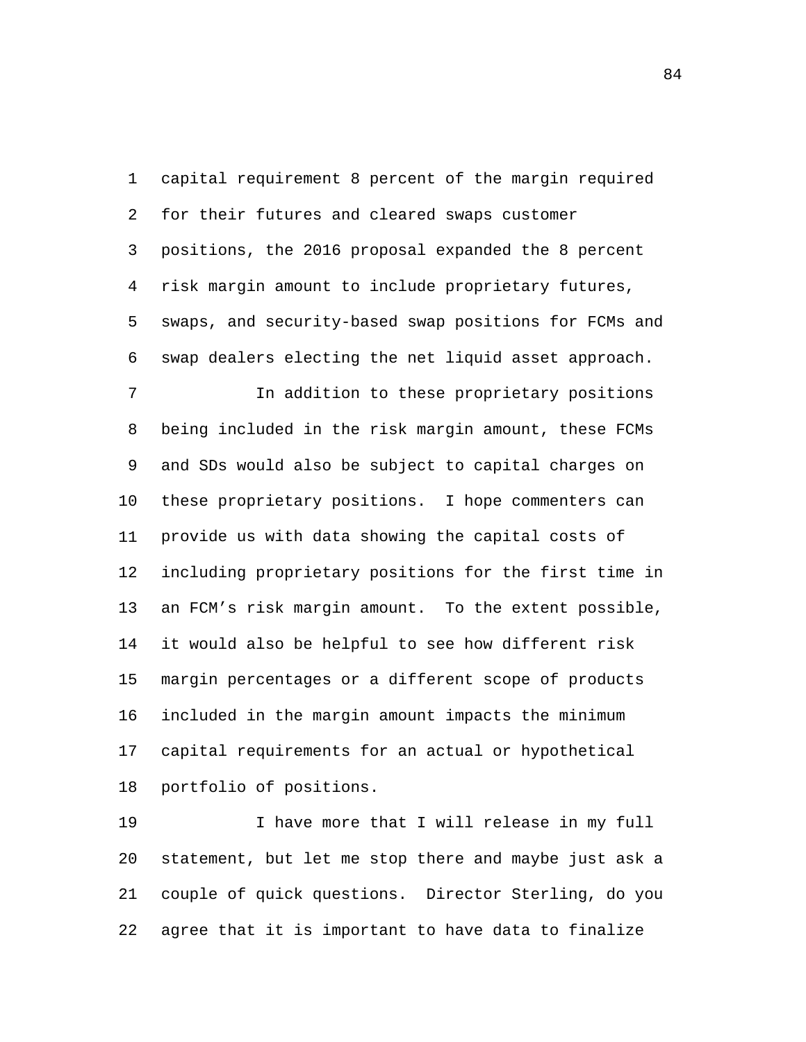capital requirement 8 percent of the margin required for their futures and cleared swaps customer positions, the 2016 proposal expanded the 8 percent risk margin amount to include proprietary futures, swaps, and security-based swap positions for FCMs and swap dealers electing the net liquid asset approach.

In addition to these proprietary positions being included in the risk margin amount, these FCMs and SDs would also be subject to capital charges on these proprietary positions. I hope commenters can provide us with data showing the capital costs of including proprietary positions for the first time in an FCM's risk margin amount. To the extent possible, it would also be helpful to see how different risk margin percentages or a different scope of products included in the margin amount impacts the minimum capital requirements for an actual or hypothetical portfolio of positions.

I have more that I will release in my full statement, but let me stop there and maybe just ask a couple of quick questions. Director Sterling, do you agree that it is important to have data to finalize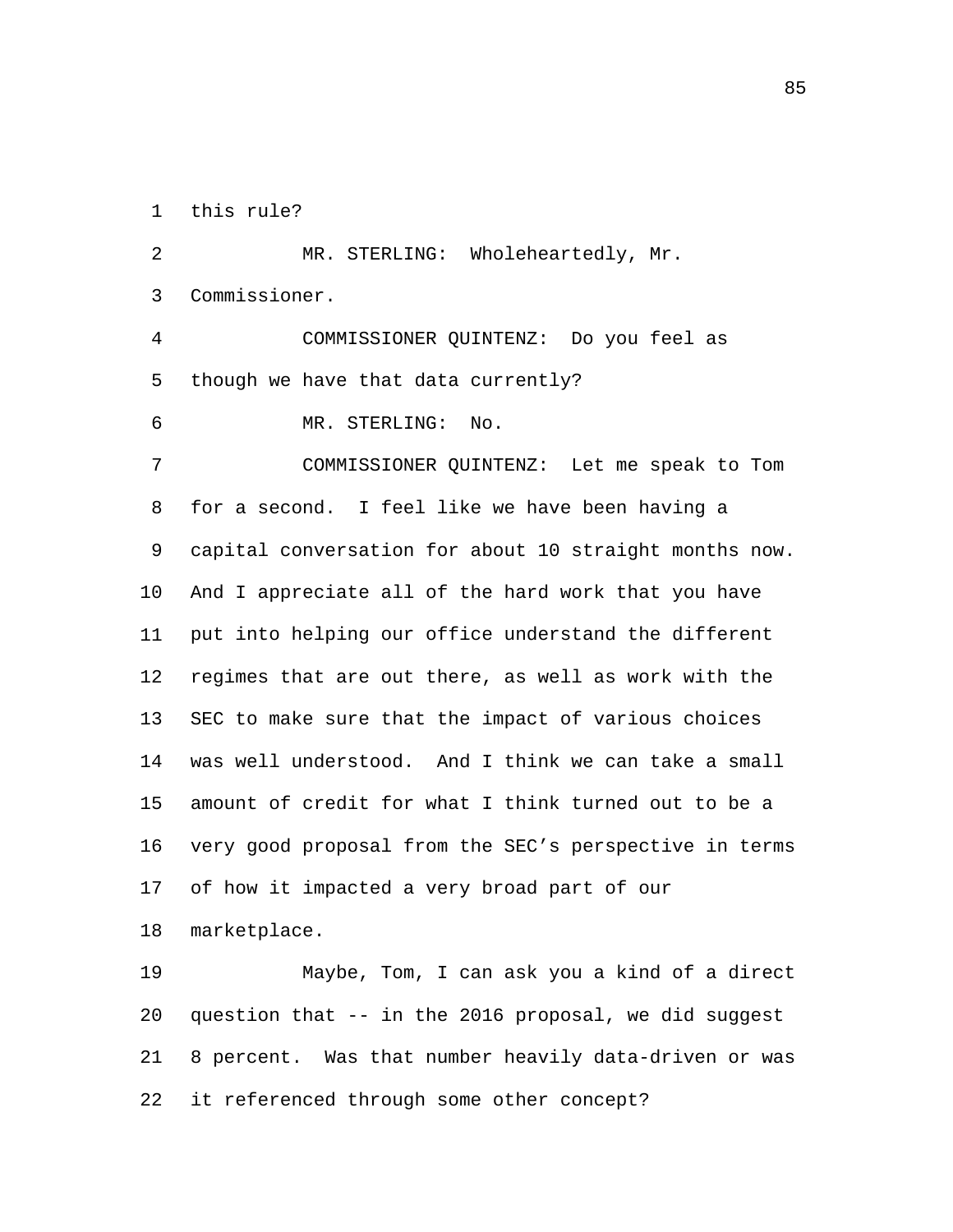this rule?

MR. STERLING: Wholeheartedly, Mr. Commissioner.

COMMISSIONER QUINTENZ: Do you feel as though we have that data currently?

MR. STERLING: No.

COMMISSIONER QUINTENZ: Let me speak to Tom for a second. I feel like we have been having a capital conversation for about 10 straight months now. And I appreciate all of the hard work that you have put into helping our office understand the different regimes that are out there, as well as work with the SEC to make sure that the impact of various choices was well understood. And I think we can take a small amount of credit for what I think turned out to be a very good proposal from the SEC's perspective in terms of how it impacted a very broad part of our marketplace.

Maybe, Tom, I can ask you a kind of a direct question that -- in the 2016 proposal, we did suggest 8 percent. Was that number heavily data-driven or was it referenced through some other concept?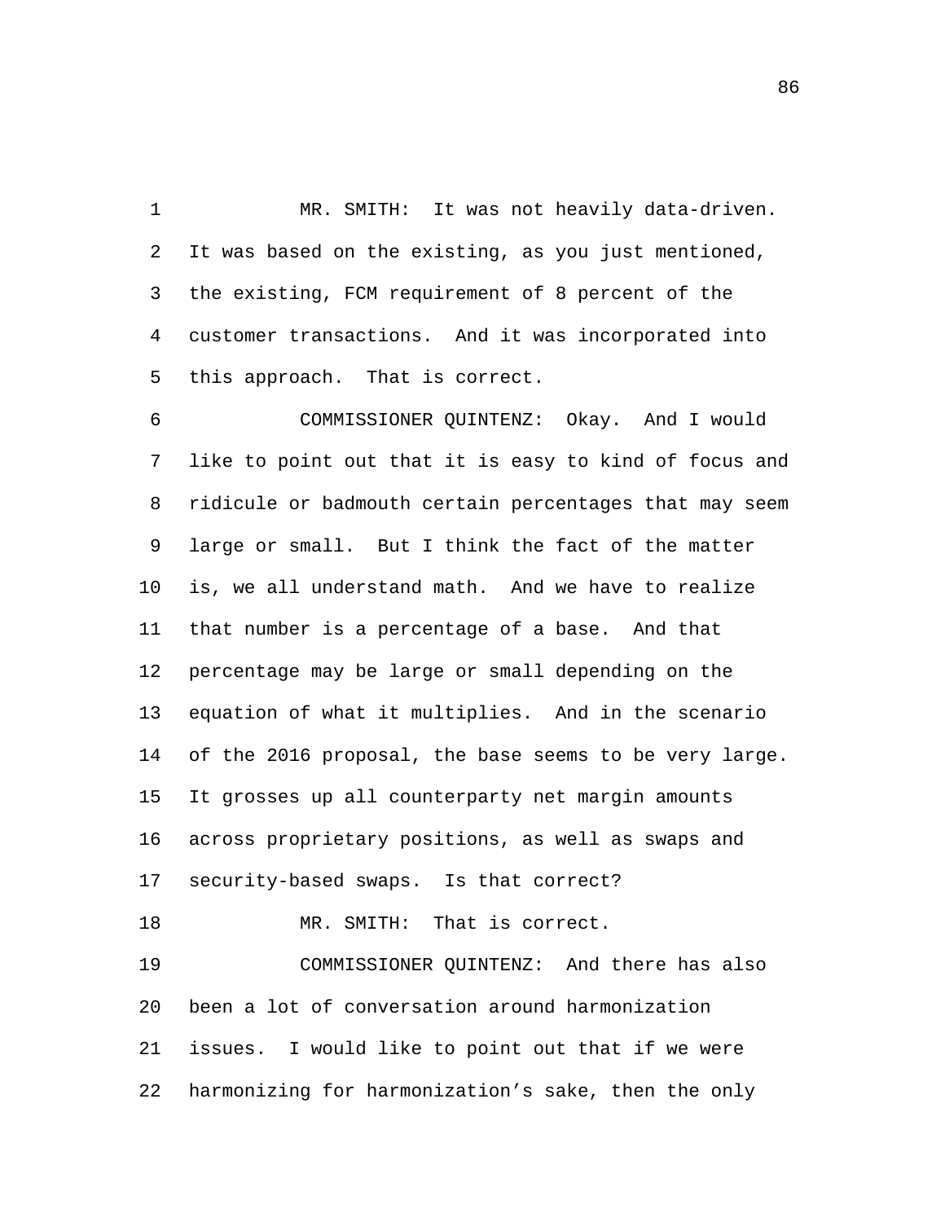MR. SMITH: It was not heavily data-driven. It was based on the existing, as you just mentioned, the existing, FCM requirement of 8 percent of the customer transactions. And it was incorporated into this approach. That is correct.

COMMISSIONER QUINTENZ: Okay. And I would like to point out that it is easy to kind of focus and ridicule or badmouth certain percentages that may seem large or small. But I think the fact of the matter is, we all understand math. And we have to realize that number is a percentage of a base. And that percentage may be large or small depending on the equation of what it multiplies. And in the scenario of the 2016 proposal, the base seems to be very large. It grosses up all counterparty net margin amounts across proprietary positions, as well as swaps and security-based swaps. Is that correct?

MR. SMITH: That is correct.

COMMISSIONER QUINTENZ: And there has also been a lot of conversation around harmonization issues. I would like to point out that if we were harmonizing for harmonization's sake, then the only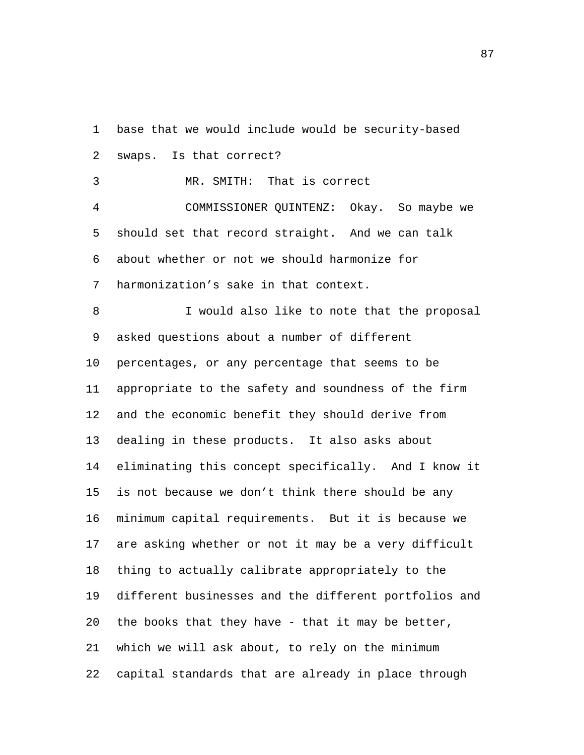base that we would include would be security-based swaps. Is that correct?

MR. SMITH: That is correct

COMMISSIONER QUINTENZ: Okay. So maybe we should set that record straight. And we can talk about whether or not we should harmonize for harmonization’s sake in that context.

I would also like to note that the proposal asked questions about a number of different percentages, or any percentage that seems to be appropriate to the safety and soundness of the firm and the economic benefit they should derive from dealing in these products. It also asks about eliminating this concept specifically. And I know it is not because we don’t think there should be any minimum capital requirements. But it is because we are asking whether or not it may be a very difficult thing to actually calibrate appropriately to the different businesses and the different portfolios and the books that they have - that it may be better, which we will ask about, to rely on the minimum capital standards that are already in place through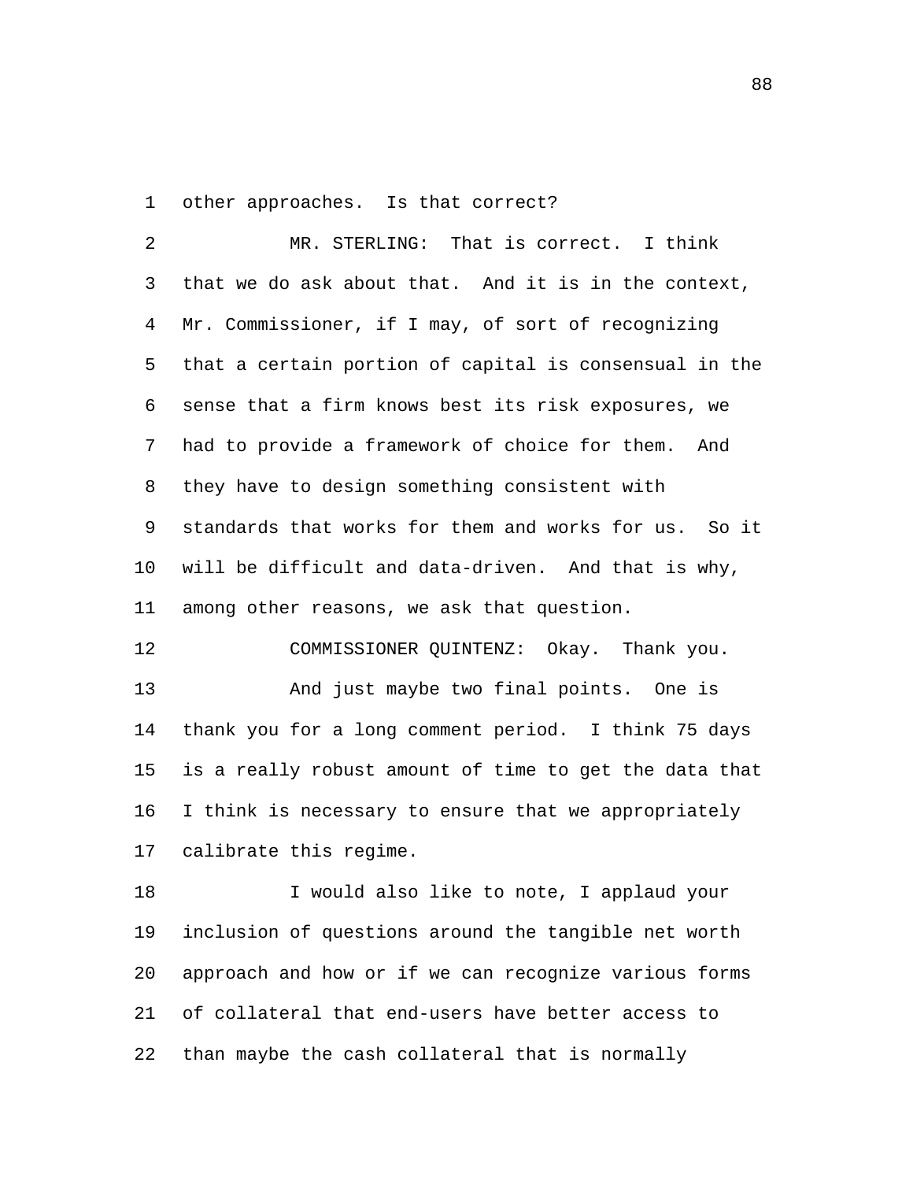other approaches. Is that correct?

MR. STERLING: That is correct. I think that we do ask about that. And it is in the context, Mr. Commissioner, if I may, of sort of recognizing that a certain portion of capital is consensual in the sense that a firm knows best its risk exposures, we had to provide a framework of choice for them. And they have to design something consistent with standards that works for them and works for us. So it will be difficult and data-driven. And that is why, among other reasons, we ask that question.

COMMISSIONER QUINTENZ: Okay. Thank you.

And just maybe two final points. One is thank you for a long comment period. I think 75 days is a really robust amount of time to get the data that I think is necessary to ensure that we appropriately calibrate this regime.

I would also like to note, I applaud your inclusion of questions around the tangible net worth approach and how or if we can recognize various forms of collateral that end-users have better access to than maybe the cash collateral that is normally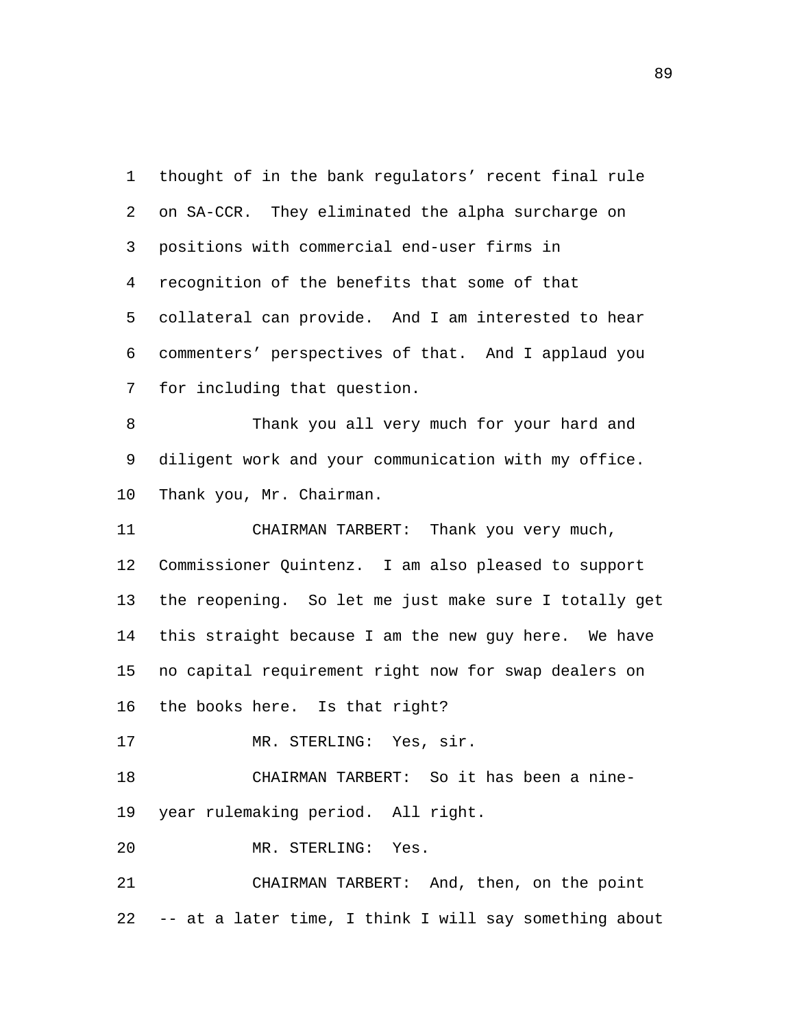thought of in the bank regulators' recent final rule on SA-CCR. They eliminated the alpha surcharge on positions with commercial end-user firms in recognition of the benefits that some of that collateral can provide. And I am interested to hear commenters' perspectives of that. And I applaud you for including that question.

Thank you all very much for your hard and diligent work and your communication with my office. Thank you, Mr. Chairman.

CHAIRMAN TARBERT: Thank you very much, Commissioner Quintenz. I am also pleased to support the reopening. So let me just make sure I totally get this straight because I am the new guy here. We have no capital requirement right now for swap dealers on the books here. Is that right?

MR. STERLING: Yes, sir.

CHAIRMAN TARBERT: So it has been a nine-year rulemaking period. All right.

MR. STERLING: Yes.

CHAIRMAN TARBERT: And, then, on the point -- at a later time, I think I will say something about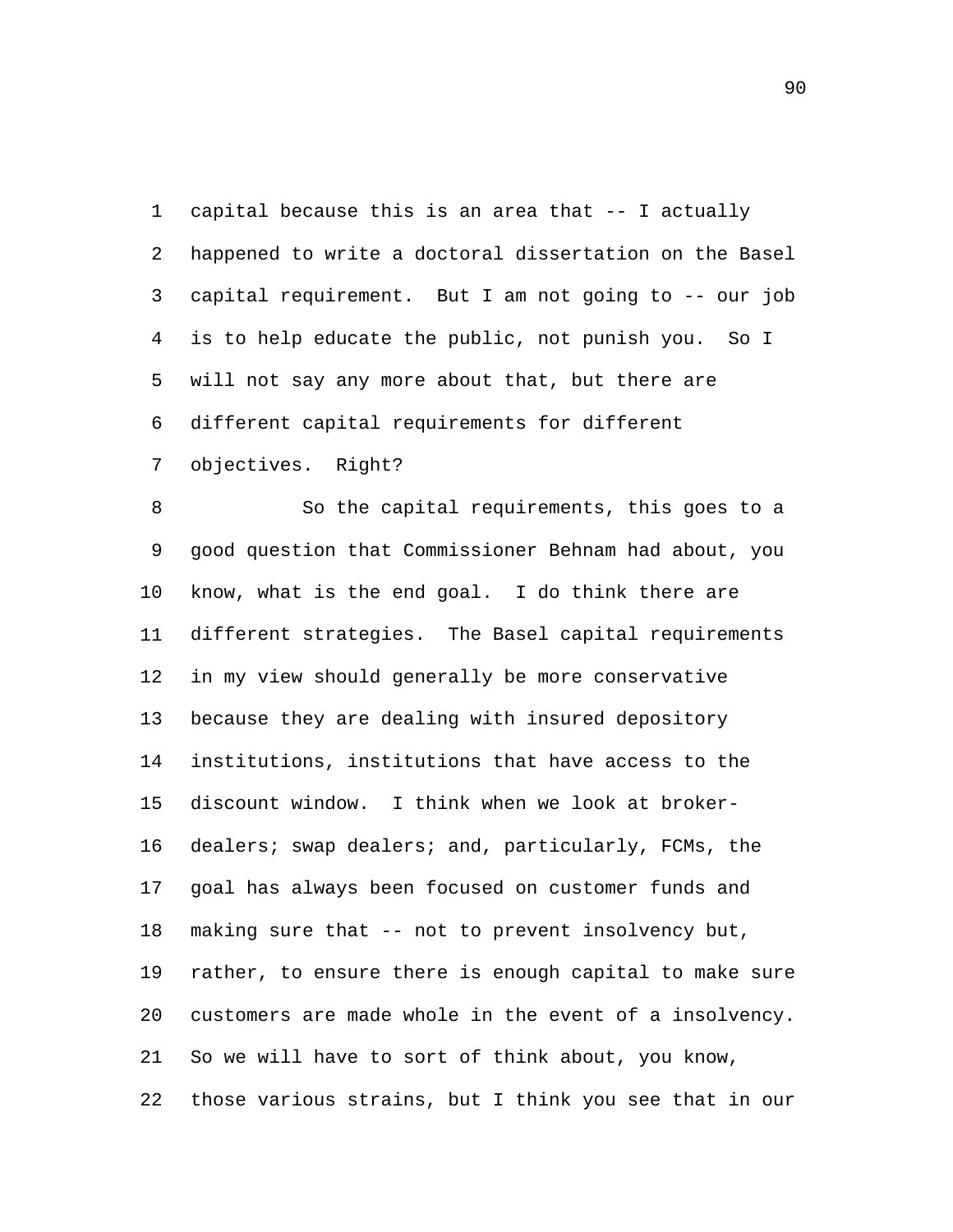capital because this is an area that -- I actually happened to write a doctoral dissertation on the Basel capital requirement. But I am not going to -- our job is to help educate the public, not punish you. So I will not say any more about that, but there are different capital requirements for different objectives. Right?

So the capital requirements, this goes to a good question that Commissioner Behnam had about, you know, what is the end goal. I do think there are different strategies. The Basel capital requirements in my view should generally be more conservative because they are dealing with insured depository institutions, institutions that have access to the discount window. I think when we look at broker-dealers; swap dealers; and, particularly, FCMs, the goal has always been focused on customer funds and making sure that -- not to prevent insolvency but, rather, to ensure there is enough capital to make sure customers are made whole in the event of a insolvency. So we will have to sort of think about, you know, those various strains, but I think you see that in our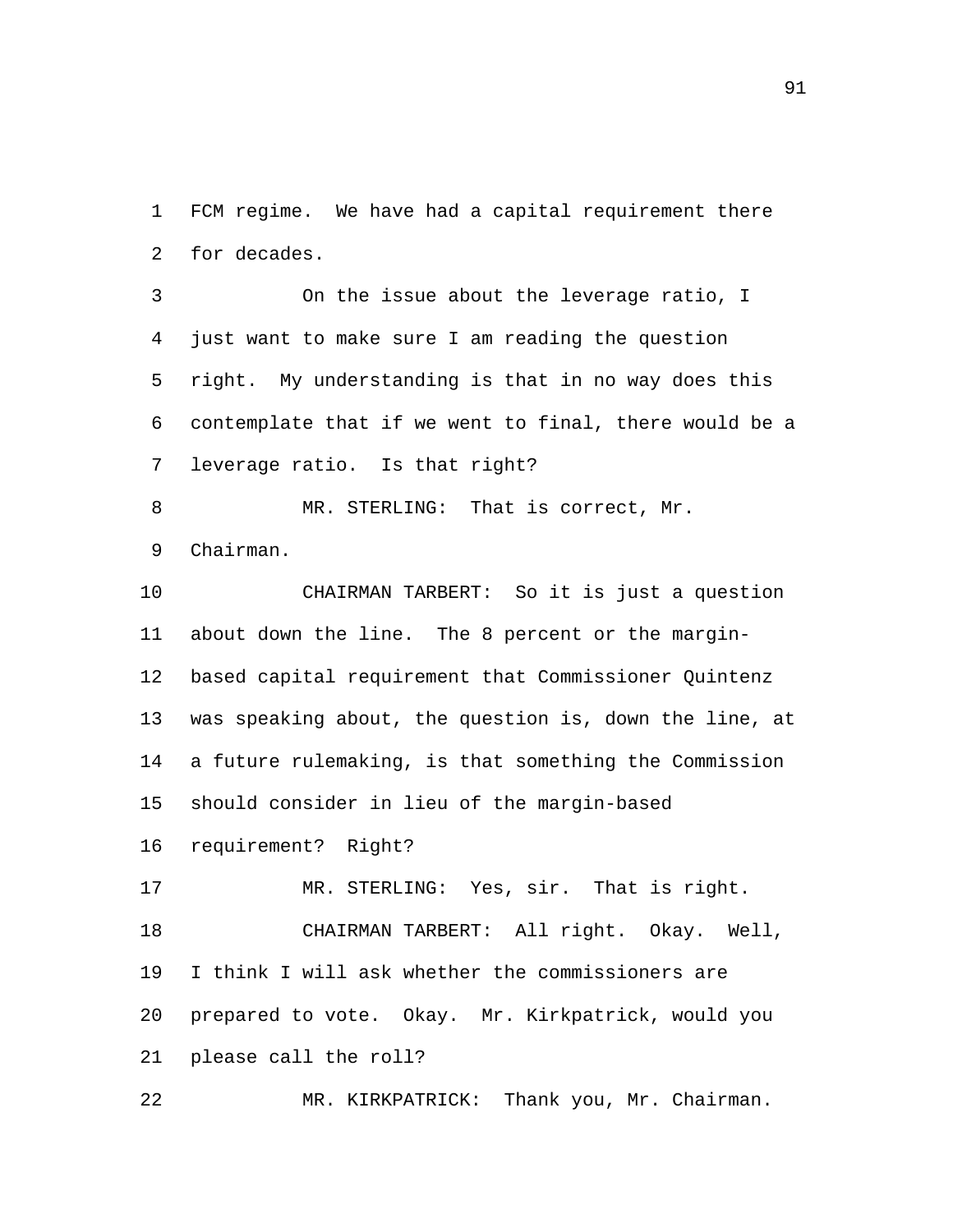FCM regime. We have had a capital requirement there for decades.

On the issue about the leverage ratio, I just want to make sure I am reading the question right. My understanding is that in no way does this contemplate that if we went to final, there would be a leverage ratio. Is that right?

MR. STERLING: That is correct, Mr. Chairman.

CHAIRMAN TARBERT: So it is just a question about down the line. The 8 percent or the margin-based capital requirement that Commissioner Quintenz was speaking about, the question is, down the line, at a future rulemaking, is that something the Commission should consider in lieu of the margin-based requirement? Right?

MR. STERLING: Yes, sir. That is right.

CHAIRMAN TARBERT: All right. Okay. Well, I think I will ask whether the commissioners are prepared to vote. Okay. Mr. Kirkpatrick, would you please call the roll?

MR. KIRKPATRICK: Thank you, Mr. Chairman.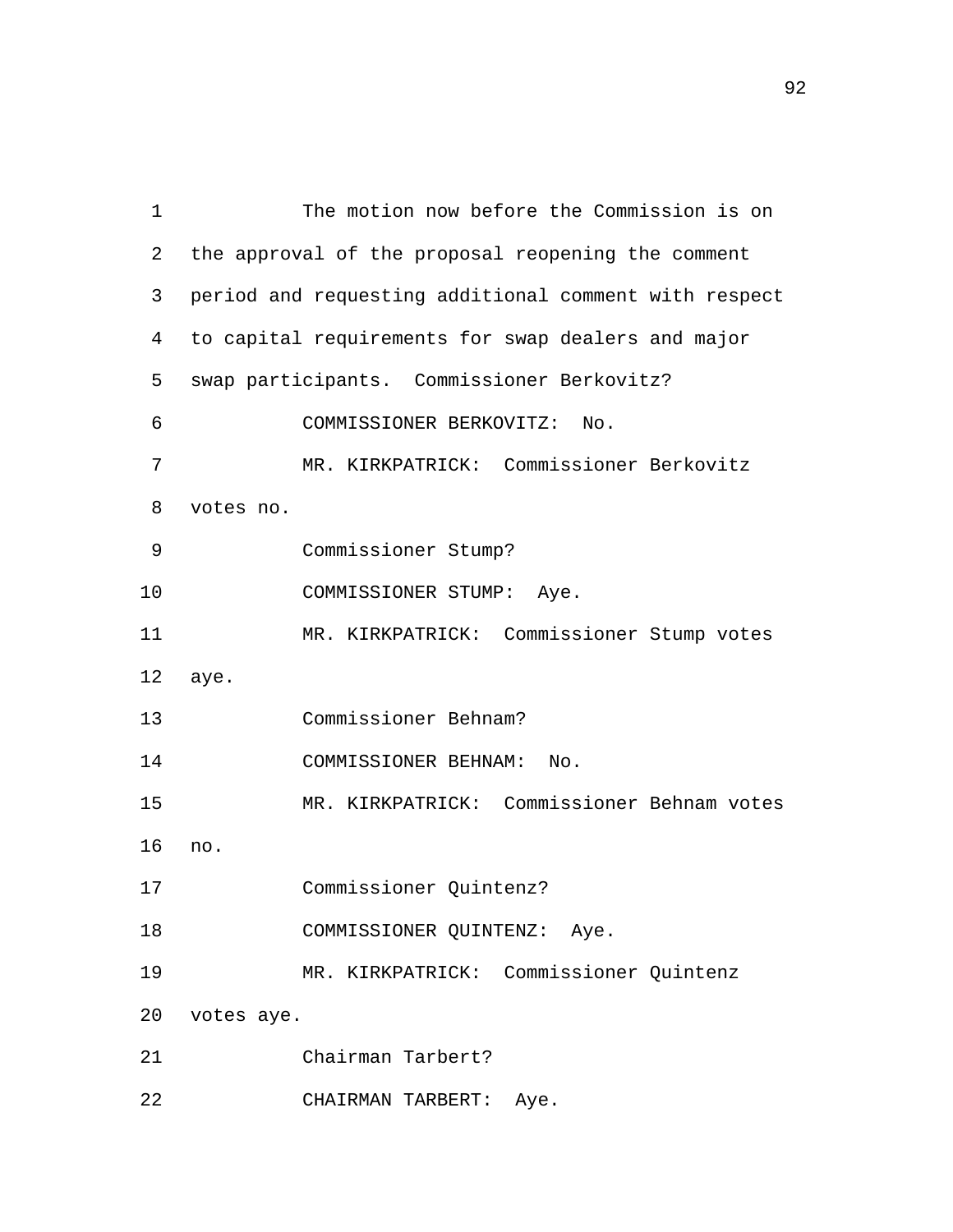The motion now before the Commission is on the approval of the proposal reopening the comment period and requesting additional comment with respect to capital requirements for swap dealers and major swap participants. Commissioner Berkovitz?

COMMISSIONER BERKOVITZ: No.

MR. KIRKPATRICK: Commissioner Berkovitz votes no.

Commissioner Stump?

COMMISSIONER STUMP: Aye.

MR. KIRKPATRICK: Commissioner Stump votes aye.

Commissioner Behnam?

COMMISSIONER BEHNAM: No.

MR. KIRKPATRICK: Commissioner Behnam votes no.

Commissioner Quintenz?

COMMISSIONER QUINTENZ: Aye.

MR. KIRKPATRICK: Commissioner Quintenz votes aye.

Chairman Tarbert?

CHAIRMAN TARBERT: Aye.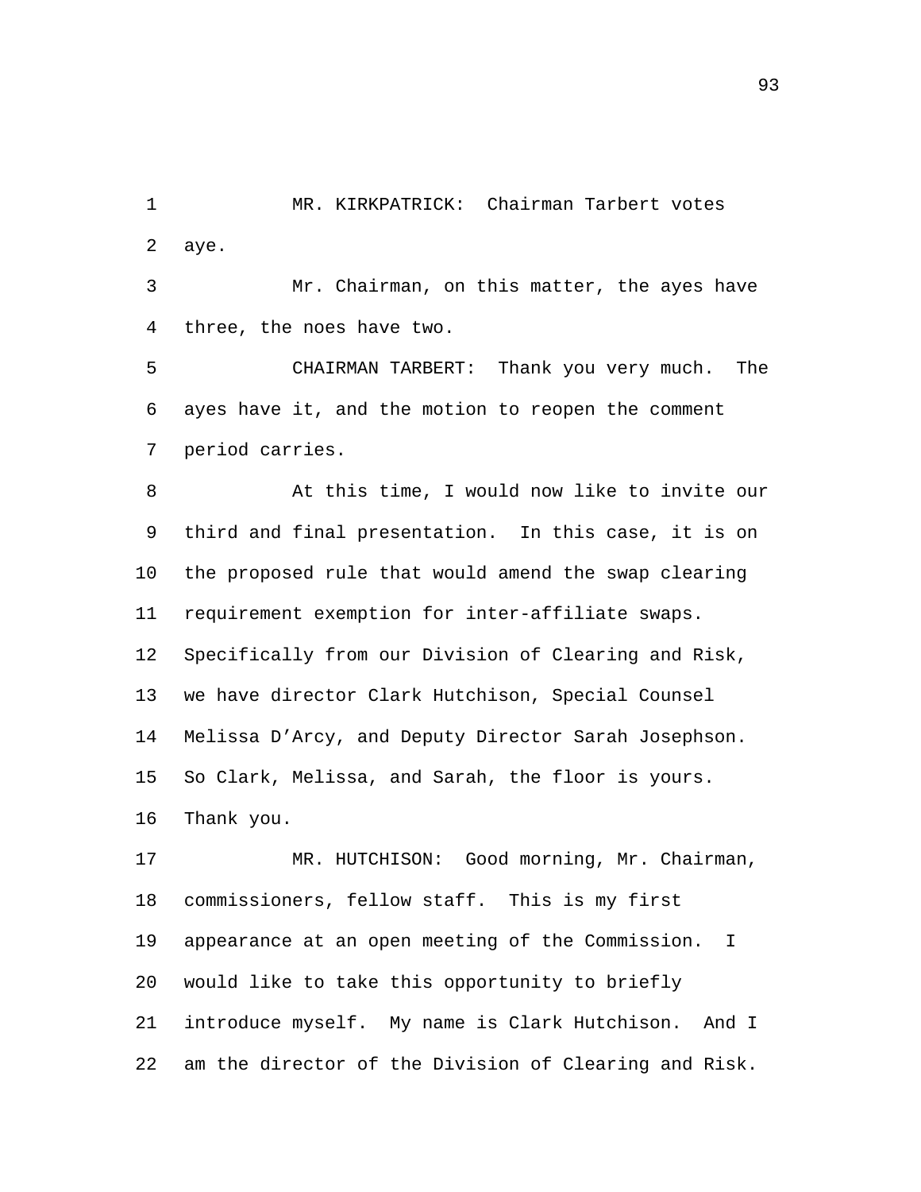MR. KIRKPATRICK: Chairman Tarbert votes aye.

Mr. Chairman, on this matter, the ayes have three, the noes have two.

CHAIRMAN TARBERT: Thank you very much. The ayes have it, and the motion to reopen the comment period carries.

At this time, I would now like to invite our third and final presentation. In this case, it is on the proposed rule that would amend the swap clearing requirement exemption for inter-affiliate swaps. Specifically from our Division of Clearing and Risk, we have director Clark Hutchison, Special Counsel Melissa D'Arcy, and Deputy Director Sarah Josephson. So Clark, Melissa, and Sarah, the floor is yours. Thank you.

MR. HUTCHISON: Good morning, Mr. Chairman, commissioners, fellow staff. This is my first appearance at an open meeting of the Commission. I would like to take this opportunity to briefly introduce myself. My name is Clark Hutchison. And I am the director of the Division of Clearing and Risk.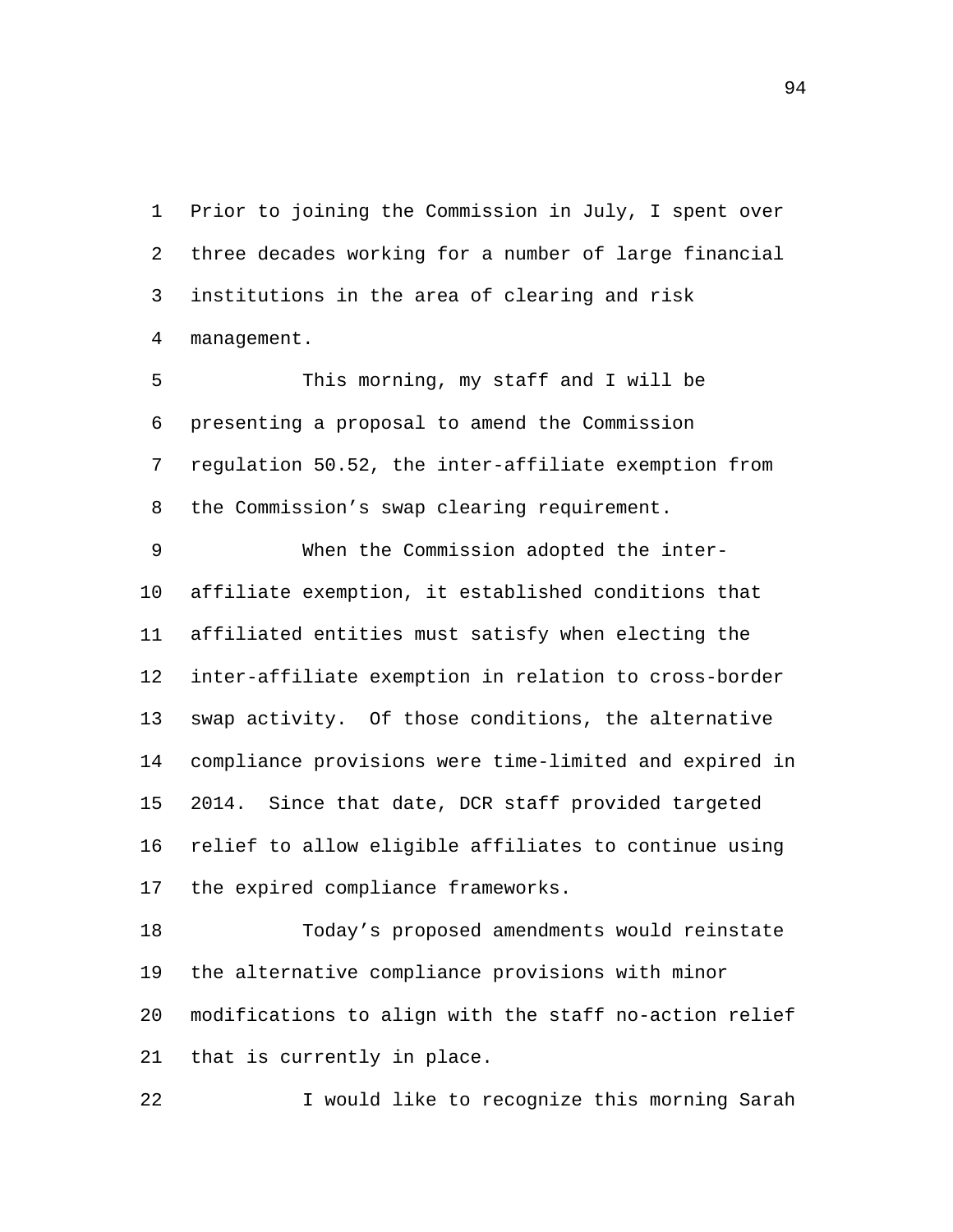Prior to joining the Commission in July, I spent over three decades working for a number of large financial institutions in the area of clearing and risk management.

This morning, my staff and I will be presenting a proposal to amend the Commission regulation 50.52, the inter-affiliate exemption from the Commission's swap clearing requirement.

When the Commission adopted the inter-affiliate exemption, it established conditions that affiliated entities must satisfy when electing the inter-affiliate exemption in relation to cross-border swap activity. Of those conditions, the alternative compliance provisions were time-limited and expired in 2014. Since that date, DCR staff provided targeted relief to allow eligible affiliates to continue using the expired compliance frameworks.

Today's proposed amendments would reinstate the alternative compliance provisions with minor modifications to align with the staff no-action relief that is currently in place.

I would like to recognize this morning Sarah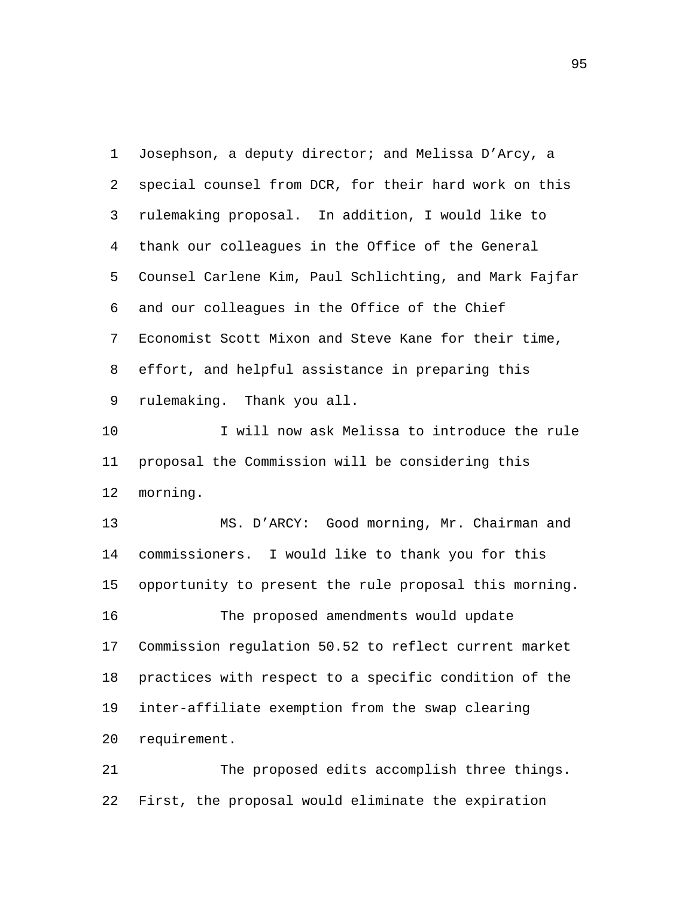Josephson, a deputy director; and Melissa D'Arcy, a special counsel from DCR, for their hard work on this rulemaking proposal. In addition, I would like to thank our colleagues in the Office of the General Counsel Carlene Kim, Paul Schlichting, and Mark Fajfar and our colleagues in the Office of the Chief Economist Scott Mixon and Steve Kane for their time, effort, and helpful assistance in preparing this rulemaking. Thank you all.

I will now ask Melissa to introduce the rule proposal the Commission will be considering this morning.

MS. D'ARCY: Good morning, Mr. Chairman and commissioners. I would like to thank you for this opportunity to present the rule proposal this morning.

The proposed amendments would update Commission regulation 50.52 to reflect current market practices with respect to a specific condition of the inter-affiliate exemption from the swap clearing requirement.

The proposed edits accomplish three things. First, the proposal would eliminate the expiration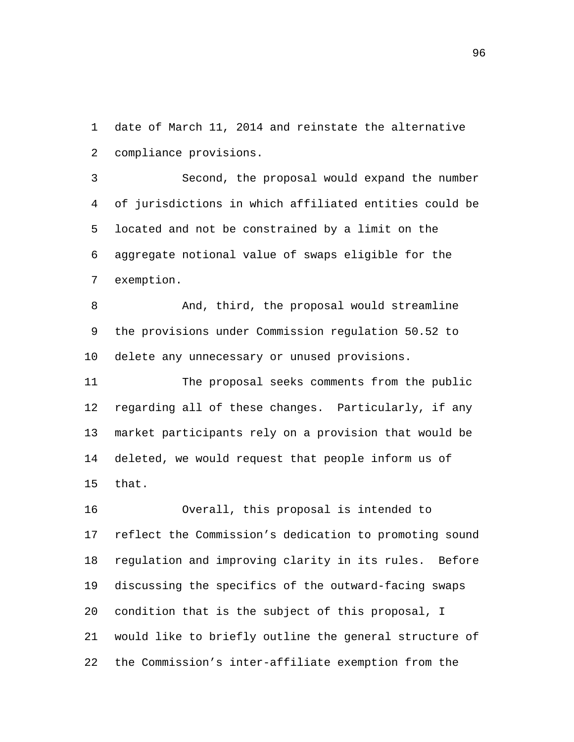date of March 11, 2014 and reinstate the alternative compliance provisions.

Second, the proposal would expand the number of jurisdictions in which affiliated entities could be located and not be constrained by a limit on the aggregate notional value of swaps eligible for the exemption.

And, third, the proposal would streamline the provisions under Commission regulation 50.52 to delete any unnecessary or unused provisions.

The proposal seeks comments from the public regarding all of these changes. Particularly, if any market participants rely on a provision that would be deleted, we would request that people inform us of that.

Overall, this proposal is intended to reflect the Commission’s dedication to promoting sound regulation and improving clarity in its rules. Before discussing the specifics of the outward-facing swaps condition that is the subject of this proposal, I would like to briefly outline the general structure of the Commission’s inter-affiliate exemption from the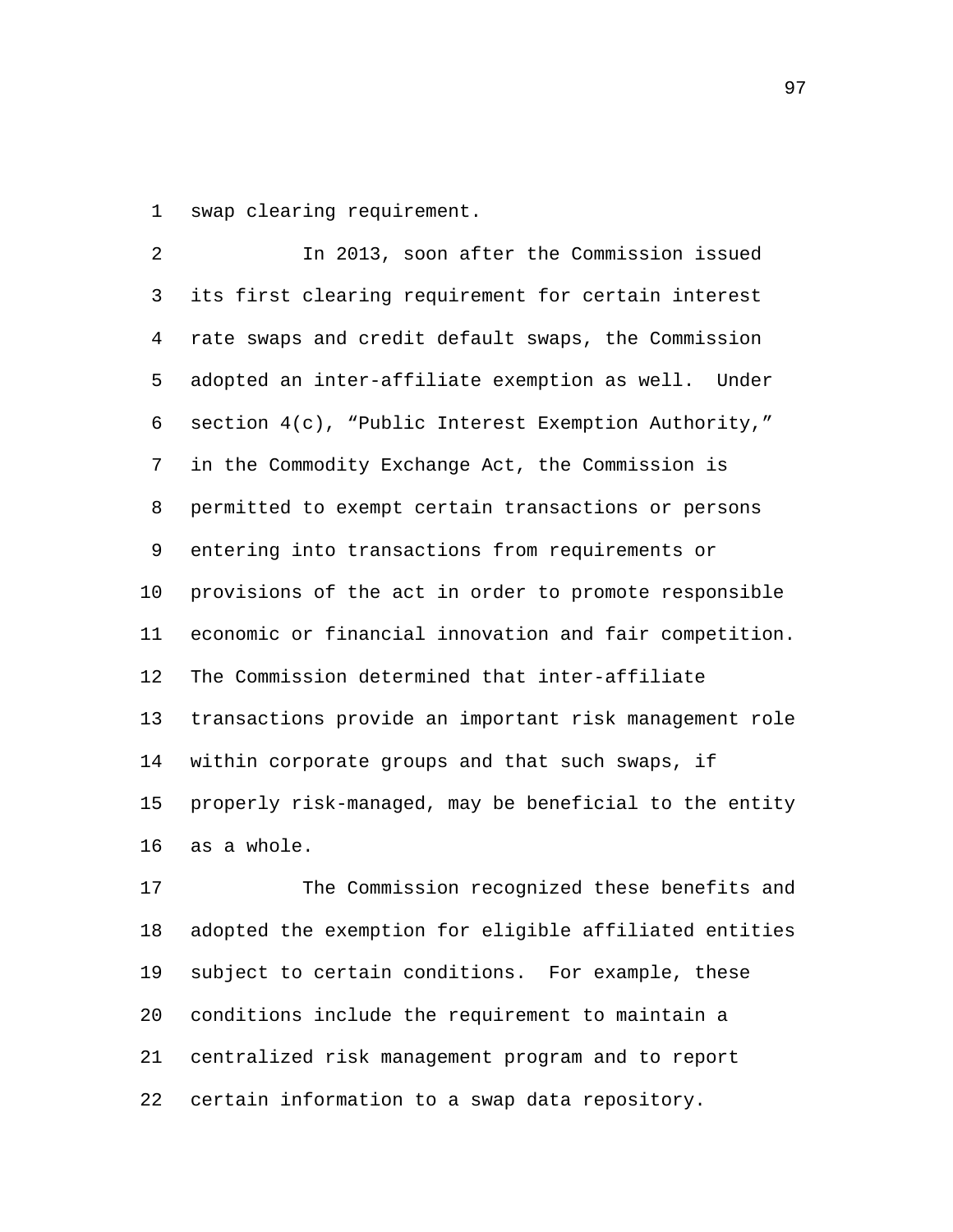swap clearing requirement.

In 2013, soon after the Commission issued its first clearing requirement for certain interest rate swaps and credit default swaps, the Commission adopted an inter-affiliate exemption as well. Under section 4(c), "Public Interest Exemption Authority," in the Commodity Exchange Act, the Commission is permitted to exempt certain transactions or persons entering into transactions from requirements or provisions of the act in order to promote responsible economic or financial innovation and fair competition. The Commission determined that inter-affiliate transactions provide an important risk management role within corporate groups and that such swaps, if properly risk-managed, may be beneficial to the entity as a whole.

The Commission recognized these benefits and adopted the exemption for eligible affiliated entities subject to certain conditions. For example, these conditions include the requirement to maintain a centralized risk management program and to report certain information to a swap data repository.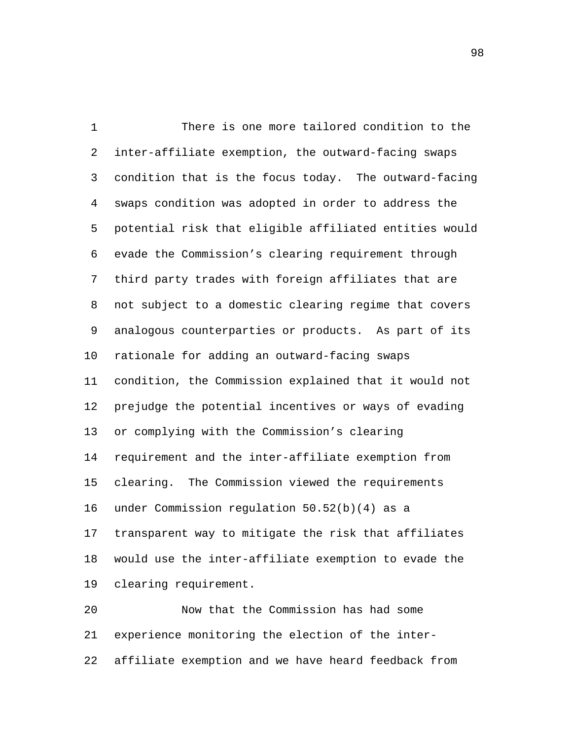There is one more tailored condition to the inter-affiliate exemption, the outward-facing swaps condition that is the focus today. The outward-facing swaps condition was adopted in order to address the potential risk that eligible affiliated entities would evade the Commission’s clearing requirement through third party trades with foreign affiliates that are not subject to a domestic clearing regime that covers analogous counterparties or products. As part of its rationale for adding an outward-facing swaps condition, the Commission explained that it would not prejudge the potential incentives or ways of evading or complying with the Commission’s clearing requirement and the inter-affiliate exemption from clearing. The Commission viewed the requirements under Commission regulation 50.52(b)(4) as a transparent way to mitigate the risk that affiliates would use the inter-affiliate exemption to evade the clearing requirement.

Now that the Commission has had some experience monitoring the election of the inter-affiliate exemption and we have heard feedback from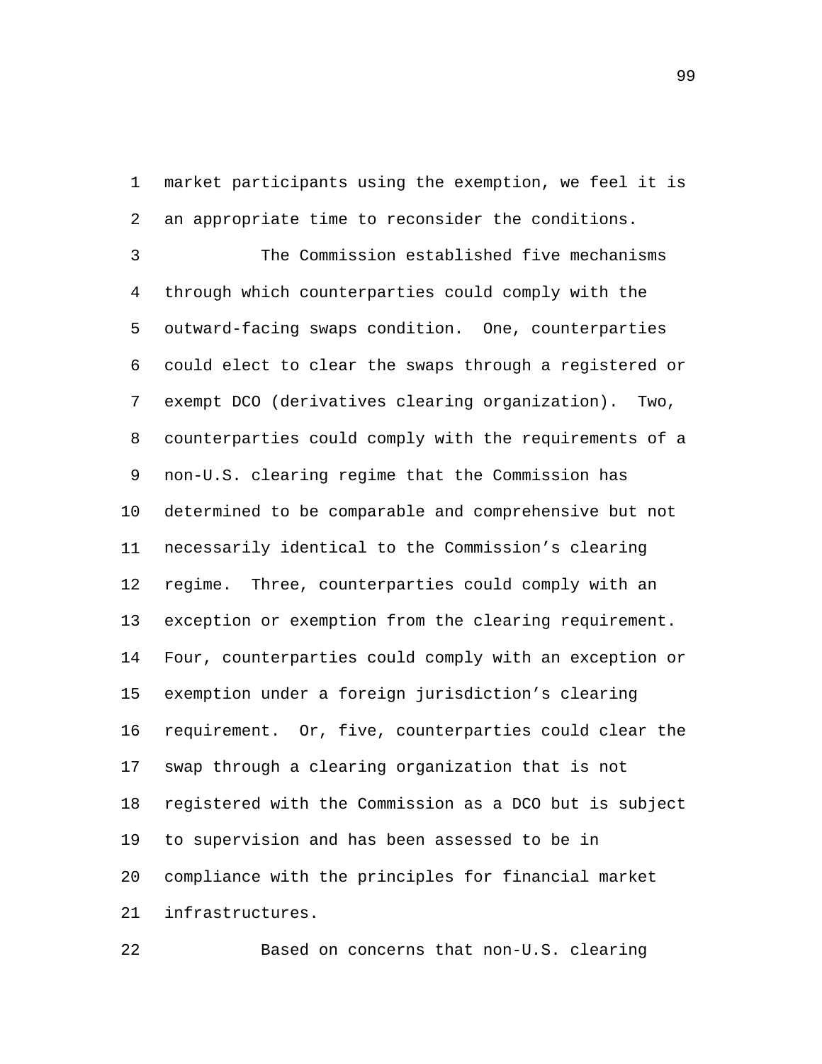market participants using the exemption, we feel it is an appropriate time to reconsider the conditions.

The Commission established five mechanisms through which counterparties could comply with the outward-facing swaps condition. One, counterparties could elect to clear the swaps through a registered or exempt DCO (derivatives clearing organization). Two, counterparties could comply with the requirements of a non-U.S. clearing regime that the Commission has determined to be comparable and comprehensive but not necessarily identical to the Commission's clearing regime. Three, counterparties could comply with an exception or exemption from the clearing requirement. Four, counterparties could comply with an exception or exemption under a foreign jurisdiction's clearing requirement. Or, five, counterparties could clear the swap through a clearing organization that is not registered with the Commission as a DCO but is subject to supervision and has been assessed to be in compliance with the principles for financial market infrastructures.

Based on concerns that non-U.S. clearing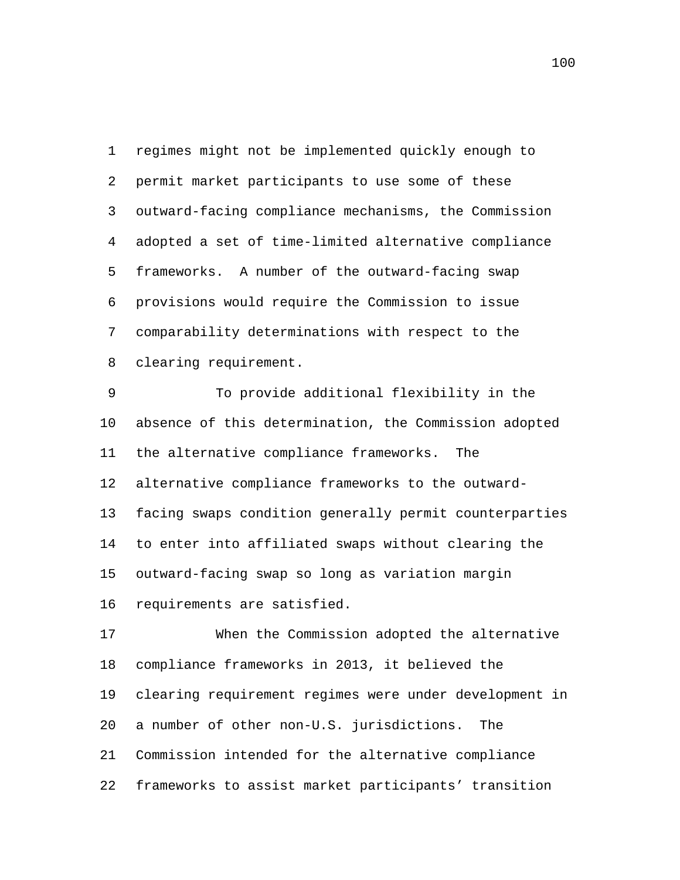regimes might not be implemented quickly enough to permit market participants to use some of these outward-facing compliance mechanisms, the Commission adopted a set of time-limited alternative compliance frameworks. A number of the outward-facing swap provisions would require the Commission to issue comparability determinations with respect to the clearing requirement.

To provide additional flexibility in the absence of this determination, the Commission adopted the alternative compliance frameworks. The alternative compliance frameworks to the outward-facing swaps condition generally permit counterparties to enter into affiliated swaps without clearing the outward-facing swap so long as variation margin requirements are satisfied.

When the Commission adopted the alternative compliance frameworks in 2013, it believed the clearing requirement regimes were under development in a number of other non-U.S. jurisdictions. The Commission intended for the alternative compliance frameworks to assist market participants' transition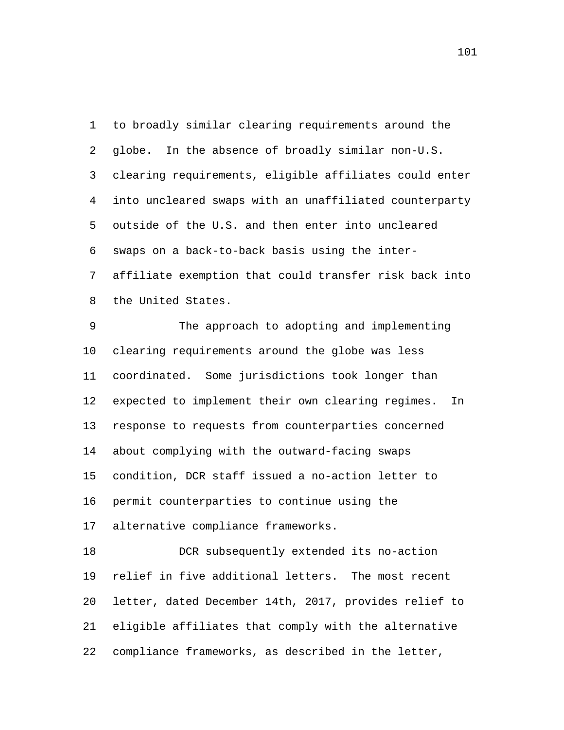to broadly similar clearing requirements around the globe. In the absence of broadly similar non-U.S. clearing requirements, eligible affiliates could enter into uncleared swaps with an unaffiliated counterparty outside of the U.S. and then enter into uncleared swaps on a back-to-back basis using the inter-affiliate exemption that could transfer risk back into the United States.

The approach to adopting and implementing clearing requirements around the globe was less coordinated. Some jurisdictions took longer than expected to implement their own clearing regimes. In response to requests from counterparties concerned about complying with the outward-facing swaps condition, DCR staff issued a no-action letter to permit counterparties to continue using the alternative compliance frameworks.

DCR subsequently extended its no-action relief in five additional letters. The most recent letter, dated December 14th, 2017, provides relief to eligible affiliates that comply with the alternative compliance frameworks, as described in the letter,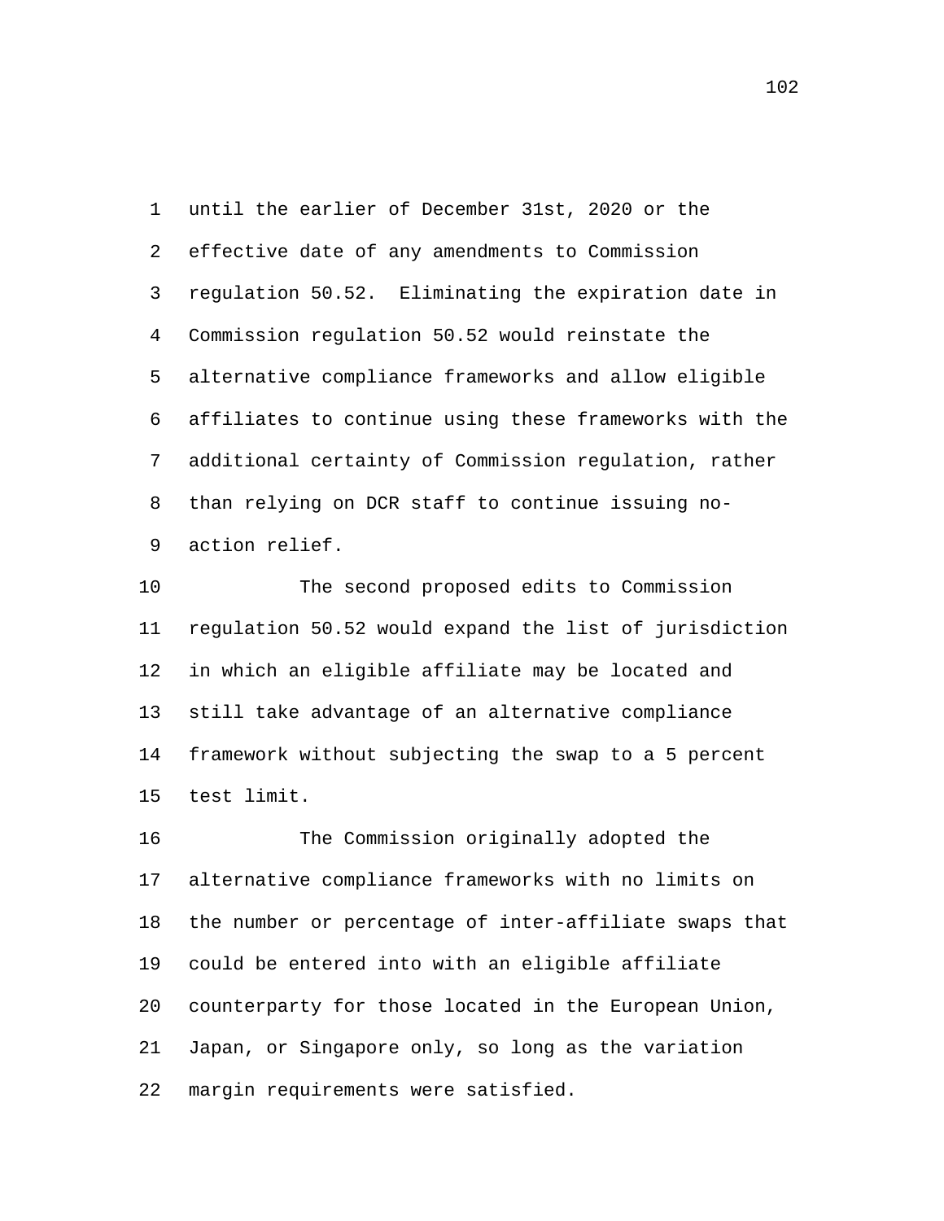until the earlier of December 31st, 2020 or the effective date of any amendments to Commission regulation 50.52. Eliminating the expiration date in Commission regulation 50.52 would reinstate the alternative compliance frameworks and allow eligible affiliates to continue using these frameworks with the additional certainty of Commission regulation, rather than relying on DCR staff to continue issuing no-action relief.

The second proposed edits to Commission regulation 50.52 would expand the list of jurisdiction in which an eligible affiliate may be located and still take advantage of an alternative compliance framework without subjecting the swap to a 5 percent test limit.

The Commission originally adopted the alternative compliance frameworks with no limits on the number or percentage of inter-affiliate swaps that could be entered into with an eligible affiliate counterparty for those located in the European Union, Japan, or Singapore only, so long as the variation margin requirements were satisfied.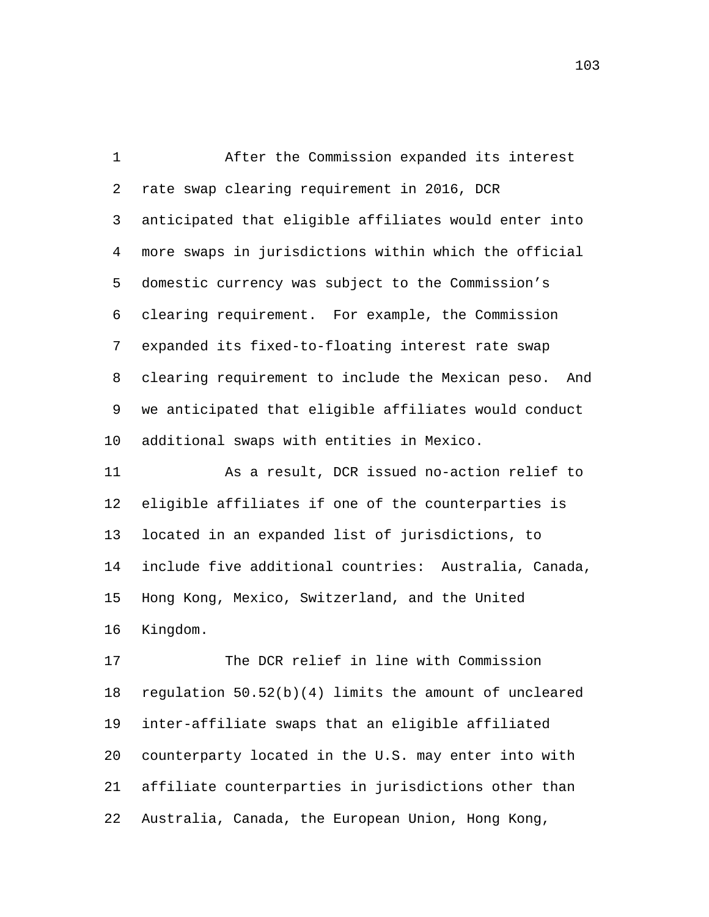After the Commission expanded its interest rate swap clearing requirement in 2016, DCR anticipated that eligible affiliates would enter into more swaps in jurisdictions within which the official domestic currency was subject to the Commission's clearing requirement. For example, the Commission expanded its fixed-to-floating interest rate swap clearing requirement to include the Mexican peso. And we anticipated that eligible affiliates would conduct additional swaps with entities in Mexico.

As a result, DCR issued no-action relief to eligible affiliates if one of the counterparties is located in an expanded list of jurisdictions, to include five additional countries: Australia, Canada, Hong Kong, Mexico, Switzerland, and the United Kingdom.

The DCR relief in line with Commission regulation 50.52(b)(4) limits the amount of uncleared inter-affiliate swaps that an eligible affiliated counterparty located in the U.S. may enter into with affiliate counterparties in jurisdictions other than Australia, Canada, the European Union, Hong Kong,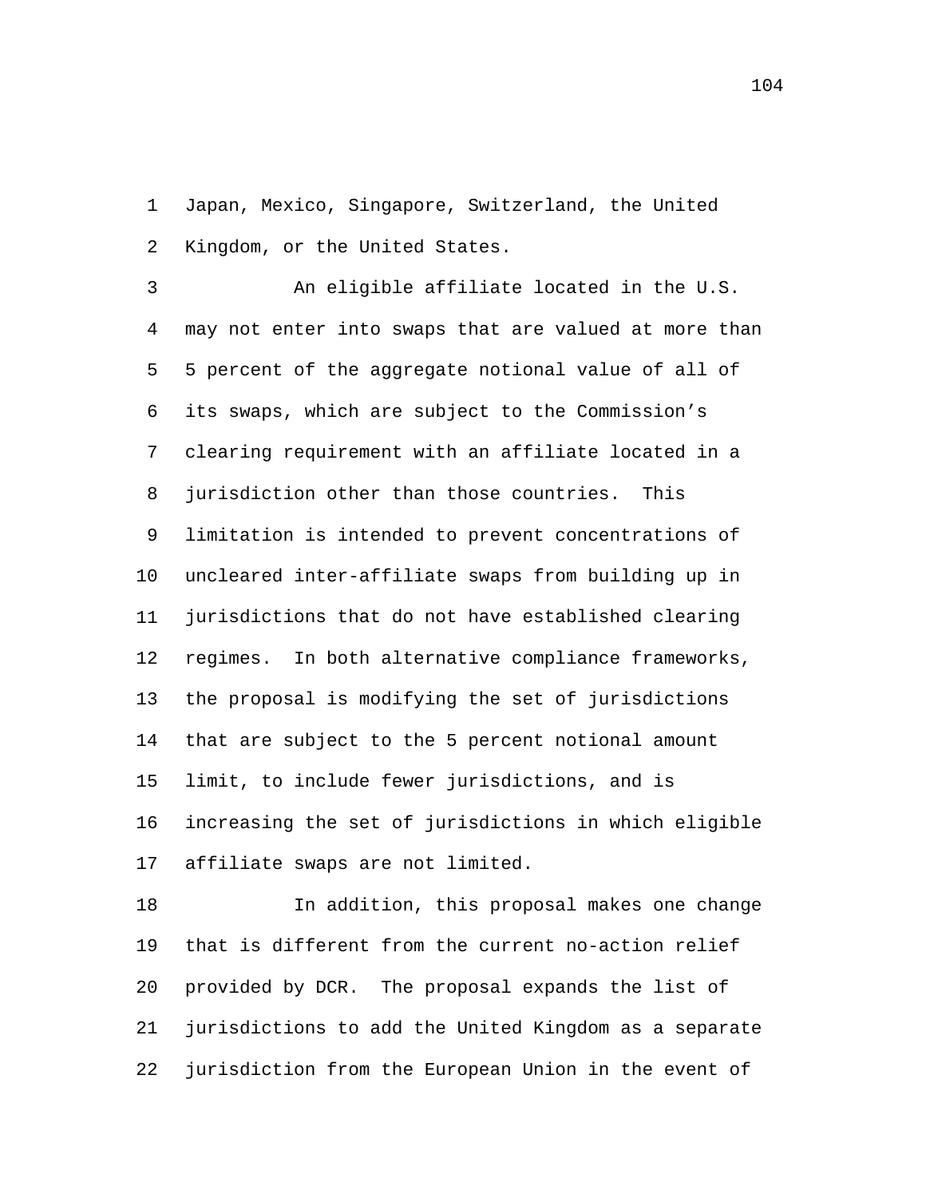Japan, Mexico, Singapore, Switzerland, the United Kingdom, or the United States.

An eligible affiliate located in the U.S. may not enter into swaps that are valued at more than 5 percent of the aggregate notional value of all of its swaps, which are subject to the Commission's clearing requirement with an affiliate located in a jurisdiction other than those countries. This limitation is intended to prevent concentrations of uncleared inter-affiliate swaps from building up in jurisdictions that do not have established clearing regimes. In both alternative compliance frameworks, the proposal is modifying the set of jurisdictions that are subject to the 5 percent notional amount limit, to include fewer jurisdictions, and is increasing the set of jurisdictions in which eligible affiliate swaps are not limited.

In addition, this proposal makes one change that is different from the current no-action relief provided by DCR. The proposal expands the list of jurisdictions to add the United Kingdom as a separate jurisdiction from the European Union in the event of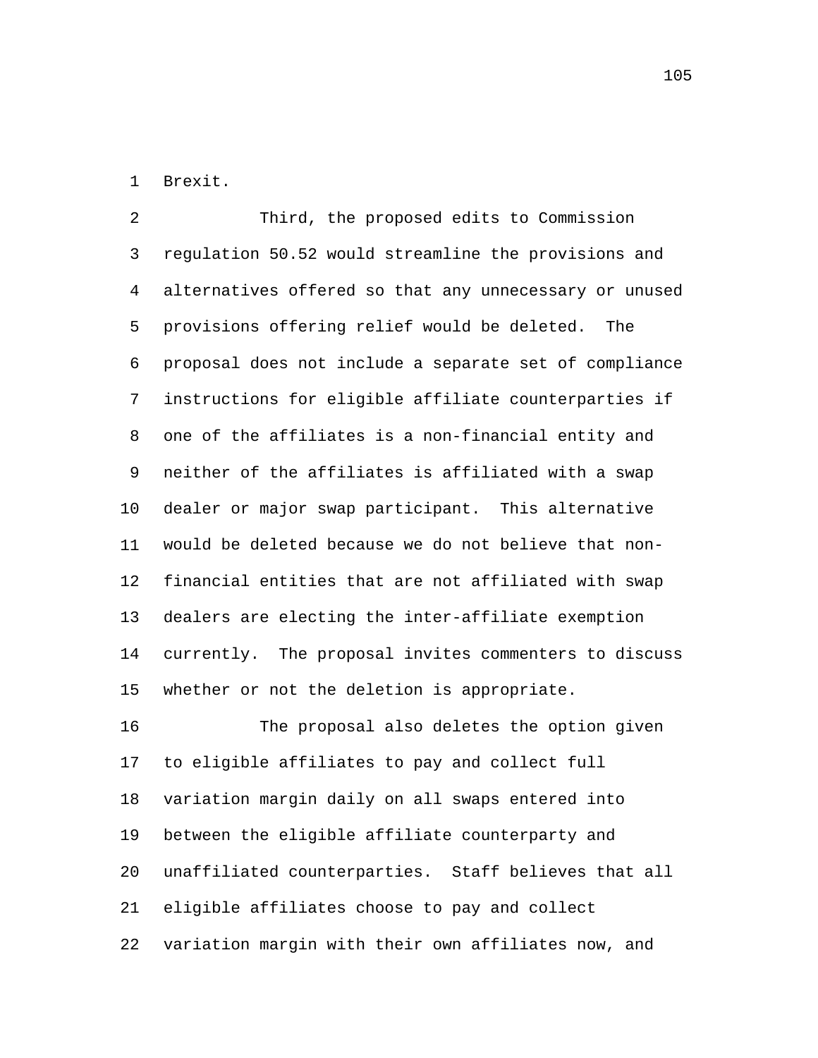Brexit.

Third, the proposed edits to Commission regulation 50.52 would streamline the provisions and alternatives offered so that any unnecessary or unused provisions offering relief would be deleted. The proposal does not include a separate set of compliance instructions for eligible affiliate counterparties if one of the affiliates is a non-financial entity and neither of the affiliates is affiliated with a swap dealer or major swap participant. This alternative would be deleted because we do not believe that non-financial entities that are not affiliated with swap dealers are electing the inter-affiliate exemption currently. The proposal invites commenters to discuss whether or not the deletion is appropriate.

The proposal also deletes the option given to eligible affiliates to pay and collect full variation margin daily on all swaps entered into between the eligible affiliate counterparty and unaffiliated counterparties. Staff believes that all eligible affiliates choose to pay and collect variation margin with their own affiliates now, and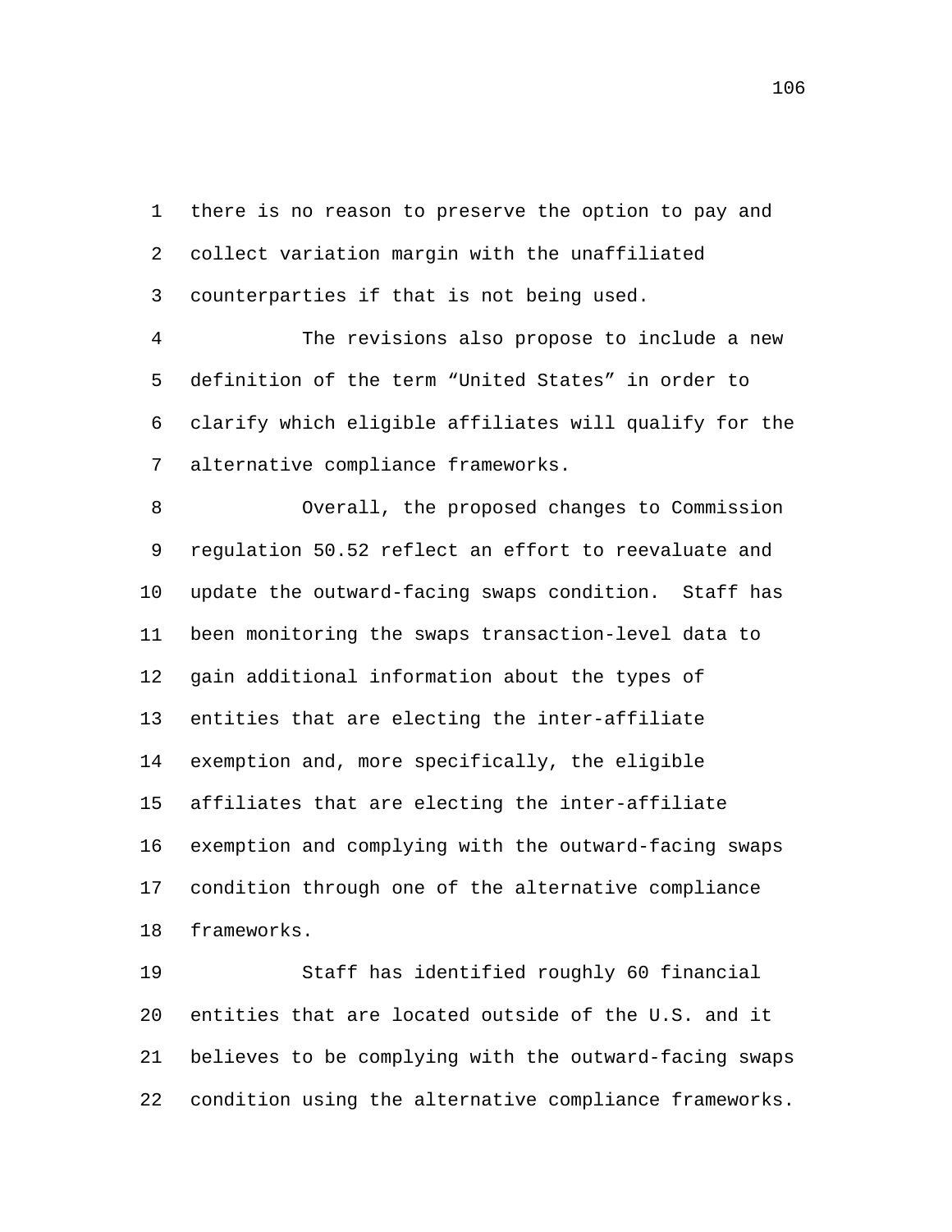there is no reason to preserve the option to pay and collect variation margin with the unaffiliated counterparties if that is not being used.

The revisions also propose to include a new definition of the term “United States” in order to clarify which eligible affiliates will qualify for the alternative compliance frameworks.

Overall, the proposed changes to Commission regulation 50.52 reflect an effort to reevaluate and update the outward-facing swaps condition. Staff has been monitoring the swaps transaction-level data to gain additional information about the types of entities that are electing the inter-affiliate exemption and, more specifically, the eligible affiliates that are electing the inter-affiliate exemption and complying with the outward-facing swaps condition through one of the alternative compliance frameworks.

Staff has identified roughly 60 financial entities that are located outside of the U.S. and it believes to be complying with the outward-facing swaps condition using the alternative compliance frameworks.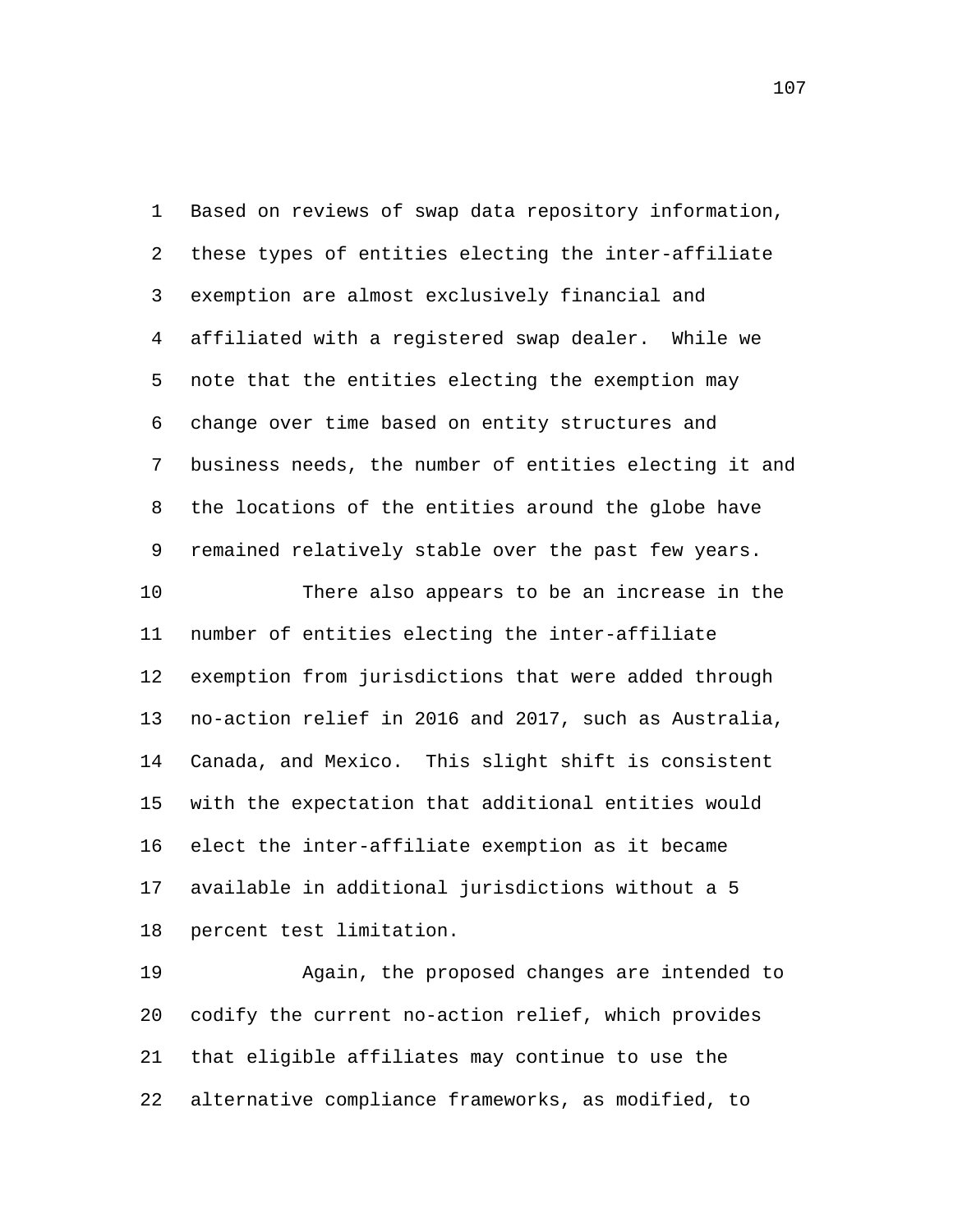Based on reviews of swap data repository information, these types of entities electing the inter-affiliate exemption are almost exclusively financial and affiliated with a registered swap dealer. While we note that the entities electing the exemption may change over time based on entity structures and business needs, the number of entities electing it and the locations of the entities around the globe have remained relatively stable over the past few years.

There also appears to be an increase in the number of entities electing the inter-affiliate exemption from jurisdictions that were added through no-action relief in 2016 and 2017, such as Australia, Canada, and Mexico. This slight shift is consistent with the expectation that additional entities would elect the inter-affiliate exemption as it became available in additional jurisdictions without a 5 percent test limitation.

Again, the proposed changes are intended to codify the current no-action relief, which provides that eligible affiliates may continue to use the alternative compliance frameworks, as modified, to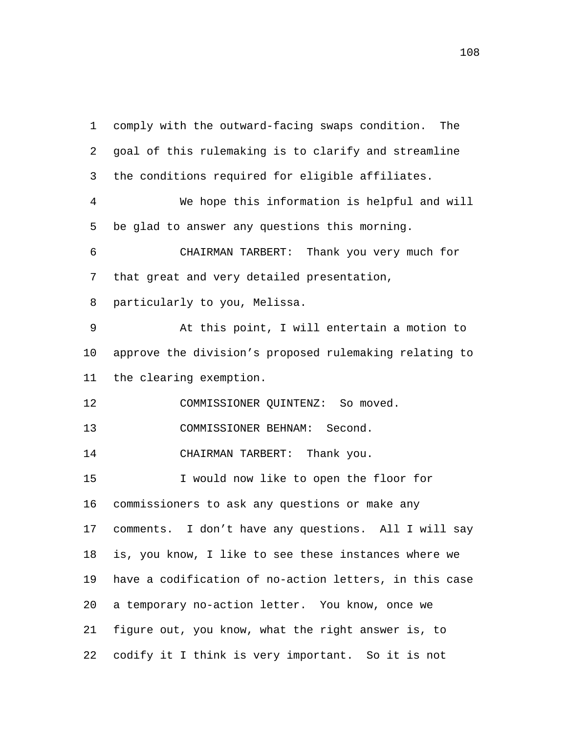comply with the outward-facing swaps condition. The goal of this rulemaking is to clarify and streamline the conditions required for eligible affiliates.

We hope this information is helpful and will be glad to answer any questions this morning.

CHAIRMAN TARBERT: Thank you very much for that great and very detailed presentation, particularly to you, Melissa.

At this point, I will entertain a motion to approve the division's proposed rulemaking relating to the clearing exemption.

COMMISSIONER QUINTENZ: So moved.

COMMISSIONER BEHNAM: Second.

CHAIRMAN TARBERT: Thank you.

I would now like to open the floor for commissioners to ask any questions or make any comments. I don't have any questions. All I will say is, you know, I like to see these instances where we have a codification of no-action letters, in this case a temporary no-action letter. You know, once we figure out, you know, what the right answer is, to codify it I think is very important. So it is not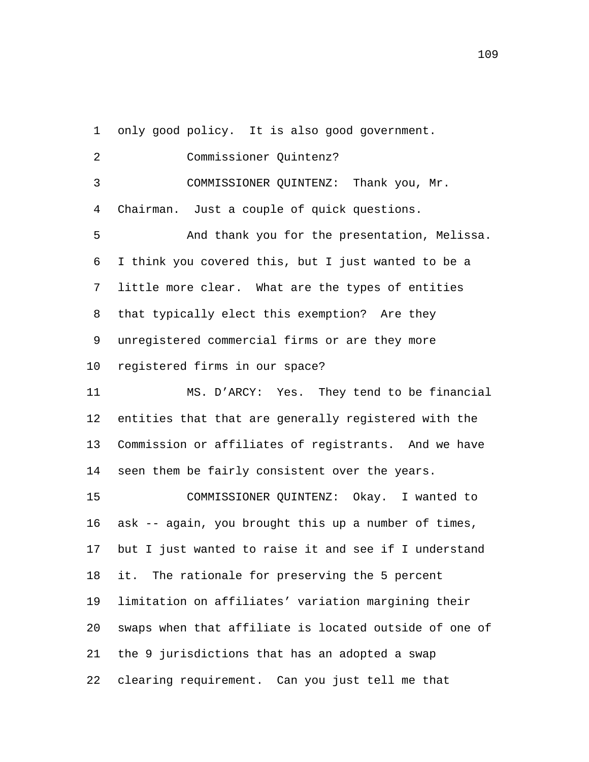only good policy. It is also good government.

Commissioner Quintenz?

COMMISSIONER QUINTENZ: Thank you, Mr. Chairman. Just a couple of quick questions.

And thank you for the presentation, Melissa. I think you covered this, but I just wanted to be a little more clear. What are the types of entities that typically elect this exemption? Are they unregistered commercial firms or are they more registered firms in our space?

MS. D'ARCY: Yes. They tend to be financial entities that that are generally registered with the Commission or affiliates of registrants. And we have seen them be fairly consistent over the years.

COMMISSIONER QUINTENZ: Okay. I wanted to ask -- again, you brought this up a number of times, but I just wanted to raise it and see if I understand it. The rationale for preserving the 5 percent limitation on affiliates' variation margining their swaps when that affiliate is located outside of one of the 9 jurisdictions that has an adopted a swap clearing requirement. Can you just tell me that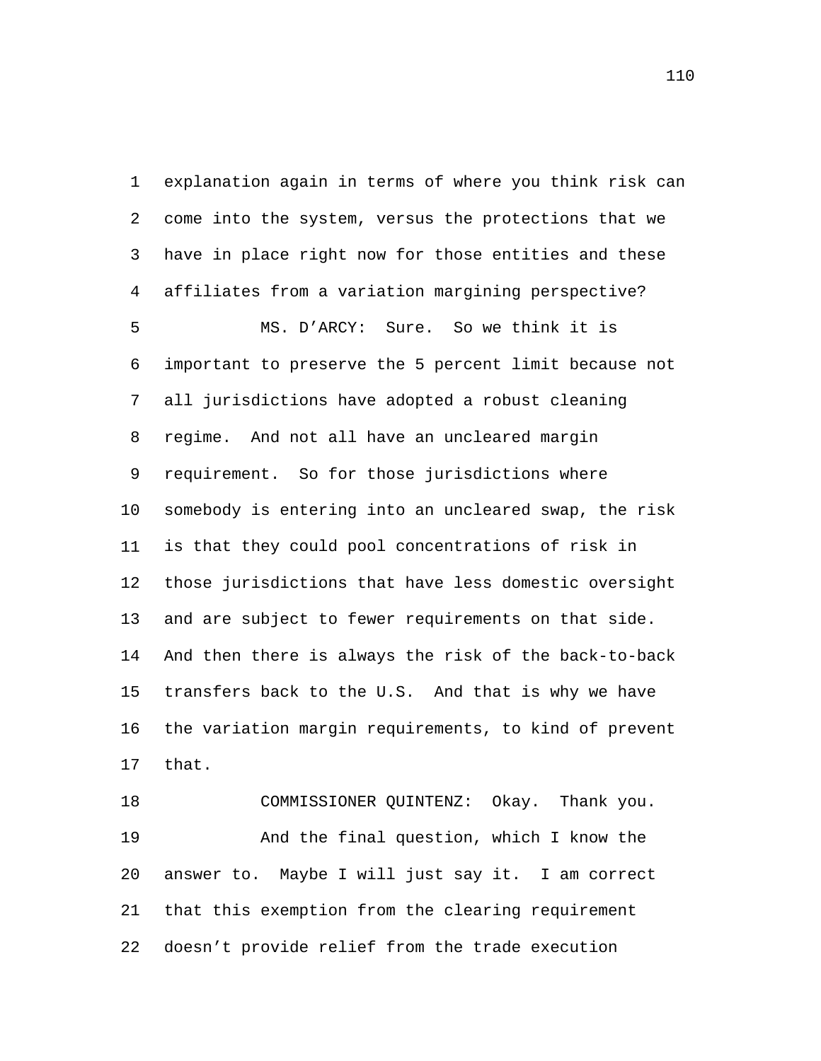explanation again in terms of where you think risk can come into the system, versus the protections that we have in place right now for those entities and these affiliates from a variation margining perspective?

MS. D'ARCY: Sure. So we think it is important to preserve the 5 percent limit because not all jurisdictions have adopted a robust cleaning regime. And not all have an uncleared margin requirement. So for those jurisdictions where somebody is entering into an uncleared swap, the risk is that they could pool concentrations of risk in those jurisdictions that have less domestic oversight and are subject to fewer requirements on that side. And then there is always the risk of the back-to-back transfers back to the U.S. And that is why we have the variation margin requirements, to kind of prevent that.

COMMISSIONER QUINTENZ: Okay. Thank you.

And the final question, which I know the answer to. Maybe I will just say it. I am correct that this exemption from the clearing requirement doesn't provide relief from the trade execution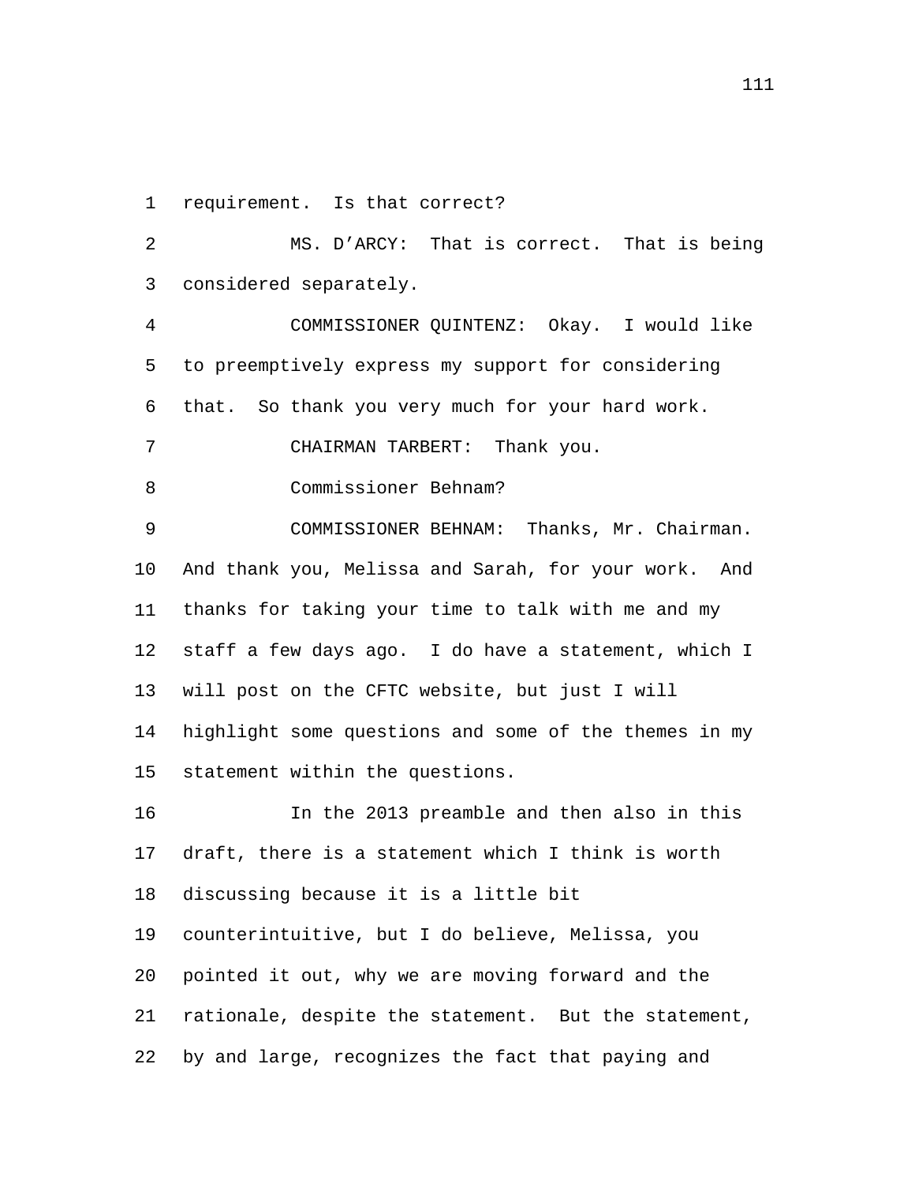requirement. Is that correct?

MS. D'ARCY: That is correct. That is being considered separately.

COMMISSIONER QUINTENZ: Okay. I would like to preemptively express my support for considering that. So thank you very much for your hard work.

CHAIRMAN TARBERT: Thank you.

Commissioner Behnam?

COMMISSIONER BEHNAM: Thanks, Mr. Chairman. And thank you, Melissa and Sarah, for your work. And thanks for taking your time to talk with me and my staff a few days ago. I do have a statement, which I will post on the CFTC website, but just I will highlight some questions and some of the themes in my statement within the questions.

In the 2013 preamble and then also in this draft, there is a statement which I think is worth discussing because it is a little bit counterintuitive, but I do believe, Melissa, you pointed it out, why we are moving forward and the rationale, despite the statement. But the statement, by and large, recognizes the fact that paying and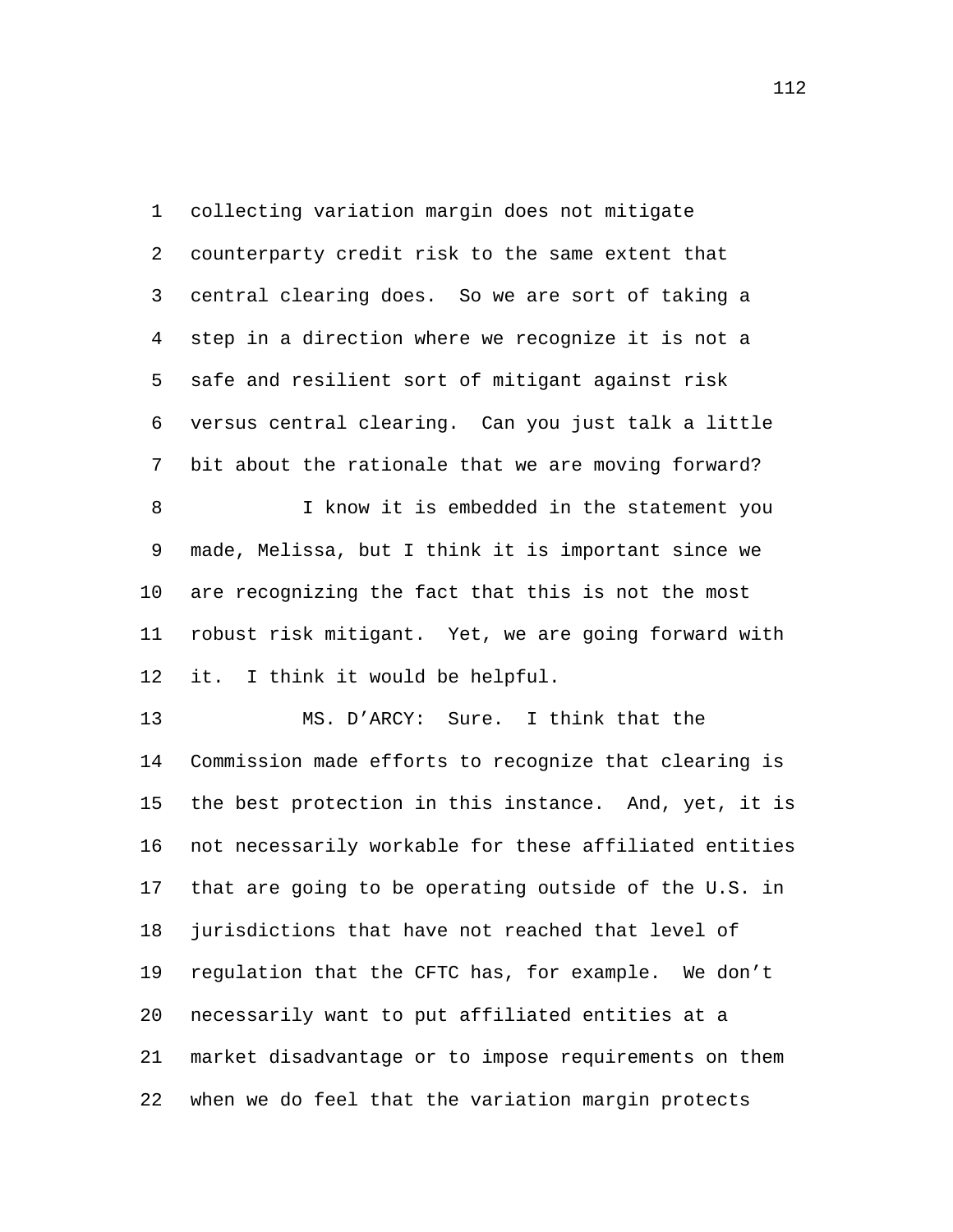collecting variation margin does not mitigate counterparty credit risk to the same extent that central clearing does. So we are sort of taking a step in a direction where we recognize it is not a safe and resilient sort of mitigant against risk versus central clearing. Can you just talk a little bit about the rationale that we are moving forward?

I know it is embedded in the statement you made, Melissa, but I think it is important since we are recognizing the fact that this is not the most robust risk mitigant. Yet, we are going forward with it. I think it would be helpful.

MS. D'ARCY: Sure. I think that the Commission made efforts to recognize that clearing is the best protection in this instance. And, yet, it is not necessarily workable for these affiliated entities that are going to be operating outside of the U.S. in jurisdictions that have not reached that level of regulation that the CFTC has, for example. We don't necessarily want to put affiliated entities at a market disadvantage or to impose requirements on them when we do feel that the variation margin protects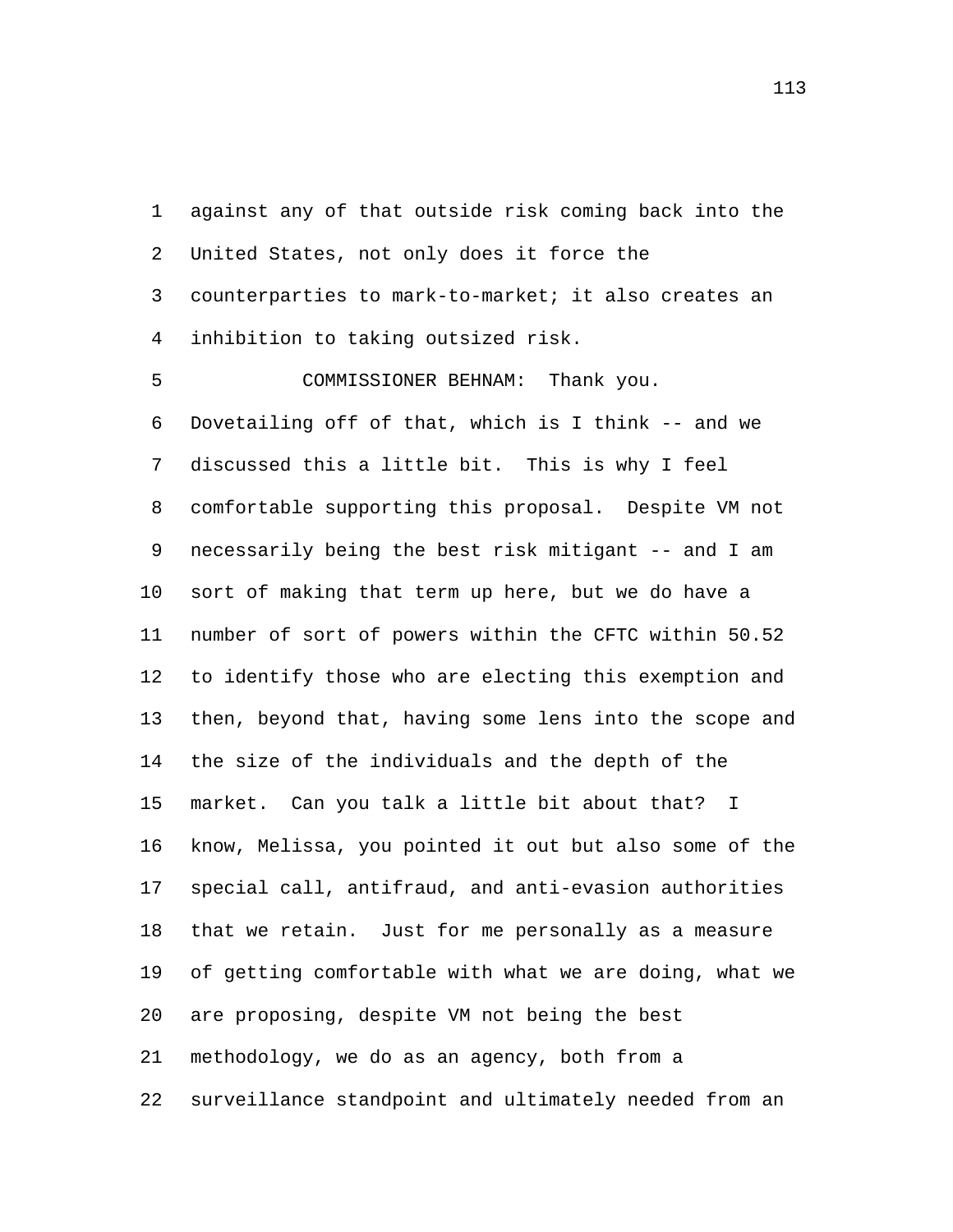against any of that outside risk coming back into the United States, not only does it force the counterparties to mark-to-market; it also creates an inhibition to taking outsized risk.

COMMISSIONER BEHNAM: Thank you. Dovetailing off of that, which is I think -- and we discussed this a little bit. This is why I feel comfortable supporting this proposal. Despite VM not necessarily being the best risk mitigant -- and I am sort of making that term up here, but we do have a number of sort of powers within the CFTC within 50.52 to identify those who are electing this exemption and then, beyond that, having some lens into the scope and the size of the individuals and the depth of the market. Can you talk a little bit about that? I know, Melissa, you pointed it out but also some of the special call, antifraud, and anti-evasion authorities that we retain. Just for me personally as a measure of getting comfortable with what we are doing, what we are proposing, despite VM not being the best methodology, we do as an agency, both from a surveillance standpoint and ultimately needed from an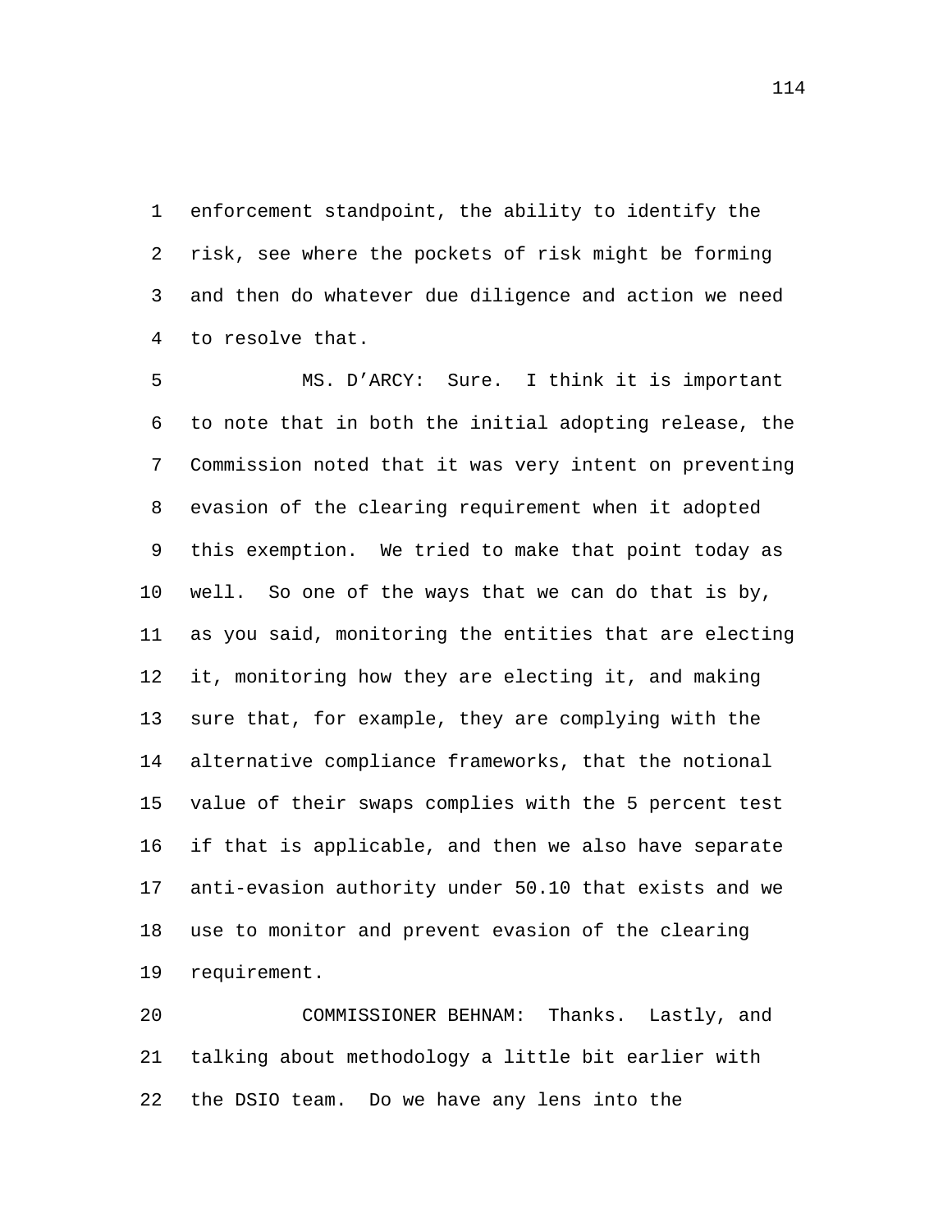enforcement standpoint, the ability to identify the risk, see where the pockets of risk might be forming and then do whatever due diligence and action we need to resolve that.

MS. D'ARCY: Sure. I think it is important to note that in both the initial adopting release, the Commission noted that it was very intent on preventing evasion of the clearing requirement when it adopted this exemption. We tried to make that point today as well. So one of the ways that we can do that is by, as you said, monitoring the entities that are electing it, monitoring how they are electing it, and making sure that, for example, they are complying with the alternative compliance frameworks, that the notional value of their swaps complies with the 5 percent test if that is applicable, and then we also have separate anti-evasion authority under 50.10 that exists and we use to monitor and prevent evasion of the clearing requirement.

COMMISSIONER BEHNAM: Thanks. Lastly, and talking about methodology a little bit earlier with the DSIO team. Do we have any lens into the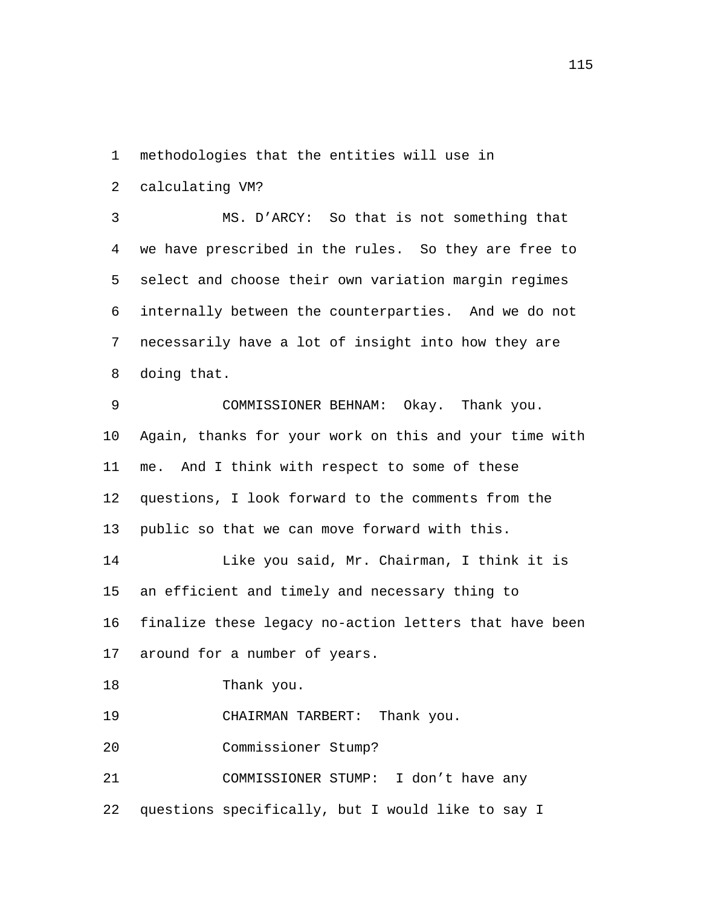methodologies that the entities will use in calculating VM?

MS. D’ARCY: So that is not something that we have prescribed in the rules. So they are free to select and choose their own variation margin regimes internally between the counterparties. And we do not necessarily have a lot of insight into how they are doing that.

COMMISSIONER BEHNAM: Okay. Thank you. Again, thanks for your work on this and your time with me. And I think with respect to some of these questions, I look forward to the comments from the public so that we can move forward with this.

Like you said, Mr. Chairman, I think it is an efficient and timely and necessary thing to finalize these legacy no-action letters that have been around for a number of years.

Thank you.

CHAIRMAN TARBERT: Thank you.

Commissioner Stump?

COMMISSIONER STUMP: I don’t have any questions specifically, but I would like to say I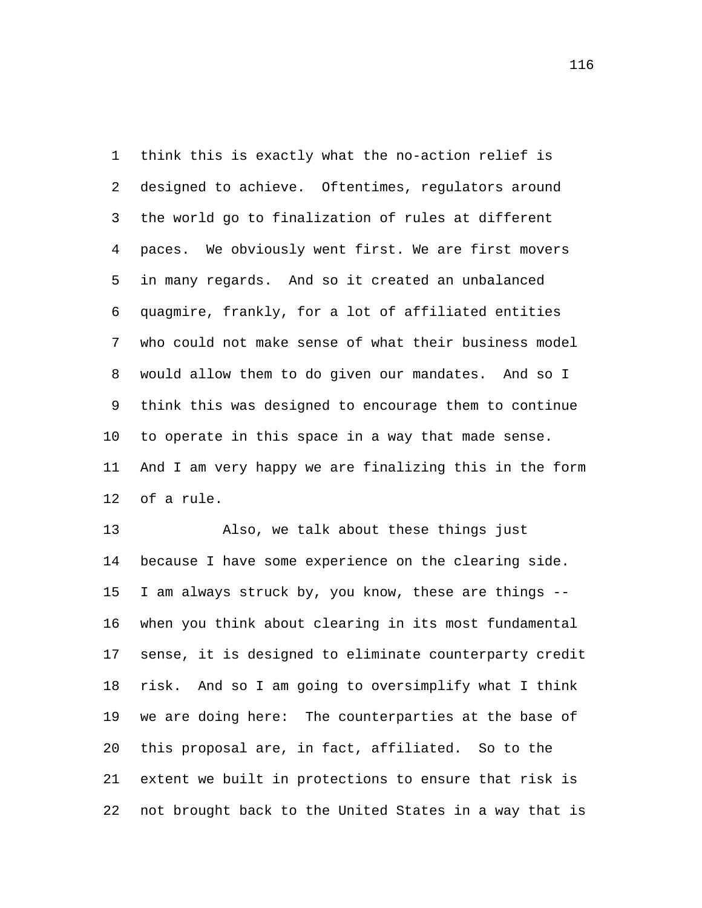think this is exactly what the no-action relief is designed to achieve. Oftentimes, regulators around the world go to finalization of rules at different paces. We obviously went first. We are first movers in many regards. And so it created an unbalanced quagmire, frankly, for a lot of affiliated entities who could not make sense of what their business model would allow them to do given our mandates. And so I think this was designed to encourage them to continue to operate in this space in a way that made sense. And I am very happy we are finalizing this in the form of a rule.

Also, we talk about these things just because I have some experience on the clearing side. I am always struck by, you know, these are things -- when you think about clearing in its most fundamental sense, it is designed to eliminate counterparty credit risk. And so I am going to oversimplify what I think we are doing here: The counterparties at the base of this proposal are, in fact, affiliated. So to the extent we built in protections to ensure that risk is not brought back to the United States in a way that is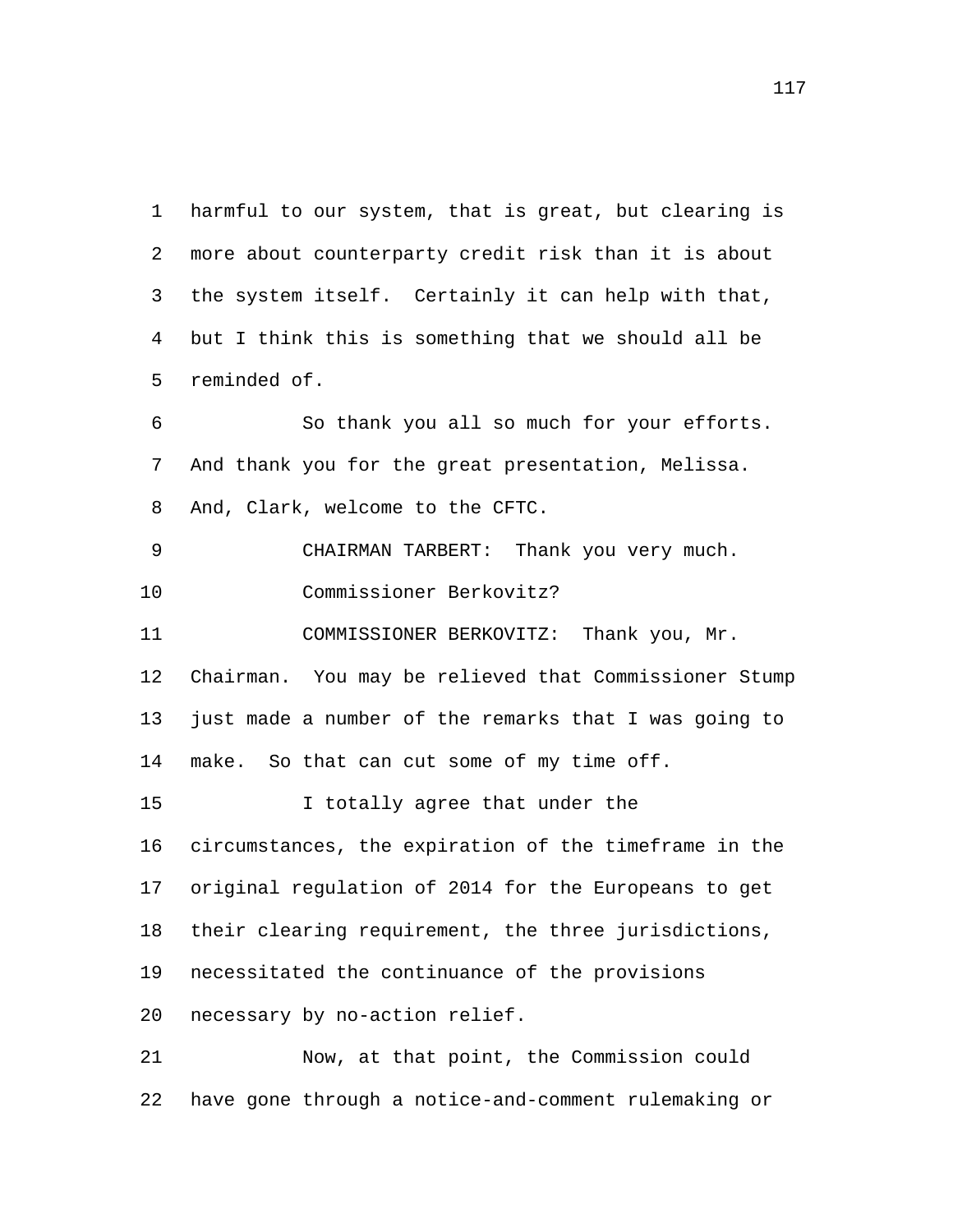harmful to our system, that is great, but clearing is more about counterparty credit risk than it is about the system itself. Certainly it can help with that, but I think this is something that we should all be reminded of.

So thank you all so much for your efforts. And thank you for the great presentation, Melissa. And, Clark, welcome to the CFTC.

CHAIRMAN TARBERT: Thank you very much.

Commissioner Berkovitz?

COMMISSIONER BERKOVITZ: Thank you, Mr. Chairman. You may be relieved that Commissioner Stump just made a number of the remarks that I was going to make. So that can cut some of my time off.

I totally agree that under the circumstances, the expiration of the timeframe in the original regulation of 2014 for the Europeans to get their clearing requirement, the three jurisdictions, necessitated the continuance of the provisions necessary by no-action relief.

Now, at that point, the Commission could have gone through a notice-and-comment rulemaking or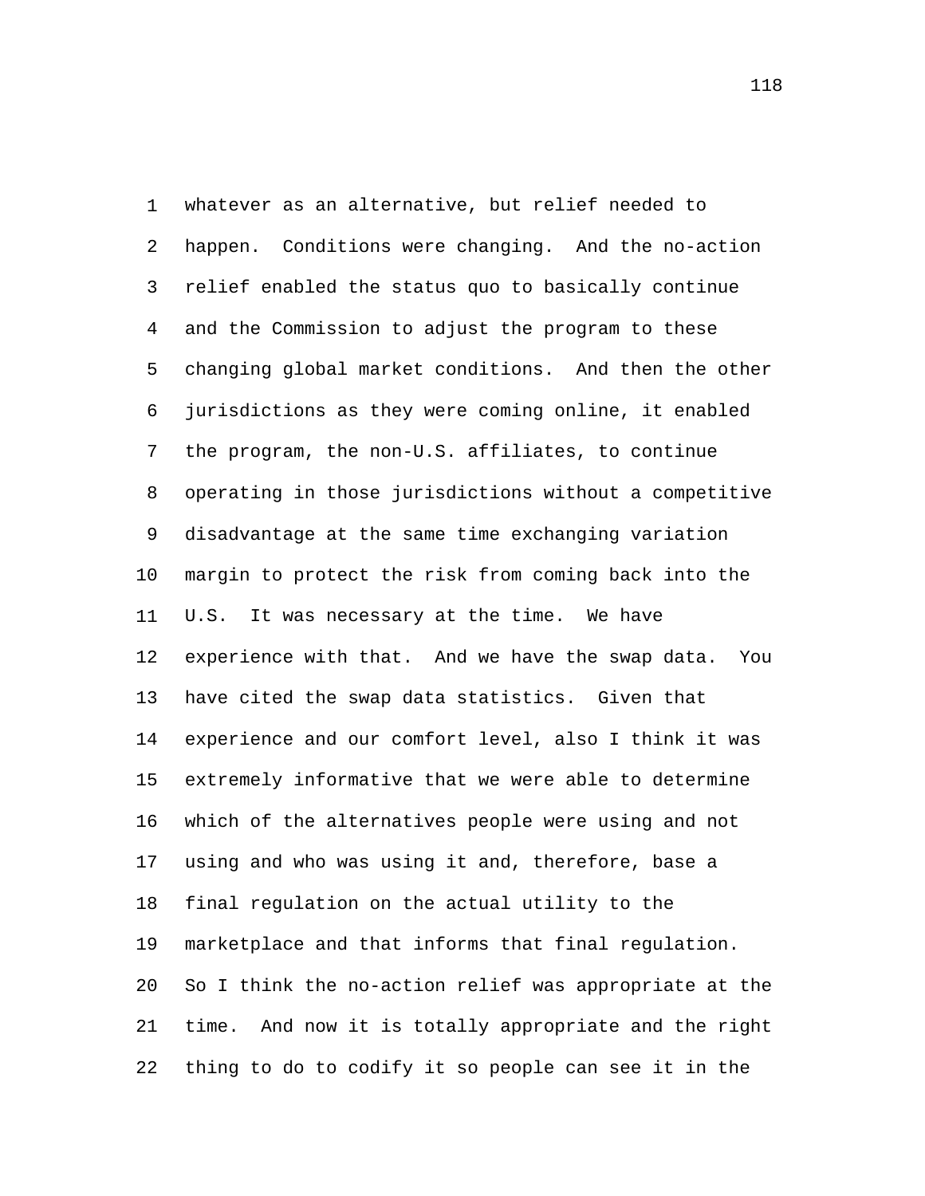whatever as an alternative, but relief needed to happen. Conditions were changing. And the no-action relief enabled the status quo to basically continue and the Commission to adjust the program to these changing global market conditions. And then the other jurisdictions as they were coming online, it enabled the program, the non-U.S. affiliates, to continue operating in those jurisdictions without a competitive disadvantage at the same time exchanging variation margin to protect the risk from coming back into the U.S. It was necessary at the time. We have experience with that. And we have the swap data. You have cited the swap data statistics. Given that experience and our comfort level, also I think it was extremely informative that we were able to determine which of the alternatives people were using and not using and who was using it and, therefore, base a final regulation on the actual utility to the marketplace and that informs that final regulation. So I think the no-action relief was appropriate at the time. And now it is totally appropriate and the right thing to do to codify it so people can see it in the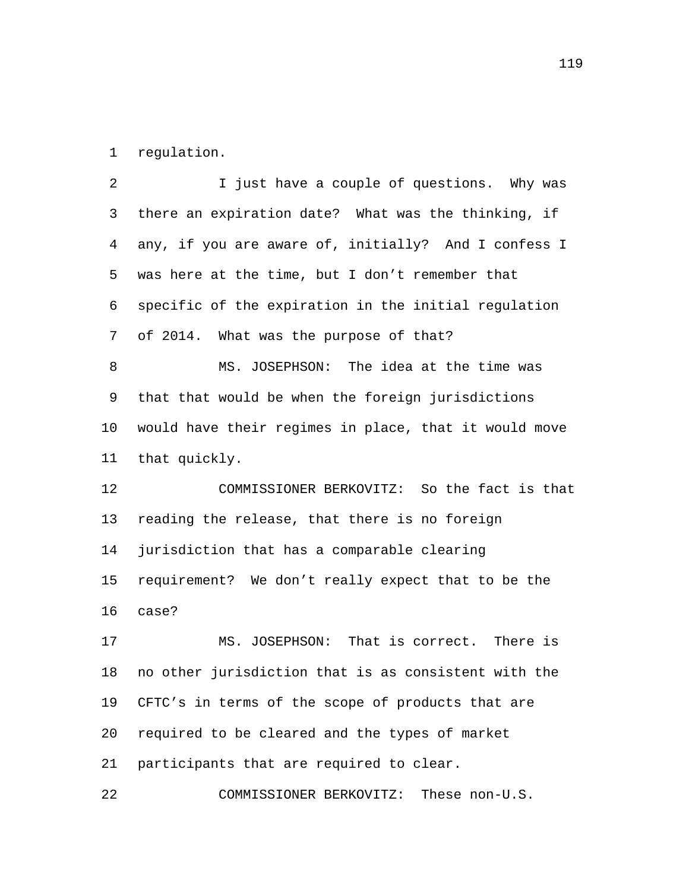regulation.

I just have a couple of questions. Why was there an expiration date? What was the thinking, if any, if you are aware of, initially? And I confess I was here at the time, but I don't remember that specific of the expiration in the initial regulation of 2014. What was the purpose of that?

MS. JOSEPHSON: The idea at the time was that that would be when the foreign jurisdictions would have their regimes in place, that it would move that quickly.

COMMISSIONER BERKOVITZ: So the fact is that reading the release, that there is no foreign jurisdiction that has a comparable clearing requirement? We don't really expect that to be the case?

MS. JOSEPHSON: That is correct. There is no other jurisdiction that is as consistent with the CFTC's in terms of the scope of products that are required to be cleared and the types of market participants that are required to clear.

COMMISSIONER BERKOVITZ: These non-U.S.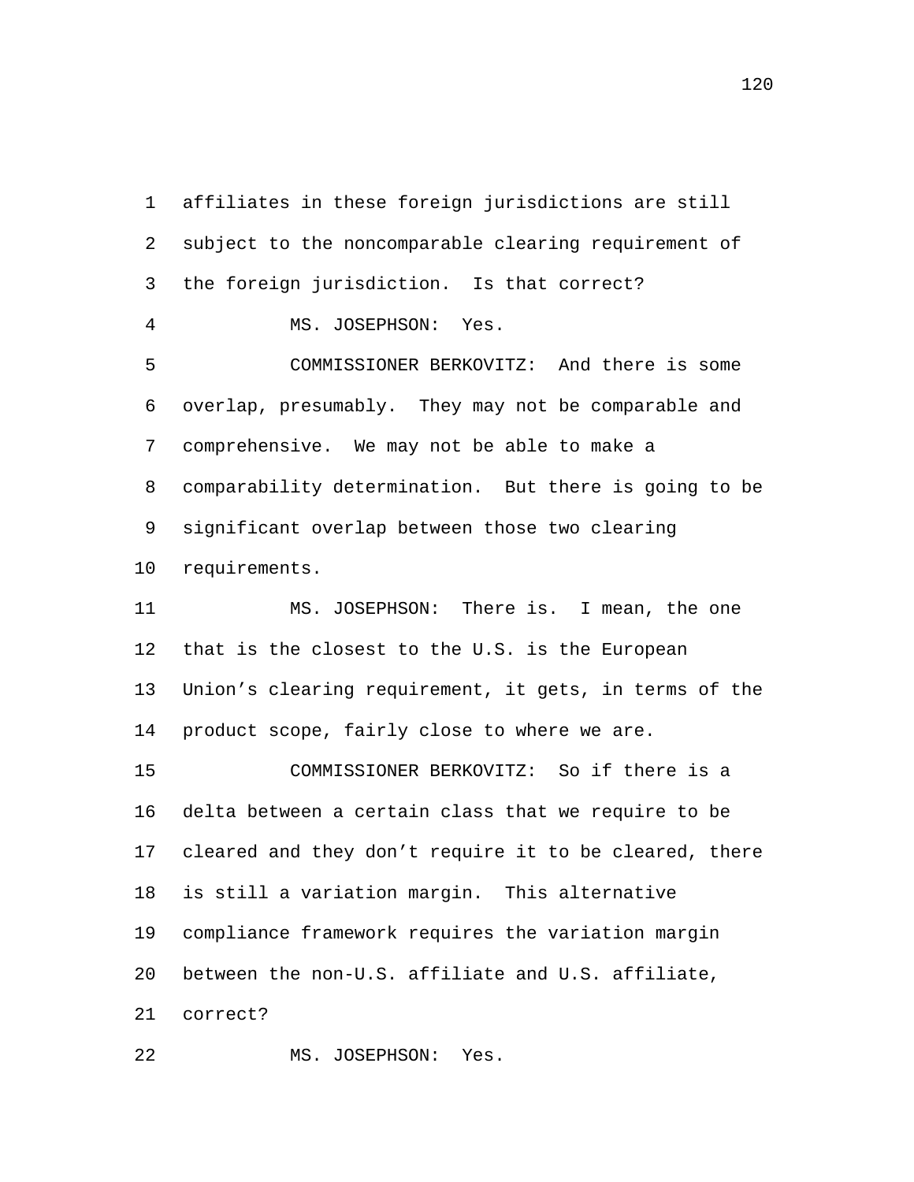affiliates in these foreign jurisdictions are still subject to the noncomparable clearing requirement of the foreign jurisdiction. Is that correct?

MS. JOSEPHSON: Yes.

COMMISSIONER BERKOVITZ: And there is some overlap, presumably. They may not be comparable and comprehensive. We may not be able to make a comparability determination. But there is going to be significant overlap between those two clearing requirements.

MS. JOSEPHSON: There is. I mean, the one that is the closest to the U.S. is the European Union’s clearing requirement, it gets, in terms of the product scope, fairly close to where we are.

COMMISSIONER BERKOVITZ: So if there is a delta between a certain class that we require to be cleared and they don’t require it to be cleared, there is still a variation margin. This alternative compliance framework requires the variation margin between the non-U.S. affiliate and U.S. affiliate, correct?

MS. JOSEPHSON: Yes.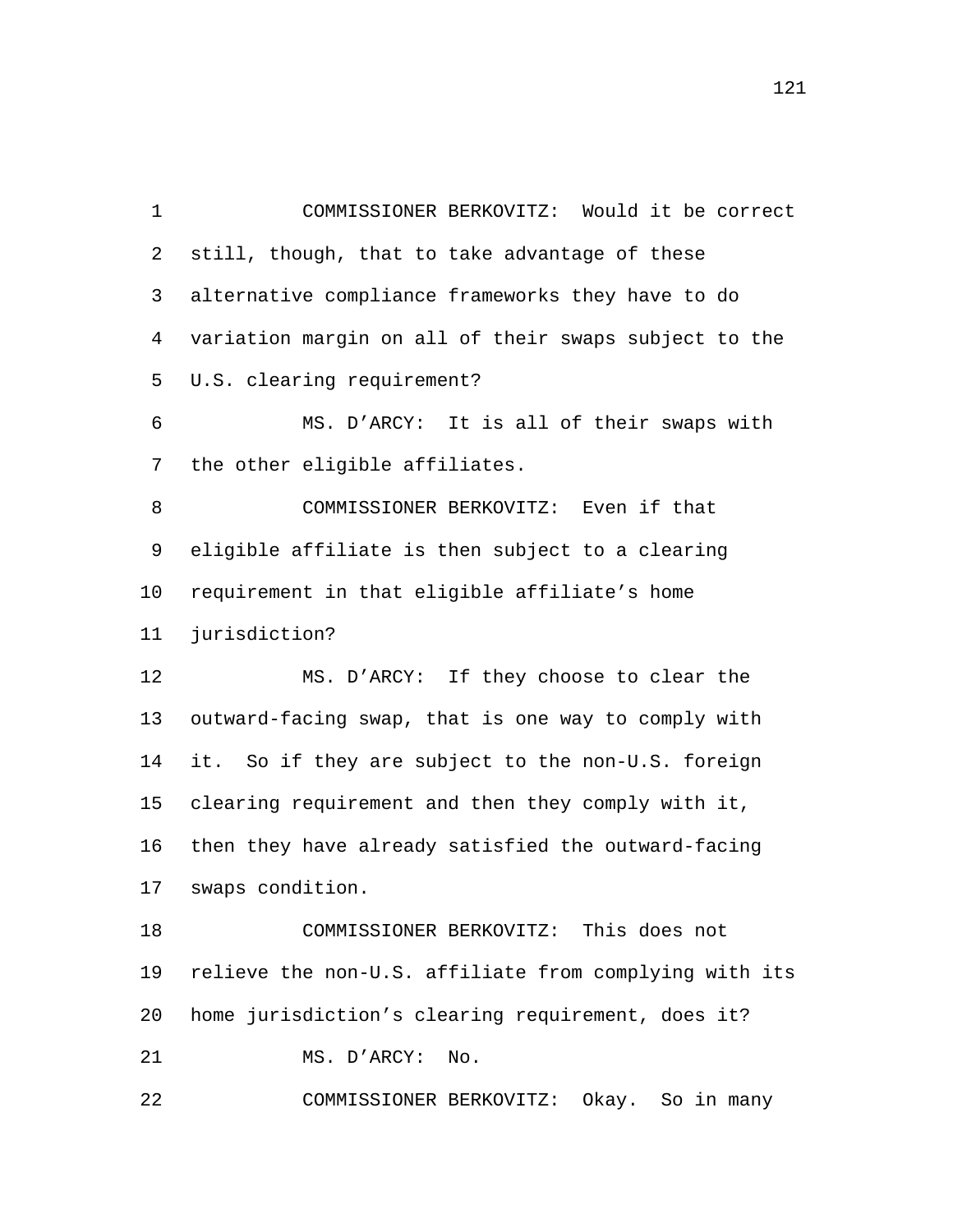COMMISSIONER BERKOVITZ: Would it be correct still, though, that to take advantage of these alternative compliance frameworks they have to do variation margin on all of their swaps subject to the U.S. clearing requirement?

MS. D'ARCY: It is all of their swaps with the other eligible affiliates.

COMMISSIONER BERKOVITZ: Even if that eligible affiliate is then subject to a clearing requirement in that eligible affiliate's home jurisdiction?

MS. D'ARCY: If they choose to clear the outward-facing swap, that is one way to comply with it. So if they are subject to the non-U.S. foreign clearing requirement and then they comply with it, then they have already satisfied the outward-facing swaps condition.

COMMISSIONER BERKOVITZ: This does not relieve the non-U.S. affiliate from complying with its home jurisdiction's clearing requirement, does it?

MS. D'ARCY: No.

COMMISSIONER BERKOVITZ: Okay. So in many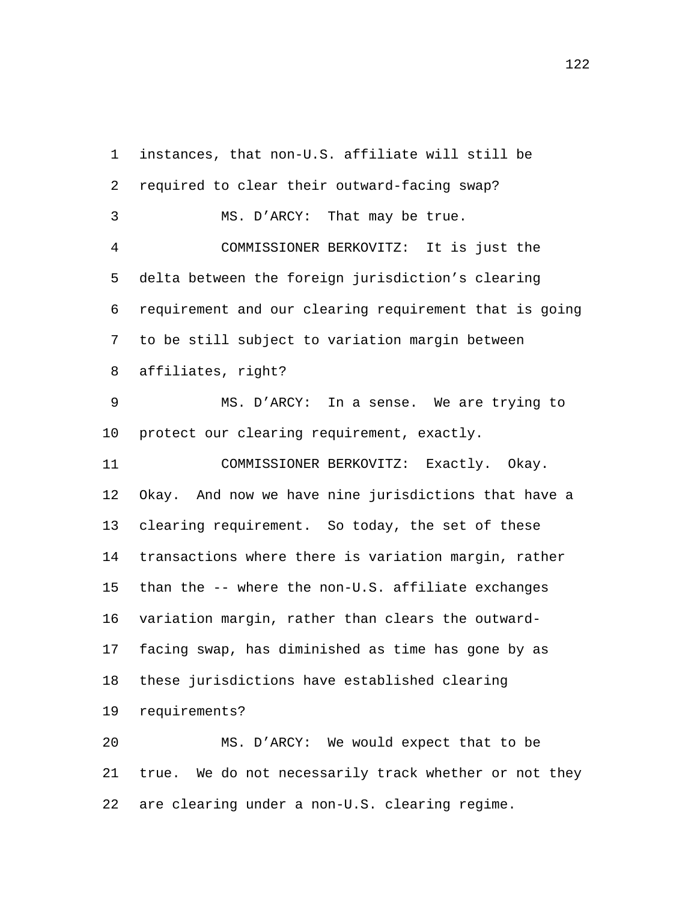instances, that non-U.S. affiliate will still be required to clear their outward-facing swap?

MS. D'ARCY: That may be true.

COMMISSIONER BERKOVITZ: It is just the delta between the foreign jurisdiction's clearing requirement and our clearing requirement that is going to be still subject to variation margin between affiliates, right?

MS. D'ARCY: In a sense. We are trying to protect our clearing requirement, exactly.

COMMISSIONER BERKOVITZ: Exactly. Okay. Okay. And now we have nine jurisdictions that have a clearing requirement. So today, the set of these transactions where there is variation margin, rather than the -- where the non-U.S. affiliate exchanges variation margin, rather than clears the outward-facing swap, has diminished as time has gone by as these jurisdictions have established clearing requirements?

MS. D'ARCY: We would expect that to be true. We do not necessarily track whether or not they are clearing under a non-U.S. clearing regime.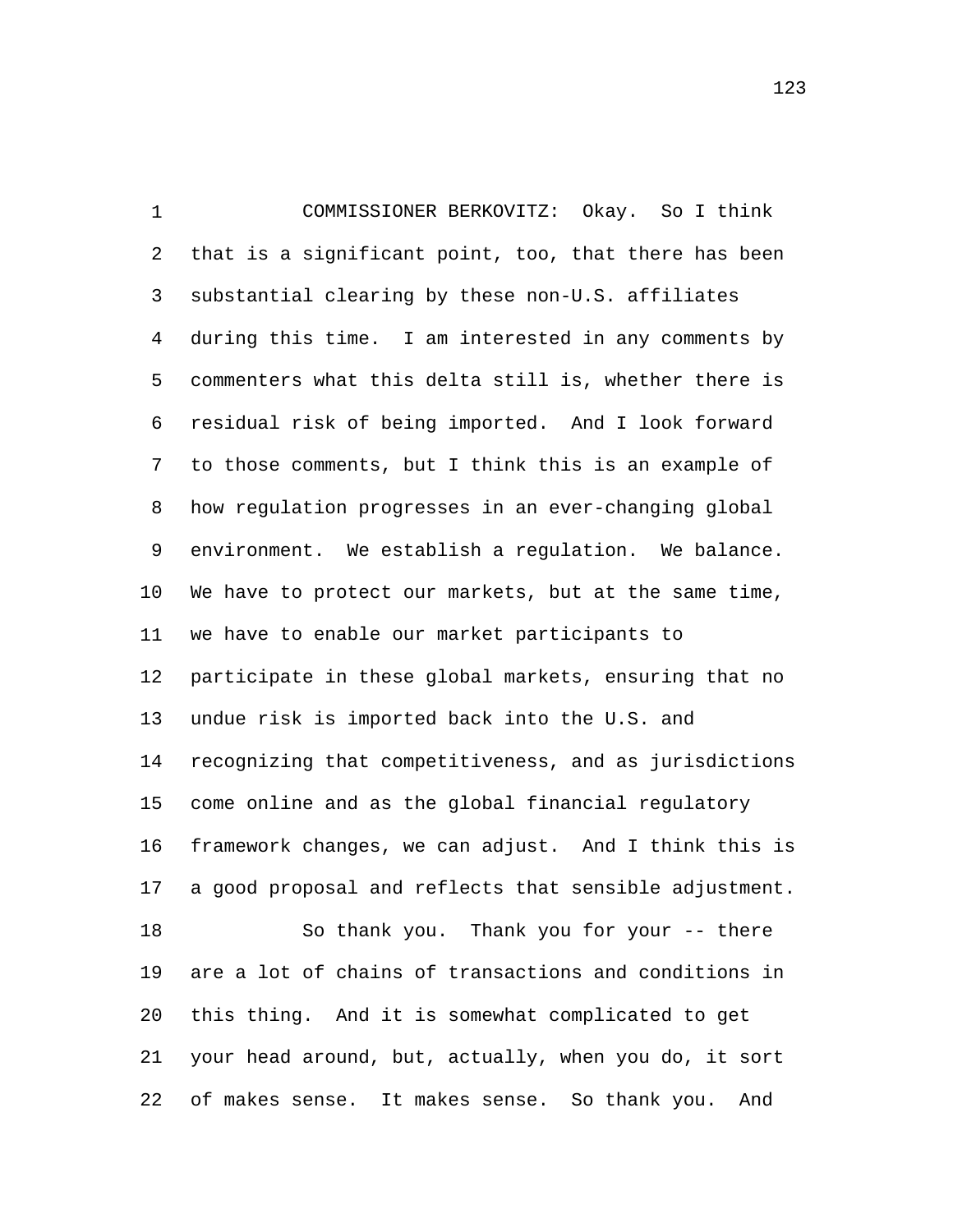COMMISSIONER BERKOVITZ: Okay. So I think that is a significant point, too, that there has been substantial clearing by these non-U.S. affiliates during this time. I am interested in any comments by commenters what this delta still is, whether there is residual risk of being imported. And I look forward to those comments, but I think this is an example of how regulation progresses in an ever-changing global environment. We establish a regulation. We balance. We have to protect our markets, but at the same time, we have to enable our market participants to participate in these global markets, ensuring that no undue risk is imported back into the U.S. and recognizing that competitiveness, and as jurisdictions come online and as the global financial regulatory framework changes, we can adjust. And I think this is a good proposal and reflects that sensible adjustment.

So thank you. Thank you for your -- there are a lot of chains of transactions and conditions in this thing. And it is somewhat complicated to get your head around, but, actually, when you do, it sort of makes sense. It makes sense. So thank you. And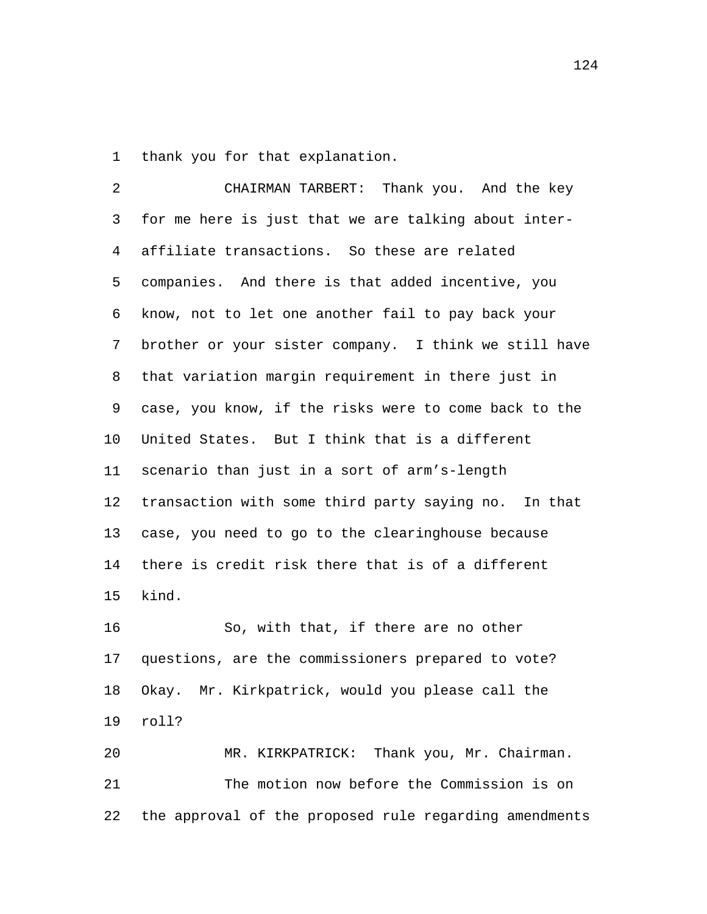thank you for that explanation.

CHAIRMAN TARBERT: Thank you. And the key for me here is just that we are talking about inter-affiliate transactions. So these are related companies. And there is that added incentive, you know, not to let one another fail to pay back your brother or your sister company. I think we still have that variation margin requirement in there just in case, you know, if the risks were to come back to the United States. But I think that is a different scenario than just in a sort of arm's-length transaction with some third party saying no. In that case, you need to go to the clearinghouse because there is credit risk there that is of a different kind.

So, with that, if there are no other questions, are the commissioners prepared to vote? Okay. Mr. Kirkpatrick, would you please call the roll?

MR. KIRKPATRICK: Thank you, Mr. Chairman.

The motion now before the Commission is on the approval of the proposed rule regarding amendments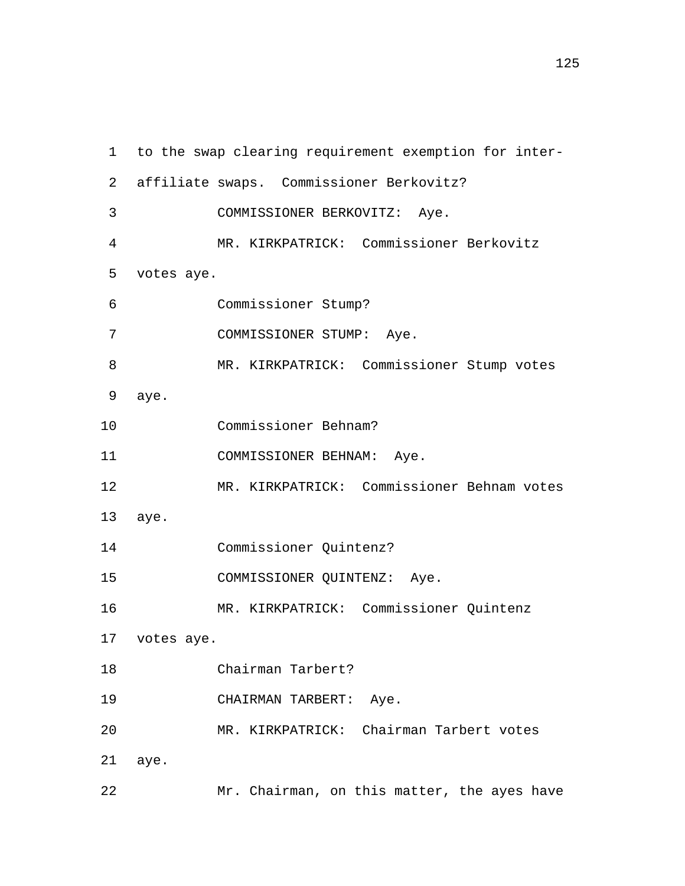1 to the swap clearing requirement exemption for inter-

2 affiliate swaps. Commissioner Berkovitz?

3 COMMISSIONER BERKOVITZ: Aye.

4 MR. KIRKPATRICK: Commissioner Berkovitz

5 votes aye.

6 Commissioner Stump?

7 COMMISSIONER STUMP: Aye.

8 MR. KIRKPATRICK: Commissioner Stump votes

9 aye.

10 Commissioner Behnam?

11 COMMISSIONER BEHNAM: Aye.

12 MR. KIRKPATRICK: Commissioner Behnam votes

13 aye.

14 Commissioner Quintenz?

15 COMMISSIONER QUINTENZ: Aye.

16 MR. KIRKPATRICK: Commissioner Quintenz

17 votes aye.

18 Chairman Tarbert?

19 CHAIRMAN TARBERT: Aye.

20 MR. KIRKPATRICK: Chairman Tarbert votes

21 aye.

22 Mr. Chairman, on this matter, the ayes have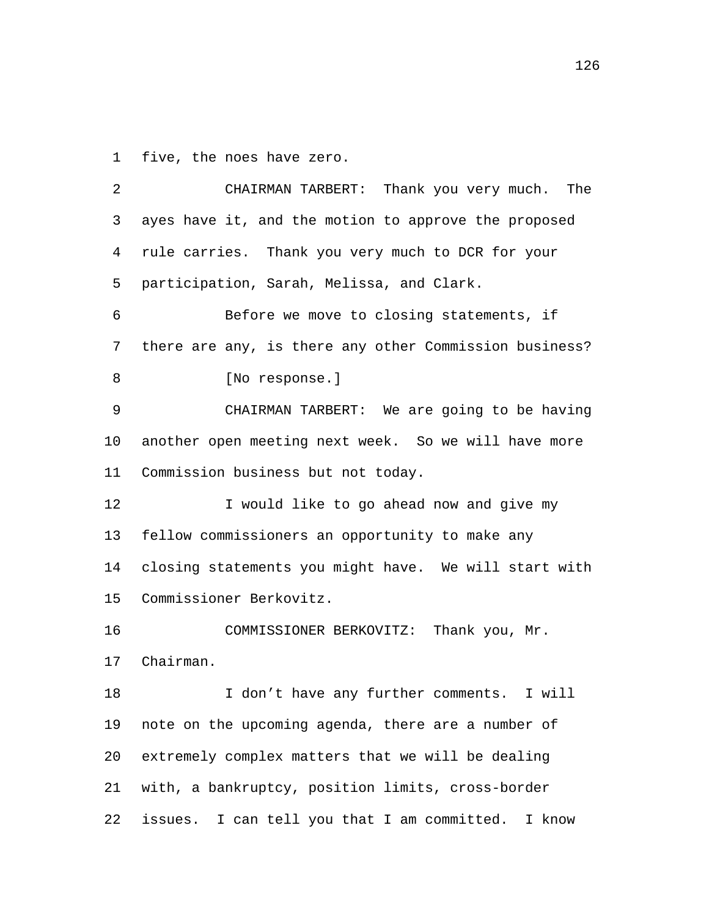five, the noes have zero.

CHAIRMAN TARBERT: Thank you very much. The ayes have it, and the motion to approve the proposed rule carries. Thank you very much to DCR for your participation, Sarah, Melissa, and Clark.

Before we move to closing statements, if there are any, is there any other Commission business?

[No response.]

CHAIRMAN TARBERT: We are going to be having another open meeting next week. So we will have more Commission business but not today.

I would like to go ahead now and give my fellow commissioners an opportunity to make any closing statements you might have. We will start with Commissioner Berkovitz.

COMMISSIONER BERKOVITZ: Thank you, Mr. Chairman.

I don't have any further comments. I will note on the upcoming agenda, there are a number of extremely complex matters that we will be dealing with, a bankruptcy, position limits, cross-border issues. I can tell you that I am committed. I know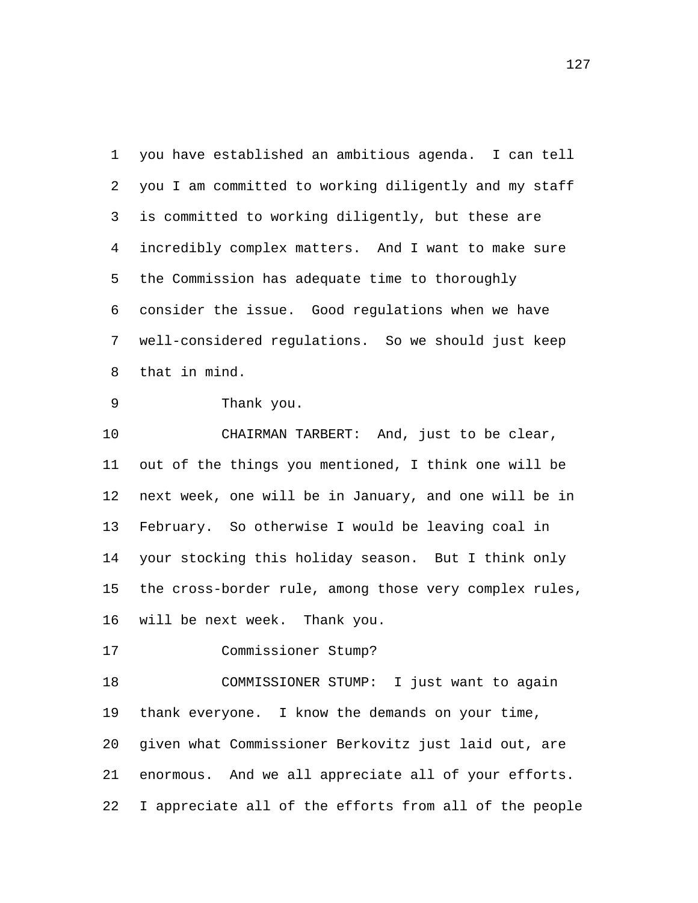1 you have established an ambitious agenda. I can tell
2 you I am committed to working diligently and my staff
3 is committed to working diligently, but these are
4 incredibly complex matters. And I want to make sure
5 the Commission has adequate time to thoroughly
6 consider the issue. Good regulations when we have
7 well-considered regulations. So we should just keep
8 that in mind.
9 Thank you.
10 CHAIRMAN TARBERT: And, just to be clear,
11 out of the things you mentioned, I think one will be
12 next week, one will be in January, and one will be in
13 February. So otherwise I would be leaving coal in
14 your stocking this holiday season. But I think only
15 the cross-border rule, among those very complex rules,
16 will be next week. Thank you.
17 Commissioner Stump?
18 COMMISSIONER STUMP: I just want to again
19 thank everyone. I know the demands on your time,
20 given what Commissioner Berkovitz just laid out, are
21 enormous. And we all appreciate all of your efforts.
22 I appreciate all of the efforts from all of the people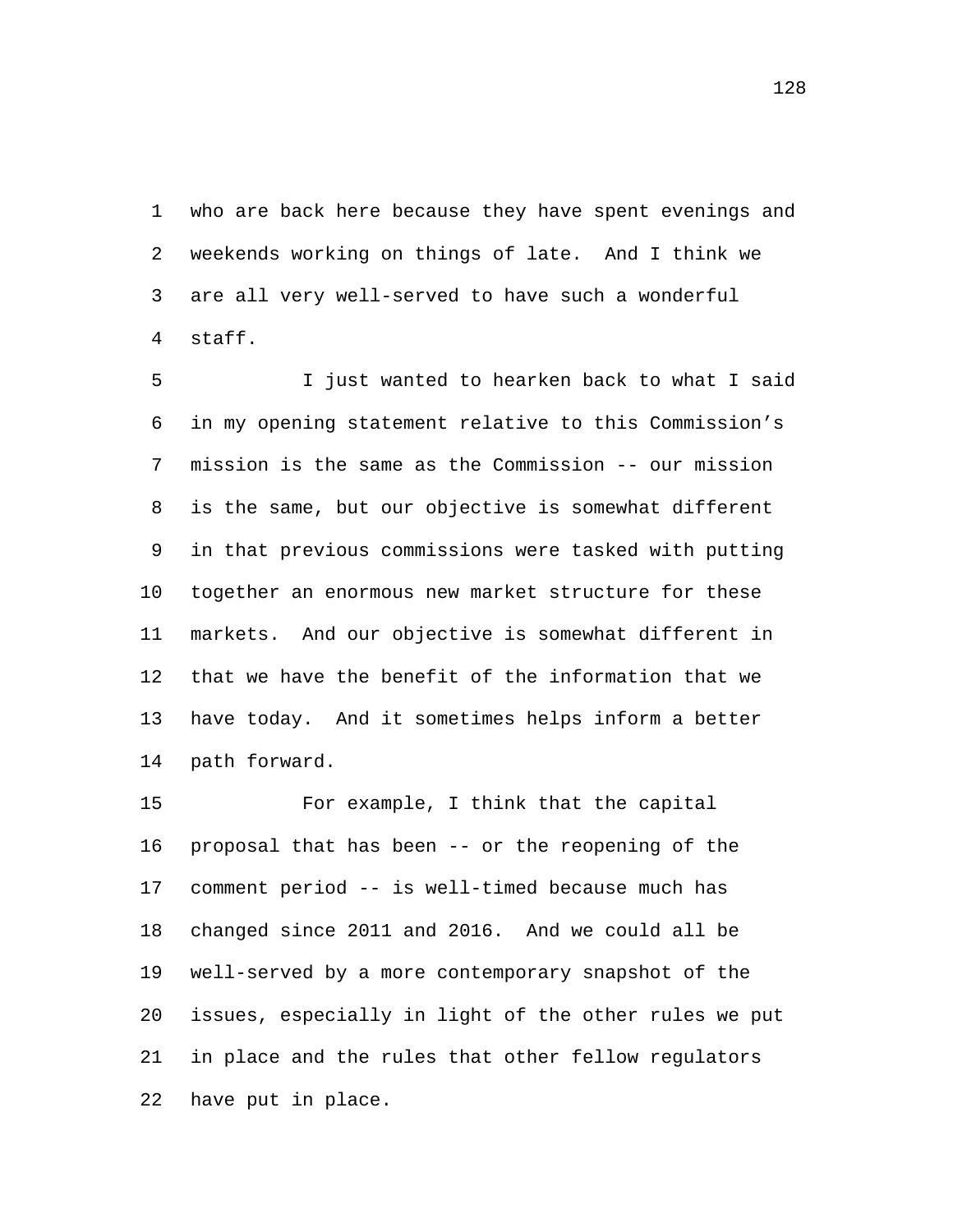who are back here because they have spent evenings and weekends working on things of late. And I think we are all very well-served to have such a wonderful staff.

I just wanted to hearken back to what I said in my opening statement relative to this Commission's mission is the same as the Commission -- our mission is the same, but our objective is somewhat different in that previous commissions were tasked with putting together an enormous new market structure for these markets. And our objective is somewhat different in that we have the benefit of the information that we have today. And it sometimes helps inform a better path forward.

For example, I think that the capital proposal that has been -- or the reopening of the comment period -- is well-timed because much has changed since 2011 and 2016. And we could all be well-served by a more contemporary snapshot of the issues, especially in light of the other rules we put in place and the rules that other fellow regulators have put in place.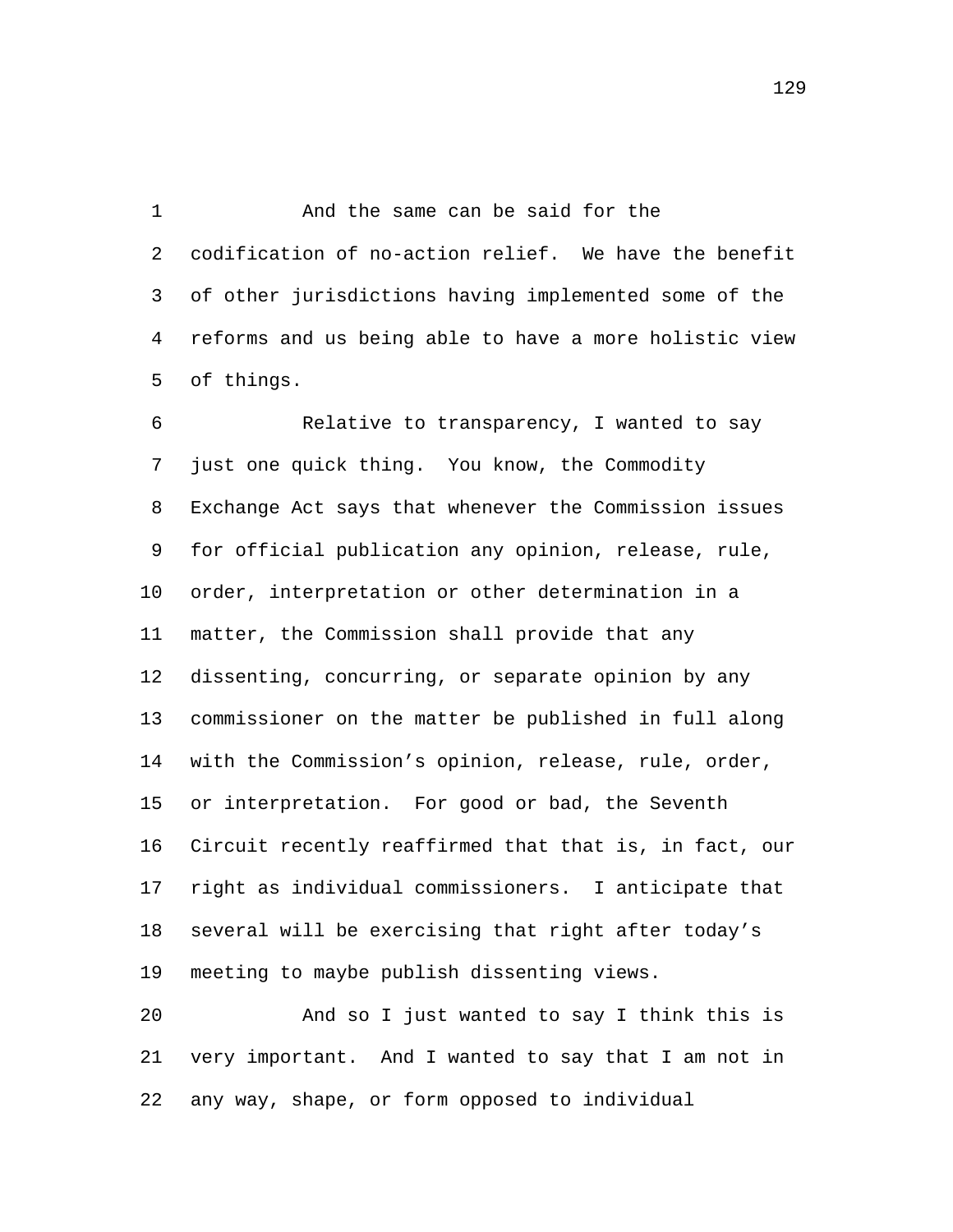And the same can be said for the codification of no-action relief. We have the benefit of other jurisdictions having implemented some of the reforms and us being able to have a more holistic view of things.

Relative to transparency, I wanted to say just one quick thing. You know, the Commodity Exchange Act says that whenever the Commission issues for official publication any opinion, release, rule, order, interpretation or other determination in a matter, the Commission shall provide that any dissenting, concurring, or separate opinion by any commissioner on the matter be published in full along with the Commission's opinion, release, rule, order, or interpretation. For good or bad, the Seventh Circuit recently reaffirmed that that is, in fact, our right as individual commissioners. I anticipate that several will be exercising that right after today's meeting to maybe publish dissenting views.

And so I just wanted to say I think this is very important. And I wanted to say that I am not in any way, shape, or form opposed to individual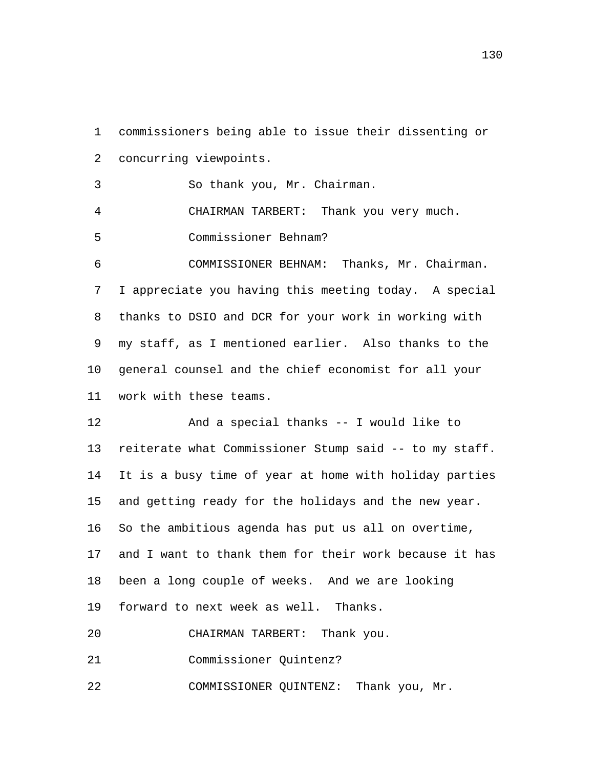commissioners being able to issue their dissenting or concurring viewpoints.

So thank you, Mr. Chairman.

CHAIRMAN TARBERT: Thank you very much.

Commissioner Behnam?

COMMISSIONER BEHNAM: Thanks, Mr. Chairman. I appreciate you having this meeting today. A special thanks to DSIO and DCR for your work in working with my staff, as I mentioned earlier. Also thanks to the general counsel and the chief economist for all your work with these teams.

And a special thanks -- I would like to reiterate what Commissioner Stump said -- to my staff. It is a busy time of year at home with holiday parties and getting ready for the holidays and the new year. So the ambitious agenda has put us all on overtime, and I want to thank them for their work because it has been a long couple of weeks. And we are looking forward to next week as well. Thanks.

CHAIRMAN TARBERT: Thank you.

Commissioner Quintenz?

COMMISSIONER QUINTENZ: Thank you, Mr.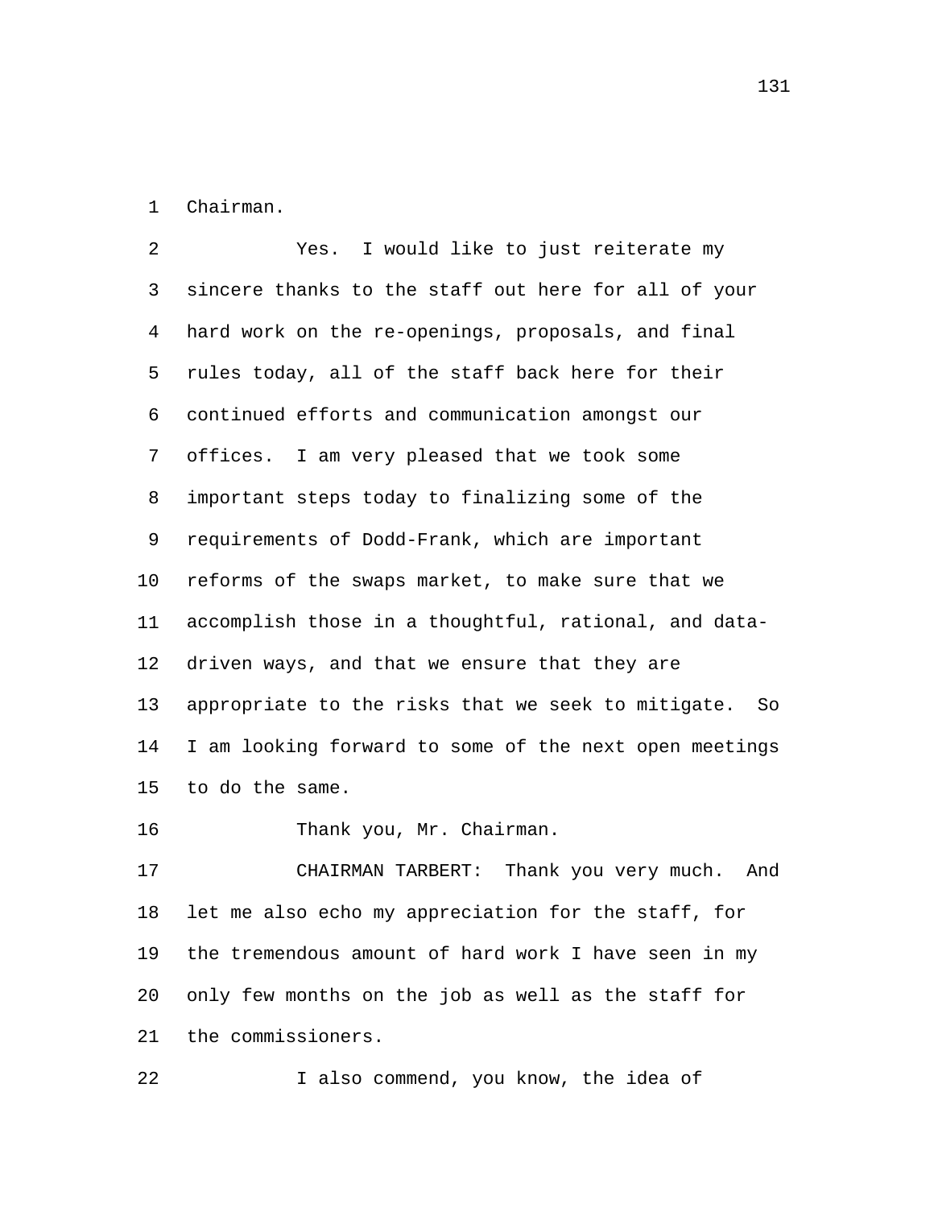Chairman.

Yes. I would like to just reiterate my sincere thanks to the staff out here for all of your hard work on the re-openings, proposals, and final rules today, all of the staff back here for their continued efforts and communication amongst our offices. I am very pleased that we took some important steps today to finalizing some of the requirements of Dodd-Frank, which are important reforms of the swaps market, to make sure that we accomplish those in a thoughtful, rational, and data-driven ways, and that we ensure that they are appropriate to the risks that we seek to mitigate. So I am looking forward to some of the next open meetings to do the same.

Thank you, Mr. Chairman.

CHAIRMAN TARBERT: Thank you very much. And let me also echo my appreciation for the staff, for the tremendous amount of hard work I have seen in my only few months on the job as well as the staff for the commissioners.

I also commend, you know, the idea of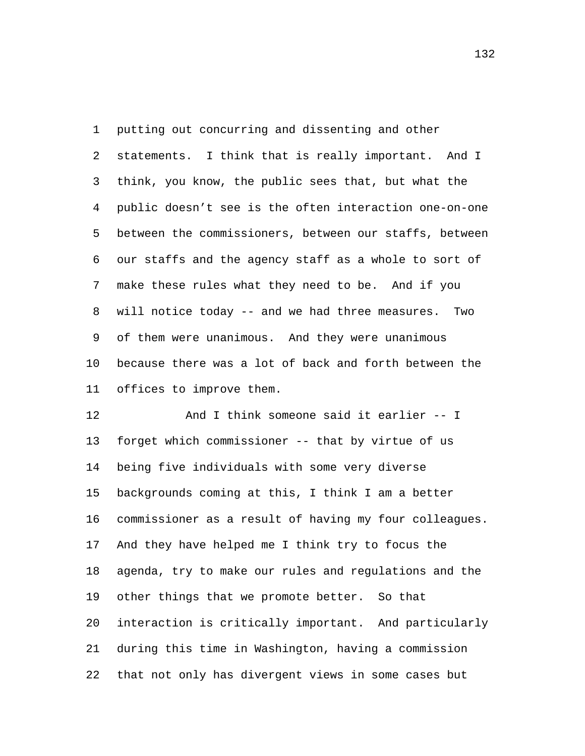putting out concurring and dissenting and other statements. I think that is really important. And I think, you know, the public sees that, but what the public doesn't see is the often interaction one-on-one between the commissioners, between our staffs, between our staffs and the agency staff as a whole to sort of make these rules what they need to be. And if you will notice today -- and we had three measures. Two of them were unanimous. And they were unanimous because there was a lot of back and forth between the offices to improve them.

And I think someone said it earlier -- I forget which commissioner -- that by virtue of us being five individuals with some very diverse backgrounds coming at this, I think I am a better commissioner as a result of having my four colleagues. And they have helped me I think try to focus the agenda, try to make our rules and regulations and the other things that we promote better. So that interaction is critically important. And particularly during this time in Washington, having a commission that not only has divergent views in some cases but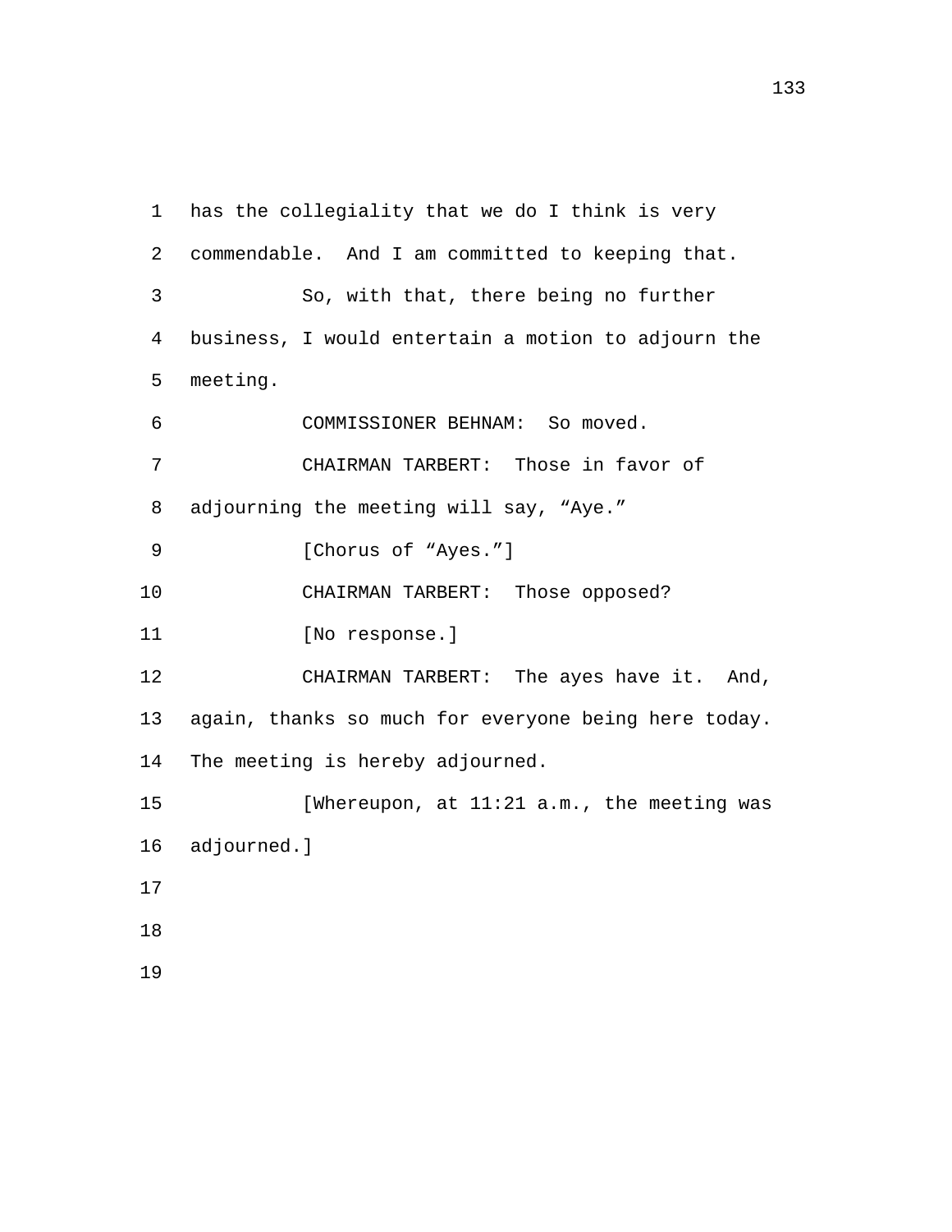has the collegiality that we do I think is very commendable. And I am committed to keeping that.

So, with that, there being no further business, I would entertain a motion to adjourn the meeting.

COMMISSIONER BEHNAM: So moved.

CHAIRMAN TARBERT: Those in favor of adjourning the meeting will say, "Aye."

[Chorus of "Ayes."]

CHAIRMAN TARBERT: Those opposed?

[No response.]

CHAIRMAN TARBERT: The ayes have it. And, again, thanks so much for everyone being here today. The meeting is hereby adjourned.

[Whereupon, at 11:21 a.m., the meeting was adjourned.]